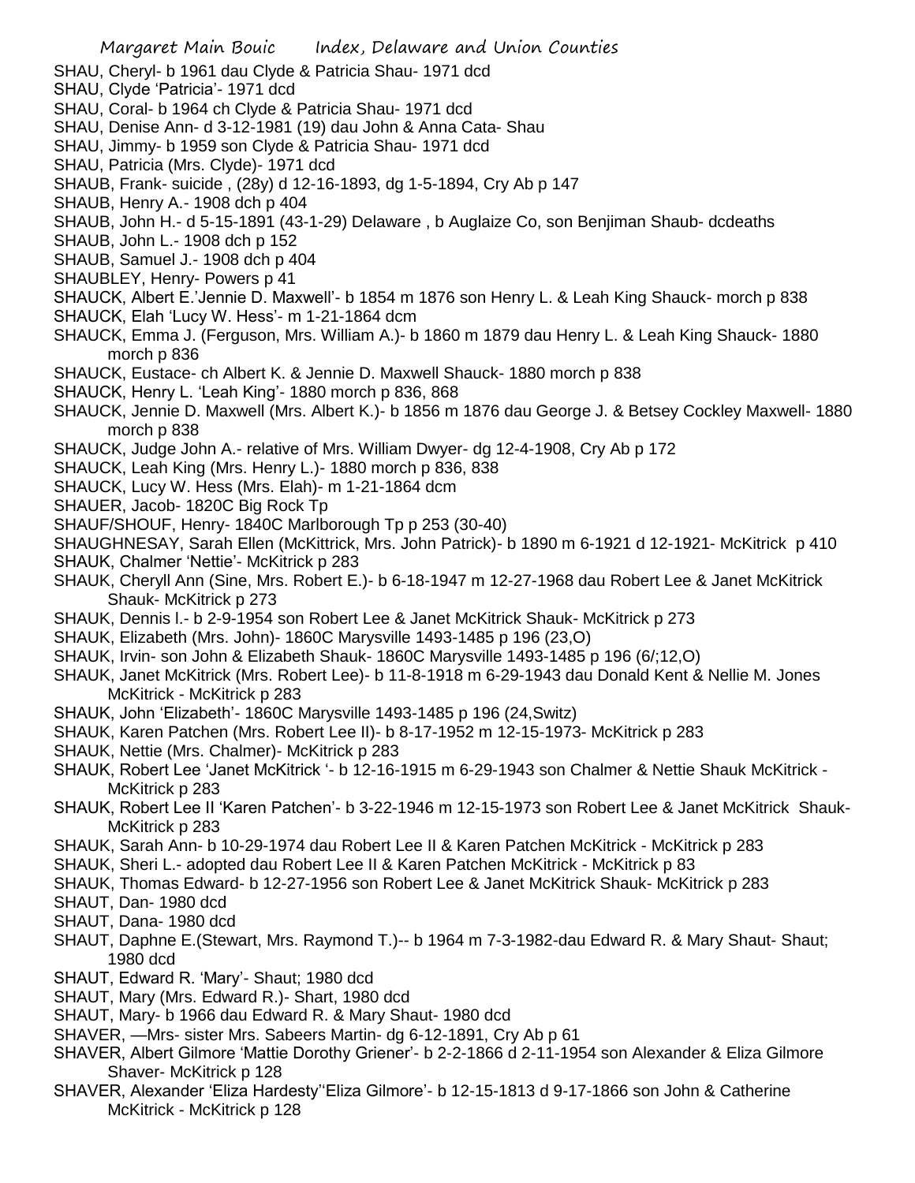SHAU, Cheryl- b 1961 dau Clyde & Patricia Shau- 1971 dcd
SHAU, Clyde 'Patricia'- 1971 dcd
SHAU, Coral- b 1964 ch Clyde & Patricia Shau- 1971 dcd
SHAU, Denise Ann- d 3-12-1981 (19) dau John & Anna Cata- Shau
SHAU, Jimmy- b 1959 son Clyde & Patricia Shau- 1971 dcd
SHAU, Patricia (Mrs. Clyde)- 1971 dcd
SHAUB, Frank- suicide , (28y) d 12-16-1893, dg 1-5-1894, Cry Ab p 147
SHAUB, Henry A.- 1908 dch p 404
SHAUB, John H.- d 5-15-1891 (43-1-29) Delaware , b Auglaize Co, son Benjiman Shaub- dcdeaths
SHAUB, John L.- 1908 dch p 152
SHAUB, Samuel J.- 1908 dch p 404
SHAUBLEY, Henry- Powers p 41
SHAUCK, Albert E.'Jennie D. Maxwell'- b 1854 m 1876 son Henry L. & Leah King Shauck- morch p 838
SHAUCK, Elah 'Lucy W. Hess'- m 1-21-1864 dcm
SHAUCK, Emma J. (Ferguson, Mrs. William A.)- b 1860 m 1879 dau Henry L. & Leah King Shauck- 1880 morch p 836
SHAUCK, Eustace- ch Albert K. & Jennie D. Maxwell Shauck- 1880 morch p 838
SHAUCK, Henry L. 'Leah King'- 1880 morch p 836, 868
SHAUCK, Jennie D. Maxwell (Mrs. Albert K.)- b 1856 m 1876 dau George J. & Betsey Cockley Maxwell- 1880 morch p 838
SHAUCK, Judge John A.- relative of Mrs. William Dwyer- dg 12-4-1908, Cry Ab p 172
SHAUCK, Leah King (Mrs. Henry L.)- 1880 morch p 836, 838
SHAUCK, Lucy W. Hess (Mrs. Elah)- m 1-21-1864 dcm
SHAUER, Jacob- 1820C Big Rock Tp
SHAUF/SHOUF, Henry- 1840C Marlborough Tp p 253 (30-40)
SHAUGHNESAY, Sarah Ellen (McKittrick, Mrs. John Patrick)- b 1890 m 6-1921 d 12-1921- McKitrick p 410
SHAUK, Chalmer 'Nettie'- McKitrick p 283
SHAUK, Cheryll Ann (Sine, Mrs. Robert E.)- b 6-18-1947 m 12-27-1968 dau Robert Lee & Janet McKitrick Shauk- McKitrick p 273
SHAUK, Dennis l.- b 2-9-1954 son Robert Lee & Janet McKitrick Shauk- McKitrick p 273
SHAUK, Elizabeth (Mrs. John)- 1860C Marysville 1493-1485 p 196 (23,O)
SHAUK, Irvin- son John & Elizabeth Shauk- 1860C Marysville 1493-1485 p 196 (6/;12,O)
SHAUK, Janet McKitrick (Mrs. Robert Lee)- b 11-8-1918 m 6-29-1943 dau Donald Kent & Nellie M. Jones McKitrick - McKitrick p 283
SHAUK, John 'Elizabeth'- 1860C Marysville 1493-1485 p 196 (24,Switz)
SHAUK, Karen Patchen (Mrs. Robert Lee II)- b 8-17-1952 m 12-15-1973- McKitrick p 283
SHAUK, Nettie (Mrs. Chalmer)- McKitrick p 283
SHAUK, Robert Lee 'Janet McKitrick '- b 12-16-1915 m 6-29-1943 son Chalmer & Nettie Shauk McKitrick - McKitrick p 283
SHAUK, Robert Lee II 'Karen Patchen'- b 3-22-1946 m 12-15-1973 son Robert Lee & Janet McKitrick Shauk- McKitrick p 283
SHAUK, Sarah Ann- b 10-29-1974 dau Robert Lee II & Karen Patchen McKitrick - McKitrick p 283
SHAUK, Sheri L.- adopted dau Robert Lee II & Karen Patchen McKitrick - McKitrick p 83
SHAUK, Thomas Edward- b 12-27-1956 son Robert Lee & Janet McKitrick Shauk- McKitrick p 283
SHAUT, Dan- 1980 dcd
SHAUT, Dana- 1980 dcd
SHAUT, Daphne E.(Stewart, Mrs. Raymond T.)-- b 1964 m 7-3-1982-dau Edward R. & Mary Shaut- Shaut; 1980 dcd
SHAUT, Edward R. 'Mary'- Shaut; 1980 dcd
SHAUT, Mary (Mrs. Edward R.)- Shart, 1980 dcd
SHAUT, Mary- b 1966 dau Edward R. & Mary Shaut- 1980 dcd
SHAVER, —Mrs- sister Mrs. Sabeers Martin- dg 6-12-1891, Cry Ab p 61
SHAVER, Albert Gilmore 'Mattie Dorothy Griener'- b 2-2-1866 d 2-11-1954 son Alexander & Eliza Gilmore Shaver- McKitrick p 128
SHAVER, Alexander 'Eliza Hardesty''Eliza Gilmore'- b 12-15-1813 d 9-17-1866 son John & Catherine McKitrick - McKitrick p 128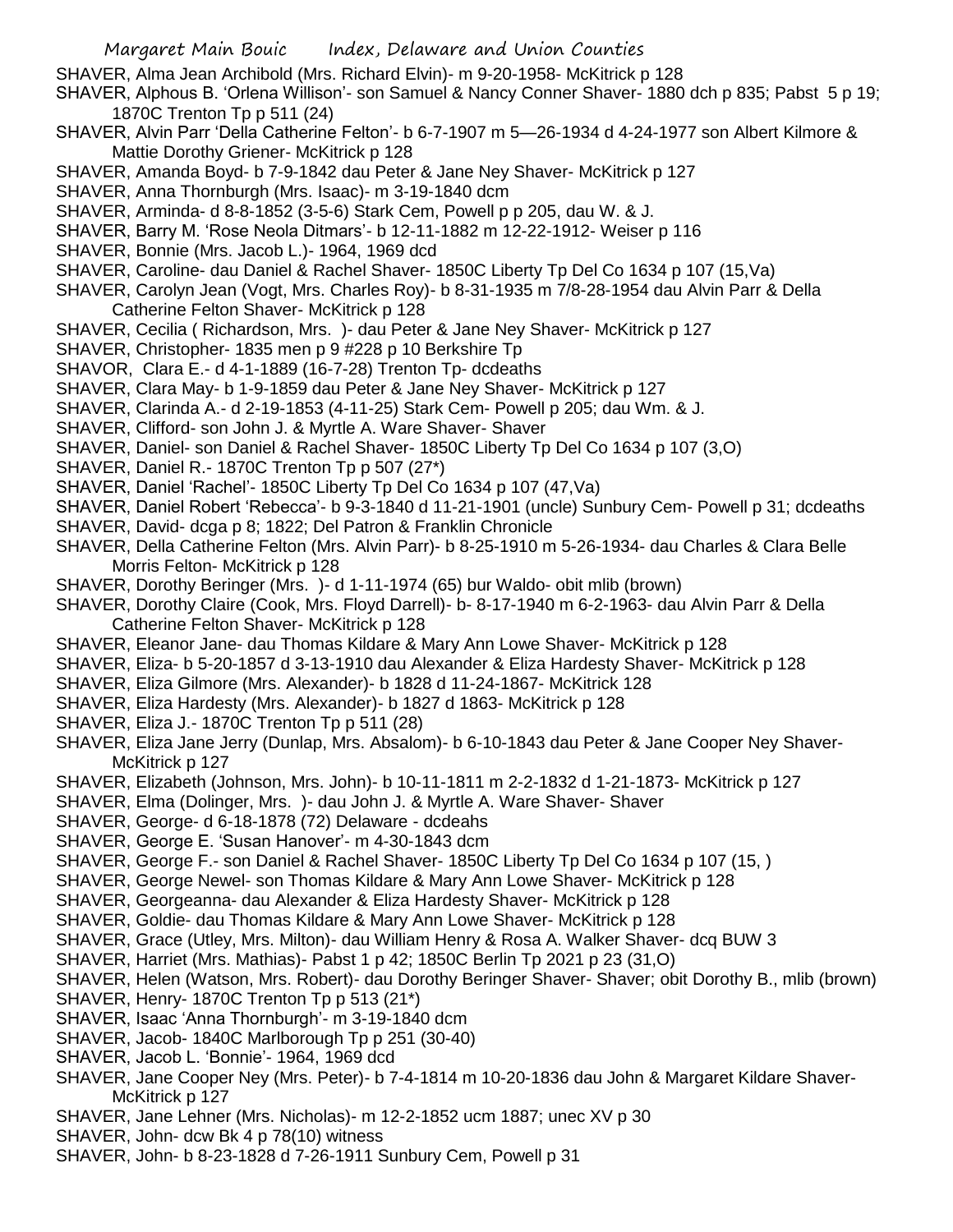SHAVER, Alma Jean Archibald (Mrs. Richard Elvin)- m 9-20-1958- McKitrick p 128

SHAVER, Alphous B. 'Orlena Willison'- son Samuel & Nancy Conner Shaver- 1880 dch p 835; Pabst 5 p 19; 1870C Trenton Tp p 511 (24)

SHAVER, Alvin Parr 'Della Catherine Felton'- b 6-7-1907 m 5—26-1934 d 4-24-1977 son Albert Kilmore & Mattie Dorothy Griener- McKitrick p 128

SHAVER, Amanda Boyd- b 7-9-1842 dau Peter & Jane Ney Shaver- McKitrick p 127

SHAVER, Anna Thornburgh (Mrs. Isaac)- m 3-19-1840 dcm

SHAVER, Arminda- d 8-8-1852 (3-5-6) Stark Cem, Powell p p 205, dau W. & J.

SHAVER, Barry M. 'Rose Neola Ditmars'- b 12-11-1882 m 12-22-1912- Weiser p 116

SHAVER, Bonnie (Mrs. Jacob L.)- 1964, 1969 dcd

SHAVER, Caroline- dau Daniel & Rachel Shaver- 1850C Liberty Tp Del Co 1634 p 107 (15,Va)

SHAVER, Carolyn Jean (Vogt, Mrs. Charles Roy)- b 8-31-1935 m 7/8-28-1954 dau Alvin Parr & Della Catherine Felton Shaver- McKitrick p 128

SHAVER, Cecilia ( Richardson, Mrs. )- dau Peter & Jane Ney Shaver- McKitrick p 127

SHAVER, Christopher- 1835 men p 9 #228 p 10 Berkshire Tp

SHAVOR, Clara E.- d 4-1-1889 (16-7-28) Trenton Tp- dcdeaths

SHAVER, Clara May- b 1-9-1859 dau Peter & Jane Ney Shaver- McKitrick p 127

SHAVER, Clarinda A.- d 2-19-1853 (4-11-25) Stark Cem- Powell p 205; dau Wm. & J.

SHAVER, Clifford- son John J. & Myrtle A. Ware Shaver- Shaver

SHAVER, Daniel- son Daniel & Rachel Shaver- 1850C Liberty Tp Del Co 1634 p 107 (3,O)

SHAVER, Daniel R.- 1870C Trenton Tp p 507 (27*)

SHAVER, Daniel 'Rachel'- 1850C Liberty Tp Del Co 1634 p 107 (47,Va)

SHAVER, Daniel Robert 'Rebecca'- b 9-3-1840 d 11-21-1901 (uncle) Sunbury Cem- Powell p 31; dcdeaths

SHAVER, David- dcga p 8; 1822; Del Patron & Franklin Chronicle

SHAVER, Della Catherine Felton (Mrs. Alvin Parr)- b 8-25-1910 m 5-26-1934- dau Charles & Clara Belle Morris Felton- McKitrick p 128

SHAVER, Dorothy Beringer (Mrs. )- d 1-11-1974 (65) bur Waldo- obit mlib (brown)

SHAVER, Dorothy Claire (Cook, Mrs. Floyd Darrell)- b- 8-17-1940 m 6-2-1963- dau Alvin Parr & Della Catherine Felton Shaver- McKitrick p 128

SHAVER, Eleanor Jane- dau Thomas Kildare & Mary Ann Lowe Shaver- McKitrick p 128

SHAVER, Eliza- b 5-20-1857 d 3-13-1910 dau Alexander & Eliza Hardesty Shaver- McKitrick p 128

SHAVER, Eliza Gilmore (Mrs. Alexander)- b 1828 d 11-24-1867- McKitrick 128

SHAVER, Eliza Hardesty (Mrs. Alexander)- b 1827 d 1863- McKitrick p 128

SHAVER, Eliza J.- 1870C Trenton Tp p 511 (28)

SHAVER, Eliza Jane Jerry (Dunlap, Mrs. Absalom)- b 6-10-1843 dau Peter & Jane Cooper Ney Shaver- McKitrick p 127

SHAVER, Elizabeth (Johnson, Mrs. John)- b 10-11-1811 m 2-2-1832 d 1-21-1873- McKitrick p 127

SHAVER, Elma (Dolinger, Mrs. )- dau John J. & Myrtle A. Ware Shaver- Shaver

SHAVER, George- d 6-18-1878 (72) Delaware - dcdeahs

SHAVER, George E. 'Susan Hanover'- m 4-30-1843 dcm

SHAVER, George F.- son Daniel & Rachel Shaver- 1850C Liberty Tp Del Co 1634 p 107 (15, )

SHAVER, George Newel- son Thomas Kildare & Mary Ann Lowe Shaver- McKitrick p 128

SHAVER, Georgeanna- dau Alexander & Eliza Hardesty Shaver- McKitrick p 128

SHAVER, Goldie- dau Thomas Kildare & Mary Ann Lowe Shaver- McKitrick p 128

SHAVER, Grace (Utley, Mrs. Milton)- dau William Henry & Rosa A. Walker Shaver- dcq BUW 3

SHAVER, Harriet (Mrs. Mathias)- Pabst 1 p 42; 1850C Berlin Tp 2021 p 23 (31,O)

SHAVER, Helen (Watson, Mrs. Robert)- dau Dorothy Beringer Shaver- Shaver; obit Dorothy B., mlib (brown)

SHAVER, Henry- 1870C Trenton Tp p 513 (21*)

SHAVER, Isaac 'Anna Thornburgh'- m 3-19-1840 dcm

SHAVER, Jacob- 1840C Marlborough Tp p 251 (30-40)

SHAVER, Jacob L. 'Bonnie'- 1964, 1969 dcd

SHAVER, Jane Cooper Ney (Mrs. Peter)- b 7-4-1814 m 10-20-1836 dau John & Margaret Kildare Shaver- McKitrick p 127

SHAVER, Jane Lehner (Mrs. Nicholas)- m 12-2-1852 ucm 1887; unec XV p 30

SHAVER, John- dcw Bk 4 p 78(10) witness

SHAVER, John- b 8-23-1828 d 7-26-1911 Sunbury Cem, Powell p 31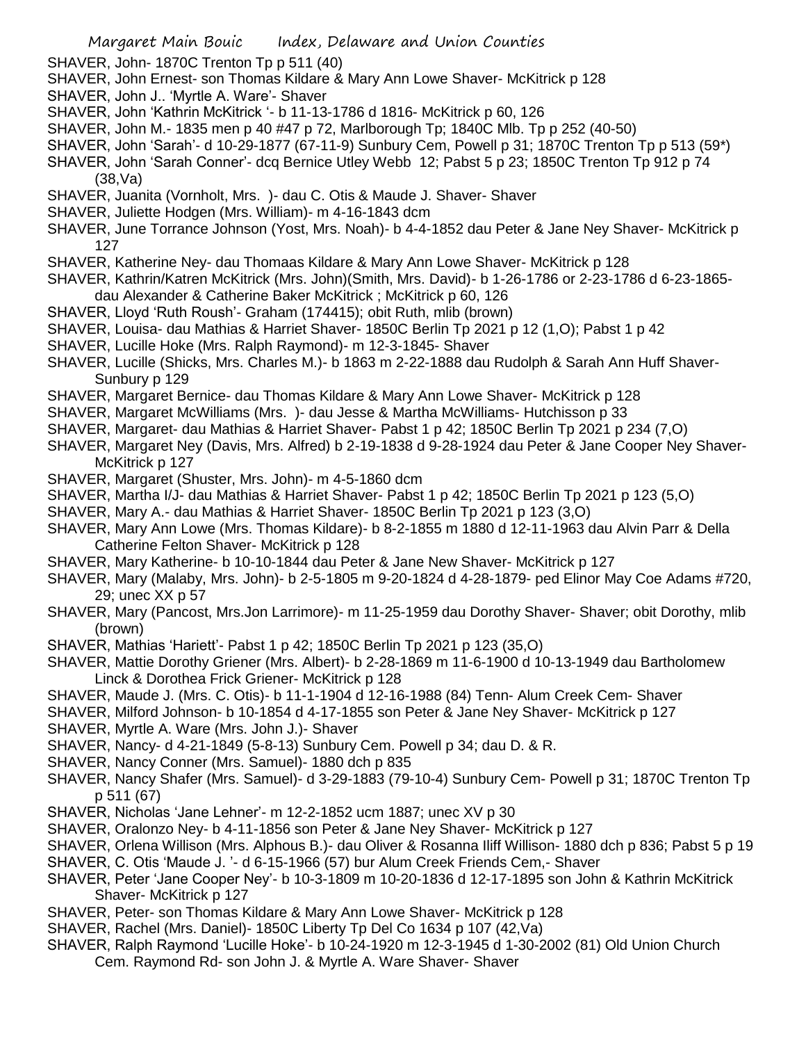SHAVER, John- 1870C Trenton Tp p 511 (40)

SHAVER, John Ernest- son Thomas Kildare & Mary Ann Lowe Shaver- McKitrick p 128

SHAVER, John J.. 'Myrtle A. Ware'- Shaver

SHAVER, John 'Kathrin McKitrick '- b 11-13-1786 d 1816- McKitrick p 60, 126

SHAVER, John M.- 1835 men p 40 #47 p 72, Marlborough Tp; 1840C Mlb. Tp p 252 (40-50)

SHAVER, John 'Sarah'- d 10-29-1877 (67-11-9) Sunbury Cem, Powell p 31; 1870C Trenton Tp p 513 (59*)

SHAVER, John 'Sarah Conner'- dcq Bernice Utley Webb 12; Pabst 5 p 23; 1850C Trenton Tp 912 p 74 (38,Va)

SHAVER, Juanita (Vornholt, Mrs. )- dau C. Otis & Maude J. Shaver- Shaver

SHAVER, Juliette Hodgen (Mrs. William)- m 4-16-1843 dcm

SHAVER, June Torrance Johnson (Yost, Mrs. Noah)- b 4-4-1852 dau Peter & Jane Ney Shaver- McKitrick p 127

SHAVER, Katherine Ney- dau Thomaas Kildare & Mary Ann Lowe Shaver- McKitrick p 128

SHAVER, Kathrin/Katren McKitrick (Mrs. John)(Smith, Mrs. David)- b 1-26-1786 or 2-23-1786 d 6-23-1865- dau Alexander & Catherine Baker McKitrick ; McKitrick p 60, 126

SHAVER, Lloyd 'Ruth Roush'- Graham (174415); obit Ruth, mlib (brown)

SHAVER, Louisa- dau Mathias & Harriet Shaver- 1850C Berlin Tp 2021 p 12 (1,O); Pabst 1 p 42

SHAVER, Lucille Hoke (Mrs. Ralph Raymond)- m 12-3-1845- Shaver

SHAVER, Lucille (Shicks, Mrs. Charles M.)- b 1863 m 2-22-1888 dau Rudolph & Sarah Ann Huff Shaver- Sunbury p 129

SHAVER, Margaret Bernice- dau Thomas Kildare & Mary Ann Lowe Shaver- McKitrick p 128

SHAVER, Margaret McWilliams (Mrs. )- dau Jesse & Martha McWilliams- Hutchisson p 33

SHAVER, Margaret- dau Mathias & Harriet Shaver- Pabst 1 p 42; 1850C Berlin Tp 2021 p 234 (7,O)

SHAVER, Margaret Ney (Davis, Mrs. Alfred) b 2-19-1838 d 9-28-1924 dau Peter & Jane Cooper Ney Shaver- McKitrick p 127

SHAVER, Margaret (Shuster, Mrs. John)- m 4-5-1860 dcm

SHAVER, Martha I/J- dau Mathias & Harriet Shaver- Pabst 1 p 42; 1850C Berlin Tp 2021 p 123 (5,O)

SHAVER, Mary A.- dau Mathias & Harriet Shaver- 1850C Berlin Tp 2021 p 123 (3,O)

SHAVER, Mary Ann Lowe (Mrs. Thomas Kildare)- b 8-2-1855 m 1880 d 12-11-1963 dau Alvin Parr & Della Catherine Felton Shaver- McKitrick p 128

SHAVER, Mary Katherine- b 10-10-1844 dau Peter & Jane New Shaver- McKitrick p 127

SHAVER, Mary (Malaby, Mrs. John)- b 2-5-1805 m 9-20-1824 d 4-28-1879- ped Elinor May Coe Adams #720, 29; unec XX p 57

SHAVER, Mary (Pancost, Mrs.Jon Larrimore)- m 11-25-1959 dau Dorothy Shaver- Shaver; obit Dorothy, mlib (brown)

SHAVER, Mathias 'Hariett'- Pabst 1 p 42; 1850C Berlin Tp 2021 p 123 (35,O)

SHAVER, Mattie Dorothy Griener (Mrs. Albert)- b 2-28-1869 m 11-6-1900 d 10-13-1949 dau Bartholomew Linck & Dorothea Frick Griener- McKitrick p 128

SHAVER, Maude J. (Mrs. C. Otis)- b 11-1-1904 d 12-16-1988 (84) Tenn- Alum Creek Cem- Shaver

SHAVER, Milford Johnson- b 10-1854 d 4-17-1855 son Peter & Jane Ney Shaver- McKitrick p 127

SHAVER, Myrtle A. Ware (Mrs. John J.)- Shaver

SHAVER, Nancy- d 4-21-1849 (5-8-13) Sunbury Cem. Powell p 34; dau D. & R.

SHAVER, Nancy Conner (Mrs. Samuel)- 1880 dch p 835

SHAVER, Nancy Shafer (Mrs. Samuel)- d 3-29-1883 (79-10-4) Sunbury Cem- Powell p 31; 1870C Trenton Tp p 511 (67)

SHAVER, Nicholas 'Jane Lehner'- m 12-2-1852 ucm 1887; unec XV p 30

SHAVER, Oralonzo Ney- b 4-11-1856 son Peter & Jane Ney Shaver- McKitrick p 127

SHAVER, Orlena Willison (Mrs. Alphous B.)- dau Oliver & Rosanna Iliff Willison- 1880 dch p 836; Pabst 5 p 19

SHAVER, C. Otis 'Maude J. '- d 6-15-1966 (57) bur Alum Creek Friends Cem,- Shaver

SHAVER, Peter 'Jane Cooper Ney'- b 10-3-1809 m 10-20-1836 d 12-17-1895 son John & Kathrin McKitrick Shaver- McKitrick p 127

SHAVER, Peter- son Thomas Kildare & Mary Ann Lowe Shaver- McKitrick p 128

SHAVER, Rachel (Mrs. Daniel)- 1850C Liberty Tp Del Co 1634 p 107 (42,Va)

SHAVER, Ralph Raymond 'Lucille Hoke'- b 10-24-1920 m 12-3-1945 d 1-30-2002 (81) Old Union Church Cem. Raymond Rd- son John J. & Myrtle A. Ware Shaver- Shaver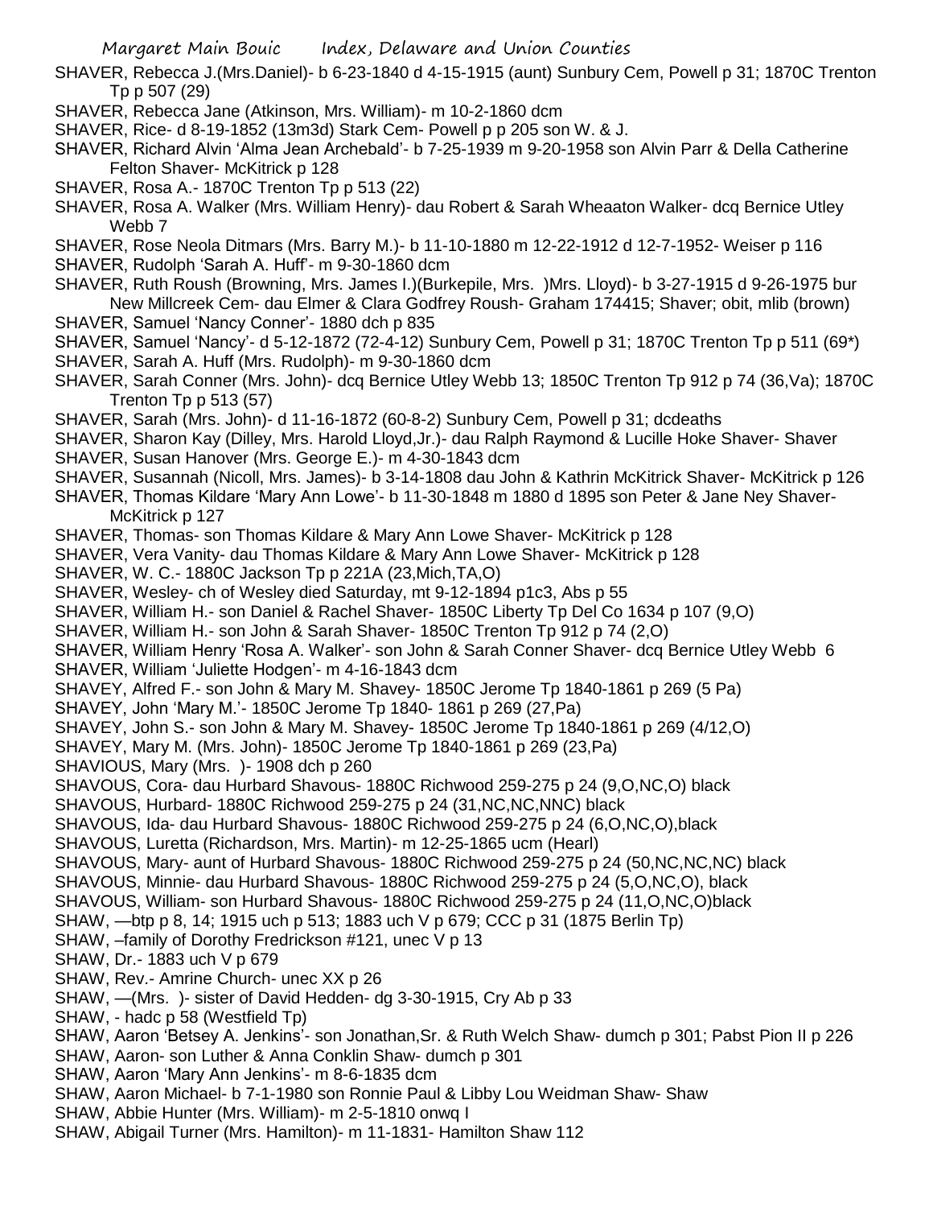SHAVER, Rebecca J.(Mrs.Daniel)- b 6-23-1840 d 4-15-1915 (aunt) Sunbury Cem, Powell p 31; 1870C Trenton Tp p 507 (29)

SHAVER, Rebecca Jane (Atkinson, Mrs. William)- m 10-2-1860 dcm

SHAVER, Rice- d 8-19-1852 (13m3d) Stark Cem- Powell p p 205 son W. & J.

SHAVER, Richard Alvin 'Alma Jean Archebald'- b 7-25-1939 m 9-20-1958 son Alvin Parr & Della Catherine Felton Shaver- McKitrick p 128

SHAVER, Rosa A.- 1870C Trenton Tp p 513 (22)

SHAVER, Rosa A. Walker (Mrs. William Henry)- dau Robert & Sarah Wheaaton Walker- dcq Bernice Utley Webb 7

SHAVER, Rose Neola Ditmars (Mrs. Barry M.)- b 11-10-1880 m 12-22-1912 d 12-7-1952- Weiser p 116

SHAVER, Rudolph 'Sarah A. Huff'- m 9-30-1860 dcm

SHAVER, Ruth Roush (Browning, Mrs. James I.)(Burkepile, Mrs. )Mrs. Lloyd)- b 3-27-1915 d 9-26-1975 bur New Millcreek Cem- dau Elmer & Clara Godfrey Roush- Graham 174415; Shaver; obit, mlib (brown)

SHAVER, Samuel 'Nancy Conner'- 1880 dch p 835

SHAVER, Samuel 'Nancy'- d 5-12-1872 (72-4-12) Sunbury Cem, Powell p 31; 1870C Trenton Tp p 511 (69*)

SHAVER, Sarah A. Huff (Mrs. Rudolph)- m 9-30-1860 dcm

SHAVER, Sarah Conner (Mrs. John)- dcq Bernice Utley Webb 13; 1850C Trenton Tp 912 p 74 (36,Va); 1870C Trenton Tp p 513 (57)

SHAVER, Sarah (Mrs. John)- d 11-16-1872 (60-8-2) Sunbury Cem, Powell p 31; dcdeaths

SHAVER, Sharon Kay (Dilley, Mrs. Harold Lloyd,Jr.)- dau Ralph Raymond & Lucille Hoke Shaver- Shaver

SHAVER, Susan Hanover (Mrs. George E.)- m 4-30-1843 dcm

SHAVER, Susannah (Nicoll, Mrs. James)- b 3-14-1808 dau John & Kathrin McKitrick Shaver- McKitrick p 126

SHAVER, Thomas Kildare 'Mary Ann Lowe'- b 11-30-1848 m 1880 d 1895 son Peter & Jane Ney Shaver- McKitrick p 127

SHAVER, Thomas- son Thomas Kildare & Mary Ann Lowe Shaver- McKitrick p 128

SHAVER, Vera Vanity- dau Thomas Kildare & Mary Ann Lowe Shaver- McKitrick p 128

SHAVER, W. C.- 1880C Jackson Tp p 221A (23,Mich,TA,O)

SHAVER, Wesley- ch of Wesley died Saturday, mt 9-12-1894 p1c3, Abs p 55

SHAVER, William H.- son Daniel & Rachel Shaver- 1850C Liberty Tp Del Co 1634 p 107 (9,O)

SHAVER, William H.- son John & Sarah Shaver- 1850C Trenton Tp 912 p 74 (2,O)

SHAVER, William Henry 'Rosa A. Walker'- son John & Sarah Conner Shaver- dcq Bernice Utley Webb 6

SHAVER, William 'Juliette Hodgen'- m 4-16-1843 dcm

SHAVEY, Alfred F.- son John & Mary M. Shavey- 1850C Jerome Tp 1840-1861 p 269 (5 Pa)

SHAVEY, John 'Mary M.'- 1850C Jerome Tp 1840- 1861 p 269 (27,Pa)

SHAVEY, John S.- son John & Mary M. Shavey- 1850C Jerome Tp 1840-1861 p 269 (4/12,O)

SHAVEY, Mary M. (Mrs. John)- 1850C Jerome Tp 1840-1861 p 269 (23,Pa)

SHAVIOUS, Mary (Mrs. )- 1908 dch p 260

SHAVOUS, Cora- dau Hurbard Shavous- 1880C Richwood 259-275 p 24 (9,O,NC,O) black

SHAVOUS, Hurbard- 1880C Richwood 259-275 p 24 (31,NC,NC,NNC) black

SHAVOUS, Ida- dau Hurbard Shavous- 1880C Richwood 259-275 p 24 (6,O,NC,O),black

SHAVOUS, Luretta (Richardson, Mrs. Martin)- m 12-25-1865 ucm (Hearl)

SHAVOUS, Mary- aunt of Hurbard Shavous- 1880C Richwood 259-275 p 24 (50,NC,NC,NC) black

SHAVOUS, Minnie- dau Hurbard Shavous- 1880C Richwood 259-275 p 24 (5,O,NC,O), black

SHAVOUS, William- son Hurbard Shavous- 1880C Richwood 259-275 p 24 (11,O,NC,O)black

SHAW, —btp p 8, 14; 1915 uch p 513; 1883 uch V p 679; CCC p 31 (1875 Berlin Tp)

SHAW, –family of Dorothy Fredrickson #121, unec V p 13

SHAW, Dr.- 1883 uch V p 679

SHAW, Rev.- Amrine Church- unec XX p 26

SHAW, —(Mrs. )- sister of David Hedden- dg 3-30-1915, Cry Ab p 33

SHAW, - hadc p 58 (Westfield Tp)

SHAW, Aaron 'Betsey A. Jenkins'- son Jonathan,Sr. & Ruth Welch Shaw- dumch p 301; Pabst Pion II p 226

SHAW, Aaron- son Luther & Anna Conklin Shaw- dumch p 301

SHAW, Aaron 'Mary Ann Jenkins'- m 8-6-1835 dcm

SHAW, Aaron Michael- b 7-1-1980 son Ronnie Paul & Libby Lou Weidman Shaw- Shaw

SHAW, Abbie Hunter (Mrs. William)- m 2-5-1810 onwq I

SHAW, Abigail Turner (Mrs. Hamilton)- m 11-1831- Hamilton Shaw 112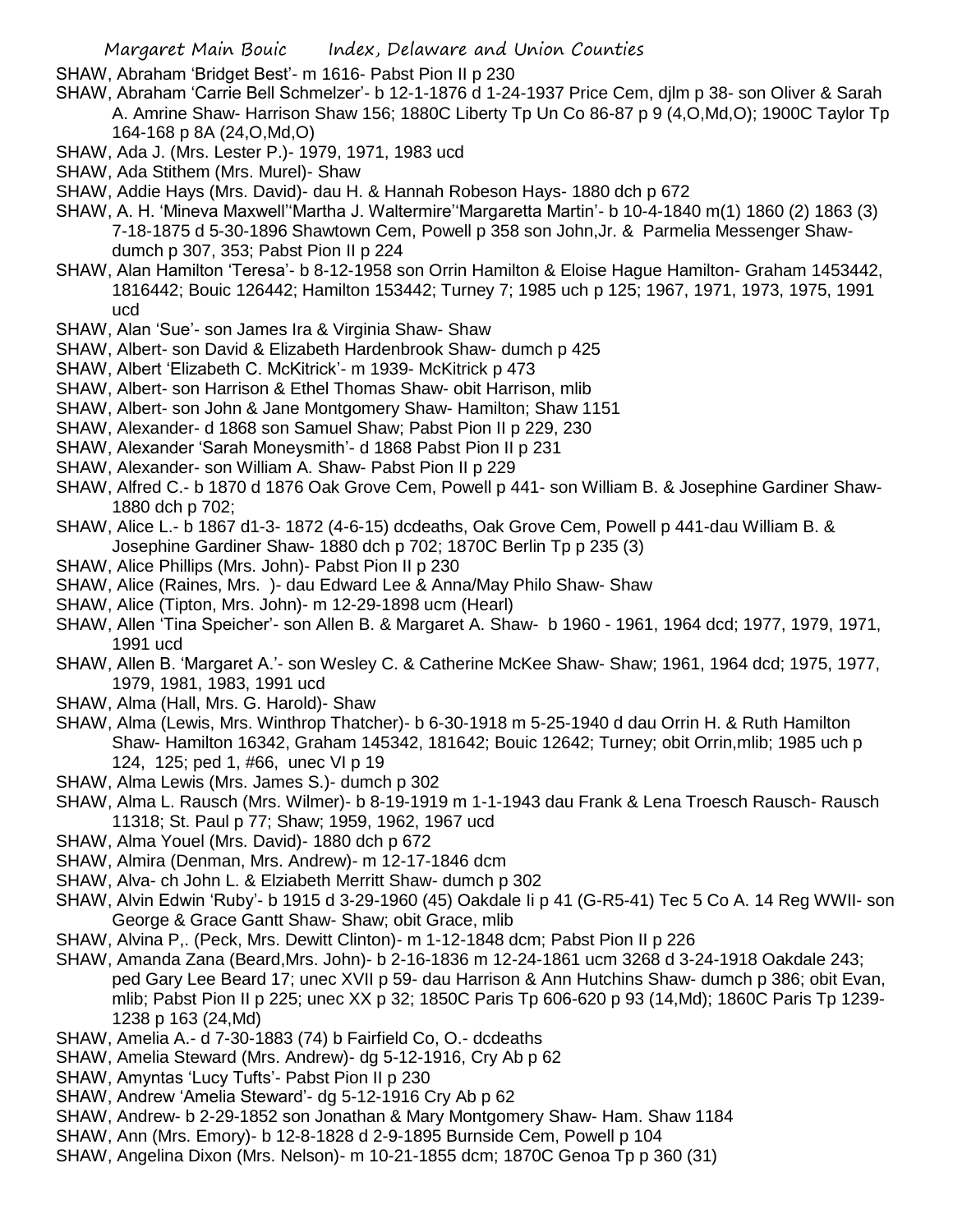SHAW, Abraham 'Bridget Best'- m 1616- Pabst Pion II p 230

SHAW, Abraham 'Carrie Bell Schmelzer'- b 12-1-1876 d 1-24-1937 Price Cem, djlm p 38- son Oliver & Sarah A. Amrine Shaw- Harrison Shaw 156; 1880C Liberty Tp Un Co 86-87 p 9 (4,O,Md,O); 1900C Taylor Tp 164-168 p 8A (24,O,Md,O)

SHAW, Ada J. (Mrs. Lester P.)- 1979, 1971, 1983 ucd

SHAW, Ada Stithem (Mrs. Murel)- Shaw

SHAW, Addie Hays (Mrs. David)- dau H. & Hannah Robeson Hays- 1880 dch p 672

SHAW, A. H. 'Mineva Maxwell''Martha J. Waltermire''Margaretta Martin'- b 10-4-1840 m(1) 1860 (2) 1863 (3) 7-18-1875 d 5-30-1896 Shawtown Cem, Powell p 358 son John,Jr. & Parmelia Messenger Shaw- dumch p 307, 353; Pabst Pion II p 224

SHAW, Alan Hamilton 'Teresa'- b 8-12-1958 son Orrin Hamilton & Eloise Hague Hamilton- Graham 1453442, 1816442; Bouic 126442; Hamilton 153442; Turney 7; 1985 uch p 125; 1967, 1971, 1973, 1975, 1991 ucd

SHAW, Alan 'Sue'- son James Ira & Virginia Shaw- Shaw

SHAW, Albert- son David & Elizabeth Hardenbrook Shaw- dumch p 425

SHAW, Albert 'Elizabeth C. McKitrick'- m 1939- McKitrick p 473

SHAW, Albert- son Harrison & Ethel Thomas Shaw- obit Harrison, mlib

SHAW, Albert- son John & Jane Montgomery Shaw- Hamilton; Shaw 1151

SHAW, Alexander- d 1868 son Samuel Shaw; Pabst Pion II p 229, 230

SHAW, Alexander 'Sarah Moneysmith'- d 1868 Pabst Pion II p 231

SHAW, Alexander- son William A. Shaw- Pabst Pion II p 229

SHAW, Alfred C.- b 1870 d 1876 Oak Grove Cem, Powell p 441- son William B. & Josephine Gardiner Shaw- 1880 dch p 702;

SHAW, Alice L.- b 1867 d1-3- 1872 (4-6-15) dcdeaths, Oak Grove Cem, Powell p 441-dau William B. & Josephine Gardiner Shaw- 1880 dch p 702; 1870C Berlin Tp p 235 (3)

SHAW, Alice Phillips (Mrs. John)- Pabst Pion II p 230

SHAW, Alice (Raines, Mrs. )- dau Edward Lee & Anna/May Philo Shaw- Shaw

SHAW, Alice (Tipton, Mrs. John)- m 12-29-1898 ucm (Hearl)

SHAW, Allen 'Tina Speicher'- son Allen B. & Margaret A. Shaw- b 1960 - 1961, 1964 dcd; 1977, 1979, 1971, 1991 ucd

SHAW, Allen B. 'Margaret A.'- son Wesley C. & Catherine McKee Shaw- Shaw; 1961, 1964 dcd; 1975, 1977, 1979, 1981, 1983, 1991 ucd

SHAW, Alma (Hall, Mrs. G. Harold)- Shaw

SHAW, Alma (Lewis, Mrs. Winthrop Thatcher)- b 6-30-1918 m 5-25-1940 d dau Orrin H. & Ruth Hamilton Shaw- Hamilton 16342, Graham 145342, 181642; Bouic 12642; Turney; obit Orrin,mlib; 1985 uch p 124, 125; ped 1, #66, unec VI p 19

SHAW, Alma Lewis (Mrs. James S.)- dumch p 302

SHAW, Alma L. Rausch (Mrs. Wilmer)- b 8-19-1919 m 1-1-1943 dau Frank & Lena Troesch Rausch- Rausch 11318; St. Paul p 77; Shaw; 1959, 1962, 1967 ucd

SHAW, Alma Youel (Mrs. David)- 1880 dch p 672

SHAW, Almira (Denman, Mrs. Andrew)- m 12-17-1846 dcm

SHAW, Alva- ch John L. & Elziabeth Merritt Shaw- dumch p 302

SHAW, Alvin Edwin 'Ruby'- b 1915 d 3-29-1960 (45) Oakdale Ii p 41 (G-R5-41) Tec 5 Co A. 14 Reg WWII- son George & Grace Gantt Shaw- Shaw; obit Grace, mlib

SHAW, Alvina P,. (Peck, Mrs. Dewitt Clinton)- m 1-12-1848 dcm; Pabst Pion II p 226

SHAW, Amanda Zana (Beard,Mrs. John)- b 2-16-1836 m 12-24-1861 ucm 3268 d 3-24-1918 Oakdale 243; ped Gary Lee Beard 17; unec XVII p 59- dau Harrison & Ann Hutchins Shaw- dumch p 386; obit Evan, mlib; Pabst Pion II p 225; unec XX p 32; 1850C Paris Tp 606-620 p 93 (14,Md); 1860C Paris Tp 1239-1238 p 163 (24,Md)

SHAW, Amelia A.- d 7-30-1883 (74) b Fairfield Co, O.- dcdeaths

SHAW, Amelia Steward (Mrs. Andrew)- dg 5-12-1916, Cry Ab p 62

SHAW, Amyntas 'Lucy Tufts'- Pabst Pion II p 230

SHAW, Andrew 'Amelia Steward'- dg 5-12-1916 Cry Ab p 62

SHAW, Andrew- b 2-29-1852 son Jonathan & Mary Montgomery Shaw- Ham. Shaw 1184

SHAW, Ann (Mrs. Emory)- b 12-8-1828 d 2-9-1895 Burnside Cem, Powell p 104

SHAW, Angelina Dixon (Mrs. Nelson)- m 10-21-1855 dcm; 1870C Genoa Tp p 360 (31)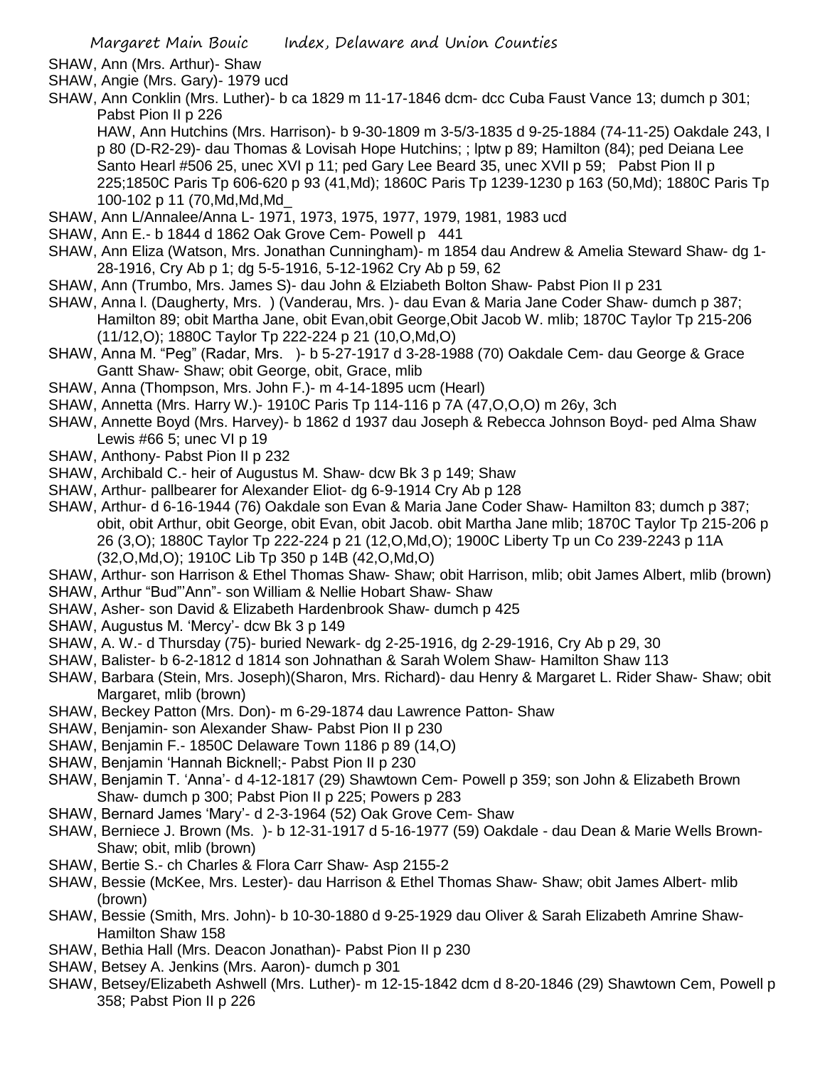SHAW, Ann (Mrs. Arthur)- Shaw

SHAW, Angie (Mrs. Gary)- 1979 ucd

SHAW, Ann Conklin (Mrs. Luther)- b ca 1829 m 11-17-1846 dcm- dcc Cuba Faust Vance 13; dumch p 301; Pabst Pion II p 226

HAW, Ann Hutchins (Mrs. Harrison)- b 9-30-1809 m 3-5/3-1835 d 9-25-1884 (74-11-25) Oakdale 243, I p 80 (D-R2-29)- dau Thomas & Lovisah Hope Hutchins; ; lptw p 89; Hamilton (84); ped Deiana Lee Santo Hearl #506 25, unec XVI p 11; ped Gary Lee Beard 35, unec XVII p 59; Pabst Pion II p 225;1850C Paris Tp 606-620 p 93 (41,Md); 1860C Paris Tp 1239-1230 p 163 (50,Md); 1880C Paris Tp 100-102 p 11 (70,Md,Md,Md_

SHAW, Ann L/Annalee/Anna L- 1971, 1973, 1975, 1977, 1979, 1981, 1983 ucd

SHAW, Ann E.- b 1844 d 1862 Oak Grove Cem- Powell p 441

SHAW, Ann Eliza (Watson, Mrs. Jonathan Cunningham)- m 1854 dau Andrew & Amelia Steward Shaw- dg 1-28-1916, Cry Ab p 1; dg 5-5-1916, 5-12-1962 Cry Ab p 59, 62

SHAW, Ann (Trumbo, Mrs. James S)- dau John & Elziabeth Bolton Shaw- Pabst Pion II p 231

SHAW, Anna l. (Daugherty, Mrs. ) (Vanderau, Mrs. )- dau Evan & Maria Jane Coder Shaw- dumch p 387; Hamilton 89; obit Martha Jane, obit Evan,obit George,Obit Jacob W. mlib; 1870C Taylor Tp 215-206 (11/12,O); 1880C Taylor Tp 222-224 p 21 (10,O,Md,O)

SHAW, Anna M. "Peg" (Radar, Mrs. )- b 5-27-1917 d 3-28-1988 (70) Oakdale Cem- dau George & Grace Gantt Shaw- Shaw; obit George, obit, Grace, mlib

SHAW, Anna (Thompson, Mrs. John F.)- m 4-14-1895 ucm (Hearl)

SHAW, Annetta (Mrs. Harry W.)- 1910C Paris Tp 114-116 p 7A (47,O,O,O) m 26y, 3ch

SHAW, Annette Boyd (Mrs. Harvey)- b 1862 d 1937 dau Joseph & Rebecca Johnson Boyd- ped Alma Shaw Lewis #66 5; unec VI p 19

SHAW, Anthony- Pabst Pion II p 232

SHAW, Archibald C.- heir of Augustus M. Shaw- dcw Bk 3 p 149; Shaw

SHAW, Arthur- pallbearer for Alexander Eliot- dg 6-9-1914 Cry Ab p 128

SHAW, Arthur- d 6-16-1944 (76) Oakdale son Evan & Maria Jane Coder Shaw- Hamilton 83; dumch p 387; obit, obit Arthur, obit George, obit Evan, obit Jacob. obit Martha Jane mlib; 1870C Taylor Tp 215-206 p 26 (3,O); 1880C Taylor Tp 222-224 p 21 (12,O,Md,O); 1900C Liberty Tp un Co 239-2243 p 11A (32,O,Md,O); 1910C Lib Tp 350 p 14B (42,O,Md,O)

SHAW, Arthur- son Harrison & Ethel Thomas Shaw- Shaw; obit Harrison, mlib; obit James Albert, mlib (brown)

SHAW, Arthur "Bud"'Ann"- son William & Nellie Hobart Shaw- Shaw

SHAW, Asher- son David & Elizabeth Hardenbrook Shaw- dumch p 425

SHAW, Augustus M. 'Mercy'- dcw Bk 3 p 149

SHAW, A. W.- d Thursday (75)- buried Newark- dg 2-25-1916, dg 2-29-1916, Cry Ab p 29, 30

SHAW, Balister- b 6-2-1812 d 1814 son Johnathan & Sarah Wolem Shaw- Hamilton Shaw 113

SHAW, Barbara (Stein, Mrs. Joseph)(Sharon, Mrs. Richard)- dau Henry & Margaret L. Rider Shaw- Shaw; obit Margaret, mlib (brown)

SHAW, Beckey Patton (Mrs. Don)- m 6-29-1874 dau Lawrence Patton- Shaw

SHAW, Benjamin- son Alexander Shaw- Pabst Pion II p 230

SHAW, Benjamin F.- 1850C Delaware Town 1186 p 89 (14,O)

SHAW, Benjamin 'Hannah Bicknell;- Pabst Pion II p 230

SHAW, Benjamin T. 'Anna'- d 4-12-1817 (29) Shawtown Cem- Powell p 359; son John & Elizabeth Brown Shaw- dumch p 300; Pabst Pion II p 225; Powers p 283

SHAW, Bernard James 'Mary'- d 2-3-1964 (52) Oak Grove Cem- Shaw

SHAW, Berniece J. Brown (Ms. )- b 12-31-1917 d 5-16-1977 (59) Oakdale - dau Dean & Marie Wells Brown- Shaw; obit, mlib (brown)

SHAW, Bertie S.- ch Charles & Flora Carr Shaw- Asp 2155-2

SHAW, Bessie (McKee, Mrs. Lester)- dau Harrison & Ethel Thomas Shaw- Shaw; obit James Albert- mlib (brown)

SHAW, Bessie (Smith, Mrs. John)- b 10-30-1880 d 9-25-1929 dau Oliver & Sarah Elizabeth Amrine Shaw- Hamilton Shaw 158

SHAW, Bethia Hall (Mrs. Deacon Jonathan)- Pabst Pion II p 230

SHAW, Betsey A. Jenkins (Mrs. Aaron)- dumch p 301

SHAW, Betsey/Elizabeth Ashwell (Mrs. Luther)- m 12-15-1842 dcm d 8-20-1846 (29) Shawtown Cem, Powell p 358; Pabst Pion II p 226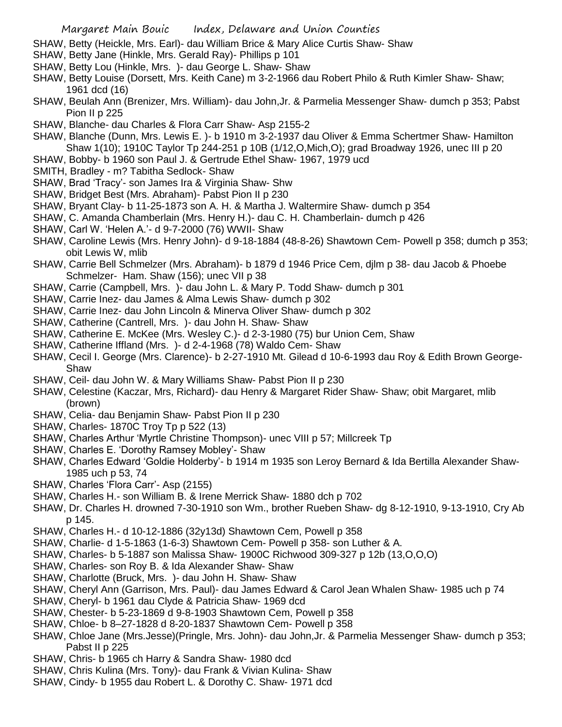SHAW, Betty (Heickle, Mrs. Earl)- dau William Brice & Mary Alice Curtis Shaw- Shaw

SHAW, Betty Jane (Hinkle, Mrs. Gerald Ray)- Phillips p 101

SHAW, Betty Lou (Hinkle, Mrs. )- dau George L. Shaw- Shaw

SHAW, Betty Louise (Dorsett, Mrs. Keith Cane) m 3-2-1966 dau Robert Philo & Ruth Kimler Shaw- Shaw; 1961 dcd (16)

SHAW, Beulah Ann (Brenizer, Mrs. William)- dau John,Jr. & Parmelia Messenger Shaw- dumch p 353; Pabst Pion II p 225

SHAW, Blanche- dau Charles & Flora Carr Shaw- Asp 2155-2

SHAW, Blanche (Dunn, Mrs. Lewis E. )- b 1910 m 3-2-1937 dau Oliver & Emma Schertmer Shaw- Hamilton Shaw 1(10); 1910C Taylor Tp 244-251 p 10B (1/12,O,Mich,O); grad Broadway 1926, unec III p 20

SHAW, Bobby- b 1960 son Paul J. & Gertrude Ethel Shaw- 1967, 1979 ucd

SMITH, Bradley - m? Tabitha Sedlock- Shaw

SHAW, Brad 'Tracy'- son James Ira & Virginia Shaw- Shw

SHAW, Bridget Best (Mrs. Abraham)- Pabst Pion II p 230

SHAW, Bryant Clay- b 11-25-1873 son A. H. & Martha J. Waltermire Shaw- dumch p 354

SHAW, C. Amanda Chamberlain (Mrs. Henry H.)- dau C. H. Chamberlain- dumch p 426

SHAW, Carl W. 'Helen A.'- d 9-7-2000 (76) WWII- Shaw

SHAW, Caroline Lewis (Mrs. Henry John)- d 9-18-1884 (48-8-26) Shawtown Cem- Powell p 358; dumch p 353; obit Lewis W, mlib

SHAW, Carrie Bell Schmelzer (Mrs. Abraham)- b 1879 d 1946 Price Cem, djlm p 38- dau Jacob & Phoebe Schmelzer- Ham. Shaw (156); unec VII p 38

SHAW, Carrie (Campbell, Mrs. )- dau John L. & Mary P. Todd Shaw- dumch p 301

SHAW, Carrie Inez- dau James & Alma Lewis Shaw- dumch p 302

SHAW, Carrie Inez- dau John Lincoln & Minerva Oliver Shaw- dumch p 302

SHAW, Catherine (Cantrell, Mrs. )- dau John H. Shaw- Shaw

SHAW, Catherine E. McKee (Mrs. Wesley C.)- d 2-3-1980 (75) bur Union Cem, Shaw

SHAW, Catherine Iffland (Mrs. )- d 2-4-1968 (78) Waldo Cem- Shaw

SHAW, Cecil I. George (Mrs. Clarence)- b 2-27-1910 Mt. Gilead d 10-6-1993 dau Roy & Edith Brown George- Shaw

SHAW, Ceil- dau John W. & Mary Williams Shaw- Pabst Pion II p 230

SHAW, Celestine (Kaczar, Mrs, Richard)- dau Henry & Margaret Rider Shaw- Shaw; obit Margaret, mlib (brown)

SHAW, Celia- dau Benjamin Shaw- Pabst Pion II p 230

SHAW, Charles- 1870C Troy Tp p 522 (13)

SHAW, Charles Arthur 'Myrtle Christine Thompson)- unec VIII p 57; Millcreek Tp

SHAW, Charles E. 'Dorothy Ramsey Mobley'- Shaw

SHAW, Charles Edward 'Goldie Holderby'- b 1914 m 1935 son Leroy Bernard & Ida Bertilla Alexander Shaw- 1985 uch p 53, 74

SHAW, Charles 'Flora Carr'- Asp (2155)

SHAW, Charles H.- son William B. & Irene Merrick Shaw- 1880 dch p 702

SHAW, Dr. Charles H. drowned 7-30-1910 son Wm., brother Rueben Shaw- dg 8-12-1910, 9-13-1910, Cry Ab p 145.

SHAW, Charles H.- d 10-12-1886 (32y13d) Shawtown Cem, Powell p 358

SHAW, Charlie- d 1-5-1863 (1-6-3) Shawtown Cem- Powell p 358- son Luther & A.

SHAW, Charles- b 5-1887 son Malissa Shaw- 1900C Richwood 309-327 p 12b (13,O,O,O)

SHAW, Charles- son Roy B. & Ida Alexander Shaw- Shaw

SHAW, Charlotte (Bruck, Mrs. )- dau John H. Shaw- Shaw

SHAW, Cheryl Ann (Garrison, Mrs. Paul)- dau James Edward & Carol Jean Whalen Shaw- 1985 uch p 74

SHAW, Cheryl- b 1961 dau Clyde & Patricia Shaw- 1969 dcd

SHAW, Chester- b 5-23-1869 d 9-8-1903 Shawtown Cem, Powell p 358

SHAW, Chloe- b 8–27-1828 d 8-20-1837 Shawtown Cem- Powell p 358

SHAW, Chloe Jane (Mrs.Jesse)(Pringle, Mrs. John)- dau John,Jr. & Parmelia Messenger Shaw- dumch p 353; Pabst II p 225

SHAW, Chris- b 1965 ch Harry & Sandra Shaw- 1980 dcd

SHAW, Chris Kulina (Mrs. Tony)- dau Frank & Vivian Kulina- Shaw

SHAW, Cindy- b 1955 dau Robert L. & Dorothy C. Shaw- 1971 dcd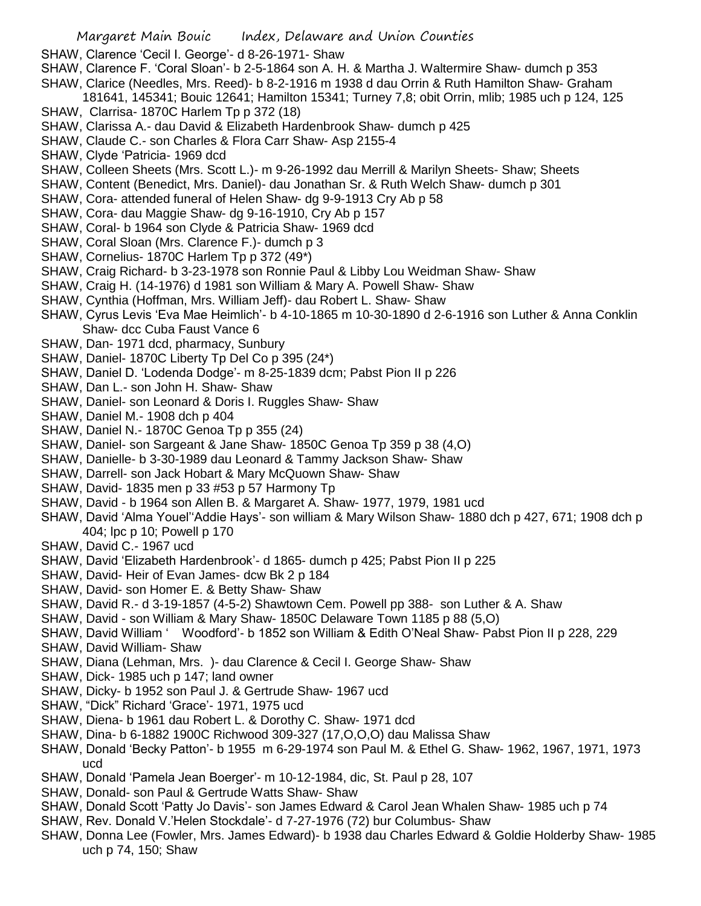SHAW, Clarence 'Cecil I. George'- d 8-26-1971- Shaw

SHAW, Clarence F. 'Coral Sloan'- b 2-5-1864 son A. H. & Martha J. Waltermire Shaw- dumch p 353

SHAW, Clarice (Needles, Mrs. Reed)- b 8-2-1916 m 1938 d dau Orrin & Ruth Hamilton Shaw- Graham 181641, 145341; Bouic 12641; Hamilton 15341; Turney 7,8; obit Orrin, mlib; 1985 uch p 124, 125

SHAW, Clarrisa- 1870C Harlem Tp p 372 (18)

SHAW, Clarissa A.- dau David & Elizabeth Hardenbrook Shaw- dumch p 425

SHAW, Claude C.- son Charles & Flora Carr Shaw- Asp 2155-4

SHAW, Clyde 'Patricia- 1969 dcd

SHAW, Colleen Sheets (Mrs. Scott L.)- m 9-26-1992 dau Merrill & Marilyn Sheets- Shaw; Sheets

SHAW, Content (Benedict, Mrs. Daniel)- dau Jonathan Sr. & Ruth Welch Shaw- dumch p 301

SHAW, Cora- attended funeral of Helen Shaw- dg 9-9-1913 Cry Ab p 58

SHAW, Cora- dau Maggie Shaw- dg 9-16-1910, Cry Ab p 157

SHAW, Coral- b 1964 son Clyde & Patricia Shaw- 1969 dcd

SHAW, Coral Sloan (Mrs. Clarence F.)- dumch p 3

SHAW, Cornelius- 1870C Harlem Tp p 372 (49*)

SHAW, Craig Richard- b 3-23-1978 son Ronnie Paul & Libby Lou Weidman Shaw- Shaw

SHAW, Craig H. (14-1976) d 1981 son William & Mary A. Powell Shaw- Shaw

SHAW, Cynthia (Hoffman, Mrs. William Jeff)- dau Robert L. Shaw- Shaw

SHAW, Cyrus Levis 'Eva Mae Heimlich'- b 4-10-1865 m 10-30-1890 d 2-6-1916 son Luther & Anna Conklin Shaw- dcc Cuba Faust Vance 6

SHAW, Dan- 1971 dcd, pharmacy, Sunbury

SHAW, Daniel- 1870C Liberty Tp Del Co p 395 (24*)

SHAW, Daniel D. 'Lodenda Dodge'- m 8-25-1839 dcm; Pabst Pion II p 226

SHAW, Dan L.- son John H. Shaw- Shaw

SHAW, Daniel- son Leonard & Doris I. Ruggles Shaw- Shaw

SHAW, Daniel M.- 1908 dch p 404

SHAW, Daniel N.- 1870C Genoa Tp p 355 (24)

SHAW, Daniel- son Sargeant & Jane Shaw- 1850C Genoa Tp 359 p 38 (4,O)

SHAW, Danielle- b 3-30-1989 dau Leonard & Tammy Jackson Shaw- Shaw

SHAW, Darrell- son Jack Hobart & Mary McQuown Shaw- Shaw

SHAW, David- 1835 men p 33 #53 p 57 Harmony Tp

SHAW, David - b 1964 son Allen B. & Margaret A. Shaw- 1977, 1979, 1981 ucd

SHAW, David 'Alma Youel''Addie Hays'- son william & Mary Wilson Shaw- 1880 dch p 427, 671; 1908 dch p 404; lpc p 10; Powell p 170

SHAW, David C.- 1967 ucd

SHAW, David 'Elizabeth Hardenbrook'- d 1865- dumch p 425; Pabst Pion II p 225

SHAW, David- Heir of Evan James- dcw Bk 2 p 184

SHAW, David- son Homer E. & Betty Shaw- Shaw

SHAW, David R.- d 3-19-1857 (4-5-2) Shawtown Cem. Powell pp 388- son Luther & A. Shaw

SHAW, David - son William & Mary Shaw- 1850C Delaware Town 1185 p 88 (5,O)

SHAW, David William ' Woodford'- b 1852 son William & Edith O'Neal Shaw- Pabst Pion II p 228, 229

SHAW, David William- Shaw

SHAW, Diana (Lehman, Mrs. )- dau Clarence & Cecil I. George Shaw- Shaw

SHAW, Dick- 1985 uch p 147; land owner

SHAW, Dicky- b 1952 son Paul J. & Gertrude Shaw- 1967 ucd

SHAW, "Dick" Richard 'Grace'- 1971, 1975 ucd

SHAW, Diena- b 1961 dau Robert L. & Dorothy C. Shaw- 1971 dcd

SHAW, Dina- b 6-1882 1900C Richwood 309-327 (17,O,O,O) dau Malissa Shaw

SHAW, Donald 'Becky Patton'- b 1955 m 6-29-1974 son Paul M. & Ethel G. Shaw- 1962, 1967, 1971, 1973 ucd

SHAW, Donald 'Pamela Jean Boerger'- m 10-12-1984, dic, St. Paul p 28, 107

SHAW, Donald- son Paul & Gertrude Watts Shaw- Shaw

SHAW, Donald Scott 'Patty Jo Davis'- son James Edward & Carol Jean Whalen Shaw- 1985 uch p 74

SHAW, Rev. Donald V.'Helen Stockdale'- d 7-27-1976 (72) bur Columbus- Shaw

SHAW, Donna Lee (Fowler, Mrs. James Edward)- b 1938 dau Charles Edward & Goldie Holderby Shaw- 1985 uch p 74, 150; Shaw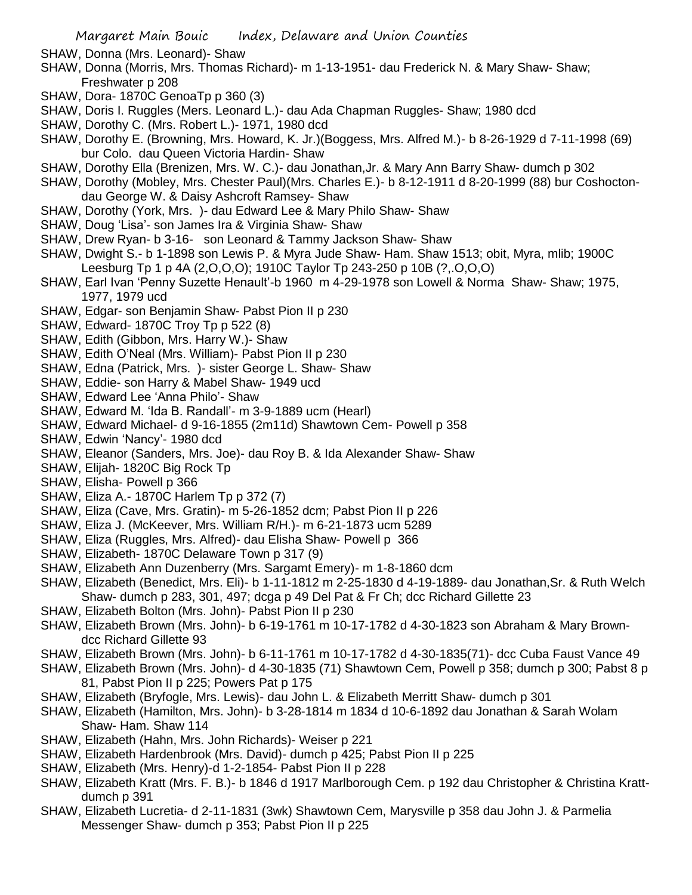SHAW, Donna (Mrs. Leonard)- Shaw

SHAW, Donna (Morris, Mrs. Thomas Richard)- m 1-13-1951- dau Frederick N. & Mary Shaw- Shaw; Freshwater p 208

SHAW, Dora- 1870C GenoaTp p 360 (3)

SHAW, Doris I. Ruggles (Mers. Leonard L.)- dau Ada Chapman Ruggles- Shaw; 1980 dcd

SHAW, Dorothy C. (Mrs. Robert L.)- 1971, 1980 dcd

SHAW, Dorothy E. (Browning, Mrs. Howard, K. Jr.)(Boggess, Mrs. Alfred M.)- b 8-26-1929 d 7-11-1998 (69) bur Colo. dau Queen Victoria Hardin- Shaw

SHAW, Dorothy Ella (Brenizen, Mrs. W. C.)- dau Jonathan,Jr. & Mary Ann Barry Shaw- dumch p 302

SHAW, Dorothy (Mobley, Mrs. Chester Paul)(Mrs. Charles E.)- b 8-12-1911 d 8-20-1999 (88) bur Coshocton- dau George W. & Daisy Ashcroft Ramsey- Shaw

SHAW, Dorothy (York, Mrs. )- dau Edward Lee & Mary Philo Shaw- Shaw

SHAW, Doug 'Lisa'- son James Ira & Virginia Shaw- Shaw

SHAW, Drew Ryan- b 3-16- son Leonard & Tammy Jackson Shaw- Shaw

SHAW, Dwight S.- b 1-1898 son Lewis P. & Myra Jude Shaw- Ham. Shaw 1513; obit, Myra, mlib; 1900C Leesburg Tp 1 p 4A (2,O,O,O); 1910C Taylor Tp 243-250 p 10B (?,.O,O,O)

SHAW, Earl Ivan 'Penny Suzette Henault'-b 1960 m 4-29-1978 son Lowell & Norma Shaw- Shaw; 1975, 1977, 1979 ucd

SHAW, Edgar- son Benjamin Shaw- Pabst Pion II p 230

SHAW, Edward- 1870C Troy Tp p 522 (8)

SHAW, Edith (Gibbon, Mrs. Harry W.)- Shaw

SHAW, Edith O'Neal (Mrs. William)- Pabst Pion II p 230

SHAW, Edna (Patrick, Mrs. )- sister George L. Shaw- Shaw

SHAW, Eddie- son Harry & Mabel Shaw- 1949 ucd

SHAW, Edward Lee 'Anna Philo'- Shaw

SHAW, Edward M. 'Ida B. Randall'- m 3-9-1889 ucm (Hearl)

SHAW, Edward Michael- d 9-16-1855 (2m11d) Shawtown Cem- Powell p 358

SHAW, Edwin 'Nancy'- 1980 dcd

SHAW, Eleanor (Sanders, Mrs. Joe)- dau Roy B. & Ida Alexander Shaw- Shaw

SHAW, Elijah- 1820C Big Rock Tp

SHAW, Elisha- Powell p 366

SHAW, Eliza A.- 1870C Harlem Tp p 372 (7)

SHAW, Eliza (Cave, Mrs. Gratin)- m 5-26-1852 dcm; Pabst Pion II p 226

SHAW, Eliza J. (McKeever, Mrs. William R/H.)- m 6-21-1873 ucm 5289

SHAW, Eliza (Ruggles, Mrs. Alfred)- dau Elisha Shaw- Powell p 366

SHAW, Elizabeth- 1870C Delaware Town p 317 (9)

SHAW, Elizabeth Ann Duzenberry (Mrs. Sargamt Emery)- m 1-8-1860 dcm

SHAW, Elizabeth (Benedict, Mrs. Eli)- b 1-11-1812 m 2-25-1830 d 4-19-1889- dau Jonathan,Sr. & Ruth Welch Shaw- dumch p 283, 301, 497; dcga p 49 Del Pat & Fr Ch; dcc Richard Gillette 23

SHAW, Elizabeth Bolton (Mrs. John)- Pabst Pion II p 230

SHAW, Elizabeth Brown (Mrs. John)- b 6-19-1761 m 10-17-1782 d 4-30-1823 son Abraham & Mary Brown- dcc Richard Gillette 93

SHAW, Elizabeth Brown (Mrs. John)- b 6-11-1761 m 10-17-1782 d 4-30-1835(71)- dcc Cuba Faust Vance 49

SHAW, Elizabeth Brown (Mrs. John)- d 4-30-1835 (71) Shawtown Cem, Powell p 358; dumch p 300; Pabst 8 p 81, Pabst Pion II p 225; Powers Pat p 175

SHAW, Elizabeth (Bryfogle, Mrs. Lewis)- dau John L. & Elizabeth Merritt Shaw- dumch p 301

SHAW, Elizabeth (Hamilton, Mrs. John)- b 3-28-1814 m 1834 d 10-6-1892 dau Jonathan & Sarah Wolam Shaw- Ham. Shaw 114

SHAW, Elizabeth (Hahn, Mrs. John Richards)- Weiser p 221

SHAW, Elizabeth Hardenbrook (Mrs. David)- dumch p 425; Pabst Pion II p 225

SHAW, Elizabeth (Mrs. Henry)-d 1-2-1854- Pabst Pion II p 228

SHAW, Elizabeth Kratt (Mrs. F. B.)- b 1846 d 1917 Marlborough Cem. p 192 dau Christopher & Christina Kratt- dumch p 391

SHAW, Elizabeth Lucretia- d 2-11-1831 (3wk) Shawtown Cem, Marysville p 358 dau John J. & Parmelia Messenger Shaw- dumch p 353; Pabst Pion II p 225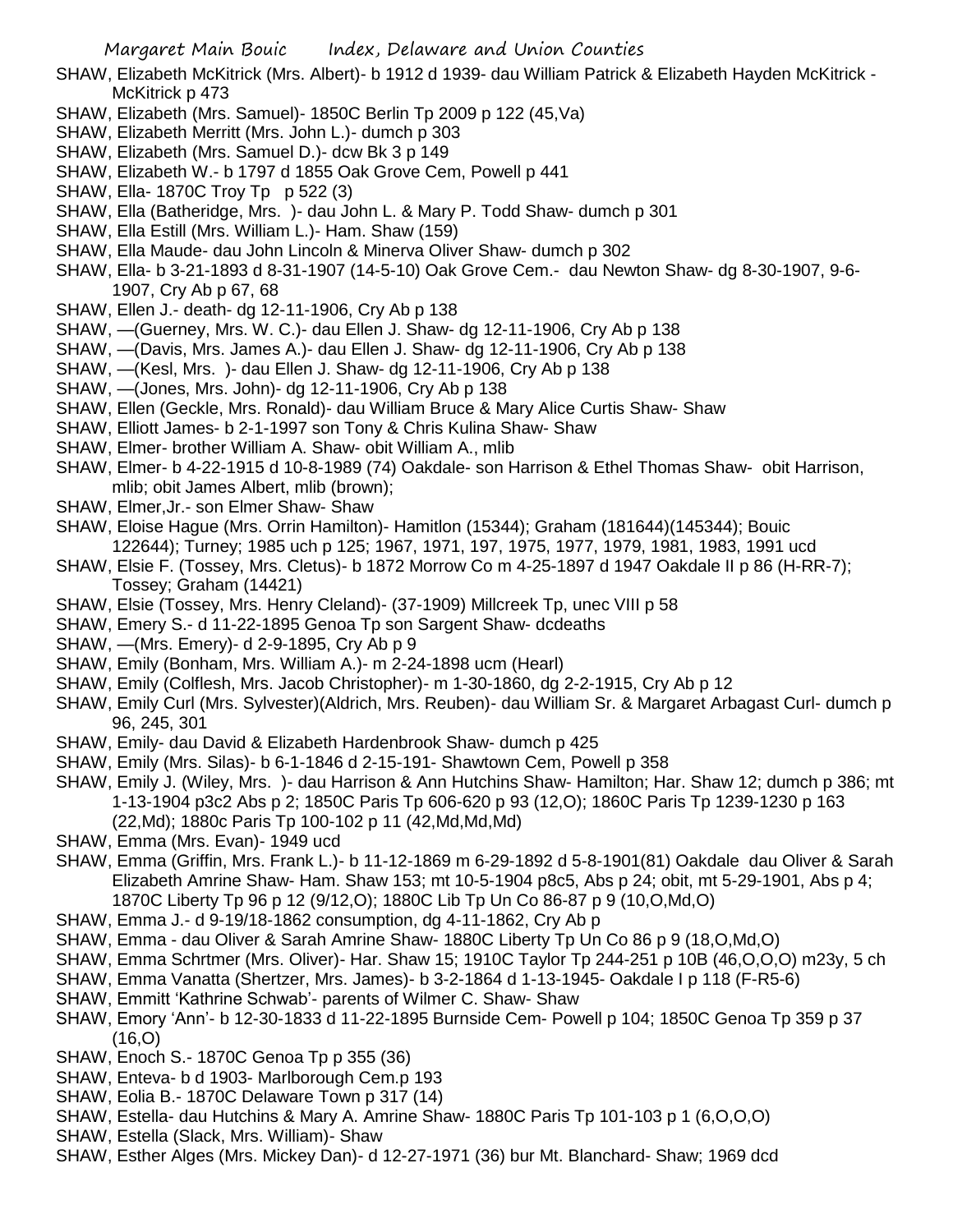SHAW, Elizabeth McKitrick (Mrs. Albert)- b 1912 d 1939- dau William Patrick & Elizabeth Hayden McKitrick - McKitrick p 473

SHAW, Elizabeth (Mrs. Samuel)- 1850C Berlin Tp 2009 p 122 (45,Va)

SHAW, Elizabeth Merritt (Mrs. John L.)- dumch p 303

SHAW, Elizabeth (Mrs. Samuel D.)- dcw Bk 3 p 149

SHAW, Elizabeth W.- b 1797 d 1855 Oak Grove Cem, Powell p 441

SHAW, Ella- 1870C Troy Tp p 522 (3)

SHAW, Ella (Batheridge, Mrs. )- dau John L. & Mary P. Todd Shaw- dumch p 301

SHAW, Ella Estill (Mrs. William L.)- Ham. Shaw (159)

SHAW, Ella Maude- dau John Lincoln & Minerva Oliver Shaw- dumch p 302

SHAW, Ella- b 3-21-1893 d 8-31-1907 (14-5-10) Oak Grove Cem.- dau Newton Shaw- dg 8-30-1907, 9-6-1907, Cry Ab p 67, 68

SHAW, Ellen J.- death- dg 12-11-1906, Cry Ab p 138

SHAW, —(Guerney, Mrs. W. C.)- dau Ellen J. Shaw- dg 12-11-1906, Cry Ab p 138

SHAW, —(Davis, Mrs. James A.)- dau Ellen J. Shaw- dg 12-11-1906, Cry Ab p 138

SHAW, —(Kesl, Mrs. )- dau Ellen J. Shaw- dg 12-11-1906, Cry Ab p 138

SHAW, —(Jones, Mrs. John)- dg 12-11-1906, Cry Ab p 138

SHAW, Ellen (Geckle, Mrs. Ronald)- dau William Bruce & Mary Alice Curtis Shaw- Shaw

SHAW, Elliott James- b 2-1-1997 son Tony & Chris Kulina Shaw- Shaw

SHAW, Elmer- brother William A. Shaw- obit William A., mlib

SHAW, Elmer- b 4-22-1915 d 10-8-1989 (74) Oakdale- son Harrison & Ethel Thomas Shaw- obit Harrison, mlib; obit James Albert, mlib (brown);

SHAW, Elmer,Jr.- son Elmer Shaw- Shaw

SHAW, Eloise Hague (Mrs. Orrin Hamilton)- Hamitlon (15344); Graham (181644)(145344); Bouic 122644); Turney; 1985 uch p 125; 1967, 1971, 197, 1975, 1977, 1979, 1981, 1983, 1991 ucd

SHAW, Elsie F. (Tossey, Mrs. Cletus)- b 1872 Morrow Co m 4-25-1897 d 1947 Oakdale II p 86 (H-RR-7); Tossey; Graham (14421)

SHAW, Elsie (Tossey, Mrs. Henry Cleland)- (37-1909) Millcreek Tp, unec VIII p 58

SHAW, Emery S.- d 11-22-1895 Genoa Tp son Sargent Shaw- dcdeaths

SHAW, —(Mrs. Emery)- d 2-9-1895, Cry Ab p 9

SHAW, Emily (Bonham, Mrs. William A.)- m 2-24-1898 ucm (Hearl)

SHAW, Emily (Colflesh, Mrs. Jacob Christopher)- m 1-30-1860, dg 2-2-1915, Cry Ab p 12

SHAW, Emily Curl (Mrs. Sylvester)(Aldrich, Mrs. Reuben)- dau William Sr. & Margaret Arbagast Curl- dumch p 96, 245, 301

SHAW, Emily- dau David & Elizabeth Hardenbrook Shaw- dumch p 425

SHAW, Emily (Mrs. Silas)- b 6-1-1846 d 2-15-191- Shawtown Cem, Powell p 358

SHAW, Emily J. (Wiley, Mrs. )- dau Harrison & Ann Hutchins Shaw- Hamilton; Har. Shaw 12; dumch p 386; mt 1-13-1904 p3c2 Abs p 2; 1850C Paris Tp 606-620 p 93 (12,O); 1860C Paris Tp 1239-1230 p 163 (22,Md); 1880c Paris Tp 100-102 p 11 (42,Md,Md,Md)

SHAW, Emma (Mrs. Evan)- 1949 ucd

SHAW, Emma (Griffin, Mrs. Frank L.)- b 11-12-1869 m 6-29-1892 d 5-8-1901(81) Oakdale dau Oliver & Sarah Elizabeth Amrine Shaw- Ham. Shaw 153; mt 10-5-1904 p8c5, Abs p 24; obit, mt 5-29-1901, Abs p 4; 1870C Liberty Tp 96 p 12 (9/12,O); 1880C Lib Tp Un Co 86-87 p 9 (10,O,Md,O)

SHAW, Emma J.- d 9-19/18-1862 consumption, dg 4-11-1862, Cry Ab p

SHAW, Emma - dau Oliver & Sarah Amrine Shaw- 1880C Liberty Tp Un Co 86 p 9 (18,O,Md,O)

SHAW, Emma Schrtmer (Mrs. Oliver)- Har. Shaw 15; 1910C Taylor Tp 244-251 p 10B (46,O,O,O) m23y, 5 ch

SHAW, Emma Vanatta (Shertzer, Mrs. James)- b 3-2-1864 d 1-13-1945- Oakdale I p 118 (F-R5-6)

SHAW, Emmitt 'Kathrine Schwab'- parents of Wilmer C. Shaw- Shaw

SHAW, Emory 'Ann'- b 12-30-1833 d 11-22-1895 Burnside Cem- Powell p 104; 1850C Genoa Tp 359 p 37 (16,O)

SHAW, Enoch S.- 1870C Genoa Tp p 355 (36)

SHAW, Enteva- b d 1903- Marlborough Cem.p 193

SHAW, Eolia B.- 1870C Delaware Town p 317 (14)

SHAW, Estella- dau Hutchins & Mary A. Amrine Shaw- 1880C Paris Tp 101-103 p 1 (6,O,O,O)

SHAW, Estella (Slack, Mrs. William)- Shaw

SHAW, Esther Alges (Mrs. Mickey Dan)- d 12-27-1971 (36) bur Mt. Blanchard- Shaw; 1969 dcd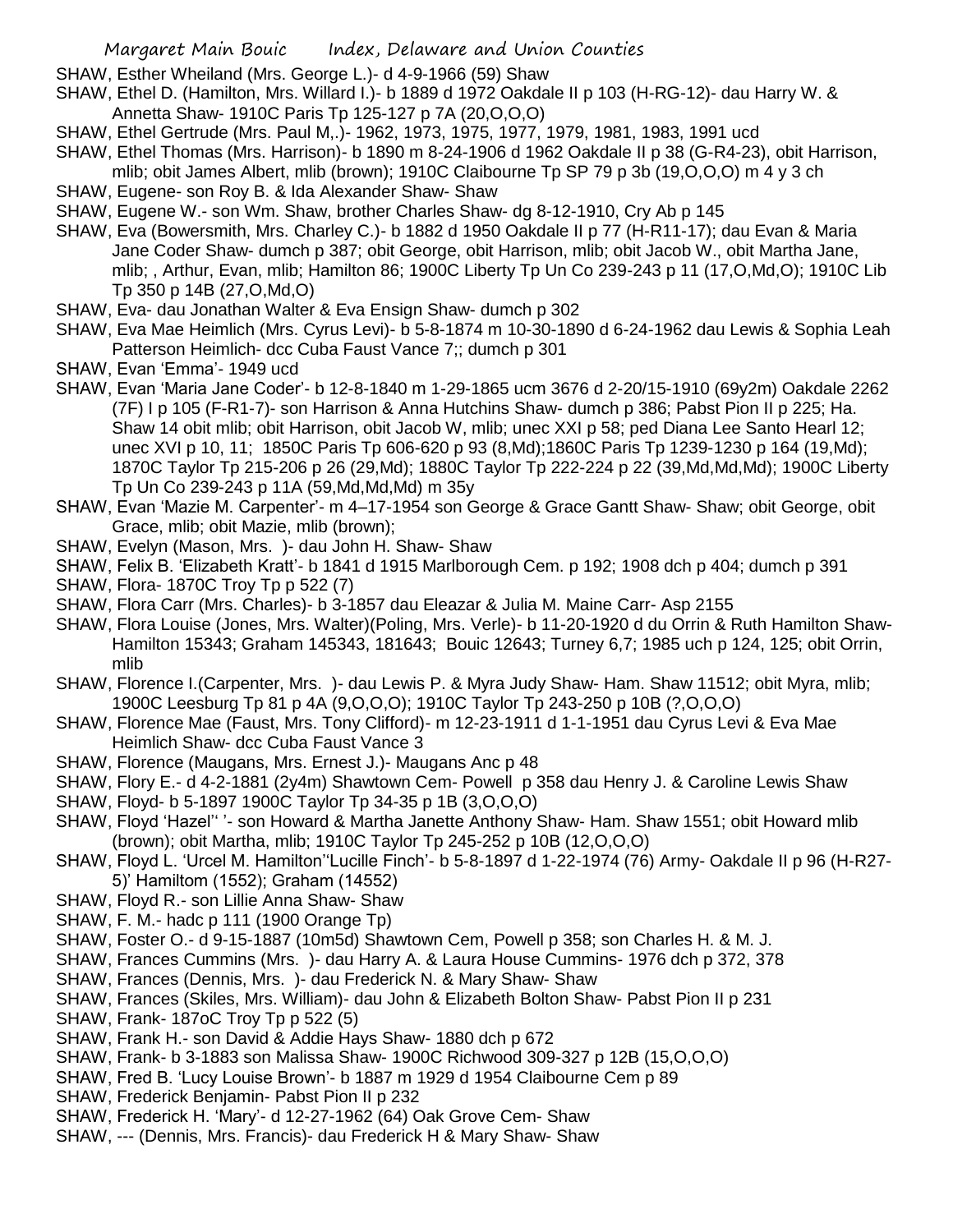SHAW, Esther Wheiland (Mrs. George L.)- d 4-9-1966 (59) Shaw

SHAW, Ethel D. (Hamilton, Mrs. Willard I.)- b 1889 d 1972 Oakdale II p 103 (H-RG-12)- dau Harry W. & Annetta Shaw- 1910C Paris Tp 125-127 p 7A (20,O,O,O)

SHAW, Ethel Gertrude (Mrs. Paul M,.)- 1962, 1973, 1975, 1977, 1979, 1981, 1983, 1991 ucd

SHAW, Ethel Thomas (Mrs. Harrison)- b 1890 m 8-24-1906 d 1962 Oakdale II p 38 (G-R4-23), obit Harrison, mlib; obit James Albert, mlib (brown); 1910C Claibourne Tp SP 79 p 3b (19,O,O,O) m 4 y 3 ch

SHAW, Eugene- son Roy B. & Ida Alexander Shaw- Shaw

SHAW, Eugene W.- son Wm. Shaw, brother Charles Shaw- dg 8-12-1910, Cry Ab p 145

SHAW, Eva (Bowersmith, Mrs. Charley C.)- b 1882 d 1950 Oakdale II p 77 (H-R11-17); dau Evan & Maria Jane Coder Shaw- dumch p 387; obit George, obit Harrison, mlib; obit Jacob W., obit Martha Jane, mlib; , Arthur, Evan, mlib; Hamilton 86; 1900C Liberty Tp Un Co 239-243 p 11 (17,O,Md,O); 1910C Lib Tp 350 p 14B (27,O,Md,O)

SHAW, Eva- dau Jonathan Walter & Eva Ensign Shaw- dumch p 302

SHAW, Eva Mae Heimlich (Mrs. Cyrus Levi)- b 5-8-1874 m 10-30-1890 d 6-24-1962 dau Lewis & Sophia Leah Patterson Heimlich- dcc Cuba Faust Vance 7;; dumch p 301

SHAW, Evan 'Emma'- 1949 ucd

SHAW, Evan 'Maria Jane Coder'- b 12-8-1840 m 1-29-1865 ucm 3676 d 2-20/15-1910 (69y2m) Oakdale 2262 (7F) I p 105 (F-R1-7)- son Harrison & Anna Hutchins Shaw- dumch p 386; Pabst Pion II p 225; Ha. Shaw 14 obit mlib; obit Harrison, obit Jacob W, mlib; unec XXI p 58; ped Diana Lee Santo Hearl 12; unec XVI p 10, 11; 1850C Paris Tp 606-620 p 93 (8,Md);1860C Paris Tp 1239-1230 p 164 (19,Md); 1870C Taylor Tp 215-206 p 26 (29,Md); 1880C Taylor Tp 222-224 p 22 (39,Md,Md,Md); 1900C Liberty Tp Un Co 239-243 p 11A (59,Md,Md,Md) m 35y

SHAW, Evan 'Mazie M. Carpenter'- m 4–17-1954 son George & Grace Gantt Shaw- Shaw; obit George, obit Grace, mlib; obit Mazie, mlib (brown);

SHAW, Evelyn (Mason, Mrs. )- dau John H. Shaw- Shaw

SHAW, Felix B. 'Elizabeth Kratt'- b 1841 d 1915 Marlborough Cem. p 192; 1908 dch p 404; dumch p 391

SHAW, Flora- 1870C Troy Tp p 522 (7)

SHAW, Flora Carr (Mrs. Charles)- b 3-1857 dau Eleazar & Julia M. Maine Carr- Asp 2155

SHAW, Flora Louise (Jones, Mrs. Walter)(Poling, Mrs. Verle)- b 11-20-1920 d du Orrin & Ruth Hamilton Shaw- Hamilton 15343; Graham 145343, 181643; Bouic 12643; Turney 6,7; 1985 uch p 124, 125; obit Orrin, mlib

SHAW, Florence I.(Carpenter, Mrs. )- dau Lewis P. & Myra Judy Shaw- Ham. Shaw 11512; obit Myra, mlib; 1900C Leesburg Tp 81 p 4A (9,O,O,O); 1910C Taylor Tp 243-250 p 10B (?,O,O,O)

SHAW, Florence Mae (Faust, Mrs. Tony Clifford)- m 12-23-1911 d 1-1-1951 dau Cyrus Levi & Eva Mae Heimlich Shaw- dcc Cuba Faust Vance 3

SHAW, Florence (Maugans, Mrs. Ernest J.)- Maugans Anc p 48

SHAW, Flory E.- d 4-2-1881 (2y4m) Shawtown Cem- Powell p 358 dau Henry J. & Caroline Lewis Shaw

SHAW, Floyd- b 5-1897 1900C Taylor Tp 34-35 p 1B (3,O,O,O)

SHAW, Floyd 'Hazel'' '- son Howard & Martha Janette Anthony Shaw- Ham. Shaw 1551; obit Howard mlib (brown); obit Martha, mlib; 1910C Taylor Tp 245-252 p 10B (12,O,O,O)

SHAW, Floyd L. 'Urcel M. Hamilton''Lucille Finch'- b 5-8-1897 d 1-22-1974 (76) Army- Oakdale II p 96 (H-R27-5)' Hamiltom (1552); Graham (14552)

SHAW, Floyd R.- son Lillie Anna Shaw- Shaw

SHAW, F. M.- hadc p 111 (1900 Orange Tp)

SHAW, Foster O.- d 9-15-1887 (10m5d) Shawtown Cem, Powell p 358; son Charles H. & M. J.

SHAW, Frances Cummins (Mrs. )- dau Harry A. & Laura House Cummins- 1976 dch p 372, 378

SHAW, Frances (Dennis, Mrs. )- dau Frederick N. & Mary Shaw- Shaw

SHAW, Frances (Skiles, Mrs. William)- dau John & Elizabeth Bolton Shaw- Pabst Pion II p 231

SHAW, Frank- 187oC Troy Tp p 522 (5)

SHAW, Frank H.- son David & Addie Hays Shaw- 1880 dch p 672

SHAW, Frank- b 3-1883 son Malissa Shaw- 1900C Richwood 309-327 p 12B (15,O,O,O)

SHAW, Fred B. 'Lucy Louise Brown'- b 1887 m 1929 d 1954 Claibourne Cem p 89

SHAW, Frederick Benjamin- Pabst Pion II p 232

SHAW, Frederick H. 'Mary'- d 12-27-1962 (64) Oak Grove Cem- Shaw

SHAW, --- (Dennis, Mrs. Francis)- dau Frederick H & Mary Shaw- Shaw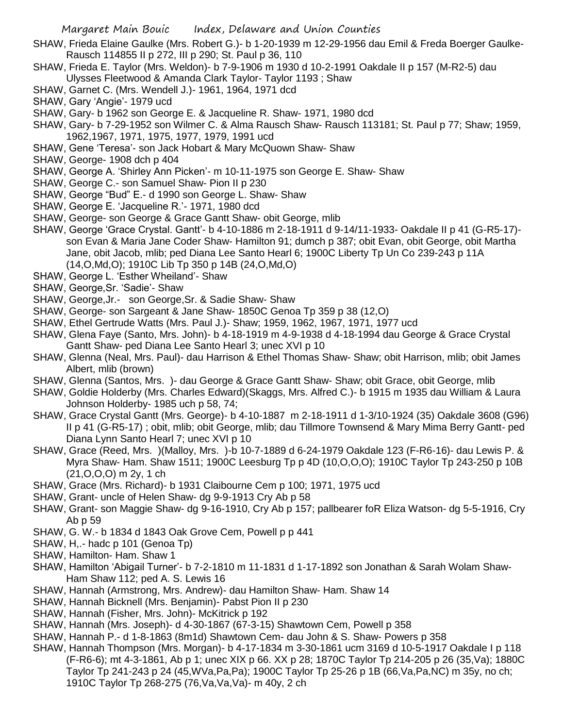SHAW, Frieda Elaine Gaulke (Mrs. Robert G.)- b 1-20-1939 m 12-29-1956 dau Emil & Freda Boerger Gaulke-Rausch 114855 II p 272, III p 290; St. Paul p 36, 110

SHAW, Frieda E. Taylor (Mrs. Weldon)- b 7-9-1906 m 1930 d 10-2-1991 Oakdale II p 157 (M-R2-5) dau Ulysses Fleetwood & Amanda Clark Taylor- Taylor 1193 ; Shaw

SHAW, Garnet C. (Mrs. Wendell J.)- 1961, 1964, 1971 dcd

SHAW, Gary 'Angie'- 1979 ucd

SHAW, Gary- b 1962 son George E. & Jacqueline R. Shaw- 1971, 1980 dcd

SHAW, Gary- b 7-29-1952 son Wilmer C. & Alma Rausch Shaw- Rausch 113181; St. Paul p 77; Shaw; 1959, 1962,1967, 1971, 1975, 1977, 1979, 1991 ucd

SHAW, Gene 'Teresa'- son Jack Hobart & Mary McQuown Shaw- Shaw

SHAW, George- 1908 dch p 404

SHAW, George A. 'Shirley Ann Picken'- m 10-11-1975 son George E. Shaw- Shaw

SHAW, George C.- son Samuel Shaw- Pion II p 230

SHAW, George "Bud" E.- d 1990 son George L. Shaw- Shaw

SHAW, George E. 'Jacqueline R.'- 1971, 1980 dcd

SHAW, George- son George & Grace Gantt Shaw- obit George, mlib

SHAW, George 'Grace Crystal. Gantt'- b 4-10-1886 m 2-18-1911 d 9-14/11-1933- Oakdale II p 41 (G-R5-17)- son Evan & Maria Jane Coder Shaw- Hamilton 91; dumch p 387; obit Evan, obit George, obit Martha Jane, obit Jacob, mlib; ped Diana Lee Santo Hearl 6; 1900C Liberty Tp Un Co 239-243 p 11A (14,O,Md,O); 1910C Lib Tp 350 p 14B (24,O,Md,O)

SHAW, George L. 'Esther Wheiland'- Shaw

SHAW, George,Sr. 'Sadie'- Shaw

SHAW, George,Jr.- son George,Sr. & Sadie Shaw- Shaw

SHAW, George- son Sargeant & Jane Shaw- 1850C Genoa Tp 359 p 38 (12,O)

SHAW, Ethel Gertrude Watts (Mrs. Paul J.)- Shaw; 1959, 1962, 1967, 1971, 1977 ucd

SHAW, Glena Faye (Santo, Mrs. John)- b 4-18-1919 m 4-9-1938 d 4-18-1994 dau George & Grace Crystal Gantt Shaw- ped Diana Lee Santo Hearl 3; unec XVI p 10

SHAW, Glenna (Neal, Mrs. Paul)- dau Harrison & Ethel Thomas Shaw- Shaw; obit Harrison, mlib; obit James Albert, mlib (brown)

SHAW, Glenna (Santos, Mrs. )- dau George & Grace Gantt Shaw- Shaw; obit Grace, obit George, mlib

SHAW, Goldie Holderby (Mrs. Charles Edward)(Skaggs, Mrs. Alfred C.)- b 1915 m 1935 dau William & Laura Johnson Holderby- 1985 uch p 58, 74;

SHAW, Grace Crystal Gantt (Mrs. George)- b 4-10-1887 m 2-18-1911 d 1-3/10-1924 (35) Oakdale 3608 (G96) II p 41 (G-R5-17) ; obit, mlib; obit George, mlib; dau Tillmore Townsend & Mary Mima Berry Gantt- ped Diana Lynn Santo Hearl 7; unec XVI p 10

SHAW, Grace (Reed, Mrs. )(Malloy, Mrs. )-b 10-7-1889 d 6-24-1979 Oakdale 123 (F-R6-16)- dau Lewis P. & Myra Shaw- Ham. Shaw 1511; 1900C Leesburg Tp p 4D (10,O,O,O); 1910C Taylor Tp 243-250 p 10B (21,O,O,O) m 2y, 1 ch

SHAW, Grace (Mrs. Richard)- b 1931 Claibourne Cem p 100; 1971, 1975 ucd

SHAW, Grant- uncle of Helen Shaw- dg 9-9-1913 Cry Ab p 58

SHAW, Grant- son Maggie Shaw- dg 9-16-1910, Cry Ab p 157; pallbearer foR Eliza Watson- dg 5-5-1916, Cry Ab p 59

SHAW, G. W.- b 1834 d 1843 Oak Grove Cem, Powell p p 441

SHAW, H,.- hadc p 101 (Genoa Tp)

SHAW, Hamilton- Ham. Shaw 1

SHAW, Hamilton 'Abigail Turner'- b 7-2-1810 m 11-1831 d 1-17-1892 son Jonathan & Sarah Wolam Shaw- Ham Shaw 112; ped A. S. Lewis 16

SHAW, Hannah (Armstrong, Mrs. Andrew)- dau Hamilton Shaw- Ham. Shaw 14

SHAW, Hannah Bicknell (Mrs. Benjamin)- Pabst Pion II p 230

SHAW, Hannah (Fisher, Mrs. John)- McKitrick p 192

SHAW, Hannah (Mrs. Joseph)- d 4-30-1867 (67-3-15) Shawtown Cem, Powell p 358

SHAW, Hannah P.- d 1-8-1863 (8m1d) Shawtown Cem- dau John & S. Shaw- Powers p 358

SHAW, Hannah Thompson (Mrs. Morgan)- b 4-17-1834 m 3-30-1861 ucm 3169 d 10-5-1917 Oakdale I p 118 (F-R6-6); mt 4-3-1861, Ab p 1; unec XIX p 66. XX p 28; 1870C Taylor Tp 214-205 p 26 (35,Va); 1880C Taylor Tp 241-243 p 24 (45,WVa,Pa,Pa); 1900C Taylor Tp 25-26 p 1B (66,Va,Pa,NC) m 35y, no ch; 1910C Taylor Tp 268-275 (76,Va,Va,Va)- m 40y, 2 ch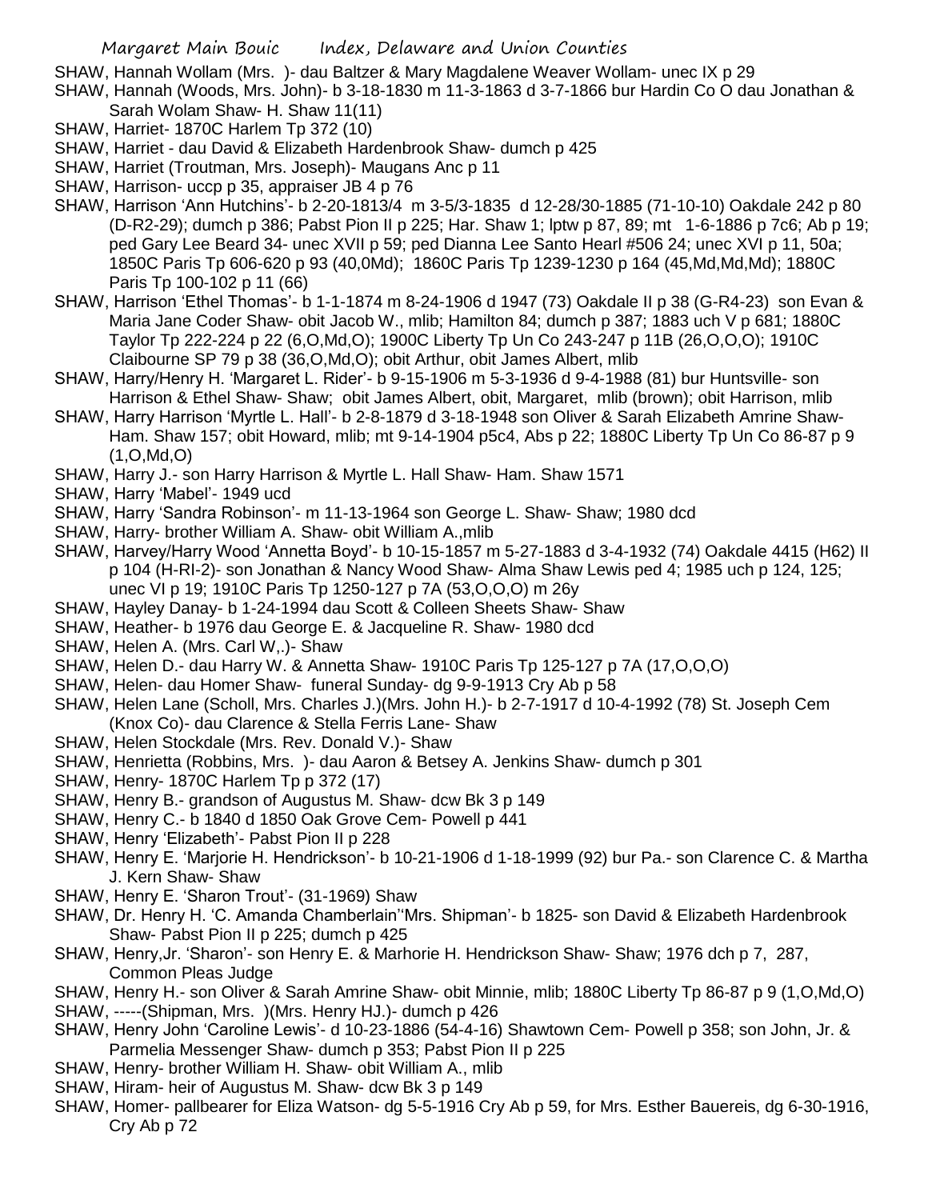SHAW, Hannah Wollam (Mrs. )- dau Baltzer & Mary Magdalene Weaver Wollam- unec IX p 29

SHAW, Hannah (Woods, Mrs. John)- b 3-18-1830 m 11-3-1863 d 3-7-1866 bur Hardin Co O dau Jonathan & Sarah Wolam Shaw- H. Shaw 11(11)

SHAW, Harriet- 1870C Harlem Tp 372 (10)

SHAW, Harriet - dau David & Elizabeth Hardenbrook Shaw- dumch p 425

SHAW, Harriet (Troutman, Mrs. Joseph)- Maugans Anc p 11

SHAW, Harrison- uccp p 35, appraiser JB 4 p 76

SHAW, Harrison 'Ann Hutchins'- b 2-20-1813/4 m 3-5/3-1835 d 12-28/30-1885 (71-10-10) Oakdale 242 p 80 (D-R2-29); dumch p 386; Pabst Pion II p 225; Har. Shaw 1; lptw p 87, 89; mt 1-6-1886 p 7c6; Ab p 19; ped Gary Lee Beard 34- unec XVII p 59; ped Dianna Lee Santo Hearl #506 24; unec XVI p 11, 50a; 1850C Paris Tp 606-620 p 93 (40,0Md); 1860C Paris Tp 1239-1230 p 164 (45,Md,Md,Md); 1880C Paris Tp 100-102 p 11 (66)

SHAW, Harrison 'Ethel Thomas'- b 1-1-1874 m 8-24-1906 d 1947 (73) Oakdale II p 38 (G-R4-23) son Evan & Maria Jane Coder Shaw- obit Jacob W., mlib; Hamilton 84; dumch p 387; 1883 uch V p 681; 1880C Taylor Tp 222-224 p 22 (6,O,Md,O); 1900C Liberty Tp Un Co 243-247 p 11B (26,O,O,O); 1910C Claibourne SP 79 p 38 (36,O,Md,O); obit Arthur, obit James Albert, mlib

SHAW, Harry/Henry H. 'Margaret L. Rider'- b 9-15-1906 m 5-3-1936 d 9-4-1988 (81) bur Huntsville- son Harrison & Ethel Shaw- Shaw; obit James Albert, obit, Margaret, mlib (brown); obit Harrison, mlib

SHAW, Harry Harrison 'Myrtle L. Hall'- b 2-8-1879 d 3-18-1948 son Oliver & Sarah Elizabeth Amrine Shaw- Ham. Shaw 157; obit Howard, mlib; mt 9-14-1904 p5c4, Abs p 22; 1880C Liberty Tp Un Co 86-87 p 9 (1,O,Md,O)

SHAW, Harry J.- son Harry Harrison & Myrtle L. Hall Shaw- Ham. Shaw 1571

SHAW, Harry 'Mabel'- 1949 ucd

SHAW, Harry 'Sandra Robinson'- m 11-13-1964 son George L. Shaw- Shaw; 1980 dcd

SHAW, Harry- brother William A. Shaw- obit William A.,mlib

SHAW, Harvey/Harry Wood 'Annetta Boyd'- b 10-15-1857 m 5-27-1883 d 3-4-1932 (74) Oakdale 4415 (H62) II p 104 (H-RI-2)- son Jonathan & Nancy Wood Shaw- Alma Shaw Lewis ped 4; 1985 uch p 124, 125; unec VI p 19; 1910C Paris Tp 1250-127 p 7A (53,O,O,O) m 26y

SHAW, Hayley Danay- b 1-24-1994 dau Scott & Colleen Sheets Shaw- Shaw

SHAW, Heather- b 1976 dau George E. & Jacqueline R. Shaw- 1980 dcd

SHAW, Helen A. (Mrs. Carl W,.)- Shaw

SHAW, Helen D.- dau Harry W. & Annetta Shaw- 1910C Paris Tp 125-127 p 7A (17,O,O,O)

SHAW, Helen- dau Homer Shaw- funeral Sunday- dg 9-9-1913 Cry Ab p 58

SHAW, Helen Lane (Scholl, Mrs. Charles J.)(Mrs. John H.)- b 2-7-1917 d 10-4-1992 (78) St. Joseph Cem (Knox Co)- dau Clarence & Stella Ferris Lane- Shaw

SHAW, Helen Stockdale (Mrs. Rev. Donald V.)- Shaw

SHAW, Henrietta (Robbins, Mrs. )- dau Aaron & Betsey A. Jenkins Shaw- dumch p 301

SHAW, Henry- 1870C Harlem Tp p 372 (17)

SHAW, Henry B.- grandson of Augustus M. Shaw- dcw Bk 3 p 149

SHAW, Henry C.- b 1840 d 1850 Oak Grove Cem- Powell p 441

SHAW, Henry 'Elizabeth'- Pabst Pion II p 228

SHAW, Henry E. 'Marjorie H. Hendrickson'- b 10-21-1906 d 1-18-1999 (92) bur Pa.- son Clarence C. & Martha J. Kern Shaw- Shaw

SHAW, Henry E. 'Sharon Trout'- (31-1969) Shaw

SHAW, Dr. Henry H. 'C. Amanda Chamberlain''Mrs. Shipman'- b 1825- son David & Elizabeth Hardenbrook Shaw- Pabst Pion II p 225; dumch p 425

SHAW, Henry,Jr. 'Sharon'- son Henry E. & Marhorie H. Hendrickson Shaw- Shaw; 1976 dch p 7, 287, Common Pleas Judge

SHAW, Henry H.- son Oliver & Sarah Amrine Shaw- obit Minnie, mlib; 1880C Liberty Tp 86-87 p 9 (1,O,Md,O)

SHAW, -----(Shipman, Mrs. )(Mrs. Henry HJ.)- dumch p 426

SHAW, Henry John 'Caroline Lewis'- d 10-23-1886 (54-4-16) Shawtown Cem- Powell p 358; son John, Jr. & Parmelia Messenger Shaw- dumch p 353; Pabst Pion II p 225

SHAW, Henry- brother William H. Shaw- obit William A., mlib

SHAW, Hiram- heir of Augustus M. Shaw- dcw Bk 3 p 149

SHAW, Homer- pallbearer for Eliza Watson- dg 5-5-1916 Cry Ab p 59, for Mrs. Esther Bauereis, dg 6-30-1916, Cry Ab p 72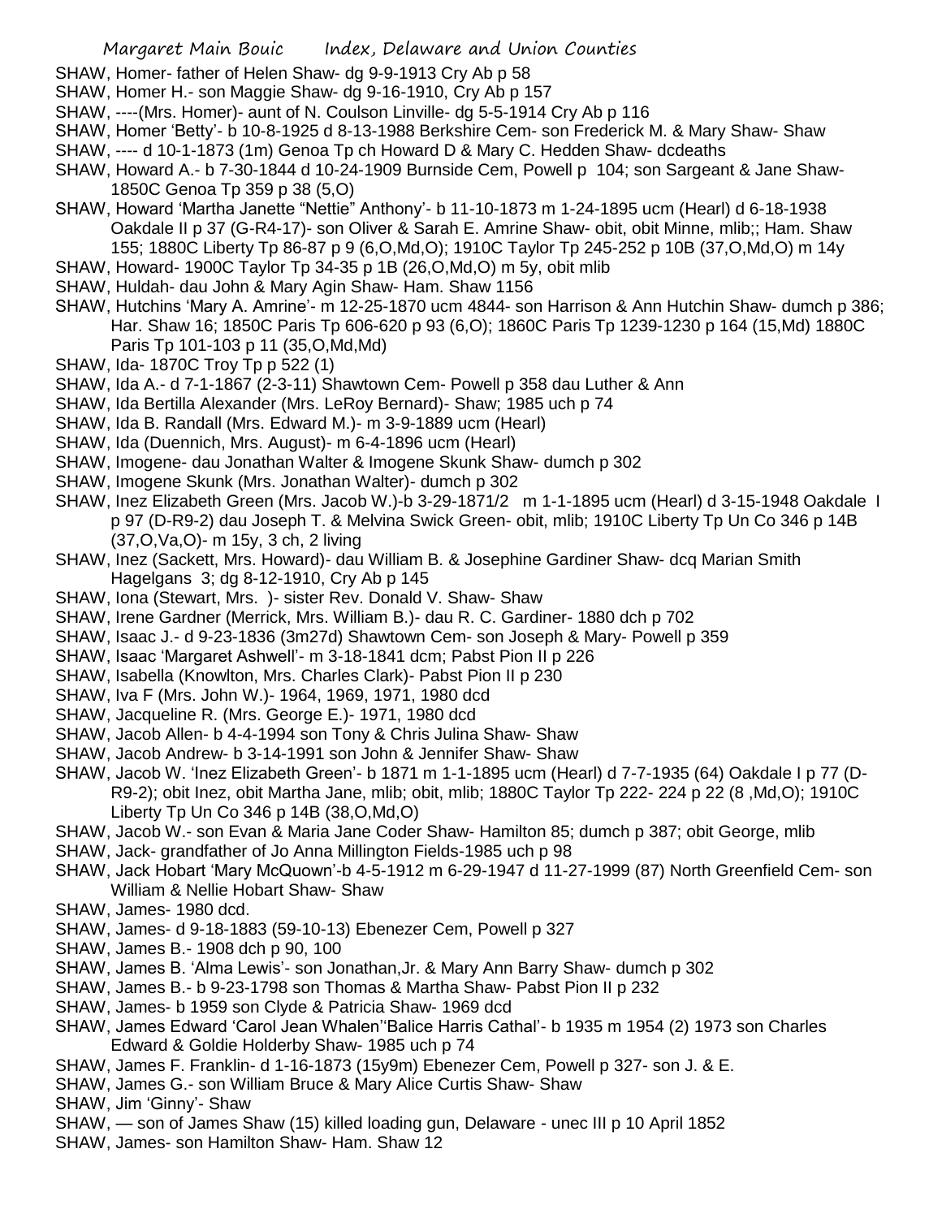SHAW, Homer- father of Helen Shaw- dg 9-9-1913 Cry Ab p 58

SHAW, Homer H.- son Maggie Shaw- dg 9-16-1910, Cry Ab p 157

SHAW, ----(Mrs. Homer)- aunt of N. Coulson Linville- dg 5-5-1914 Cry Ab p 116

SHAW, Homer 'Betty'- b 10-8-1925 d 8-13-1988 Berkshire Cem- son Frederick M. & Mary Shaw- Shaw

SHAW, ---- d 10-1-1873 (1m) Genoa Tp ch Howard D & Mary C. Hedden Shaw- dcdeaths

SHAW, Howard A.- b 7-30-1844 d 10-24-1909 Burnside Cem, Powell p 104; son Sargeant & Jane Shaw- 1850C Genoa Tp 359 p 38 (5,O)

SHAW, Howard 'Martha Janette "Nettie" Anthony'- b 11-10-1873 m 1-24-1895 ucm (Hearl) d 6-18-1938 Oakdale II p 37 (G-R4-17)- son Oliver & Sarah E. Amrine Shaw- obit, obit Minne, mlib;; Ham. Shaw 155; 1880C Liberty Tp 86-87 p 9 (6,O,Md,O); 1910C Taylor Tp 245-252 p 10B (37,O,Md,O) m 14y

SHAW, Howard- 1900C Taylor Tp 34-35 p 1B (26,O,Md,O) m 5y, obit mlib

SHAW, Huldah- dau John & Mary Agin Shaw- Ham. Shaw 1156

SHAW, Hutchins 'Mary A. Amrine'- m 12-25-1870 ucm 4844- son Harrison & Ann Hutchin Shaw- dumch p 386; Har. Shaw 16; 1850C Paris Tp 606-620 p 93 (6,O); 1860C Paris Tp 1239-1230 p 164 (15,Md) 1880C Paris Tp 101-103 p 11 (35,O,Md,Md)

SHAW, Ida- 1870C Troy Tp p 522 (1)

SHAW, Ida A.- d 7-1-1867 (2-3-11) Shawtown Cem- Powell p 358 dau Luther & Ann

SHAW, Ida Bertilla Alexander (Mrs. LeRoy Bernard)- Shaw; 1985 uch p 74

SHAW, Ida B. Randall (Mrs. Edward M.)- m 3-9-1889 ucm (Hearl)

SHAW, Ida (Duennich, Mrs. August)- m 6-4-1896 ucm (Hearl)

SHAW, Imogene- dau Jonathan Walter & Imogene Skunk Shaw- dumch p 302

SHAW, Imogene Skunk (Mrs. Jonathan Walter)- dumch p 302

SHAW, Inez Elizabeth Green (Mrs. Jacob W.)-b 3-29-1871/2 m 1-1-1895 ucm (Hearl) d 3-15-1948 Oakdale I p 97 (D-R9-2) dau Joseph T. & Melvina Swick Green- obit, mlib; 1910C Liberty Tp Un Co 346 p 14B (37,O,Va,O)- m 15y, 3 ch, 2 living

SHAW, Inez (Sackett, Mrs. Howard)- dau William B. & Josephine Gardiner Shaw- dcq Marian Smith Hagelgans 3; dg 8-12-1910, Cry Ab p 145

SHAW, Iona (Stewart, Mrs. )- sister Rev. Donald V. Shaw- Shaw

SHAW, Irene Gardner (Merrick, Mrs. William B.)- dau R. C. Gardiner- 1880 dch p 702

SHAW, Isaac J.- d 9-23-1836 (3m27d) Shawtown Cem- son Joseph & Mary- Powell p 359

SHAW, Isaac 'Margaret Ashwell'- m 3-18-1841 dcm; Pabst Pion II p 226

SHAW, Isabella (Knowlton, Mrs. Charles Clark)- Pabst Pion II p 230

SHAW, Iva F (Mrs. John W.)- 1964, 1969, 1971, 1980 dcd

SHAW, Jacqueline R. (Mrs. George E.)- 1971, 1980 dcd

SHAW, Jacob Allen- b 4-4-1994 son Tony & Chris Julina Shaw- Shaw

SHAW, Jacob Andrew- b 3-14-1991 son John & Jennifer Shaw- Shaw

SHAW, Jacob W. 'Inez Elizabeth Green'- b 1871 m 1-1-1895 ucm (Hearl) d 7-7-1935 (64) Oakdale I p 77 (D-R9-2); obit Inez, obit Martha Jane, mlib; obit, mlib; 1880C Taylor Tp 222- 224 p 22 (8 ,Md,O); 1910C Liberty Tp Un Co 346 p 14B (38,O,Md,O)

SHAW, Jacob W.- son Evan & Maria Jane Coder Shaw- Hamilton 85; dumch p 387; obit George, mlib

SHAW, Jack- grandfather of Jo Anna Millington Fields-1985 uch p 98

SHAW, Jack Hobart 'Mary McQuown'-b 4-5-1912 m 6-29-1947 d 11-27-1999 (87) North Greenfield Cem- son William & Nellie Hobart Shaw- Shaw

SHAW, James- 1980 dcd.

SHAW, James- d 9-18-1883 (59-10-13) Ebenezer Cem, Powell p 327

SHAW, James B.- 1908 dch p 90, 100

SHAW, James B. 'Alma Lewis'- son Jonathan,Jr. & Mary Ann Barry Shaw- dumch p 302

SHAW, James B.- b 9-23-1798 son Thomas & Martha Shaw- Pabst Pion II p 232

SHAW, James- b 1959 son Clyde & Patricia Shaw- 1969 dcd

SHAW, James Edward 'Carol Jean Whalen''Balice Harris Cathal'- b 1935 m 1954 (2) 1973 son Charles Edward & Goldie Holderby Shaw- 1985 uch p 74

SHAW, James F. Franklin- d 1-16-1873 (15y9m) Ebenezer Cem, Powell p 327- son J. & E.

SHAW, James G.- son William Bruce & Mary Alice Curtis Shaw- Shaw

SHAW, Jim 'Ginny'- Shaw

SHAW, — son of James Shaw (15) killed loading gun, Delaware - unec III p 10 April 1852

SHAW, James- son Hamilton Shaw- Ham. Shaw 12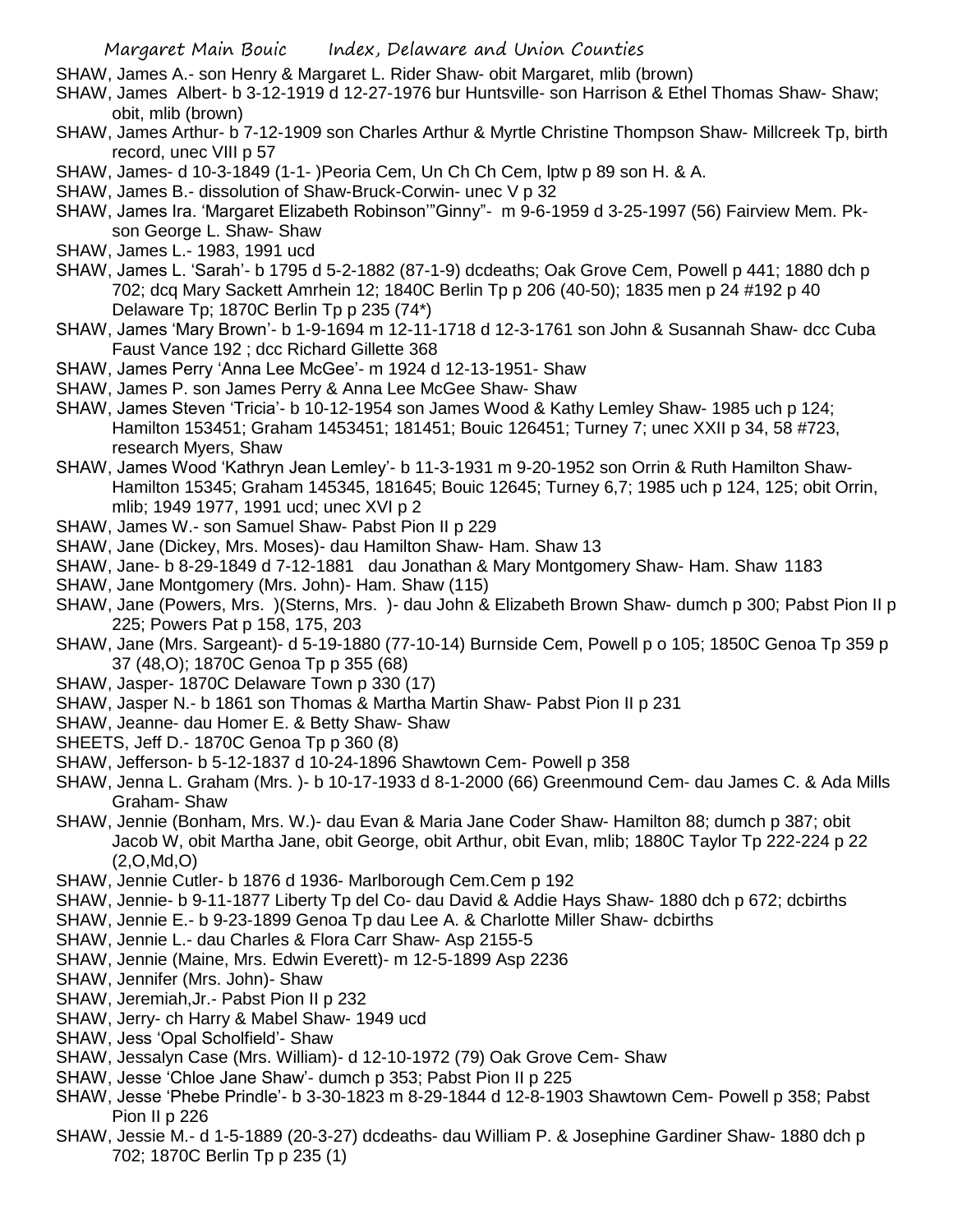SHAW, James A.- son Henry & Margaret L. Rider Shaw- obit Margaret, mlib (brown)

SHAW, James Albert- b 3-12-1919 d 12-27-1976 bur Huntsville- son Harrison & Ethel Thomas Shaw- Shaw; obit, mlib (brown)

SHAW, James Arthur- b 7-12-1909 son Charles Arthur & Myrtle Christine Thompson Shaw- Millcreek Tp, birth record, unec VIII p 57

SHAW, James- d 10-3-1849 (1-1- )Peoria Cem, Un Ch Ch Cem, lptw p 89 son H. & A.

SHAW, James B.- dissolution of Shaw-Bruck-Corwin- unec V p 32

SHAW, James Ira. 'Margaret Elizabeth Robinson'"Ginny"- m 9-6-1959 d 3-25-1997 (56) Fairview Mem. Pk- son George L. Shaw- Shaw

SHAW, James L.- 1983, 1991 ucd

SHAW, James L. 'Sarah'- b 1795 d 5-2-1882 (87-1-9) dcdeaths; Oak Grove Cem, Powell p 441; 1880 dch p 702; dcq Mary Sackett Amrhein 12; 1840C Berlin Tp p 206 (40-50); 1835 men p 24 #192 p 40 Delaware Tp; 1870C Berlin Tp p 235 (74*)

SHAW, James 'Mary Brown'- b 1-9-1694 m 12-11-1718 d 12-3-1761 son John & Susannah Shaw- dcc Cuba Faust Vance 192 ; dcc Richard Gillette 368

SHAW, James Perry 'Anna Lee McGee'- m 1924 d 12-13-1951- Shaw

SHAW, James P. son James Perry & Anna Lee McGee Shaw- Shaw

SHAW, James Steven 'Tricia'- b 10-12-1954 son James Wood & Kathy Lemley Shaw- 1985 uch p 124; Hamilton 153451; Graham 1453451; 181451; Bouic 126451; Turney 7; unec XXII p 34, 58 #723, research Myers, Shaw

SHAW, James Wood 'Kathryn Jean Lemley'- b 11-3-1931 m 9-20-1952 son Orrin & Ruth Hamilton Shaw- Hamilton 15345; Graham 145345, 181645; Bouic 12645; Turney 6,7; 1985 uch p 124, 125; obit Orrin, mlib; 1949 1977, 1991 ucd; unec XVI p 2

SHAW, James W.- son Samuel Shaw- Pabst Pion II p 229

SHAW, Jane (Dickey, Mrs. Moses)- dau Hamilton Shaw- Ham. Shaw 13

SHAW, Jane- b 8-29-1849 d 7-12-1881 dau Jonathan & Mary Montgomery Shaw- Ham. Shaw 1183

SHAW, Jane Montgomery (Mrs. John)- Ham. Shaw (115)

SHAW, Jane (Powers, Mrs. )(Sterns, Mrs. )- dau John & Elizabeth Brown Shaw- dumch p 300; Pabst Pion II p 225; Powers Pat p 158, 175, 203

SHAW, Jane (Mrs. Sargeant)- d 5-19-1880 (77-10-14) Burnside Cem, Powell p o 105; 1850C Genoa Tp 359 p 37 (48,O); 1870C Genoa Tp p 355 (68)

SHAW, Jasper- 1870C Delaware Town p 330 (17)

SHAW, Jasper N.- b 1861 son Thomas & Martha Martin Shaw- Pabst Pion II p 231

SHAW, Jeanne- dau Homer E. & Betty Shaw- Shaw

SHEETS, Jeff D.- 1870C Genoa Tp p 360 (8)

SHAW, Jefferson- b 5-12-1837 d 10-24-1896 Shawtown Cem- Powell p 358

SHAW, Jenna L. Graham (Mrs. )- b 10-17-1933 d 8-1-2000 (66) Greenmound Cem- dau James C. & Ada Mills Graham- Shaw

SHAW, Jennie (Bonham, Mrs. W.)- dau Evan & Maria Jane Coder Shaw- Hamilton 88; dumch p 387; obit Jacob W, obit Martha Jane, obit George, obit Arthur, obit Evan, mlib; 1880C Taylor Tp 222-224 p 22 (2,O,Md,O)

SHAW, Jennie Cutler- b 1876 d 1936- Marlborough Cem.Cem p 192

SHAW, Jennie- b 9-11-1877 Liberty Tp del Co- dau David & Addie Hays Shaw- 1880 dch p 672; dcbirths

SHAW, Jennie E.- b 9-23-1899 Genoa Tp dau Lee A. & Charlotte Miller Shaw- dcbirths

SHAW, Jennie L.- dau Charles & Flora Carr Shaw- Asp 2155-5

SHAW, Jennie (Maine, Mrs. Edwin Everett)- m 12-5-1899 Asp 2236

SHAW, Jennifer (Mrs. John)- Shaw

SHAW, Jeremiah,Jr.- Pabst Pion II p 232

SHAW, Jerry- ch Harry & Mabel Shaw- 1949 ucd

SHAW, Jess 'Opal Scholfield'- Shaw

SHAW, Jessalyn Case (Mrs. William)- d 12-10-1972 (79) Oak Grove Cem- Shaw

SHAW, Jesse 'Chloe Jane Shaw'- dumch p 353; Pabst Pion II p 225

SHAW, Jesse 'Phebe Prindle'- b 3-30-1823 m 8-29-1844 d 12-8-1903 Shawtown Cem- Powell p 358; Pabst Pion II p 226

SHAW, Jessie M.- d 1-5-1889 (20-3-27) dcdeaths- dau William P. & Josephine Gardiner Shaw- 1880 dch p 702; 1870C Berlin Tp p 235 (1)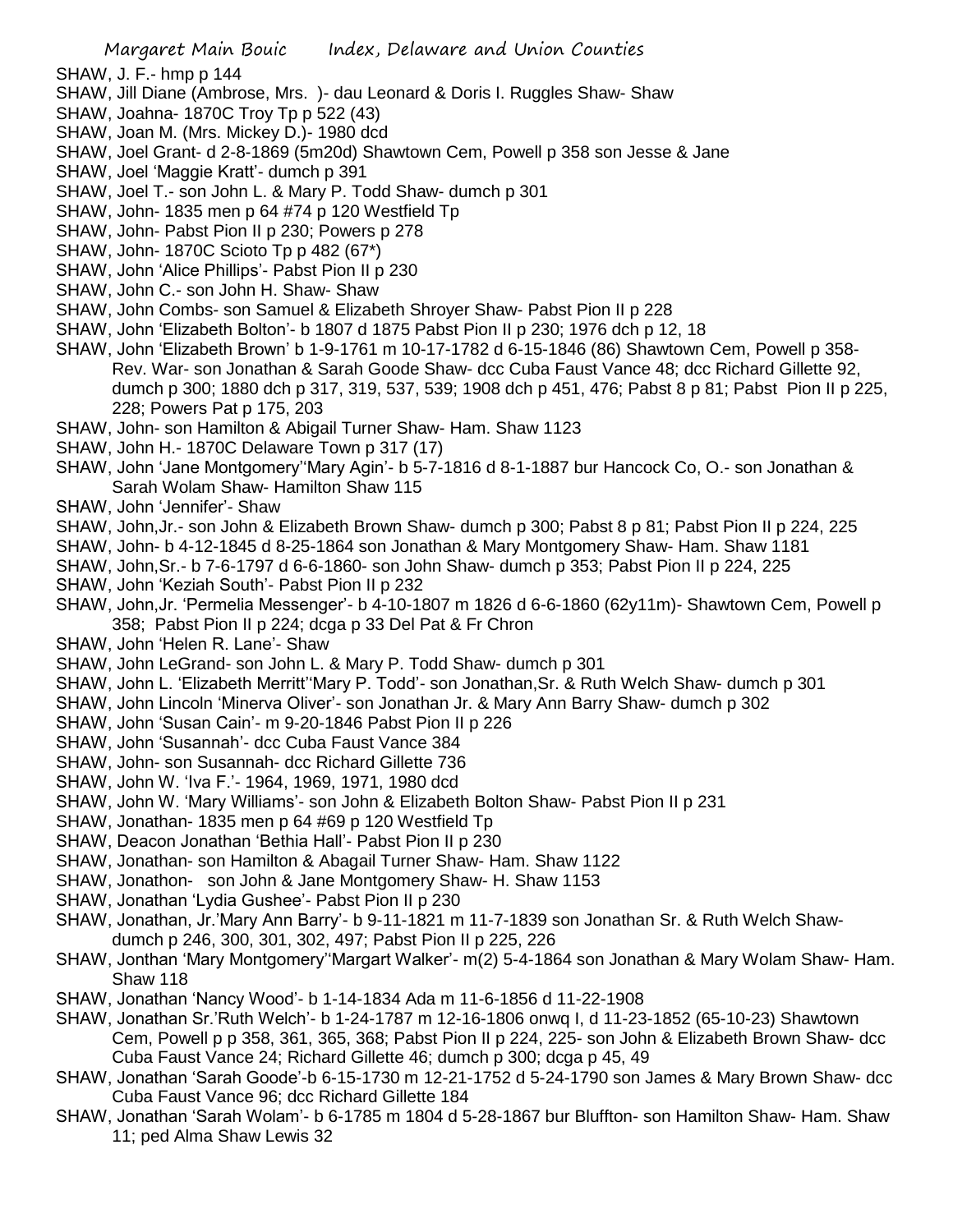SHAW, J. F.- hmp p 144

SHAW, Jill Diane (Ambrose, Mrs. )- dau Leonard & Doris I. Ruggles Shaw- Shaw

SHAW, Joahna- 1870C Troy Tp p 522 (43)

SHAW, Joan M. (Mrs. Mickey D.)- 1980 dcd

SHAW, Joel Grant- d 2-8-1869 (5m20d) Shawtown Cem, Powell p 358 son Jesse & Jane

SHAW, Joel 'Maggie Kratt'- dumch p 391

SHAW, Joel T.- son John L. & Mary P. Todd Shaw- dumch p 301

SHAW, John- 1835 men p 64 #74 p 120 Westfield Tp

SHAW, John- Pabst Pion II p 230; Powers p 278

SHAW, John- 1870C Scioto Tp p 482 (67*)

SHAW, John 'Alice Phillips'- Pabst Pion II p 230

SHAW, John C.- son John H. Shaw- Shaw

SHAW, John Combs- son Samuel & Elizabeth Shroyer Shaw- Pabst Pion II p 228

SHAW, John 'Elizabeth Bolton'- b 1807 d 1875 Pabst Pion II p 230; 1976 dch p 12, 18

SHAW, John 'Elizabeth Brown' b 1-9-1761 m 10-17-1782 d 6-15-1846 (86) Shawtown Cem, Powell p 358- Rev. War- son Jonathan & Sarah Goode Shaw- dcc Cuba Faust Vance 48; dcc Richard Gillette 92, dumch p 300; 1880 dch p 317, 319, 537, 539; 1908 dch p 451, 476; Pabst 8 p 81; Pabst Pion II p 225, 228; Powers Pat p 175, 203

SHAW, John- son Hamilton & Abigail Turner Shaw- Ham. Shaw 1123

SHAW, John H.- 1870C Delaware Town p 317 (17)

SHAW, John 'Jane Montgomery''Mary Agin'- b 5-7-1816 d 8-1-1887 bur Hancock Co, O.- son Jonathan & Sarah Wolam Shaw- Hamilton Shaw 115

SHAW, John 'Jennifer'- Shaw

SHAW, John,Jr.- son John & Elizabeth Brown Shaw- dumch p 300; Pabst 8 p 81; Pabst Pion II p 224, 225

SHAW, John- b 4-12-1845 d 8-25-1864 son Jonathan & Mary Montgomery Shaw- Ham. Shaw 1181

SHAW, John,Sr.- b 7-6-1797 d 6-6-1860- son John Shaw- dumch p 353; Pabst Pion II p 224, 225

SHAW, John 'Keziah South'- Pabst Pion II p 232

SHAW, John,Jr. 'Permelia Messenger'- b 4-10-1807 m 1826 d 6-6-1860 (62y11m)- Shawtown Cem, Powell p 358; Pabst Pion II p 224; dcga p 33 Del Pat & Fr Chron

SHAW, John 'Helen R. Lane'- Shaw

SHAW, John LeGrand- son John L. & Mary P. Todd Shaw- dumch p 301

SHAW, John L. 'Elizabeth Merritt''Mary P. Todd'- son Jonathan,Sr. & Ruth Welch Shaw- dumch p 301

SHAW, John Lincoln 'Minerva Oliver'- son Jonathan Jr. & Mary Ann Barry Shaw- dumch p 302

SHAW, John 'Susan Cain'- m 9-20-1846 Pabst Pion II p 226

SHAW, John 'Susannah'- dcc Cuba Faust Vance 384

SHAW, John- son Susannah- dcc Richard Gillette 736

SHAW, John W. 'Iva F.'- 1964, 1969, 1971, 1980 dcd

SHAW, John W. 'Mary Williams'- son John & Elizabeth Bolton Shaw- Pabst Pion II p 231

SHAW, Jonathan- 1835 men p 64 #69 p 120 Westfield Tp

SHAW, Deacon Jonathan 'Bethia Hall'- Pabst Pion II p 230

SHAW, Jonathan- son Hamilton & Abagail Turner Shaw- Ham. Shaw 1122

SHAW, Jonathon- son John & Jane Montgomery Shaw- H. Shaw 1153

SHAW, Jonathan 'Lydia Gushee'- Pabst Pion II p 230

SHAW, Jonathan, Jr.'Mary Ann Barry'- b 9-11-1821 m 11-7-1839 son Jonathan Sr. & Ruth Welch Shaw- dumch p 246, 300, 301, 302, 497; Pabst Pion II p 225, 226

SHAW, Jonthan 'Mary Montgomery''Margart Walker'- m(2) 5-4-1864 son Jonathan & Mary Wolam Shaw- Ham. Shaw 118

SHAW, Jonathan 'Nancy Wood'- b 1-14-1834 Ada m 11-6-1856 d 11-22-1908

SHAW, Jonathan Sr.'Ruth Welch'- b 1-24-1787 m 12-16-1806 onwq I, d 11-23-1852 (65-10-23) Shawtown Cem, Powell p p 358, 361, 365, 368; Pabst Pion II p 224, 225- son John & Elizabeth Brown Shaw- dcc Cuba Faust Vance 24; Richard Gillette 46; dumch p 300; dcga p 45, 49

SHAW, Jonathan 'Sarah Goode'-b 6-15-1730 m 12-21-1752 d 5-24-1790 son James & Mary Brown Shaw- dcc Cuba Faust Vance 96; dcc Richard Gillette 184

SHAW, Jonathan 'Sarah Wolam'- b 6-1785 m 1804 d 5-28-1867 bur Bluffton- son Hamilton Shaw- Ham. Shaw 11; ped Alma Shaw Lewis 32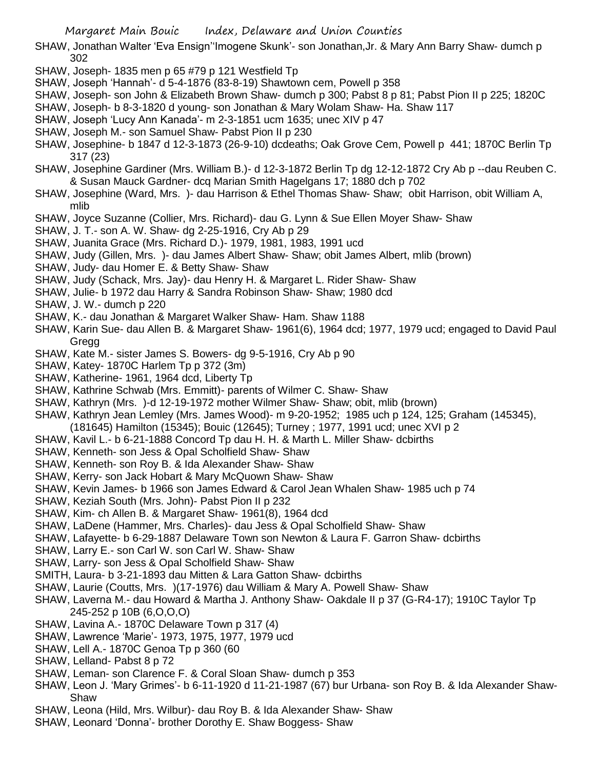SHAW, Jonathan Walter 'Eva Ensign''Imogene Skunk'- son Jonathan,Jr. & Mary Ann Barry Shaw- dumch p 302

SHAW, Joseph- 1835 men p 65 #79 p 121 Westfield Tp

SHAW, Joseph 'Hannah'- d 5-4-1876 (83-8-19) Shawtown cem, Powell p 358

SHAW, Joseph- son John & Elizabeth Brown Shaw- dumch p 300; Pabst 8 p 81; Pabst Pion II p 225; 1820C

SHAW, Joseph- b 8-3-1820 d young- son Jonathan & Mary Wolam Shaw- Ha. Shaw 117

SHAW, Joseph 'Lucy Ann Kanada'- m 2-3-1851 ucm 1635; unec XIV p 47

SHAW, Joseph M.- son Samuel Shaw- Pabst Pion II p 230

SHAW, Josephine- b 1847 d 12-3-1873 (26-9-10) dcdeaths; Oak Grove Cem, Powell p 441; 1870C Berlin Tp 317 (23)

SHAW, Josephine Gardiner (Mrs. William B.)- d 12-3-1872 Berlin Tp dg 12-12-1872 Cry Ab p --dau Reuben C. & Susan Mauck Gardner- dcq Marian Smith Hagelgans 17; 1880 dch p 702

SHAW, Josephine (Ward, Mrs. )- dau Harrison & Ethel Thomas Shaw- Shaw; obit Harrison, obit William A, mlib

SHAW, Joyce Suzanne (Collier, Mrs. Richard)- dau G. Lynn & Sue Ellen Moyer Shaw- Shaw

SHAW, J. T.- son A. W. Shaw- dg 2-25-1916, Cry Ab p 29

SHAW, Juanita Grace (Mrs. Richard D.)- 1979, 1981, 1983, 1991 ucd

SHAW, Judy (Gillen, Mrs. )- dau James Albert Shaw- Shaw; obit James Albert, mlib (brown)

SHAW, Judy- dau Homer E. & Betty Shaw- Shaw

SHAW, Judy (Schack, Mrs. Jay)- dau Henry H. & Margaret L. Rider Shaw- Shaw

SHAW, Julie- b 1972 dau Harry & Sandra Robinson Shaw- Shaw; 1980 dcd

SHAW, J. W.- dumch p 220

SHAW, K.- dau Jonathan & Margaret Walker Shaw- Ham. Shaw 1188

SHAW, Karin Sue- dau Allen B. & Margaret Shaw- 1961(6), 1964 dcd; 1977, 1979 ucd; engaged to David Paul Gregg

SHAW, Kate M.- sister James S. Bowers- dg 9-5-1916, Cry Ab p 90

SHAW, Katey- 1870C Harlem Tp p 372 (3m)

SHAW, Katherine- 1961, 1964 dcd, Liberty Tp

SHAW, Kathrine Schwab (Mrs. Emmitt)- parents of Wilmer C. Shaw- Shaw

SHAW, Kathryn (Mrs. )-d 12-19-1972 mother Wilmer Shaw- Shaw; obit, mlib (brown)

SHAW, Kathryn Jean Lemley (Mrs. James Wood)- m 9-20-1952; 1985 uch p 124, 125; Graham (145345), (181645) Hamilton (15345); Bouic (12645); Turney ; 1977, 1991 ucd; unec XVI p 2

SHAW, Kavil L.- b 6-21-1888 Concord Tp dau H. H. & Marth L. Miller Shaw- dcbirths

SHAW, Kenneth- son Jess & Opal Scholfield Shaw- Shaw

SHAW, Kenneth- son Roy B. & Ida Alexander Shaw- Shaw

SHAW, Kerry- son Jack Hobart & Mary McQuown Shaw- Shaw

SHAW, Kevin James- b 1966 son James Edward & Carol Jean Whalen Shaw- 1985 uch p 74

SHAW, Keziah South (Mrs. John)- Pabst Pion II p 232

SHAW, Kim- ch Allen B. & Margaret Shaw- 1961(8), 1964 dcd

SHAW, LaDene (Hammer, Mrs. Charles)- dau Jess & Opal Scholfield Shaw- Shaw

SHAW, Lafayette- b 6-29-1887 Delaware Town son Newton & Laura F. Garron Shaw- dcbirths

SHAW, Larry E.- son Carl W. son Carl W. Shaw- Shaw

SHAW, Larry- son Jess & Opal Scholfield Shaw- Shaw

SMITH, Laura- b 3-21-1893 dau Mitten & Lara Gatton Shaw- dcbirths

SHAW, Laurie (Coutts, Mrs. )(17-1976) dau William & Mary A. Powell Shaw- Shaw

SHAW, Laverna M.- dau Howard & Martha J. Anthony Shaw- Oakdale II p 37 (G-R4-17); 1910C Taylor Tp 245-252 p 10B (6,O,O,O)

SHAW, Lavina A.- 1870C Delaware Town p 317 (4)

SHAW, Lawrence 'Marie'- 1973, 1975, 1977, 1979 ucd

SHAW, Lell A.- 1870C Genoa Tp p 360 (60

SHAW, Lelland- Pabst 8 p 72

SHAW, Leman- son Clarence F. & Coral Sloan Shaw- dumch p 353

SHAW, Leon J. 'Mary Grimes'- b 6-11-1920 d 11-21-1987 (67) bur Urbana- son Roy B. & Ida Alexander Shaw- Shaw

SHAW, Leona (Hild, Mrs. Wilbur)- dau Roy B. & Ida Alexander Shaw- Shaw

SHAW, Leonard 'Donna'- brother Dorothy E. Shaw Boggess- Shaw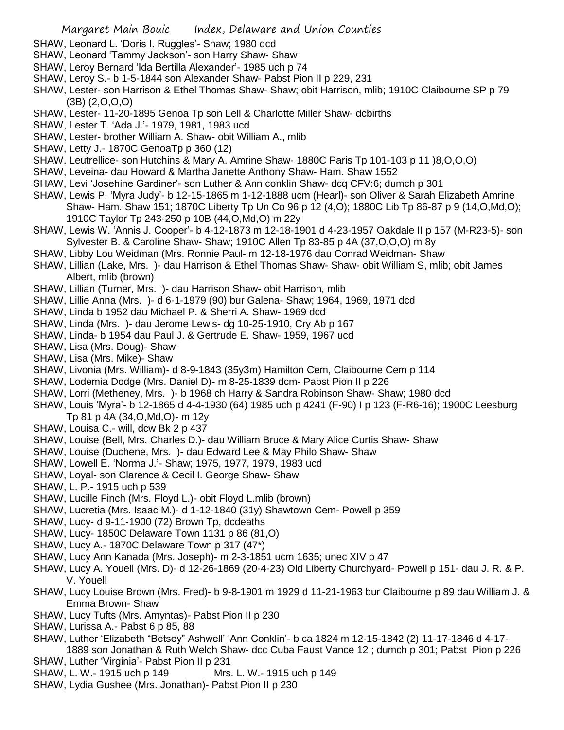SHAW, Leonard L. 'Doris I. Ruggles'- Shaw; 1980 dcd

SHAW, Leonard 'Tammy Jackson'- son Harry Shaw- Shaw

SHAW, Leroy Bernard 'Ida Bertilla Alexander'- 1985 uch p 74

SHAW, Leroy S.- b 1-5-1844 son Alexander Shaw- Pabst Pion II p 229, 231

SHAW, Lester- son Harrison & Ethel Thomas Shaw- Shaw; obit Harrison, mlib; 1910C Claibourne SP p 79 (3B) (2,O,O,O)

SHAW, Lester- 11-20-1895 Genoa Tp son Lell & Charlotte Miller Shaw- dcbirths

SHAW, Lester T. 'Ada J.'- 1979, 1981, 1983 ucd

SHAW, Lester- brother William A. Shaw- obit William A., mlib

SHAW, Letty J.- 1870C GenoaTp p 360 (12)

SHAW, Leutrellice- son Hutchins & Mary A. Amrine Shaw- 1880C Paris Tp 101-103 p 11 )8,O,O,O)

SHAW, Leveina- dau Howard & Martha Janette Anthony Shaw- Ham. Shaw 1552

SHAW, Levi 'Josehine Gardiner'- son Luther & Ann conklin Shaw- dcq CFV:6; dumch p 301

SHAW, Lewis P. 'Myra Judy'- b 12-15-1865 m 1-12-1888 ucm (Hearl)- son Oliver & Sarah Elizabeth Amrine Shaw- Ham. Shaw 151; 1870C Liberty Tp Un Co 96 p 12 (4,O); 1880C Lib Tp 86-87 p 9 (14,O,Md,O); 1910C Taylor Tp 243-250 p 10B (44,O,Md,O) m 22y

SHAW, Lewis W. 'Annis J. Cooper'- b 4-12-1873 m 12-18-1901 d 4-23-1957 Oakdale II p 157 (M-R23-5)- son Sylvester B. & Caroline Shaw- Shaw; 1910C Allen Tp 83-85 p 4A (37,O,O,O) m 8y

SHAW, Libby Lou Weidman (Mrs. Ronnie Paul- m 12-18-1976 dau Conrad Weidman- Shaw

SHAW, Lillian (Lake, Mrs. )- dau Harrison & Ethel Thomas Shaw- Shaw- obit William S, mlib; obit James Albert, mlib (brown)

SHAW, Lillian (Turner, Mrs. )- dau Harrison Shaw- obit Harrison, mlib

SHAW, Lillie Anna (Mrs. )- d 6-1-1979 (90) bur Galena- Shaw; 1964, 1969, 1971 dcd

SHAW, Linda b 1952 dau Michael P. & Sherri A. Shaw- 1969 dcd

SHAW, Linda (Mrs. )- dau Jerome Lewis- dg 10-25-1910, Cry Ab p 167

SHAW, Linda- b 1954 dau Paul J. & Gertrude E. Shaw- 1959, 1967 ucd

SHAW, Lisa (Mrs. Doug)- Shaw

SHAW, Lisa (Mrs. Mike)- Shaw

SHAW, Livonia (Mrs. William)- d 8-9-1843 (35y3m) Hamilton Cem, Claibourne Cem p 114

SHAW, Lodemia Dodge (Mrs. Daniel D)- m 8-25-1839 dcm- Pabst Pion II p 226

SHAW, Lorri (Metheney, Mrs. )- b 1968 ch Harry & Sandra Robinson Shaw- Shaw; 1980 dcd

SHAW, Louis 'Myra'- b 12-1865 d 4-4-1930 (64) 1985 uch p 4241 (F-90) I p 123 (F-R6-16); 1900C Leesburg Tp 81 p 4A (34,O,Md,O)- m 12y

SHAW, Louisa C.- will, dcw Bk 2 p 437

SHAW, Louise (Bell, Mrs. Charles D.)- dau William Bruce & Mary Alice Curtis Shaw- Shaw

SHAW, Louise (Duchene, Mrs. )- dau Edward Lee & May Philo Shaw- Shaw

SHAW, Lowell E. 'Norma J.'- Shaw; 1975, 1977, 1979, 1983 ucd

SHAW, Loyal- son Clarence & Cecil I. George Shaw- Shaw

SHAW, L. P.- 1915 uch p 539

SHAW, Lucille Finch (Mrs. Floyd L.)- obit Floyd L.mlib (brown)

SHAW, Lucretia (Mrs. Isaac M.)- d 1-12-1840 (31y) Shawtown Cem- Powell p 359

SHAW, Lucy- d 9-11-1900 (72) Brown Tp, dcdeaths

SHAW, Lucy- 1850C Delaware Town 1131 p 86 (81,O)

SHAW, Lucy A.- 1870C Delaware Town p 317 (47*)

SHAW, Lucy Ann Kanada (Mrs. Joseph)- m 2-3-1851 ucm 1635; unec XIV p 47

SHAW, Lucy A. Youell (Mrs. D)- d 12-26-1869 (20-4-23) Old Liberty Churchyard- Powell p 151- dau J. R. & P. V. Youell

SHAW, Lucy Louise Brown (Mrs. Fred)- b 9-8-1901 m 1929 d 11-21-1963 bur Claibourne p 89 dau William J. & Emma Brown- Shaw

SHAW, Lucy Tufts (Mrs. Amyntas)- Pabst Pion II p 230

SHAW, Lurissa A.- Pabst 6 p 85, 88

SHAW, Luther 'Elizabeth "Betsey" Ashwell' 'Ann Conklin'- b ca 1824 m 12-15-1842 (2) 11-17-1846 d 4-17-1889 son Jonathan & Ruth Welch Shaw- dcc Cuba Faust Vance 12 ; dumch p 301; Pabst Pion p 226

SHAW, Luther 'Virginia'- Pabst Pion II p 231

SHAW, L. W.- 1915 uch p 149 Mrs. L. W.- 1915 uch p 149

SHAW, Lydia Gushee (Mrs. Jonathan)- Pabst Pion II p 230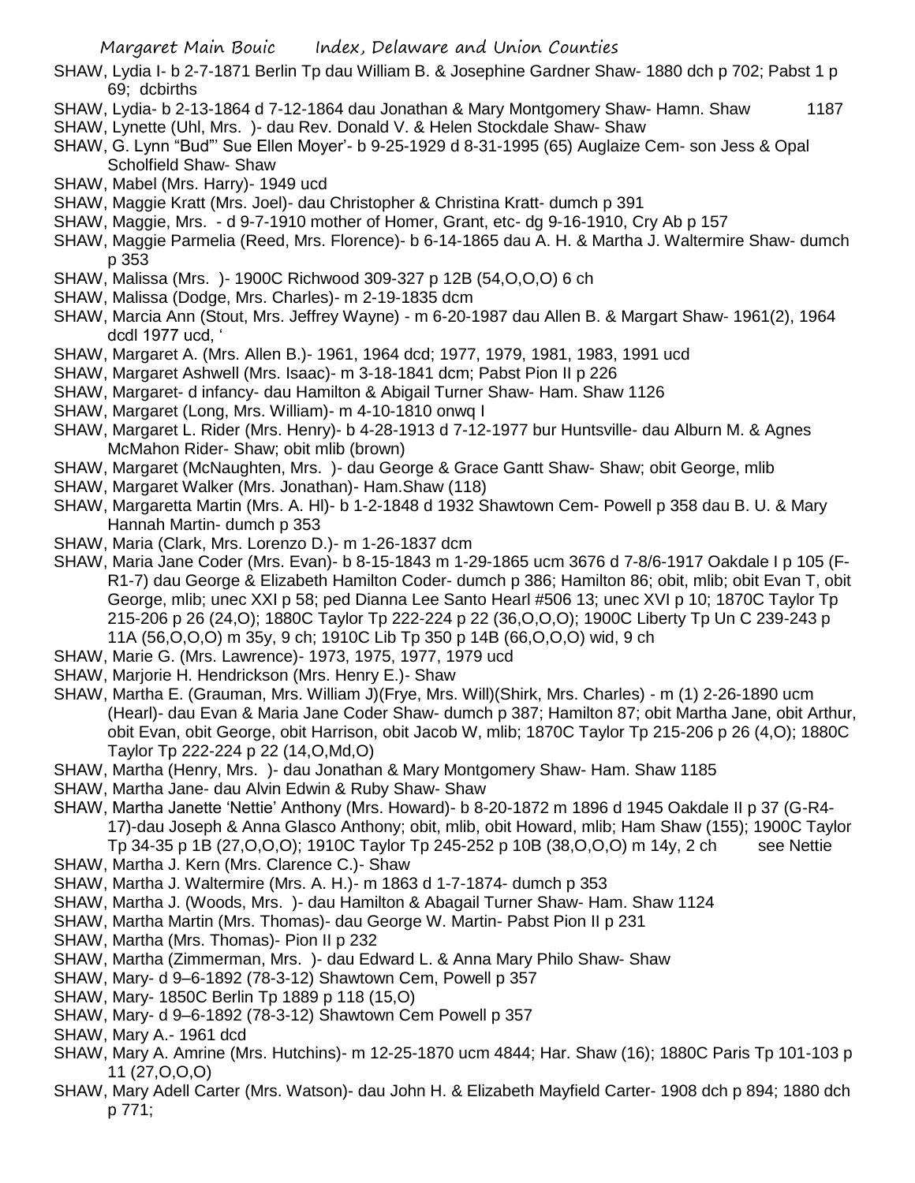SHAW, Lydia I- b 2-7-1871 Berlin Tp dau William B. & Josephine Gardner Shaw- 1880 dch p 702; Pabst 1 p 69; dcbirths

SHAW, Lydia- b 2-13-1864 d 7-12-1864 dau Jonathan & Mary Montgomery Shaw- Hamn. Shaw 1187

SHAW, Lynette (Uhl, Mrs. )- dau Rev. Donald V. & Helen Stockdale Shaw- Shaw

SHAW, G. Lynn "Bud"' Sue Ellen Moyer'- b 9-25-1929 d 8-31-1995 (65) Auglaize Cem- son Jess & Opal Scholfield Shaw- Shaw

SHAW, Mabel (Mrs. Harry)- 1949 ucd

SHAW, Maggie Kratt (Mrs. Joel)- dau Christopher & Christina Kratt- dumch p 391

SHAW, Maggie, Mrs. - d 9-7-1910 mother of Homer, Grant, etc- dg 9-16-1910, Cry Ab p 157

SHAW, Maggie Parmelia (Reed, Mrs. Florence)- b 6-14-1865 dau A. H. & Martha J. Waltermire Shaw- dumch p 353

SHAW, Malissa (Mrs. )- 1900C Richwood 309-327 p 12B (54,O,O,O) 6 ch

SHAW, Malissa (Dodge, Mrs. Charles)- m 2-19-1835 dcm

SHAW, Marcia Ann (Stout, Mrs. Jeffrey Wayne) - m 6-20-1987 dau Allen B. & Margart Shaw- 1961(2), 1964 dcdl 1977 ucd, '

SHAW, Margaret A. (Mrs. Allen B.)- 1961, 1964 dcd; 1977, 1979, 1981, 1983, 1991 ucd

SHAW, Margaret Ashwell (Mrs. Isaac)- m 3-18-1841 dcm; Pabst Pion II p 226

SHAW, Margaret- d infancy- dau Hamilton & Abigail Turner Shaw- Ham. Shaw 1126

SHAW, Margaret (Long, Mrs. William)- m 4-10-1810 onwq I

SHAW, Margaret L. Rider (Mrs. Henry)- b 4-28-1913 d 7-12-1977 bur Huntsville- dau Alburn M. & Agnes McMahon Rider- Shaw; obit mlib (brown)

SHAW, Margaret (McNaughten, Mrs. )- dau George & Grace Gantt Shaw- Shaw; obit George, mlib

SHAW, Margaret Walker (Mrs. Jonathan)- Ham.Shaw (118)

SHAW, Margaretta Martin (Mrs. A. Hl)- b 1-2-1848 d 1932 Shawtown Cem- Powell p 358 dau B. U. & Mary Hannah Martin- dumch p 353

SHAW, Maria (Clark, Mrs. Lorenzo D.)- m 1-26-1837 dcm

SHAW, Maria Jane Coder (Mrs. Evan)- b 8-15-1843 m 1-29-1865 ucm 3676 d 7-8/6-1917 Oakdale I p 105 (F-R1-7) dau George & Elizabeth Hamilton Coder- dumch p 386; Hamilton 86; obit, mlib; obit Evan T, obit George, mlib; unec XXI p 58; ped Dianna Lee Santo Hearl #506 13; unec XVI p 10; 1870C Taylor Tp 215-206 p 26 (24,O); 1880C Taylor Tp 222-224 p 22 (36,O,O,O); 1900C Liberty Tp Un C 239-243 p 11A (56,O,O,O) m 35y, 9 ch; 1910C Lib Tp 350 p 14B (66,O,O,O) wid, 9 ch

SHAW, Marie G. (Mrs. Lawrence)- 1973, 1975, 1977, 1979 ucd

SHAW, Marjorie H. Hendrickson (Mrs. Henry E.)- Shaw

SHAW, Martha E. (Grauman, Mrs. William J)(Frye, Mrs. Will)(Shirk, Mrs. Charles) - m (1) 2-26-1890 ucm (Hearl)- dau Evan & Maria Jane Coder Shaw- dumch p 387; Hamilton 87; obit Martha Jane, obit Arthur, obit Evan, obit George, obit Harrison, obit Jacob W, mlib; 1870C Taylor Tp 215-206 p 26 (4,O); 1880C Taylor Tp 222-224 p 22 (14,O,Md,O)

SHAW, Martha (Henry, Mrs. )- dau Jonathan & Mary Montgomery Shaw- Ham. Shaw 1185

SHAW, Martha Jane- dau Alvin Edwin & Ruby Shaw- Shaw

SHAW, Martha Janette 'Nettie' Anthony (Mrs. Howard)- b 8-20-1872 m 1896 d 1945 Oakdale II p 37 (G-R4-17)-dau Joseph & Anna Glasco Anthony; obit, mlib, obit Howard, mlib; Ham Shaw (155); 1900C Taylor Tp 34-35 p 1B (27,O,O,O); 1910C Taylor Tp 245-252 p 10B (38,O,O,O) m 14y, 2 ch see Nettie

SHAW, Martha J. Kern (Mrs. Clarence C.)- Shaw

SHAW, Martha J. Waltermire (Mrs. A. H.)- m 1863 d 1-7-1874- dumch p 353

SHAW, Martha J. (Woods, Mrs. )- dau Hamilton & Abagail Turner Shaw- Ham. Shaw 1124

SHAW, Martha Martin (Mrs. Thomas)- dau George W. Martin- Pabst Pion II p 231

SHAW, Martha (Mrs. Thomas)- Pion II p 232

SHAW, Martha (Zimmerman, Mrs. )- dau Edward L. & Anna Mary Philo Shaw- Shaw

SHAW, Mary- d 9–6-1892 (78-3-12) Shawtown Cem, Powell p 357

SHAW, Mary- 1850C Berlin Tp 1889 p 118 (15,O)

SHAW, Mary- d 9–6-1892 (78-3-12) Shawtown Cem Powell p 357

SHAW, Mary A.- 1961 dcd

SHAW, Mary A. Amrine (Mrs. Hutchins)- m 12-25-1870 ucm 4844; Har. Shaw (16); 1880C Paris Tp 101-103 p 11 (27,O,O,O)

SHAW, Mary Adell Carter (Mrs. Watson)- dau John H. & Elizabeth Mayfield Carter- 1908 dch p 894; 1880 dch p 771;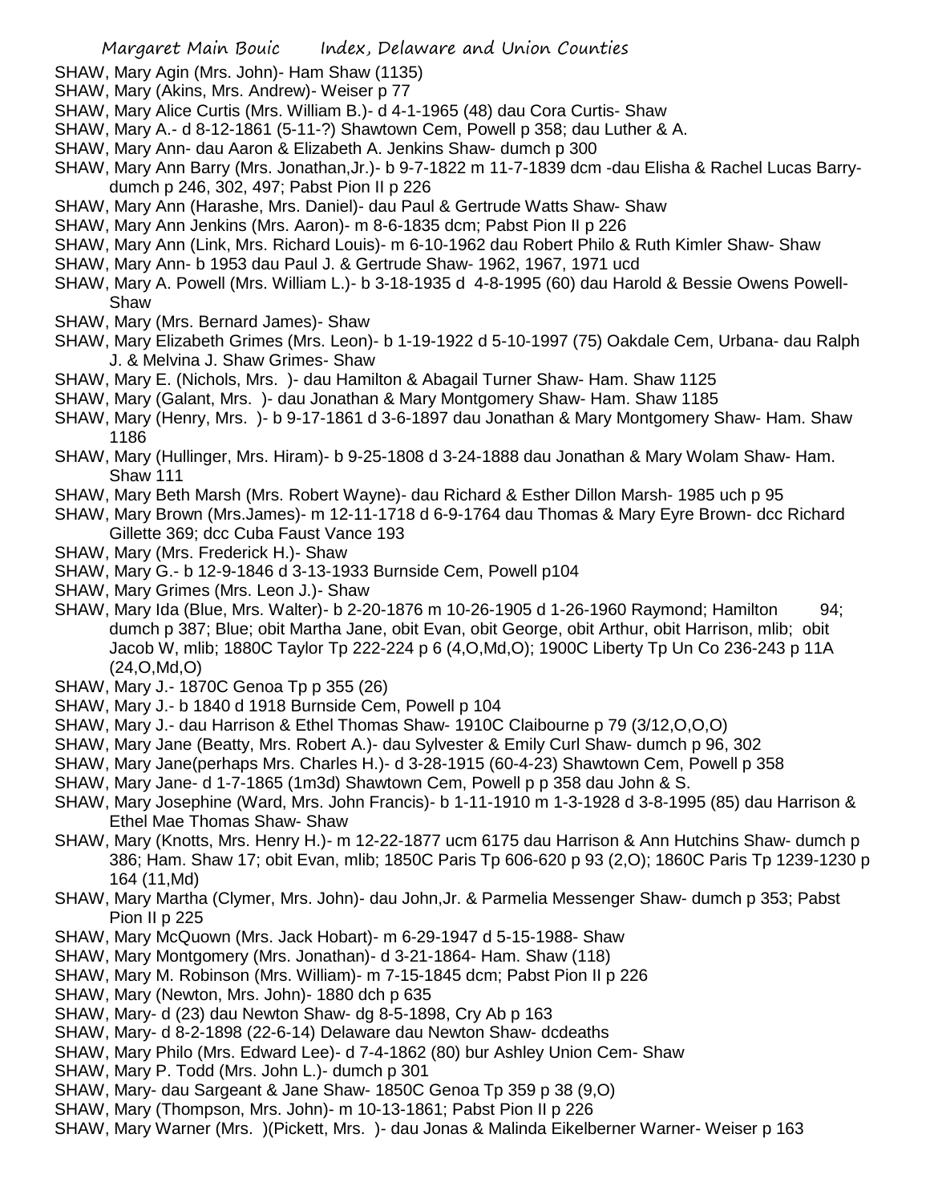SHAW, Mary Agin (Mrs. John)- Ham Shaw (1135)

SHAW, Mary (Akins, Mrs. Andrew)- Weiser p 77

SHAW, Mary Alice Curtis (Mrs. William B.)- d 4-1-1965 (48) dau Cora Curtis- Shaw

SHAW, Mary A.- d 8-12-1861 (5-11-?) Shawtown Cem, Powell p 358; dau Luther & A.

SHAW, Mary Ann- dau Aaron & Elizabeth A. Jenkins Shaw- dumch p 300

SHAW, Mary Ann Barry (Mrs. Jonathan,Jr.)- b 9-7-1822 m 11-7-1839 dcm -dau Elisha & Rachel Lucas Barry- dumch p 246, 302, 497; Pabst Pion II p 226

SHAW, Mary Ann (Harashe, Mrs. Daniel)- dau Paul & Gertrude Watts Shaw- Shaw

SHAW, Mary Ann Jenkins (Mrs. Aaron)- m 8-6-1835 dcm; Pabst Pion II p 226

SHAW, Mary Ann (Link, Mrs. Richard Louis)- m 6-10-1962 dau Robert Philo & Ruth Kimler Shaw- Shaw

SHAW, Mary Ann- b 1953 dau Paul J. & Gertrude Shaw- 1962, 1967, 1971 ucd

SHAW, Mary A. Powell (Mrs. William L.)- b 3-18-1935 d 4-8-1995 (60) dau Harold & Bessie Owens Powell- Shaw

SHAW, Mary (Mrs. Bernard James)- Shaw

SHAW, Mary Elizabeth Grimes (Mrs. Leon)- b 1-19-1922 d 5-10-1997 (75) Oakdale Cem, Urbana- dau Ralph J. & Melvina J. Shaw Grimes- Shaw

SHAW, Mary E. (Nichols, Mrs. )- dau Hamilton & Abagail Turner Shaw- Ham. Shaw 1125

SHAW, Mary (Galant, Mrs. )- dau Jonathan & Mary Montgomery Shaw- Ham. Shaw 1185

SHAW, Mary (Henry, Mrs. )- b 9-17-1861 d 3-6-1897 dau Jonathan & Mary Montgomery Shaw- Ham. Shaw 1186

SHAW, Mary (Hullinger, Mrs. Hiram)- b 9-25-1808 d 3-24-1888 dau Jonathan & Mary Wolam Shaw- Ham. Shaw 111

SHAW, Mary Beth Marsh (Mrs. Robert Wayne)- dau Richard & Esther Dillon Marsh- 1985 uch p 95

SHAW, Mary Brown (Mrs.James)- m 12-11-1718 d 6-9-1764 dau Thomas & Mary Eyre Brown- dcc Richard Gillette 369; dcc Cuba Faust Vance 193

SHAW, Mary (Mrs. Frederick H.)- Shaw

SHAW, Mary G.- b 12-9-1846 d 3-13-1933 Burnside Cem, Powell p104

SHAW, Mary Grimes (Mrs. Leon J.)- Shaw

SHAW, Mary Ida (Blue, Mrs. Walter)- b 2-20-1876 m 10-26-1905 d 1-26-1960 Raymond; Hamilton 94; dumch p 387; Blue; obit Martha Jane, obit Evan, obit George, obit Arthur, obit Harrison, mlib; obit Jacob W, mlib; 1880C Taylor Tp 222-224 p 6 (4,O,Md,O); 1900C Liberty Tp Un Co 236-243 p 11A (24,O,Md,O)

SHAW, Mary J.- 1870C Genoa Tp p 355 (26)

SHAW, Mary J.- b 1840 d 1918 Burnside Cem, Powell p 104

SHAW, Mary J.- dau Harrison & Ethel Thomas Shaw- 1910C Claibourne p 79 (3/12,O,O,O)

SHAW, Mary Jane (Beatty, Mrs. Robert A.)- dau Sylvester & Emily Curl Shaw- dumch p 96, 302

SHAW, Mary Jane(perhaps Mrs. Charles H.)- d 3-28-1915 (60-4-23) Shawtown Cem, Powell p 358

SHAW, Mary Jane- d 1-7-1865 (1m3d) Shawtown Cem, Powell p p 358 dau John & S.

SHAW, Mary Josephine (Ward, Mrs. John Francis)- b 1-11-1910 m 1-3-1928 d 3-8-1995 (85) dau Harrison & Ethel Mae Thomas Shaw- Shaw

SHAW, Mary (Knotts, Mrs. Henry H.)- m 12-22-1877 ucm 6175 dau Harrison & Ann Hutchins Shaw- dumch p 386; Ham. Shaw 17; obit Evan, mlib; 1850C Paris Tp 606-620 p 93 (2,O); 1860C Paris Tp 1239-1230 p 164 (11,Md)

SHAW, Mary Martha (Clymer, Mrs. John)- dau John,Jr. & Parmelia Messenger Shaw- dumch p 353; Pabst Pion II p 225

SHAW, Mary McQuown (Mrs. Jack Hobart)- m 6-29-1947 d 5-15-1988- Shaw

SHAW, Mary Montgomery (Mrs. Jonathan)- d 3-21-1864- Ham. Shaw (118)

SHAW, Mary M. Robinson (Mrs. William)- m 7-15-1845 dcm; Pabst Pion II p 226

SHAW, Mary (Newton, Mrs. John)- 1880 dch p 635

SHAW, Mary- d (23) dau Newton Shaw- dg 8-5-1898, Cry Ab p 163

SHAW, Mary- d 8-2-1898 (22-6-14) Delaware dau Newton Shaw- dcdeaths

SHAW, Mary Philo (Mrs. Edward Lee)- d 7-4-1862 (80) bur Ashley Union Cem- Shaw

SHAW, Mary P. Todd (Mrs. John L.)- dumch p 301

SHAW, Mary- dau Sargeant & Jane Shaw- 1850C Genoa Tp 359 p 38 (9,O)

SHAW, Mary (Thompson, Mrs. John)- m 10-13-1861; Pabst Pion II p 226

SHAW, Mary Warner (Mrs. )(Pickett, Mrs. )- dau Jonas & Malinda Eikelberner Warner- Weiser p 163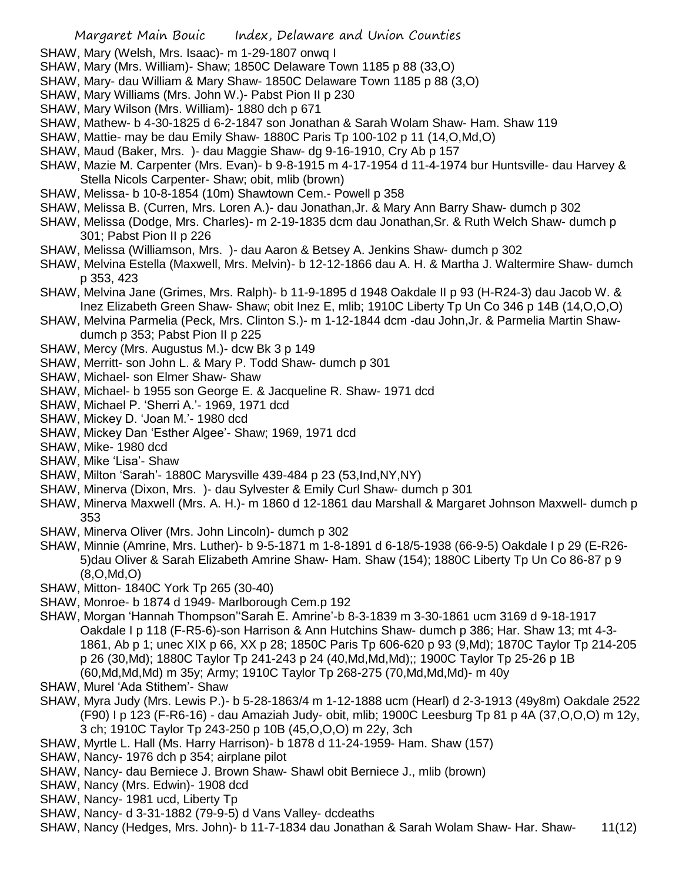SHAW, Mary (Welsh, Mrs. Isaac)- m 1-29-1807 onwq I

SHAW, Mary (Mrs. William)- Shaw; 1850C Delaware Town 1185 p 88 (33,O)

SHAW, Mary- dau William & Mary Shaw- 1850C Delaware Town 1185 p 88 (3,O)

SHAW, Mary Williams (Mrs. John W.)- Pabst Pion II p 230

SHAW, Mary Wilson (Mrs. William)- 1880 dch p 671

SHAW, Mathew- b 4-30-1825 d 6-2-1847 son Jonathan & Sarah Wolam Shaw- Ham. Shaw 119

SHAW, Mattie- may be dau Emily Shaw- 1880C Paris Tp 100-102 p 11 (14,O,Md,O)

SHAW, Maud (Baker, Mrs. )- dau Maggie Shaw- dg 9-16-1910, Cry Ab p 157

SHAW, Mazie M. Carpenter (Mrs. Evan)- b 9-8-1915 m 4-17-1954 d 11-4-1974 bur Huntsville- dau Harvey & Stella Nicols Carpenter- Shaw; obit, mlib (brown)

SHAW, Melissa- b 10-8-1854 (10m) Shawtown Cem.- Powell p 358

SHAW, Melissa B. (Curren, Mrs. Loren A.)- dau Jonathan,Jr. & Mary Ann Barry Shaw- dumch p 302

SHAW, Melissa (Dodge, Mrs. Charles)- m 2-19-1835 dcm dau Jonathan,Sr. & Ruth Welch Shaw- dumch p 301; Pabst Pion II p 226

SHAW, Melissa (Williamson, Mrs. )- dau Aaron & Betsey A. Jenkins Shaw- dumch p 302

SHAW, Melvina Estella (Maxwell, Mrs. Melvin)- b 12-12-1866 dau A. H. & Martha J. Waltermire Shaw- dumch p 353, 423

SHAW, Melvina Jane (Grimes, Mrs. Ralph)- b 11-9-1895 d 1948 Oakdale II p 93 (H-R24-3) dau Jacob W. & Inez Elizabeth Green Shaw- Shaw; obit Inez E, mlib; 1910C Liberty Tp Un Co 346 p 14B (14,O,O,O)

SHAW, Melvina Parmelia (Peck, Mrs. Clinton S.)- m 1-12-1844 dcm -dau John,Jr. & Parmelia Martin Shaw- dumch p 353; Pabst Pion II p 225

SHAW, Mercy (Mrs. Augustus M.)- dcw Bk 3 p 149

SHAW, Merritt- son John L. & Mary P. Todd Shaw- dumch p 301

SHAW, Michael- son Elmer Shaw- Shaw

SHAW, Michael- b 1955 son George E. & Jacqueline R. Shaw- 1971 dcd

SHAW, Michael P. 'Sherri A.'- 1969, 1971 dcd

SHAW, Mickey D. 'Joan M.'- 1980 dcd

SHAW, Mickey Dan 'Esther Algee'- Shaw; 1969, 1971 dcd

SHAW, Mike- 1980 dcd

SHAW, Mike 'Lisa'- Shaw

SHAW, Milton 'Sarah'- 1880C Marysville 439-484 p 23 (53,Ind,NY,NY)

SHAW, Minerva (Dixon, Mrs. )- dau Sylvester & Emily Curl Shaw- dumch p 301

SHAW, Minerva Maxwell (Mrs. A. H.)- m 1860 d 12-1861 dau Marshall & Margaret Johnson Maxwell- dumch p 353

SHAW, Minerva Oliver (Mrs. John Lincoln)- dumch p 302

SHAW, Minnie (Amrine, Mrs. Luther)- b 9-5-1871 m 1-8-1891 d 6-18/5-1938 (66-9-5) Oakdale I p 29 (E-R26-5)dau Oliver & Sarah Elizabeth Amrine Shaw- Ham. Shaw (154); 1880C Liberty Tp Un Co 86-87 p 9 (8,O,Md,O)

SHAW, Mitton- 1840C York Tp 265 (30-40)

SHAW, Monroe- b 1874 d 1949- Marlborough Cem.p 192

SHAW, Morgan 'Hannah Thompson''Sarah E. Amrine'-b 8-3-1839 m 3-30-1861 ucm 3169 d 9-18-1917 Oakdale I p 118 (F-R5-6)-son Harrison & Ann Hutchins Shaw- dumch p 386; Har. Shaw 13; mt 4-3-1861, Ab p 1; unec XIX p 66, XX p 28; 1850C Paris Tp 606-620 p 93 (9,Md); 1870C Taylor Tp 214-205 p 26 (30,Md); 1880C Taylor Tp 241-243 p 24 (40,Md,Md,Md);; 1900C Taylor Tp 25-26 p 1B (60,Md,Md,Md) m 35y; Army; 1910C Taylor Tp 268-275 (70,Md,Md,Md)- m 40y

SHAW, Murel 'Ada Stithem'- Shaw

SHAW, Myra Judy (Mrs. Lewis P.)- b 5-28-1863/4 m 1-12-1888 ucm (Hearl) d 2-3-1913 (49y8m) Oakdale 2522 (F90) I p 123 (F-R6-16) - dau Amaziah Judy- obit, mlib; 1900C Leesburg Tp 81 p 4A (37,O,O,O) m 12y, 3 ch; 1910C Taylor Tp 243-250 p 10B (45,O,O,O) m 22y, 3ch

SHAW, Myrtle L. Hall (Ms. Harry Harrison)- b 1878 d 11-24-1959- Ham. Shaw (157)

SHAW, Nancy- 1976 dch p 354; airplane pilot

SHAW, Nancy- dau Berniece J. Brown Shaw- Shawl obit Berniece J., mlib (brown)

SHAW, Nancy (Mrs. Edwin)- 1908 dcd

SHAW, Nancy- 1981 ucd, Liberty Tp

SHAW, Nancy- d 3-31-1882 (79-9-5) d Vans Valley- dcdeaths

SHAW, Nancy (Hedges, Mrs. John)- b 11-7-1834 dau Jonathan & Sarah Wolam Shaw- Har. Shaw- 11(12)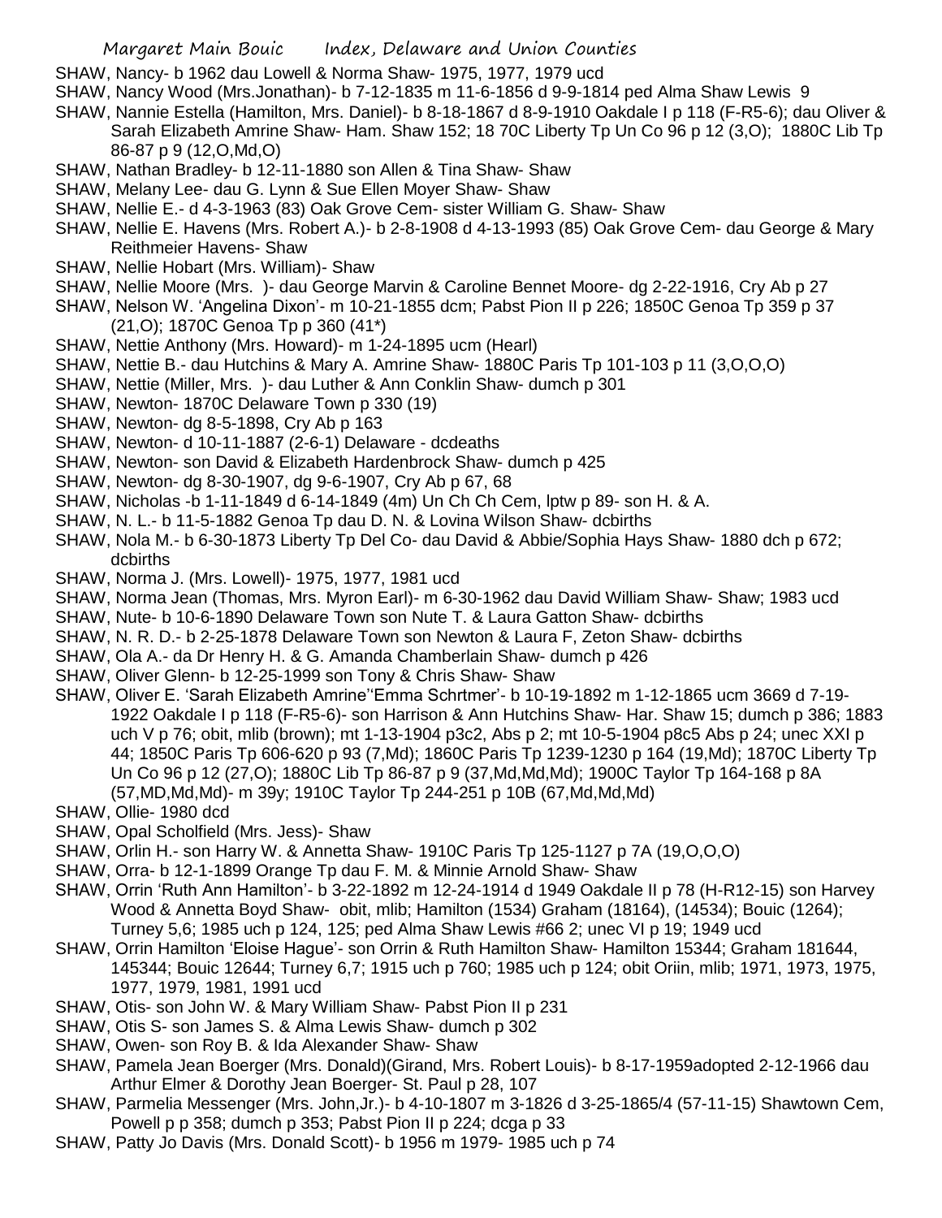SHAW, Nancy- b 1962 dau Lowell & Norma Shaw- 1975, 1977, 1979 ucd

SHAW, Nancy Wood (Mrs.Jonathan)- b 7-12-1835 m 11-6-1856 d 9-9-1814 ped Alma Shaw Lewis 9

SHAW, Nannie Estella (Hamilton, Mrs. Daniel)- b 8-18-1867 d 8-9-1910 Oakdale I p 118 (F-R5-6); dau Oliver & Sarah Elizabeth Amrine Shaw- Ham. Shaw 152; 18 70C Liberty Tp Un Co 96 p 12 (3,O); 1880C Lib Tp 86-87 p 9 (12,O,Md,O)

SHAW, Nathan Bradley- b 12-11-1880 son Allen & Tina Shaw- Shaw

SHAW, Melany Lee- dau G. Lynn & Sue Ellen Moyer Shaw- Shaw

SHAW, Nellie E.- d 4-3-1963 (83) Oak Grove Cem- sister William G. Shaw- Shaw

SHAW, Nellie E. Havens (Mrs. Robert A.)- b 2-8-1908 d 4-13-1993 (85) Oak Grove Cem- dau George & Mary Reithmeier Havens- Shaw

SHAW, Nellie Hobart (Mrs. William)- Shaw

SHAW, Nellie Moore (Mrs. )- dau George Marvin & Caroline Bennet Moore- dg 2-22-1916, Cry Ab p 27

SHAW, Nelson W. 'Angelina Dixon'- m 10-21-1855 dcm; Pabst Pion II p 226; 1850C Genoa Tp 359 p 37 (21,O); 1870C Genoa Tp p 360 (41*)

SHAW, Nettie Anthony (Mrs. Howard)- m 1-24-1895 ucm (Hearl)

SHAW, Nettie B.- dau Hutchins & Mary A. Amrine Shaw- 1880C Paris Tp 101-103 p 11 (3,O,O,O)

SHAW, Nettie (Miller, Mrs. )- dau Luther & Ann Conklin Shaw- dumch p 301

SHAW, Newton- 1870C Delaware Town p 330 (19)

SHAW, Newton- dg 8-5-1898, Cry Ab p 163

SHAW, Newton- d 10-11-1887 (2-6-1) Delaware - dcdeaths

SHAW, Newton- son David & Elizabeth Hardenbrock Shaw- dumch p 425

SHAW, Newton- dg 8-30-1907, dg 9-6-1907, Cry Ab p 67, 68

SHAW, Nicholas -b 1-11-1849 d 6-14-1849 (4m) Un Ch Ch Cem, lptw p 89- son H. & A.

SHAW, N. L.- b 11-5-1882 Genoa Tp dau D. N. & Lovina Wilson Shaw- dcbirths

SHAW, Nola M.- b 6-30-1873 Liberty Tp Del Co- dau David & Abbie/Sophia Hays Shaw- 1880 dch p 672; dcbirths

SHAW, Norma J. (Mrs. Lowell)- 1975, 1977, 1981 ucd

SHAW, Norma Jean (Thomas, Mrs. Myron Earl)- m 6-30-1962 dau David William Shaw- Shaw; 1983 ucd

SHAW, Nute- b 10-6-1890 Delaware Town son Nute T. & Laura Gatton Shaw- dcbirths

SHAW, N. R. D.- b 2-25-1878 Delaware Town son Newton & Laura F, Zeton Shaw- dcbirths

SHAW, Ola A.- da Dr Henry H. & G. Amanda Chamberlain Shaw- dumch p 426

SHAW, Oliver Glenn- b 12-25-1999 son Tony & Chris Shaw- Shaw

SHAW, Oliver E. 'Sarah Elizabeth Amrine''Emma Schrtmer'- b 10-19-1892 m 1-12-1865 ucm 3669 d 7-19-1922 Oakdale I p 118 (F-R5-6)- son Harrison & Ann Hutchins Shaw- Har. Shaw 15; dumch p 386; 1883 uch V p 76; obit, mlib (brown); mt 1-13-1904 p3c2, Abs p 2; mt 10-5-1904 p8c5 Abs p 24; unec XXI p 44; 1850C Paris Tp 606-620 p 93 (7,Md); 1860C Paris Tp 1239-1230 p 164 (19,Md); 1870C Liberty Tp Un Co 96 p 12 (27,O); 1880C Lib Tp 86-87 p 9 (37,Md,Md,Md); 1900C Taylor Tp 164-168 p 8A (57,MD,Md,Md)- m 39y; 1910C Taylor Tp 244-251 p 10B (67,Md,Md,Md)

SHAW, Ollie- 1980 dcd

SHAW, Opal Scholfield (Mrs. Jess)- Shaw

SHAW, Orlin H.- son Harry W. & Annetta Shaw- 1910C Paris Tp 125-1127 p 7A (19,O,O,O)

SHAW, Orra- b 12-1-1899 Orange Tp dau F. M. & Minnie Arnold Shaw- Shaw

SHAW, Orrin 'Ruth Ann Hamilton'- b 3-22-1892 m 12-24-1914 d 1949 Oakdale II p 78 (H-R12-15) son Harvey Wood & Annetta Boyd Shaw- obit, mlib; Hamilton (1534) Graham (18164), (14534); Bouic (1264); Turney 5,6; 1985 uch p 124, 125; ped Alma Shaw Lewis #66 2; unec VI p 19; 1949 ucd

SHAW, Orrin Hamilton 'Eloise Hague'- son Orrin & Ruth Hamilton Shaw- Hamilton 15344; Graham 181644, 145344; Bouic 12644; Turney 6,7; 1915 uch p 760; 1985 uch p 124; obit Oriin, mlib; 1971, 1973, 1975, 1977, 1979, 1981, 1991 ucd

SHAW, Otis- son John W. & Mary William Shaw- Pabst Pion II p 231

SHAW, Otis S- son James S. & Alma Lewis Shaw- dumch p 302

SHAW, Owen- son Roy B. & Ida Alexander Shaw- Shaw

SHAW, Pamela Jean Boerger (Mrs. Donald)(Girand, Mrs. Robert Louis)- b 8-17-1959adopted 2-12-1966 dau Arthur Elmer & Dorothy Jean Boerger- St. Paul p 28, 107

SHAW, Parmelia Messenger (Mrs. John,Jr.)- b 4-10-1807 m 3-1826 d 3-25-1865/4 (57-11-15) Shawtown Cem, Powell p p 358; dumch p 353; Pabst Pion II p 224; dcga p 33

SHAW, Patty Jo Davis (Mrs. Donald Scott)- b 1956 m 1979- 1985 uch p 74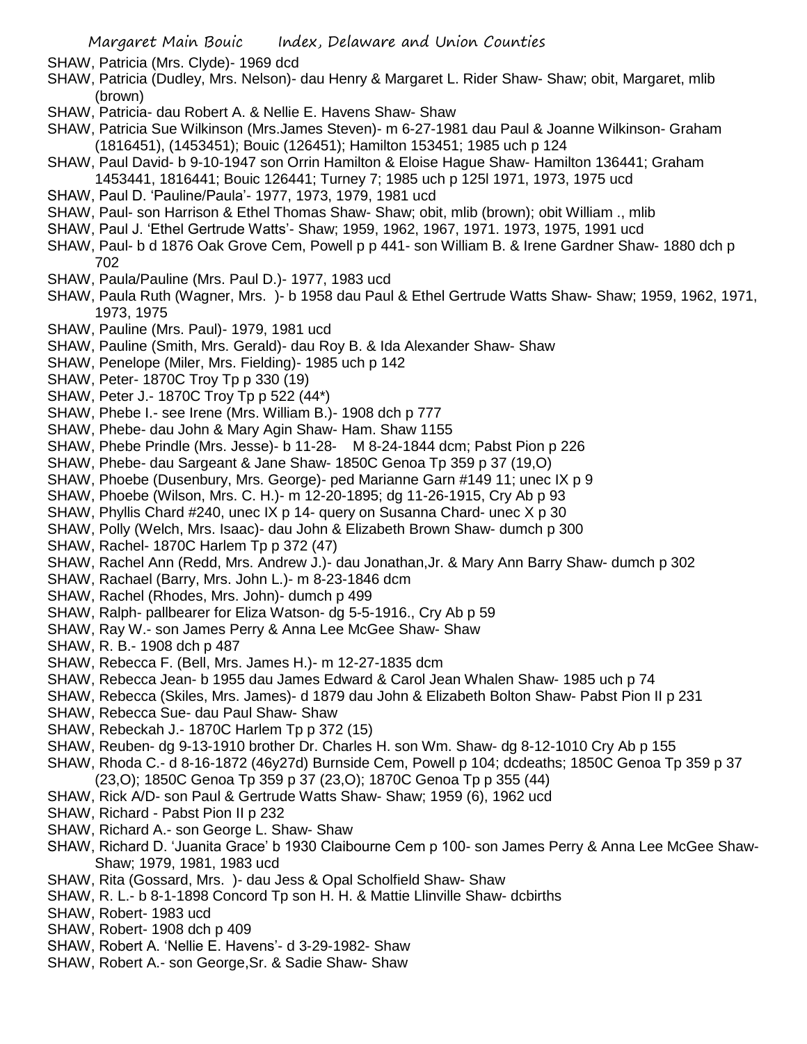SHAW, Patricia (Mrs. Clyde)- 1969 dcd

SHAW, Patricia (Dudley, Mrs. Nelson)- dau Henry & Margaret L. Rider Shaw- Shaw; obit, Margaret, mlib (brown)

SHAW, Patricia- dau Robert A. & Nellie E. Havens Shaw- Shaw

SHAW, Patricia Sue Wilkinson (Mrs.James Steven)- m 6-27-1981 dau Paul & Joanne Wilkinson- Graham (1816451), (1453451); Bouic (126451); Hamilton 153451; 1985 uch p 124

SHAW, Paul David- b 9-10-1947 son Orrin Hamilton & Eloise Hague Shaw- Hamilton 136441; Graham 1453441, 1816441; Bouic 126441; Turney 7; 1985 uch p 125l 1971, 1973, 1975 ucd

SHAW, Paul D. 'Pauline/Paula'- 1977, 1973, 1979, 1981 ucd

SHAW, Paul- son Harrison & Ethel Thomas Shaw- Shaw; obit, mlib (brown); obit William ., mlib

SHAW, Paul J. 'Ethel Gertrude Watts'- Shaw; 1959, 1962, 1967, 1971. 1973, 1975, 1991 ucd

SHAW, Paul- b d 1876 Oak Grove Cem, Powell p p 441- son William B. & Irene Gardner Shaw- 1880 dch p 702

SHAW, Paula/Pauline (Mrs. Paul D.)- 1977, 1983 ucd

SHAW, Paula Ruth (Wagner, Mrs. )- b 1958 dau Paul & Ethel Gertrude Watts Shaw- Shaw; 1959, 1962, 1971, 1973, 1975

SHAW, Pauline (Mrs. Paul)- 1979, 1981 ucd

SHAW, Pauline (Smith, Mrs. Gerald)- dau Roy B. & Ida Alexander Shaw- Shaw

SHAW, Penelope (Miler, Mrs. Fielding)- 1985 uch p 142

SHAW, Peter- 1870C Troy Tp p 330 (19)

SHAW, Peter J.- 1870C Troy Tp p 522 (44*)

SHAW, Phebe I.- see Irene (Mrs. William B.)- 1908 dch p 777

SHAW, Phebe- dau John & Mary Agin Shaw- Ham. Shaw 1155

SHAW, Phebe Prindle (Mrs. Jesse)- b 11-28- M 8-24-1844 dcm; Pabst Pion p 226

SHAW, Phebe- dau Sargeant & Jane Shaw- 1850C Genoa Tp 359 p 37 (19,O)

SHAW, Phoebe (Dusenbury, Mrs. George)- ped Marianne Garn #149 11; unec IX p 9

SHAW, Phoebe (Wilson, Mrs. C. H.)- m 12-20-1895; dg 11-26-1915, Cry Ab p 93

SHAW, Phyllis Chard #240, unec IX p 14- query on Susanna Chard- unec X p 30

SHAW, Polly (Welch, Mrs. Isaac)- dau John & Elizabeth Brown Shaw- dumch p 300

SHAW, Rachel- 1870C Harlem Tp p 372 (47)

SHAW, Rachel Ann (Redd, Mrs. Andrew J.)- dau Jonathan,Jr. & Mary Ann Barry Shaw- dumch p 302

SHAW, Rachael (Barry, Mrs. John L.)- m 8-23-1846 dcm

SHAW, Rachel (Rhodes, Mrs. John)- dumch p 499

SHAW, Ralph- pallbearer for Eliza Watson- dg 5-5-1916., Cry Ab p 59

SHAW, Ray W.- son James Perry & Anna Lee McGee Shaw- Shaw

SHAW, R. B.- 1908 dch p 487

SHAW, Rebecca F. (Bell, Mrs. James H.)- m 12-27-1835 dcm

SHAW, Rebecca Jean- b 1955 dau James Edward & Carol Jean Whalen Shaw- 1985 uch p 74

SHAW, Rebecca (Skiles, Mrs. James)- d 1879 dau John & Elizabeth Bolton Shaw- Pabst Pion II p 231

SHAW, Rebecca Sue- dau Paul Shaw- Shaw

SHAW, Rebeckah J.- 1870C Harlem Tp p 372 (15)

SHAW, Reuben- dg 9-13-1910 brother Dr. Charles H. son Wm. Shaw- dg 8-12-1010 Cry Ab p 155

SHAW, Rhoda C.- d 8-16-1872 (46y27d) Burnside Cem, Powell p 104; dcdeaths; 1850C Genoa Tp 359 p 37 (23,O); 1850C Genoa Tp 359 p 37 (23,O); 1870C Genoa Tp p 355 (44)

SHAW, Rick A/D- son Paul & Gertrude Watts Shaw- Shaw; 1959 (6), 1962 ucd

SHAW, Richard - Pabst Pion II p 232

SHAW, Richard A.- son George L. Shaw- Shaw

SHAW, Richard D. 'Juanita Grace' b 1930 Claibourne Cem p 100- son James Perry & Anna Lee McGee Shaw- Shaw; 1979, 1981, 1983 ucd

SHAW, Rita (Gossard, Mrs. )- dau Jess & Opal Scholfield Shaw- Shaw

SHAW, R. L.- b 8-1-1898 Concord Tp son H. H. & Mattie Llinville Shaw- dcbirths

SHAW, Robert- 1983 ucd

SHAW, Robert- 1908 dch p 409

SHAW, Robert A. 'Nellie E. Havens'- d 3-29-1982- Shaw

SHAW, Robert A.- son George,Sr. & Sadie Shaw- Shaw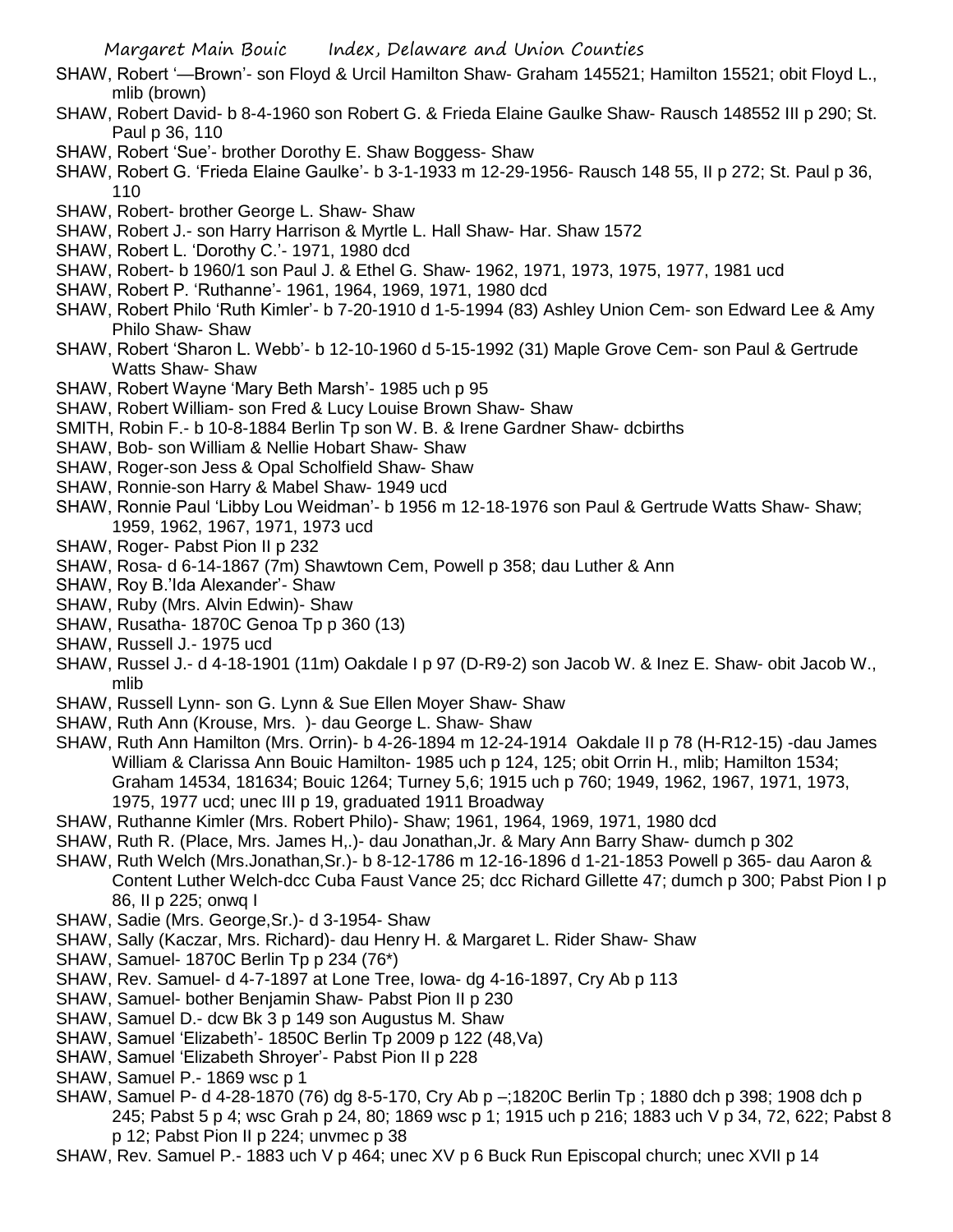SHAW, Robert '—Brown'- son Floyd & Urcil Hamilton Shaw- Graham 145521; Hamilton 15521; obit Floyd L., mlib (brown)

SHAW, Robert David- b 8-4-1960 son Robert G. & Frieda Elaine Gaulke Shaw- Rausch 148552 III p 290; St. Paul p 36, 110

SHAW, Robert 'Sue'- brother Dorothy E. Shaw Boggess- Shaw

SHAW, Robert G. 'Frieda Elaine Gaulke'- b 3-1-1933 m 12-29-1956- Rausch 148 55, II p 272; St. Paul p 36, 110

SHAW, Robert- brother George L. Shaw- Shaw

SHAW, Robert J.- son Harry Harrison & Myrtle L. Hall Shaw- Har. Shaw 1572

SHAW, Robert L. 'Dorothy C.'- 1971, 1980 dcd

SHAW, Robert- b 1960/1 son Paul J. & Ethel G. Shaw- 1962, 1971, 1973, 1975, 1977, 1981 ucd

SHAW, Robert P. 'Ruthanne'- 1961, 1964, 1969, 1971, 1980 dcd

SHAW, Robert Philo 'Ruth Kimler'- b 7-20-1910 d 1-5-1994 (83) Ashley Union Cem- son Edward Lee & Amy Philo Shaw- Shaw

SHAW, Robert 'Sharon L. Webb'- b 12-10-1960 d 5-15-1992 (31) Maple Grove Cem- son Paul & Gertrude Watts Shaw- Shaw

SHAW, Robert Wayne 'Mary Beth Marsh'- 1985 uch p 95

SHAW, Robert William- son Fred & Lucy Louise Brown Shaw- Shaw

SMITH, Robin F.- b 10-8-1884 Berlin Tp son W. B. & Irene Gardner Shaw- dcbirths

SHAW, Bob- son William & Nellie Hobart Shaw- Shaw

SHAW, Roger-son Jess & Opal Scholfield Shaw- Shaw

SHAW, Ronnie-son Harry & Mabel Shaw- 1949 ucd

SHAW, Ronnie Paul 'Libby Lou Weidman'- b 1956 m 12-18-1976 son Paul & Gertrude Watts Shaw- Shaw; 1959, 1962, 1967, 1971, 1973 ucd

SHAW, Roger- Pabst Pion II p 232

SHAW, Rosa- d 6-14-1867 (7m) Shawtown Cem, Powell p 358; dau Luther & Ann

SHAW, Roy B.'Ida Alexander'- Shaw

SHAW, Ruby (Mrs. Alvin Edwin)- Shaw

SHAW, Rusatha- 1870C Genoa Tp p 360 (13)

SHAW, Russell J.- 1975 ucd

SHAW, Russel J.- d 4-18-1901 (11m) Oakdale I p 97 (D-R9-2) son Jacob W. & Inez E. Shaw- obit Jacob W., mlib

SHAW, Russell Lynn- son G. Lynn & Sue Ellen Moyer Shaw- Shaw

SHAW, Ruth Ann (Krouse, Mrs. )- dau George L. Shaw- Shaw

SHAW, Ruth Ann Hamilton (Mrs. Orrin)- b 4-26-1894 m 12-24-1914 Oakdale II p 78 (H-R12-15) -dau James William & Clarissa Ann Bouic Hamilton- 1985 uch p 124, 125; obit Orrin H., mlib; Hamilton 1534; Graham 14534, 181634; Bouic 1264; Turney 5,6; 1915 uch p 760; 1949, 1962, 1967, 1971, 1973, 1975, 1977 ucd; unec III p 19, graduated 1911 Broadway

SHAW, Ruthanne Kimler (Mrs. Robert Philo)- Shaw; 1961, 1964, 1969, 1971, 1980 dcd

SHAW, Ruth R. (Place, Mrs. James H,.)- dau Jonathan,Jr. & Mary Ann Barry Shaw- dumch p 302

SHAW, Ruth Welch (Mrs.Jonathan,Sr.)- b 8-12-1786 m 12-16-1896 d 1-21-1853 Powell p 365- dau Aaron & Content Luther Welch-dcc Cuba Faust Vance 25; dcc Richard Gillette 47; dumch p 300; Pabst Pion I p 86, II p 225; onwq I

SHAW, Sadie (Mrs. George,Sr.)- d 3-1954- Shaw

SHAW, Sally (Kaczar, Mrs. Richard)- dau Henry H. & Margaret L. Rider Shaw- Shaw

SHAW, Samuel- 1870C Berlin Tp p 234 (76*)

SHAW, Rev. Samuel- d 4-7-1897 at Lone Tree, Iowa- dg 4-16-1897, Cry Ab p 113

SHAW, Samuel- bother Benjamin Shaw- Pabst Pion II p 230

SHAW, Samuel D.- dcw Bk 3 p 149 son Augustus M. Shaw

SHAW, Samuel 'Elizabeth'- 1850C Berlin Tp 2009 p 122 (48,Va)

SHAW, Samuel 'Elizabeth Shroyer'- Pabst Pion II p 228

SHAW, Samuel P.- 1869 wsc p 1

SHAW, Samuel P- d 4-28-1870 (76) dg 8-5-170, Cry Ab p –;1820C Berlin Tp ; 1880 dch p 398; 1908 dch p 245; Pabst 5 p 4; wsc Grah p 24, 80; 1869 wsc p 1; 1915 uch p 216; 1883 uch V p 34, 72, 622; Pabst 8 p 12; Pabst Pion II p 224; unvmec p 38

SHAW, Rev. Samuel P.- 1883 uch V p 464; unec XV p 6 Buck Run Episcopal church; unec XVII p 14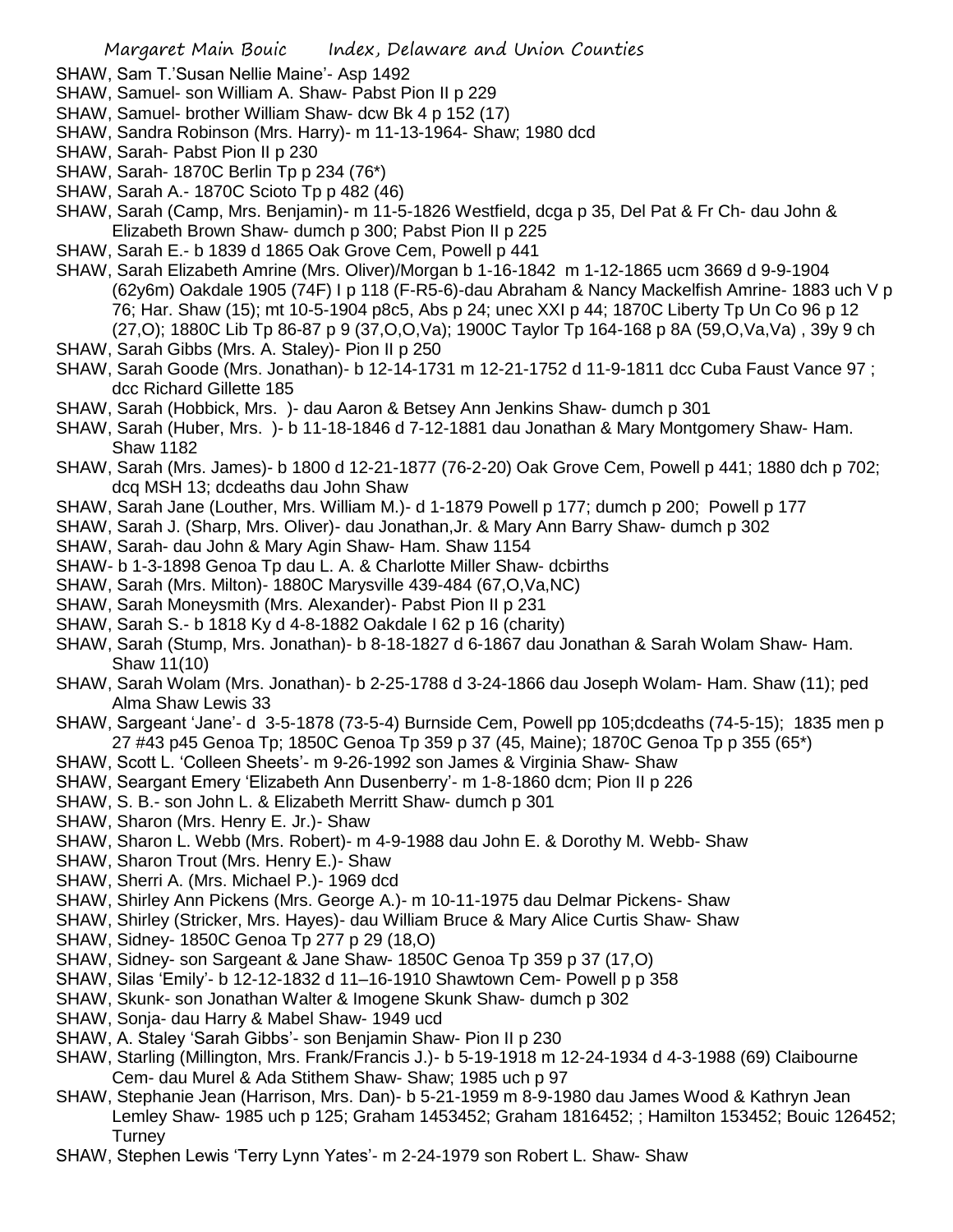SHAW, Sam T.'Susan Nellie Maine'- Asp 1492

SHAW, Samuel- son William A. Shaw- Pabst Pion II p 229

SHAW, Samuel- brother William Shaw- dcw Bk 4 p 152 (17)

SHAW, Sandra Robinson (Mrs. Harry)- m 11-13-1964- Shaw; 1980 dcd

SHAW, Sarah- Pabst Pion II p 230

SHAW, Sarah- 1870C Berlin Tp p 234 (76*)

SHAW, Sarah A.- 1870C Scioto Tp p 482 (46)

SHAW, Sarah (Camp, Mrs. Benjamin)- m 11-5-1826 Westfield, dcga p 35, Del Pat & Fr Ch- dau John & Elizabeth Brown Shaw- dumch p 300; Pabst Pion II p 225

SHAW, Sarah E.- b 1839 d 1865 Oak Grove Cem, Powell p 441

SHAW, Sarah Elizabeth Amrine (Mrs. Oliver)/Morgan b 1-16-1842 m 1-12-1865 ucm 3669 d 9-9-1904 (62y6m) Oakdale 1905 (74F) I p 118 (F-R5-6)-dau Abraham & Nancy Mackelfish Amrine- 1883 uch V p 76; Har. Shaw (15); mt 10-5-1904 p8c5, Abs p 24; unec XXI p 44; 1870C Liberty Tp Un Co 96 p 12 (27,O); 1880C Lib Tp 86-87 p 9 (37,O,O,Va); 1900C Taylor Tp 164-168 p 8A (59,O,Va,Va) , 39y 9 ch

SHAW, Sarah Gibbs (Mrs. A. Staley)- Pion II p 250

SHAW, Sarah Goode (Mrs. Jonathan)- b 12-14-1731 m 12-21-1752 d 11-9-1811 dcc Cuba Faust Vance 97 ; dcc Richard Gillette 185

SHAW, Sarah (Hobbick, Mrs. )- dau Aaron & Betsey Ann Jenkins Shaw- dumch p 301

SHAW, Sarah (Huber, Mrs. )- b 11-18-1846 d 7-12-1881 dau Jonathan & Mary Montgomery Shaw- Ham. Shaw 1182

SHAW, Sarah (Mrs. James)- b 1800 d 12-21-1877 (76-2-20) Oak Grove Cem, Powell p 441; 1880 dch p 702; dcq MSH 13; dcdeaths dau John Shaw

SHAW, Sarah Jane (Louther, Mrs. William M.)- d 1-1879 Powell p 177; dumch p 200; Powell p 177

SHAW, Sarah J. (Sharp, Mrs. Oliver)- dau Jonathan,Jr. & Mary Ann Barry Shaw- dumch p 302

SHAW, Sarah- dau John & Mary Agin Shaw- Ham. Shaw 1154

SHAW- b 1-3-1898 Genoa Tp dau L. A. & Charlotte Miller Shaw- dcbirths

SHAW, Sarah (Mrs. Milton)- 1880C Marysville 439-484 (67,O,Va,NC)

SHAW, Sarah Moneysmith (Mrs. Alexander)- Pabst Pion II p 231

SHAW, Sarah S.- b 1818 Ky d 4-8-1882 Oakdale I 62 p 16 (charity)

SHAW, Sarah (Stump, Mrs. Jonathan)- b 8-18-1827 d 6-1867 dau Jonathan & Sarah Wolam Shaw- Ham. Shaw 11(10)

SHAW, Sarah Wolam (Mrs. Jonathan)- b 2-25-1788 d 3-24-1866 dau Joseph Wolam- Ham. Shaw (11); ped Alma Shaw Lewis 33

SHAW, Sargeant 'Jane'- d 3-5-1878 (73-5-4) Burnside Cem, Powell pp 105;dcdeaths (74-5-15); 1835 men p 27 #43 p45 Genoa Tp; 1850C Genoa Tp 359 p 37 (45, Maine); 1870C Genoa Tp p 355 (65*)

SHAW, Scott L. 'Colleen Sheets'- m 9-26-1992 son James & Virginia Shaw- Shaw

SHAW, Seargant Emery 'Elizabeth Ann Dusenberry'- m 1-8-1860 dcm; Pion II p 226

SHAW, S. B.- son John L. & Elizabeth Merritt Shaw- dumch p 301

SHAW, Sharon (Mrs. Henry E. Jr.)- Shaw

SHAW, Sharon L. Webb (Mrs. Robert)- m 4-9-1988 dau John E. & Dorothy M. Webb- Shaw

SHAW, Sharon Trout (Mrs. Henry E.)- Shaw

SHAW, Sherri A. (Mrs. Michael P.)- 1969 dcd

SHAW, Shirley Ann Pickens (Mrs. George A.)- m 10-11-1975 dau Delmar Pickens- Shaw

SHAW, Shirley (Stricker, Mrs. Hayes)- dau William Bruce & Mary Alice Curtis Shaw- Shaw

SHAW, Sidney- 1850C Genoa Tp 277 p 29 (18,O)

SHAW, Sidney- son Sargeant & Jane Shaw- 1850C Genoa Tp 359 p 37 (17,O)

SHAW, Silas 'Emily'- b 12-12-1832 d 11–16-1910 Shawtown Cem- Powell p p 358

SHAW, Skunk- son Jonathan Walter & Imogene Skunk Shaw- dumch p 302

SHAW, Sonja- dau Harry & Mabel Shaw- 1949 ucd

SHAW, A. Staley 'Sarah Gibbs'- son Benjamin Shaw- Pion II p 230

SHAW, Starling (Millington, Mrs. Frank/Francis J.)- b 5-19-1918 m 12-24-1934 d 4-3-1988 (69) Claibourne Cem- dau Murel & Ada Stithem Shaw- Shaw; 1985 uch p 97

SHAW, Stephanie Jean (Harrison, Mrs. Dan)- b 5-21-1959 m 8-9-1980 dau James Wood & Kathryn Jean Lemley Shaw- 1985 uch p 125; Graham 1453452; Graham 1816452; ; Hamilton 153452; Bouic 126452; Turney

SHAW, Stephen Lewis 'Terry Lynn Yates'- m 2-24-1979 son Robert L. Shaw- Shaw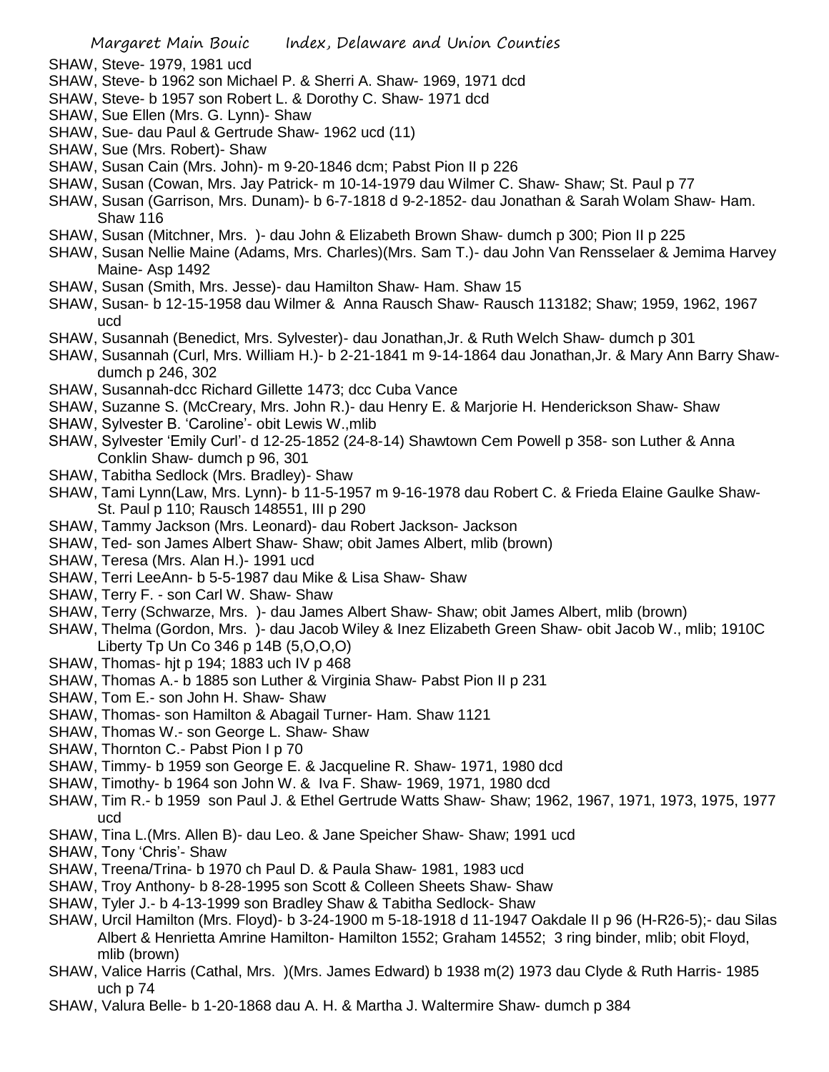SHAW, Steve- 1979, 1981 ucd

SHAW, Steve- b 1962 son Michael P. & Sherri A. Shaw- 1969, 1971 dcd

SHAW, Steve- b 1957 son Robert L. & Dorothy C. Shaw- 1971 dcd

SHAW, Sue Ellen (Mrs. G. Lynn)- Shaw

SHAW, Sue- dau Paul & Gertrude Shaw- 1962 ucd (11)

SHAW, Sue (Mrs. Robert)- Shaw

SHAW, Susan Cain (Mrs. John)- m 9-20-1846 dcm; Pabst Pion II p 226

SHAW, Susan (Cowan, Mrs. Jay Patrick- m 10-14-1979 dau Wilmer C. Shaw- Shaw; St. Paul p 77

SHAW, Susan (Garrison, Mrs. Dunam)- b 6-7-1818 d 9-2-1852- dau Jonathan & Sarah Wolam Shaw- Ham. Shaw 116

SHAW, Susan (Mitchner, Mrs. )- dau John & Elizabeth Brown Shaw- dumch p 300; Pion II p 225

SHAW, Susan Nellie Maine (Adams, Mrs. Charles)(Mrs. Sam T.)- dau John Van Rensselaer & Jemima Harvey Maine- Asp 1492

SHAW, Susan (Smith, Mrs. Jesse)- dau Hamilton Shaw- Ham. Shaw 15

SHAW, Susan- b 12-15-1958 dau Wilmer & Anna Rausch Shaw- Rausch 113182; Shaw; 1959, 1962, 1967 ucd

SHAW, Susannah (Benedict, Mrs. Sylvester)- dau Jonathan,Jr. & Ruth Welch Shaw- dumch p 301

SHAW, Susannah (Curl, Mrs. William H.)- b 2-21-1841 m 9-14-1864 dau Jonathan,Jr. & Mary Ann Barry Shaw- dumch p 246, 302

SHAW, Susannah-dcc Richard Gillette 1473; dcc Cuba Vance

SHAW, Suzanne S. (McCreary, Mrs. John R.)- dau Henry E. & Marjorie H. Henderickson Shaw- Shaw

SHAW, Sylvester B. 'Caroline'- obit Lewis W.,mlib

SHAW, Sylvester 'Emily Curl'- d 12-25-1852 (24-8-14) Shawtown Cem Powell p 358- son Luther & Anna Conklin Shaw- dumch p 96, 301

SHAW, Tabitha Sedlock (Mrs. Bradley)- Shaw

SHAW, Tami Lynn(Law, Mrs. Lynn)- b 11-5-1957 m 9-16-1978 dau Robert C. & Frieda Elaine Gaulke Shaw- St. Paul p 110; Rausch 148551, III p 290

SHAW, Tammy Jackson (Mrs. Leonard)- dau Robert Jackson- Jackson

SHAW, Ted- son James Albert Shaw- Shaw; obit James Albert, mlib (brown)

SHAW, Teresa (Mrs. Alan H.)- 1991 ucd

SHAW, Terri LeeAnn- b 5-5-1987 dau Mike & Lisa Shaw- Shaw

SHAW, Terry F. - son Carl W. Shaw- Shaw

SHAW, Terry (Schwarze, Mrs. )- dau James Albert Shaw- Shaw; obit James Albert, mlib (brown)

SHAW, Thelma (Gordon, Mrs. )- dau Jacob Wiley & Inez Elizabeth Green Shaw- obit Jacob W., mlib; 1910C Liberty Tp Un Co 346 p 14B (5,O,O,O)

SHAW, Thomas- hjt p 194; 1883 uch IV p 468

SHAW, Thomas A.- b 1885 son Luther & Virginia Shaw- Pabst Pion II p 231

SHAW, Tom E.- son John H. Shaw- Shaw

SHAW, Thomas- son Hamilton & Abagail Turner- Ham. Shaw 1121

SHAW, Thomas W.- son George L. Shaw- Shaw

SHAW, Thornton C.- Pabst Pion I p 70

SHAW, Timmy- b 1959 son George E. & Jacqueline R. Shaw- 1971, 1980 dcd

SHAW, Timothy- b 1964 son John W. & Iva F. Shaw- 1969, 1971, 1980 dcd

SHAW, Tim R.- b 1959 son Paul J. & Ethel Gertrude Watts Shaw- Shaw; 1962, 1967, 1971, 1973, 1975, 1977 ucd

SHAW, Tina L.(Mrs. Allen B)- dau Leo. & Jane Speicher Shaw- Shaw; 1991 ucd

SHAW, Tony 'Chris'- Shaw

SHAW, Treena/Trina- b 1970 ch Paul D. & Paula Shaw- 1981, 1983 ucd

SHAW, Troy Anthony- b 8-28-1995 son Scott & Colleen Sheets Shaw- Shaw

SHAW, Tyler J.- b 4-13-1999 son Bradley Shaw & Tabitha Sedlock- Shaw

SHAW, Urcil Hamilton (Mrs. Floyd)- b 3-24-1900 m 5-18-1918 d 11-1947 Oakdale II p 96 (H-R26-5);- dau Silas Albert & Henrietta Amrine Hamilton- Hamilton 1552; Graham 14552; 3 ring binder, mlib; obit Floyd, mlib (brown)

SHAW, Valice Harris (Cathal, Mrs. )(Mrs. James Edward) b 1938 m(2) 1973 dau Clyde & Ruth Harris- 1985 uch p 74

SHAW, Valura Belle- b 1-20-1868 dau A. H. & Martha J. Waltermire Shaw- dumch p 384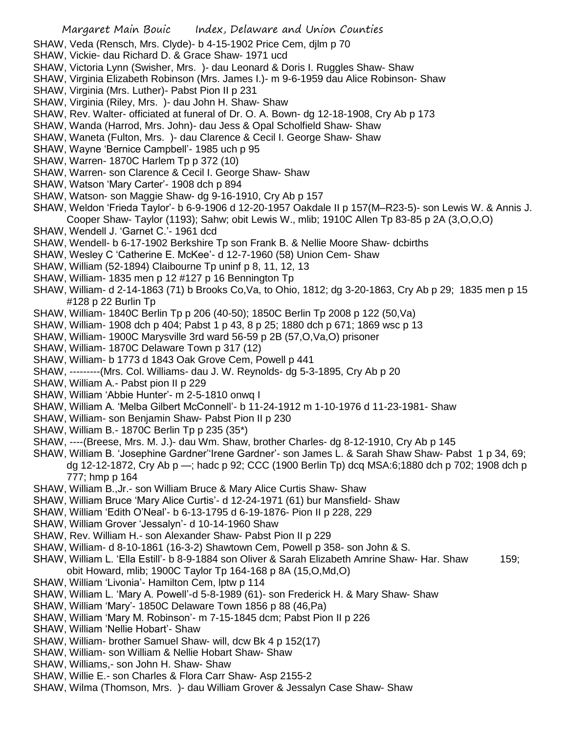SHAW, Veda (Rensch, Mrs. Clyde)- b 4-15-1902 Price Cem, djlm p 70

SHAW, Vickie- dau Richard D. & Grace Shaw- 1971 ucd

SHAW, Victoria Lynn (Swisher, Mrs. )- dau Leonard & Doris I. Ruggles Shaw- Shaw

SHAW, Virginia Elizabeth Robinson (Mrs. James I.)- m 9-6-1959 dau Alice Robinson- Shaw

SHAW, Virginia (Mrs. Luther)- Pabst Pion II p 231

SHAW, Virginia (Riley, Mrs. )- dau John H. Shaw- Shaw

SHAW, Rev. Walter- officiated at funeral of Dr. O. A. Bown- dg 12-18-1908, Cry Ab p 173

SHAW, Wanda (Harrod, Mrs. John)- dau Jess & Opal Scholfield Shaw- Shaw

SHAW, Waneta (Fulton, Mrs. )- dau Clarence & Cecil I. George Shaw- Shaw

SHAW, Wayne 'Bernice Campbell'- 1985 uch p 95

SHAW, Warren- 1870C Harlem Tp p 372 (10)

SHAW, Warren- son Clarence & Cecil I. George Shaw- Shaw

SHAW, Watson 'Mary Carter'- 1908 dch p 894

SHAW, Watson- son Maggie Shaw- dg 9-16-1910, Cry Ab p 157

SHAW, Weldon 'Frieda Taylor'- b 6-9-1906 d 12-20-1957 Oakdale II p 157(M–R23-5)- son Lewis W. & Annis J. Cooper Shaw- Taylor (1193); Sahw; obit Lewis W., mlib; 1910C Allen Tp 83-85 p 2A (3,O,O,O)

SHAW, Wendell J. 'Garnet C.'- 1961 dcd

SHAW, Wendell- b 6-17-1902 Berkshire Tp son Frank B. & Nellie Moore Shaw- dcbirths

SHAW, Wesley C 'Catherine E. McKee'- d 12-7-1960 (58) Union Cem- Shaw

SHAW, William (52-1894) Claibourne Tp uninf p 8, 11, 12, 13

SHAW, William- 1835 men p 12 #127 p 16 Bennington Tp

SHAW, William- d 2-14-1863 (71) b Brooks Co,Va, to Ohio, 1812; dg 3-20-1863, Cry Ab p 29; 1835 men p 15 #128 p 22 Burlin Tp

SHAW, William- 1840C Berlin Tp p 206 (40-50); 1850C Berlin Tp 2008 p 122 (50,Va)

SHAW, William- 1908 dch p 404; Pabst 1 p 43, 8 p 25; 1880 dch p 671; 1869 wsc p 13

SHAW, William- 1900C Marysville 3rd ward 56-59 p 2B (57,O,Va,O) prisoner

SHAW, William- 1870C Delaware Town p 317 (12)

SHAW, William- b 1773 d 1843 Oak Grove Cem, Powell p 441

SHAW, ---------(Mrs. Col. Williams- dau J. W. Reynolds- dg 5-3-1895, Cry Ab p 20

SHAW, William A.- Pabst pion II p 229

SHAW, William 'Abbie Hunter'- m 2-5-1810 onwq I

SHAW, William A. 'Melba Gilbert McConnell'- b 11-24-1912 m 1-10-1976 d 11-23-1981- Shaw

SHAW, William- son Benjamin Shaw- Pabst Pion II p 230

SHAW, William B.- 1870C Berlin Tp p 235 (35*)

SHAW, ----(Breese, Mrs. M. J.)- dau Wm. Shaw, brother Charles- dg 8-12-1910, Cry Ab p 145

SHAW, William B. 'Josephine Gardner''Irene Gardner'- son James L. & Sarah Shaw Shaw- Pabst 1 p 34, 69; dg 12-12-1872, Cry Ab p —; hadc p 92; CCC (1900 Berlin Tp) dcq MSA:6;1880 dch p 702; 1908 dch p 777; hmp p 164

SHAW, William B.,Jr.- son William Bruce & Mary Alice Curtis Shaw- Shaw

SHAW, William Bruce 'Mary Alice Curtis'- d 12-24-1971 (61) bur Mansfield- Shaw

SHAW, William 'Edith O'Neal'- b 6-13-1795 d 6-19-1876- Pion II p 228, 229

SHAW, William Grover 'Jessalyn'- d 10-14-1960 Shaw

SHAW, Rev. William H.- son Alexander Shaw- Pabst Pion II p 229

SHAW, William- d 8-10-1861 (16-3-2) Shawtown Cem, Powell p 358- son John & S.

SHAW, William L. 'Ella Estill'- b 8-9-1884 son Oliver & Sarah Elizabeth Amrine Shaw- Har. Shaw 159; obit Howard, mlib; 1900C Taylor Tp 164-168 p 8A (15,O,Md,O)

SHAW, William 'Livonia'- Hamilton Cem, lptw p 114

SHAW, William L. 'Mary A. Powell'-d 5-8-1989 (61)- son Frederick H. & Mary Shaw- Shaw

SHAW, William 'Mary'- 1850C Delaware Town 1856 p 88 (46,Pa)

SHAW, William 'Mary M. Robinson'- m 7-15-1845 dcm; Pabst Pion II p 226

SHAW, William 'Nellie Hobart'- Shaw

SHAW, William- brother Samuel Shaw- will, dcw Bk 4 p 152(17)

SHAW, William- son William & Nellie Hobart Shaw- Shaw

SHAW, Williams,- son John H. Shaw- Shaw

SHAW, Willie E.- son Charles & Flora Carr Shaw- Asp 2155-2

SHAW, Wilma (Thomson, Mrs. )- dau William Grover & Jessalyn Case Shaw- Shaw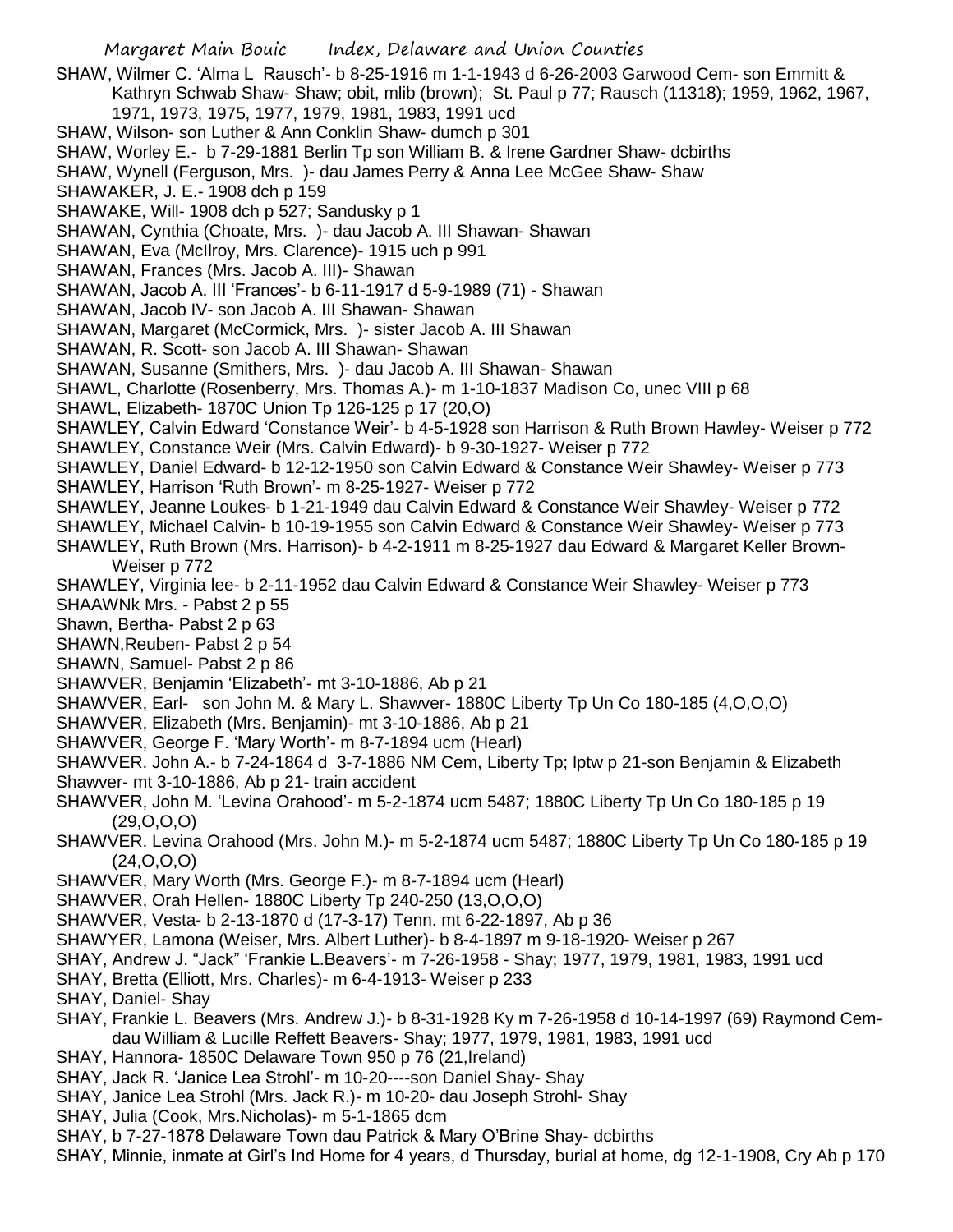SHAW, Wilmer C. 'Alma L Rausch'- b 8-25-1916 m 1-1-1943 d 6-26-2003 Garwood Cem- son Emmitt & Kathryn Schwab Shaw- Shaw; obit, mlib (brown); St. Paul p 77; Rausch (11318); 1959, 1962, 1967, 1971, 1973, 1975, 1977, 1979, 1981, 1983, 1991 ucd

SHAW, Wilson- son Luther & Ann Conklin Shaw- dumch p 301

SHAW, Worley E.- b 7-29-1881 Berlin Tp son William B. & Irene Gardner Shaw- dcbirths

SHAW, Wynell (Ferguson, Mrs. )- dau James Perry & Anna Lee McGee Shaw- Shaw

SHAWAKER, J. E.- 1908 dch p 159

SHAWAKE, Will- 1908 dch p 527; Sandusky p 1

SHAWAN, Cynthia (Choate, Mrs. )- dau Jacob A. III Shawan- Shawan

SHAWAN, Eva (McIlroy, Mrs. Clarence)- 1915 uch p 991

SHAWAN, Frances (Mrs. Jacob A. III)- Shawan

SHAWAN, Jacob A. III 'Frances'- b 6-11-1917 d 5-9-1989 (71) - Shawan

SHAWAN, Jacob IV- son Jacob A. III Shawan- Shawan

SHAWAN, Margaret (McCormick, Mrs. )- sister Jacob A. III Shawan

SHAWAN, R. Scott- son Jacob A. III Shawan- Shawan

SHAWAN, Susanne (Smithers, Mrs. )- dau Jacob A. III Shawan- Shawan

SHAWL, Charlotte (Rosenberry, Mrs. Thomas A.)- m 1-10-1837 Madison Co, unec VIII p 68

SHAWL, Elizabeth- 1870C Union Tp 126-125 p 17 (20,O)

SHAWLEY, Calvin Edward 'Constance Weir'- b 4-5-1928 son Harrison & Ruth Brown Hawley- Weiser p 772

SHAWLEY, Constance Weir (Mrs. Calvin Edward)- b 9-30-1927- Weiser p 772

SHAWLEY, Daniel Edward- b 12-12-1950 son Calvin Edward & Constance Weir Shawley- Weiser p 773

SHAWLEY, Harrison 'Ruth Brown'- m 8-25-1927- Weiser p 772

SHAWLEY, Jeanne Loukes- b 1-21-1949 dau Calvin Edward & Constance Weir Shawley- Weiser p 772

SHAWLEY, Michael Calvin- b 10-19-1955 son Calvin Edward & Constance Weir Shawley- Weiser p 773

SHAWLEY, Ruth Brown (Mrs. Harrison)- b 4-2-1911 m 8-25-1927 dau Edward & Margaret Keller Brown- Weiser p 772

SHAWLEY, Virginia lee- b 2-11-1952 dau Calvin Edward & Constance Weir Shawley- Weiser p 773

SHAAWNk Mrs. - Pabst 2 p 55

Shawn, Bertha- Pabst 2 p 63

SHAWN,Reuben- Pabst 2 p 54

SHAWN, Samuel- Pabst 2 p 86

SHAWVER, Benjamin 'Elizabeth'- mt 3-10-1886, Ab p 21

SHAWVER, Earl- son John M. & Mary L. Shawver- 1880C Liberty Tp Un Co 180-185 (4,O,O,O)

SHAWVER, Elizabeth (Mrs. Benjamin)- mt 3-10-1886, Ab p 21

SHAWVER, George F. 'Mary Worth'- m 8-7-1894 ucm (Hearl)

SHAWVER. John A.- b 7-24-1864 d 3-7-1886 NM Cem, Liberty Tp; lptw p 21-son Benjamin & Elizabeth Shawver- mt 3-10-1886, Ab p 21- train accident

SHAWVER, John M. 'Levina Orahood'- m 5-2-1874 ucm 5487; 1880C Liberty Tp Un Co 180-185 p 19 (29,O,O,O)

SHAWVER. Levina Orahood (Mrs. John M.)- m 5-2-1874 ucm 5487; 1880C Liberty Tp Un Co 180-185 p 19 (24,O,O,O)

SHAWVER, Mary Worth (Mrs. George F.)- m 8-7-1894 ucm (Hearl)

SHAWVER, Orah Hellen- 1880C Liberty Tp 240-250 (13,O,O,O)

SHAWVER, Vesta- b 2-13-1870 d (17-3-17) Tenn. mt 6-22-1897, Ab p 36

SHAWYER, Lamona (Weiser, Mrs. Albert Luther)- b 8-4-1897 m 9-18-1920- Weiser p 267

SHAY, Andrew J. "Jack" 'Frankie L.Beavers'- m 7-26-1958 - Shay; 1977, 1979, 1981, 1983, 1991 ucd

SHAY, Bretta (Elliott, Mrs. Charles)- m 6-4-1913- Weiser p 233

SHAY, Daniel- Shay

SHAY, Frankie L. Beavers (Mrs. Andrew J.)- b 8-31-1928 Ky m 7-26-1958 d 10-14-1997 (69) Raymond Cem- dau William & Lucille Reffett Beavers- Shay; 1977, 1979, 1981, 1983, 1991 ucd

SHAY, Hannora- 1850C Delaware Town 950 p 76 (21,Ireland)

SHAY, Jack R. 'Janice Lea Strohl'- m 10-20----son Daniel Shay- Shay

SHAY, Janice Lea Strohl (Mrs. Jack R.)- m 10-20- dau Joseph Strohl- Shay

SHAY, Julia (Cook, Mrs.Nicholas)- m 5-1-1865 dcm

SHAY, b 7-27-1878 Delaware Town dau Patrick & Mary O'Brine Shay- dcbirths

SHAY, Minnie, inmate at Girl's Ind Home for 4 years, d Thursday, burial at home, dg 12-1-1908, Cry Ab p 170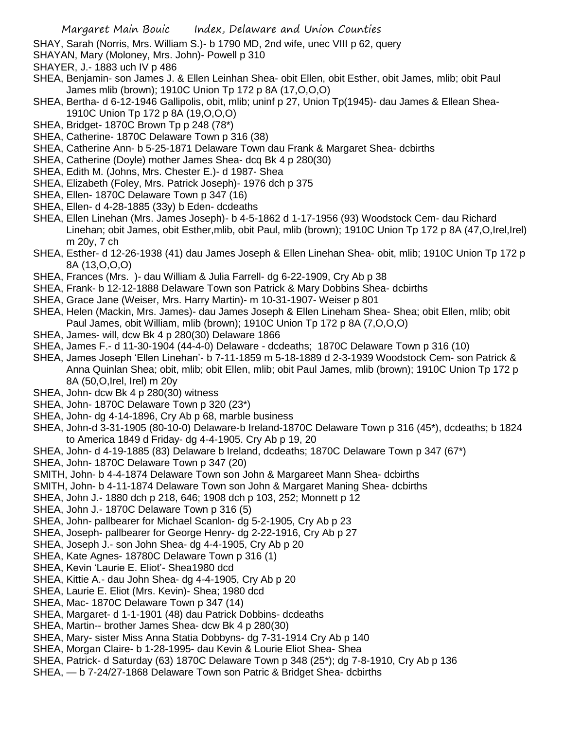SHAY, Sarah (Norris, Mrs. William S.)- b 1790 MD, 2nd wife, unec VIII p 62, query

SHAYAN, Mary (Moloney, Mrs. John)- Powell p 310

SHAYER, J.- 1883 uch IV p 486

SHEA, Benjamin- son James J. & Ellen Leinhan Shea- obit Ellen, obit Esther, obit James, mlib; obit Paul James mlib (brown); 1910C Union Tp 172 p 8A (17,O,O,O)

SHEA, Bertha- d 6-12-1946 Gallipolis, obit, mlib; uninf p 27, Union Tp(1945)- dau James & Ellean Shea- 1910C Union Tp 172 p 8A (19,O,O,O)

SHEA, Bridget- 1870C Brown Tp p 248 (78*)

SHEA, Catherine- 1870C Delaware Town p 316 (38)

SHEA, Catherine Ann- b 5-25-1871 Delaware Town dau Frank & Margaret Shea- dcbirths

SHEA, Catherine (Doyle) mother James Shea- dcq Bk 4 p 280(30)

SHEA, Edith M. (Johns, Mrs. Chester E.)- d 1987- Shea

SHEA, Elizabeth (Foley, Mrs. Patrick Joseph)- 1976 dch p 375

SHEA, Ellen- 1870C Delaware Town p 347 (16)

SHEA, Ellen- d 4-28-1885 (33y) b Eden- dcdeaths

SHEA, Ellen Linehan (Mrs. James Joseph)- b 4-5-1862 d 1-17-1956 (93) Woodstock Cem- dau Richard Linehan; obit James, obit Esther,mlib, obit Paul, mlib (brown); 1910C Union Tp 172 p 8A (47,O,Irel,Irel) m 20y, 7 ch

SHEA, Esther- d 12-26-1938 (41) dau James Joseph & Ellen Linehan Shea- obit, mlib; 1910C Union Tp 172 p 8A (13,O,O,O)

SHEA, Frances (Mrs. )- dau William & Julia Farrell- dg 6-22-1909, Cry Ab p 38

SHEA, Frank- b 12-12-1888 Delaware Town son Patrick & Mary Dobbins Shea- dcbirths

SHEA, Grace Jane (Weiser, Mrs. Harry Martin)- m 10-31-1907- Weiser p 801

SHEA, Helen (Mackin, Mrs. James)- dau James Joseph & Ellen Lineham Shea- Shea; obit Ellen, mlib; obit Paul James, obit William, mlib (brown); 1910C Union Tp 172 p 8A (7,O,O,O)

SHEA, James- will, dcw Bk 4 p 280(30) Delaware 1866

SHEA, James F.- d 11-30-1904 (44-4-0) Delaware - dcdeaths; 1870C Delaware Town p 316 (10)

SHEA, James Joseph 'Ellen Linehan'- b 7-11-1859 m 5-18-1889 d 2-3-1939 Woodstock Cem- son Patrick & Anna Quinlan Shea; obit, mlib; obit Ellen, mlib; obit Paul James, mlib (brown); 1910C Union Tp 172 p 8A (50,O,Irel, Irel) m 20y

SHEA, John- dcw Bk 4 p 280(30) witness

SHEA, John- 1870C Delaware Town p 320 (23*)

SHEA, John- dg 4-14-1896, Cry Ab p 68, marble business

SHEA, John-d 3-31-1905 (80-10-0) Delaware-b Ireland-1870C Delaware Town p 316 (45*), dcdeaths; b 1824 to America 1849 d Friday- dg 4-4-1905. Cry Ab p 19, 20

SHEA, John- d 4-19-1885 (83) Delaware b Ireland, dcdeaths; 1870C Delaware Town p 347 (67*)

SHEA, John- 1870C Delaware Town p 347 (20)

SMITH, John- b 4-4-1874 Delaware Town son John & Margareet Mann Shea- dcbirths

SMITH, John- b 4-11-1874 Delaware Town son John & Margaret Maning Shea- dcbirths

SHEA, John J.- 1880 dch p 218, 646; 1908 dch p 103, 252; Monnett p 12

SHEA, John J.- 1870C Delaware Town p 316 (5)

SHEA, John- pallbearer for Michael Scanlon- dg 5-2-1905, Cry Ab p 23

SHEA, Joseph- pallbearer for George Henry- dg 2-22-1916, Cry Ab p 27

SHEA, Joseph J.- son John Shea- dg 4-4-1905, Cry Ab p 20

SHEA, Kate Agnes- 18780C Delaware Town p 316 (1)

SHEA, Kevin 'Laurie E. Eliot'- Shea1980 dcd

SHEA, Kittie A.- dau John Shea- dg 4-4-1905, Cry Ab p 20

SHEA, Laurie E. Eliot (Mrs. Kevin)- Shea; 1980 dcd

SHEA, Mac- 1870C Delaware Town p 347 (14)

SHEA, Margaret- d 1-1-1901 (48) dau Patrick Dobbins- dcdeaths

SHEA, Martin-- brother James Shea- dcw Bk 4 p 280(30)

SHEA, Mary- sister Miss Anna Statia Dobbyns- dg 7-31-1914 Cry Ab p 140

SHEA, Morgan Claire- b 1-28-1995- dau Kevin & Lourie Eliot Shea- Shea

SHEA, Patrick- d Saturday (63) 1870C Delaware Town p 348 (25*); dg 7-8-1910, Cry Ab p 136

SHEA, — b 7-24/27-1868 Delaware Town son Patric & Bridget Shea- dcbirths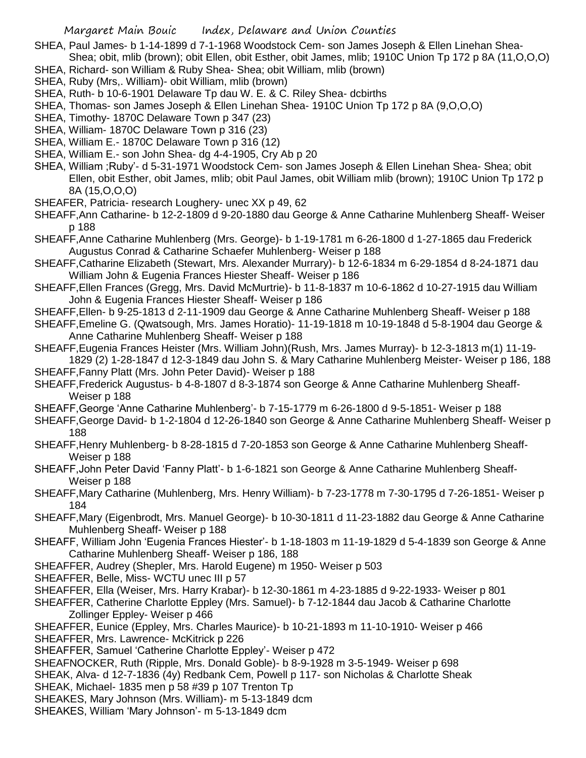SHEA, Paul James- b 1-14-1899 d 7-1-1968 Woodstock Cem- son James Joseph & Ellen Linehan Shea- Shea; obit, mlib (brown); obit Ellen, obit Esther, obit James, mlib; 1910C Union Tp 172 p 8A (11,O,O,O)

SHEA, Richard- son William & Ruby Shea- Shea; obit William, mlib (brown)

SHEA, Ruby (Mrs,. William)- obit William, mlib (brown)

SHEA, Ruth- b 10-6-1901 Delaware Tp dau W. E. & C. Riley Shea- dcbirths

SHEA, Thomas- son James Joseph & Ellen Linehan Shea- 1910C Union Tp 172 p 8A (9,O,O,O)

SHEA, Timothy- 1870C Delaware Town p 347 (23)

SHEA, William- 1870C Delaware Town p 316 (23)

SHEA, William E.- 1870C Delaware Town p 316 (12)

SHEA, William E.- son John Shea- dg 4-4-1905, Cry Ab p 20

SHEA, William ;Ruby'- d 5-31-1971 Woodstock Cem- son James Joseph & Ellen Linehan Shea- Shea; obit Ellen, obit Esther, obit James, mlib; obit Paul James, obit William mlib (brown); 1910C Union Tp 172 p 8A (15,O,O,O)

SHEAFER, Patricia- research Loughery- unec XX p 49, 62

SHEAFF,Ann Catharine- b 12-2-1809 d 9-20-1880 dau George & Anne Catharine Muhlenberg Sheaff- Weiser p 188

SHEAFF,Anne Catharine Muhlenberg (Mrs. George)- b 1-19-1781 m 6-26-1800 d 1-27-1865 dau Frederick Augustus Conrad & Catharine Schaefer Muhlenberg- Weiser p 188

SHEAFF,Catharine Elizabeth (Stewart, Mrs. Alexander Murrary)- b 12-6-1834 m 6-29-1854 d 8-24-1871 dau William John & Eugenia Frances Hiester Sheaff- Weiser p 186

SHEAFF,Ellen Frances (Gregg, Mrs. David McMurtrie)- b 11-8-1837 m 10-6-1862 d 10-27-1915 dau William John & Eugenia Frances Hiester Sheaff- Weiser p 186

SHEAFF,Ellen- b 9-25-1813 d 2-11-1909 dau George & Anne Catharine Muhlenberg Sheaff- Weiser p 188

SHEAFF,Emeline G. (Qwatsough, Mrs. James Horatio)- 11-19-1818 m 10-19-1848 d 5-8-1904 dau George & Anne Catharine Muhlenberg Sheaff- Weiser p 188

SHEAFF,Eugenia Frances Heister (Mrs. William John)(Rush, Mrs. James Murray)- b 12-3-1813 m(1) 11-19-1829 (2) 1-28-1847 d 12-3-1849 dau John S. & Mary Catharine Muhlenberg Meister- Weiser p 186, 188

SHEAFF,Fanny Platt (Mrs. John Peter David)- Weiser p 188

SHEAFF,Frederick Augustus- b 4-8-1807 d 8-3-1874 son George & Anne Catharine Muhlenberg Sheaff- Weiser p 188

SHEAFF,George 'Anne Catharine Muhlenberg'- b 7-15-1779 m 6-26-1800 d 9-5-1851- Weiser p 188

SHEAFF,George David- b 1-2-1804 d 12-26-1840 son George & Anne Catharine Muhlenberg Sheaff- Weiser p 188

SHEAFF,Henry Muhlenberg- b 8-28-1815 d 7-20-1853 son George & Anne Catharine Muhlenberg Sheaff- Weiser p 188

SHEAFF,John Peter David 'Fanny Platt'- b 1-6-1821 son George & Anne Catharine Muhlenberg Sheaff- Weiser p 188

SHEAFF,Mary Catharine (Muhlenberg, Mrs. Henry William)- b 7-23-1778 m 7-30-1795 d 7-26-1851- Weiser p 184

SHEAFF,Mary (Eigenbrodt, Mrs. Manuel George)- b 10-30-1811 d 11-23-1882 dau George & Anne Catharine Muhlenberg Sheaff- Weiser p 188

SHEAFF, William John 'Eugenia Frances Hiester'- b 1-18-1803 m 11-19-1829 d 5-4-1839 son George & Anne Catharine Muhlenberg Sheaff- Weiser p 186, 188

SHEAFFER, Audrey (Shepler, Mrs. Harold Eugene) m 1950- Weiser p 503

SHEAFFER, Belle, Miss- WCTU unec III p 57

SHEAFFER, Ella (Weiser, Mrs. Harry Krabar)- b 12-30-1861 m 4-23-1885 d 9-22-1933- Weiser p 801

SHEAFFER, Catherine Charlotte Eppley (Mrs. Samuel)- b 7-12-1844 dau Jacob & Catharine Charlotte Zollinger Eppley- Weiser p 466

SHEAFFER, Eunice (Eppley, Mrs. Charles Maurice)- b 10-21-1893 m 11-10-1910- Weiser p 466

SHEAFFER, Mrs. Lawrence- McKitrick p 226

SHEAFFER, Samuel 'Catherine Charlotte Eppley'- Weiser p 472

SHEAFNOCKER, Ruth (Ripple, Mrs. Donald Goble)- b 8-9-1928 m 3-5-1949- Weiser p 698

SHEAK, Alva- d 12-7-1836 (4y) Redbank Cem, Powell p 117- son Nicholas & Charlotte Sheak

SHEAK, Michael- 1835 men p 58 #39 p 107 Trenton Tp

SHEAKES, Mary Johnson (Mrs. William)- m 5-13-1849 dcm

SHEAKES, William 'Mary Johnson'- m 5-13-1849 dcm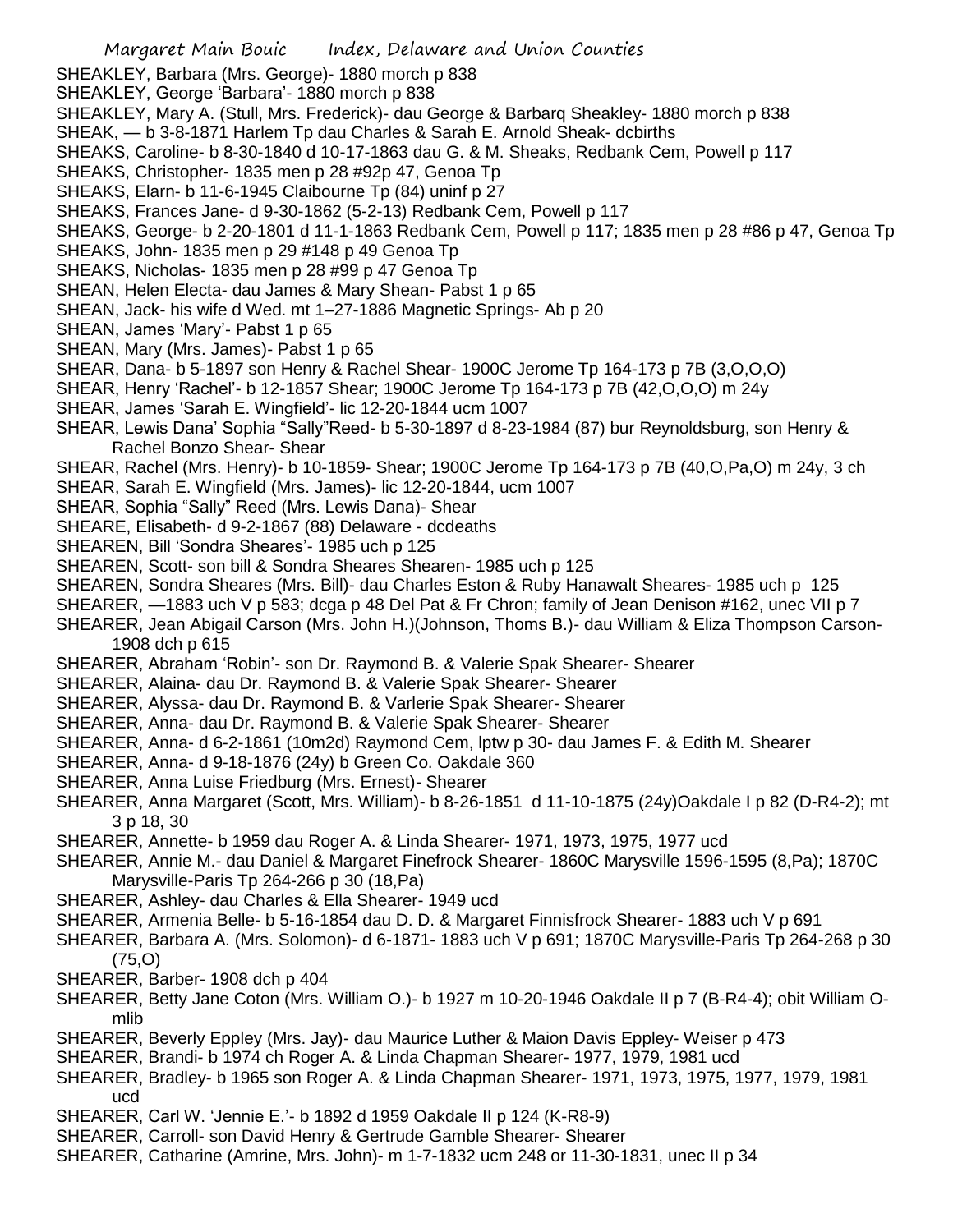SHEAKLEY, Barbara (Mrs. George)- 1880 morch p 838

SHEAKLEY, George 'Barbara'- 1880 morch p 838

SHEAKLEY, Mary A. (Stull, Mrs. Frederick)- dau George & Barbarq Sheakley- 1880 morch p 838

SHEAK, — b 3-8-1871 Harlem Tp dau Charles & Sarah E. Arnold Sheak- dcbirths

SHEAKS, Caroline- b 8-30-1840 d 10-17-1863 dau G. & M. Sheaks, Redbank Cem, Powell p 117

SHEAKS, Christopher- 1835 men p 28 #92p 47, Genoa Tp

SHEAKS, Elarn- b 11-6-1945 Claibourne Tp (84) uninf p 27

SHEAKS, Frances Jane- d 9-30-1862 (5-2-13) Redbank Cem, Powell p 117

SHEAKS, George- b 2-20-1801 d 11-1-1863 Redbank Cem, Powell p 117; 1835 men p 28 #86 p 47, Genoa Tp

SHEAKS, John- 1835 men p 29 #148 p 49 Genoa Tp

SHEAKS, Nicholas- 1835 men p 28 #99 p 47 Genoa Tp

SHEAN, Helen Electa- dau James & Mary Shean- Pabst 1 p 65

SHEAN, Jack- his wife d Wed. mt 1–27-1886 Magnetic Springs- Ab p 20

SHEAN, James 'Mary'- Pabst 1 p 65

SHEAN, Mary (Mrs. James)- Pabst 1 p 65

SHEAR, Dana- b 5-1897 son Henry & Rachel Shear- 1900C Jerome Tp 164-173 p 7B (3,O,O,O)

SHEAR, Henry 'Rachel'- b 12-1857 Shear; 1900C Jerome Tp 164-173 p 7B (42,O,O,O) m 24y

SHEAR, James 'Sarah E. Wingfield'- lic 12-20-1844 ucm 1007

SHEAR, Lewis Dana' Sophia "Sally"Reed- b 5-30-1897 d 8-23-1984 (87) bur Reynoldsburg, son Henry & Rachel Bonzo Shear- Shear

SHEAR, Rachel (Mrs. Henry)- b 10-1859- Shear; 1900C Jerome Tp 164-173 p 7B (40,O,Pa,O) m 24y, 3 ch

SHEAR, Sarah E. Wingfield (Mrs. James)- lic 12-20-1844, ucm 1007

SHEAR, Sophia "Sally" Reed (Mrs. Lewis Dana)- Shear

SHEARE, Elisabeth- d 9-2-1867 (88) Delaware - dcdeaths

SHEAREN, Bill 'Sondra Sheares'- 1985 uch p 125

SHEAREN, Scott- son bill & Sondra Sheares Shearen- 1985 uch p 125

SHEAREN, Sondra Sheares (Mrs. Bill)- dau Charles Eston & Ruby Hanawalt Sheares- 1985 uch p 125

SHEARER, —1883 uch V p 583; dcga p 48 Del Pat & Fr Chron; family of Jean Denison #162, unec VII p 7

SHEARER, Jean Abigail Carson (Mrs. John H.)(Johnson, Thoms B.)- dau William & Eliza Thompson Carson- 1908 dch p 615

SHEARER, Abraham 'Robin'- son Dr. Raymond B. & Valerie Spak Shearer- Shearer

SHEARER, Alaina- dau Dr. Raymond B. & Valerie Spak Shearer- Shearer

SHEARER, Alyssa- dau Dr. Raymond B. & Varlerie Spak Shearer- Shearer

SHEARER, Anna- dau Dr. Raymond B. & Valerie Spak Shearer- Shearer

SHEARER, Anna- d 6-2-1861 (10m2d) Raymond Cem, lptw p 30- dau James F. & Edith M. Shearer

SHEARER, Anna- d 9-18-1876 (24y) b Green Co. Oakdale 360

SHEARER, Anna Luise Friedburg (Mrs. Ernest)- Shearer

SHEARER, Anna Margaret (Scott, Mrs. William)- b 8-26-1851 d 11-10-1875 (24y)Oakdale I p 82 (D-R4-2); mt 3 p 18, 30

SHEARER, Annette- b 1959 dau Roger A. & Linda Shearer- 1971, 1973, 1975, 1977 ucd

SHEARER, Annie M.- dau Daniel & Margaret Finefrock Shearer- 1860C Marysville 1596-1595 (8,Pa); 1870C Marysville-Paris Tp 264-266 p 30 (18,Pa)

SHEARER, Ashley- dau Charles & Ella Shearer- 1949 ucd

SHEARER, Armenia Belle- b 5-16-1854 dau D. D. & Margaret Finnisfrock Shearer- 1883 uch V p 691

SHEARER, Barbara A. (Mrs. Solomon)- d 6-1871- 1883 uch V p 691; 1870C Marysville-Paris Tp 264-268 p 30 (75,O)

SHEARER, Barber- 1908 dch p 404

SHEARER, Betty Jane Coton (Mrs. William O.)- b 1927 m 10-20-1946 Oakdale II p 7 (B-R4-4); obit William O-mlib

SHEARER, Beverly Eppley (Mrs. Jay)- dau Maurice Luther & Maion Davis Eppley- Weiser p 473

SHEARER, Brandi- b 1974 ch Roger A. & Linda Chapman Shearer- 1977, 1979, 1981 ucd

SHEARER, Bradley- b 1965 son Roger A. & Linda Chapman Shearer- 1971, 1973, 1975, 1977, 1979, 1981 ucd

SHEARER, Carl W. 'Jennie E.'- b 1892 d 1959 Oakdale II p 124 (K-R8-9)

SHEARER, Carroll- son David Henry & Gertrude Gamble Shearer- Shearer

SHEARER, Catharine (Amrine, Mrs. John)- m 1-7-1832 ucm 248 or 11-30-1831, unec II p 34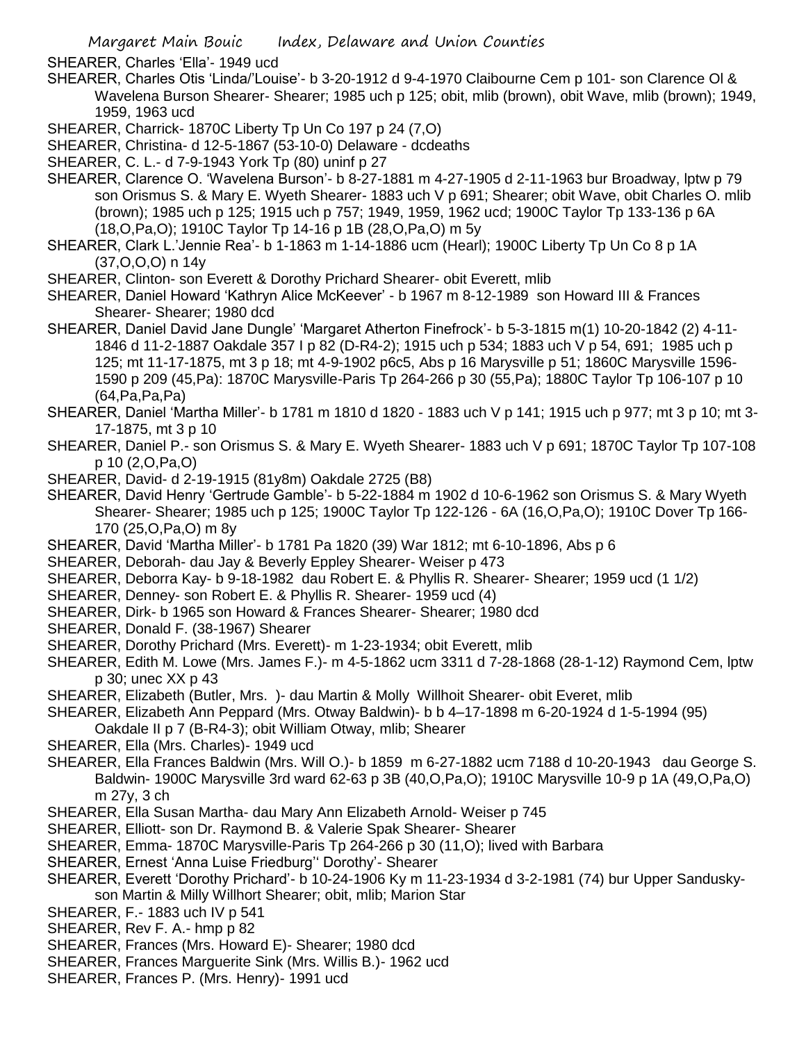SHEARER, Charles 'Ella'- 1949 ucd

SHEARER, Charles Otis 'Linda/'Louise'- b 3-20-1912 d 9-4-1970 Claibourne Cem p 101- son Clarence Ol & Wavelena Burson Shearer- Shearer; 1985 uch p 125; obit, mlib (brown), obit Wave, mlib (brown); 1949, 1959, 1963 ucd

SHEARER, Charrick- 1870C Liberty Tp Un Co 197 p 24 (7,O)

SHEARER, Christina- d 12-5-1867 (53-10-0) Delaware - dcdeaths

SHEARER, C. L.- d 7-9-1943 York Tp (80) uninf p 27

SHEARER, Clarence O. 'Wavelena Burson'- b 8-27-1881 m 4-27-1905 d 2-11-1963 bur Broadway, lptw p 79 son Orismus S. & Mary E. Wyeth Shearer- 1883 uch V p 691; Shearer; obit Wave, obit Charles O. mlib (brown); 1985 uch p 125; 1915 uch p 757; 1949, 1959, 1962 ucd; 1900C Taylor Tp 133-136 p 6A (18,O,Pa,O); 1910C Taylor Tp 14-16 p 1B (28,O,Pa,O) m 5y

SHEARER, Clark L.'Jennie Rea'- b 1-1863 m 1-14-1886 ucm (Hearl); 1900C Liberty Tp Un Co 8 p 1A (37,O,O,O) n 14y

SHEARER, Clinton- son Everett & Dorothy Prichard Shearer- obit Everett, mlib

SHEARER, Daniel Howard 'Kathryn Alice McKeever' - b 1967 m 8-12-1989 son Howard III & Frances Shearer- Shearer; 1980 dcd

SHEARER, Daniel David Jane Dungle' 'Margaret Atherton Finefrock'- b 5-3-1815 m(1) 10-20-1842 (2) 4-11-1846 d 11-2-1887 Oakdale 357 I p 82 (D-R4-2); 1915 uch p 534; 1883 uch V p 54, 691; 1985 uch p 125; mt 11-17-1875, mt 3 p 18; mt 4-9-1902 p6c5, Abs p 16 Marysville p 51; 1860C Marysville 1596-1590 p 209 (45,Pa): 1870C Marysville-Paris Tp 264-266 p 30 (55,Pa); 1880C Taylor Tp 106-107 p 10 (64,Pa,Pa,Pa)

SHEARER, Daniel 'Martha Miller'- b 1781 m 1810 d 1820 - 1883 uch V p 141; 1915 uch p 977; mt 3 p 10; mt 3-17-1875, mt 3 p 10

SHEARER, Daniel P.- son Orismus S. & Mary E. Wyeth Shearer- 1883 uch V p 691; 1870C Taylor Tp 107-108 p 10 (2,O,Pa,O)

SHEARER, David- d 2-19-1915 (81y8m) Oakdale 2725 (B8)

SHEARER, David Henry 'Gertrude Gamble'- b 5-22-1884 m 1902 d 10-6-1962 son Orismus S. & Mary Wyeth Shearer- Shearer; 1985 uch p 125; 1900C Taylor Tp 122-126 - 6A (16,O,Pa,O); 1910C Dover Tp 166-170 (25,O,Pa,O) m 8y

SHEARER, David 'Martha Miller'- b 1781 Pa 1820 (39) War 1812; mt 6-10-1896, Abs p 6

SHEARER, Deborah- dau Jay & Beverly Eppley Shearer- Weiser p 473

SHEARER, Deborra Kay- b 9-18-1982 dau Robert E. & Phyllis R. Shearer- Shearer; 1959 ucd (1 1/2)

SHEARER, Denney- son Robert E. & Phyllis R. Shearer- 1959 ucd (4)

SHEARER, Dirk- b 1965 son Howard & Frances Shearer- Shearer; 1980 dcd

SHEARER, Donald F. (38-1967) Shearer

SHEARER, Dorothy Prichard (Mrs. Everett)- m 1-23-1934; obit Everett, mlib

SHEARER, Edith M. Lowe (Mrs. James F.)- m 4-5-1862 ucm 3311 d 7-28-1868 (28-1-12) Raymond Cem, lptw p 30; unec XX p 43

SHEARER, Elizabeth (Butler, Mrs. )- dau Martin & Molly Willhoit Shearer- obit Everet, mlib

SHEARER, Elizabeth Ann Peppard (Mrs. Otway Baldwin)- b b 4–17-1898 m 6-20-1924 d 1-5-1994 (95) Oakdale II p 7 (B-R4-3); obit William Otway, mlib; Shearer

SHEARER, Ella (Mrs. Charles)- 1949 ucd

SHEARER, Ella Frances Baldwin (Mrs. Will O.)- b 1859 m 6-27-1882 ucm 7188 d 10-20-1943 dau George S. Baldwin- 1900C Marysville 3rd ward 62-63 p 3B (40,O,Pa,O); 1910C Marysville 10-9 p 1A (49,O,Pa,O) m 27y, 3 ch

SHEARER, Ella Susan Martha- dau Mary Ann Elizabeth Arnold- Weiser p 745

SHEARER, Elliott- son Dr. Raymond B. & Valerie Spak Shearer- Shearer

SHEARER, Emma- 1870C Marysville-Paris Tp 264-266 p 30 (11,O); lived with Barbara

SHEARER, Ernest 'Anna Luise Friedburg'' Dorothy'- Shearer

SHEARER, Everett 'Dorothy Prichard'- b 10-24-1906 Ky m 11-23-1934 d 3-2-1981 (74) bur Upper Sandusky-son Martin & Milly Willhort Shearer; obit, mlib; Marion Star

SHEARER, F.- 1883 uch IV p 541

SHEARER, Rev F. A.- hmp p 82

SHEARER, Frances (Mrs. Howard E)- Shearer; 1980 dcd

SHEARER, Frances Marguerite Sink (Mrs. Willis B.)- 1962 ucd

SHEARER, Frances P. (Mrs. Henry)- 1991 ucd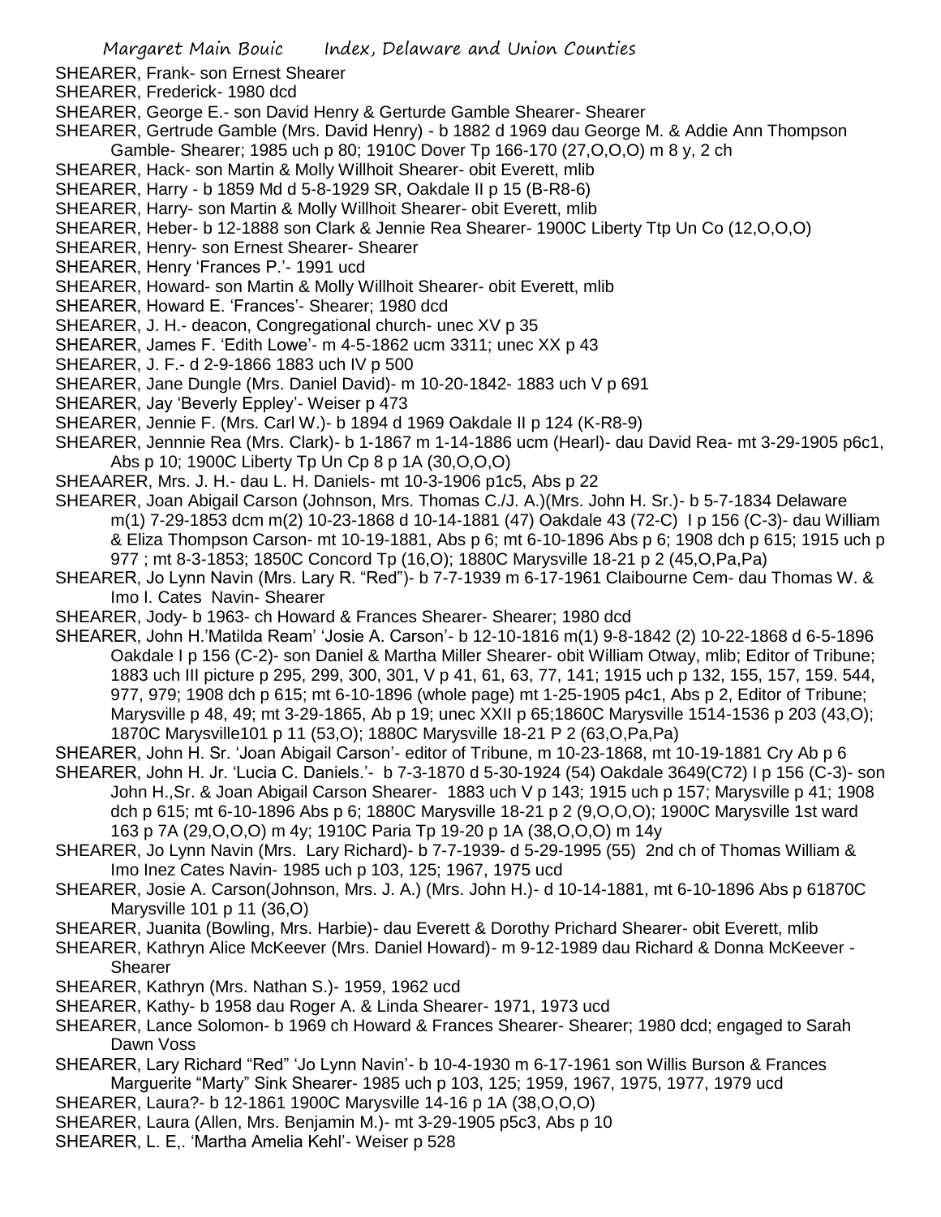SHEARER, Frank- son Ernest Shearer
SHEARER, Frederick- 1980 dcd
SHEARER, George E.- son David Henry & Gerturde Gamble Shearer- Shearer
SHEARER, Gertrude Gamble (Mrs. David Henry) - b 1882 d 1969 dau George M. & Addie Ann Thompson Gamble- Shearer; 1985 uch p 80; 1910C Dover Tp 166-170 (27,O,O,O) m 8 y, 2 ch
SHEARER, Hack- son Martin & Molly Willhoit Shearer- obit Everett, mlib
SHEARER, Harry - b 1859 Md d 5-8-1929 SR, Oakdale II p 15 (B-R8-6)
SHEARER, Harry- son Martin & Molly Willhoit Shearer- obit Everett, mlib
SHEARER, Heber- b 12-1888 son Clark & Jennie Rea Shearer- 1900C Liberty Ttp Un Co (12,O,O,O)
SHEARER, Henry- son Ernest Shearer- Shearer
SHEARER, Henry 'Frances P.'- 1991 ucd
SHEARER, Howard- son Martin & Molly Willhoit Shearer- obit Everett, mlib
SHEARER, Howard E. 'Frances'- Shearer; 1980 dcd
SHEARER, J. H.- deacon, Congregational church- unec XV p 35
SHEARER, James F. 'Edith Lowe'- m 4-5-1862 ucm 3311; unec XX p 43
SHEARER, J. F.- d 2-9-1866 1883 uch IV p 500
SHEARER, Jane Dungle (Mrs. Daniel David)- m 10-20-1842- 1883 uch V p 691
SHEARER, Jay 'Beverly Eppley'- Weiser p 473
SHEARER, Jennie F. (Mrs. Carl W.)- b 1894 d 1969 Oakdale II p 124 (K-R8-9)
SHEARER, Jennnie Rea (Mrs. Clark)- b 1-1867 m 1-14-1886 ucm (Hearl)- dau David Rea- mt 3-29-1905 p6c1, Abs p 10; 1900C Liberty Tp Un Cp 8 p 1A (30,O,O,O)
SHEAARER, Mrs. J. H.- dau L. H. Daniels- mt 10-3-1906 p1c5, Abs p 22
SHEARER, Joan Abigail Carson (Johnson, Mrs. Thomas C./J. A.)(Mrs. John H. Sr.)- b 5-7-1834 Delaware m(1) 7-29-1853 dcm m(2) 10-23-1868 d 10-14-1881 (47) Oakdale 43 (72-C) I p 156 (C-3)- dau William & Eliza Thompson Carson- mt 10-19-1881, Abs p 6; mt 6-10-1896 Abs p 6; 1908 dch p 615; 1915 uch p 977 ; mt 8-3-1853; 1850C Concord Tp (16,O); 1880C Marysville 18-21 p 2 (45,O,Pa,Pa)
SHEARER, Jo Lynn Navin (Mrs. Lary R. "Red")- b 7-7-1939 m 6-17-1961 Claibourne Cem- dau Thomas W. & Imo I. Cates Navin- Shearer
SHEARER, Jody- b 1963- ch Howard & Frances Shearer- Shearer; 1980 dcd
SHEARER, John H.'Matilda Ream' 'Josie A. Carson'- b 12-10-1816 m(1) 9-8-1842 (2) 10-22-1868 d 6-5-1896 Oakdale I p 156 (C-2)- son Daniel & Martha Miller Shearer- obit William Otway, mlib; Editor of Tribune; 1883 uch III picture p 295, 299, 300, 301, V p 41, 61, 63, 77, 141; 1915 uch p 132, 155, 157, 159. 544, 977, 979; 1908 dch p 615; mt 6-10-1896 (whole page) mt 1-25-1905 p4c1, Abs p 2, Editor of Tribune; Marysville p 48, 49; mt 3-29-1865, Ab p 19; unec XXII p 65;1860C Marysville 1514-1536 p 203 (43,O); 1870C Marysville101 p 11 (53,O); 1880C Marysville 18-21 P 2 (63,O,Pa,Pa)
SHEARER, John H. Sr. 'Joan Abigail Carson'- editor of Tribune, m 10-23-1868, mt 10-19-1881 Cry Ab p 6
SHEARER, John H. Jr. 'Lucia C. Daniels.'- b 7-3-1870 d 5-30-1924 (54) Oakdale 3649(C72) I p 156 (C-3)- son John H.,Sr. & Joan Abigail Carson Shearer- 1883 uch V p 143; 1915 uch p 157; Marysville p 41; 1908 dch p 615; mt 6-10-1896 Abs p 6; 1880C Marysville 18-21 p 2 (9,O,O,O); 1900C Marysville 1st ward 163 p 7A (29,O,O,O) m 4y; 1910C Paria Tp 19-20 p 1A (38,O,O,O) m 14y
SHEARER, Jo Lynn Navin (Mrs. Lary Richard)- b 7-7-1939- d 5-29-1995 (55) 2nd ch of Thomas William & Imo Inez Cates Navin- 1985 uch p 103, 125; 1967, 1975 ucd
SHEARER, Josie A. Carson(Johnson, Mrs. J. A.) (Mrs. John H.)- d 10-14-1881, mt 6-10-1896 Abs p 61870C Marysville 101 p 11 (36,O)
SHEARER, Juanita (Bowling, Mrs. Harbie)- dau Everett & Dorothy Prichard Shearer- obit Everett, mlib
SHEARER, Kathryn Alice McKeever (Mrs. Daniel Howard)- m 9-12-1989 dau Richard & Donna McKeever - Shearer
SHEARER, Kathryn (Mrs. Nathan S.)- 1959, 1962 ucd
SHEARER, Kathy- b 1958 dau Roger A. & Linda Shearer- 1971, 1973 ucd
SHEARER, Lance Solomon- b 1969 ch Howard & Frances Shearer- Shearer; 1980 dcd; engaged to Sarah Dawn Voss
SHEARER, Lary Richard "Red" 'Jo Lynn Navin'- b 10-4-1930 m 6-17-1961 son Willis Burson & Frances Marguerite "Marty" Sink Shearer- 1985 uch p 103, 125; 1959, 1967, 1975, 1977, 1979 ucd
SHEARER, Laura?- b 12-1861 1900C Marysville 14-16 p 1A (38,O,O,O)
SHEARER, Laura (Allen, Mrs. Benjamin M.)- mt 3-29-1905 p5c3, Abs p 10
SHEARER, L. E,. 'Martha Amelia Kehl'- Weiser p 528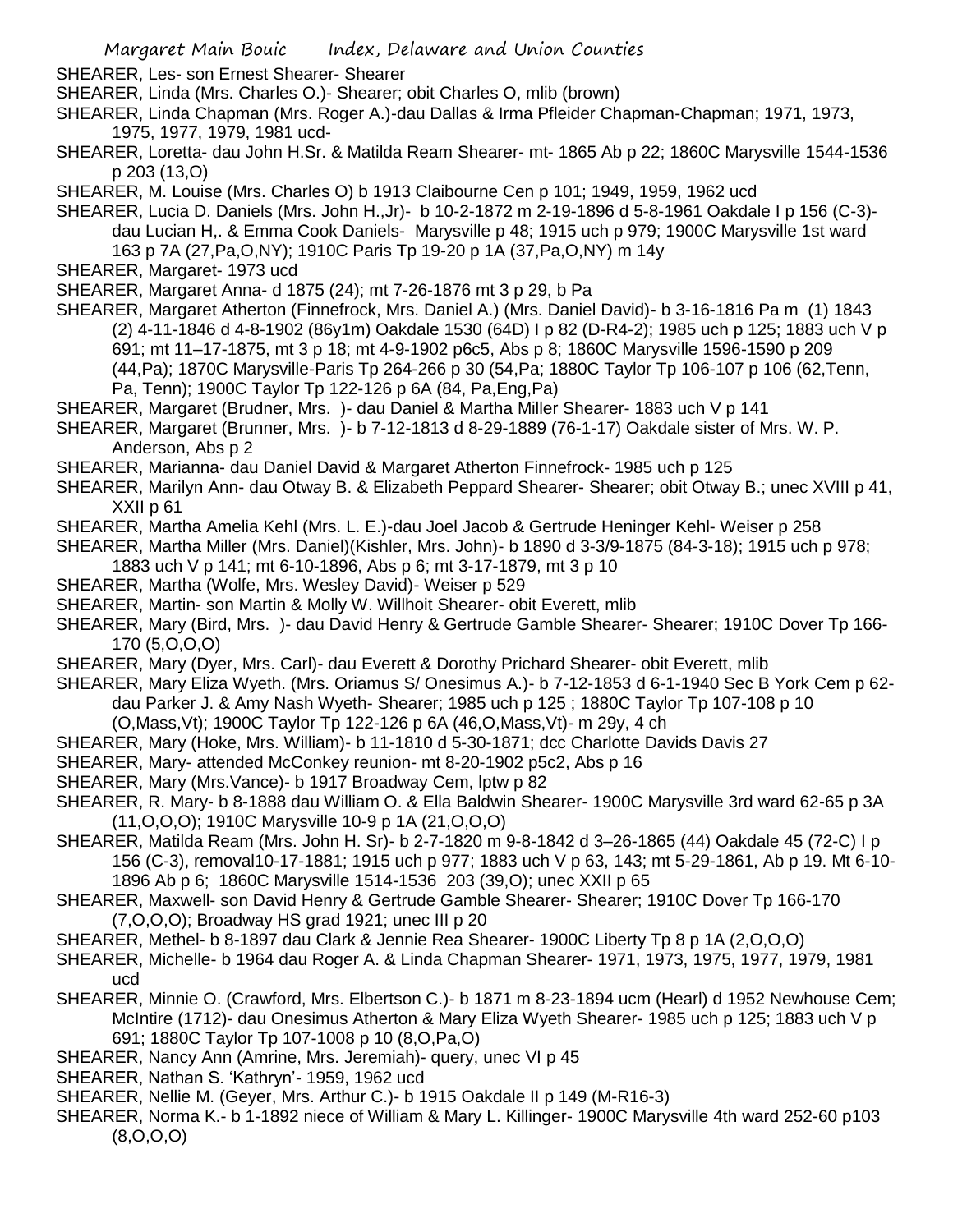SHEARER, Les- son Ernest Shearer- Shearer

SHEARER, Linda (Mrs. Charles O.)- Shearer; obit Charles O, mlib (brown)

SHEARER, Linda Chapman (Mrs. Roger A.)-dau Dallas & Irma Pfleider Chapman-Chapman; 1971, 1973, 1975, 1977, 1979, 1981 ucd-

SHEARER, Loretta- dau John H.Sr. & Matilda Ream Shearer- mt- 1865 Ab p 22; 1860C Marysville 1544-1536 p 203 (13,O)

SHEARER, M. Louise (Mrs. Charles O) b 1913 Claibourne Cen p 101; 1949, 1959, 1962 ucd

SHEARER, Lucia D. Daniels (Mrs. John H.,Jr)- b 10-2-1872 m 2-19-1896 d 5-8-1961 Oakdale I p 156 (C-3)- dau Lucian H,. & Emma Cook Daniels- Marysville p 48; 1915 uch p 979; 1900C Marysville 1st ward 163 p 7A (27,Pa,O,NY); 1910C Paris Tp 19-20 p 1A (37,Pa,O,NY) m 14y

SHEARER, Margaret- 1973 ucd

SHEARER, Margaret Anna- d 1875 (24); mt 7-26-1876 mt 3 p 29, b Pa

SHEARER, Margaret Atherton (Finnefrock, Mrs. Daniel A.) (Mrs. Daniel David)- b 3-16-1816 Pa m (1) 1843 (2) 4-11-1846 d 4-8-1902 (86y1m) Oakdale 1530 (64D) I p 82 (D-R4-2); 1985 uch p 125; 1883 uch V p 691; mt 11–17-1875, mt 3 p 18; mt 4-9-1902 p6c5, Abs p 8; 1860C Marysville 1596-1590 p 209 (44,Pa); 1870C Marysville-Paris Tp 264-266 p 30 (54,Pa; 1880C Taylor Tp 106-107 p 106 (62,Tenn, Pa, Tenn); 1900C Taylor Tp 122-126 p 6A (84, Pa,Eng,Pa)

SHEARER, Margaret (Brudner, Mrs. )- dau Daniel & Martha Miller Shearer- 1883 uch V p 141

SHEARER, Margaret (Brunner, Mrs. )- b 7-12-1813 d 8-29-1889 (76-1-17) Oakdale sister of Mrs. W. P. Anderson, Abs p 2

SHEARER, Marianna- dau Daniel David & Margaret Atherton Finnefrock- 1985 uch p 125

SHEARER, Marilyn Ann- dau Otway B. & Elizabeth Peppard Shearer- Shearer; obit Otway B.; unec XVIII p 41, XXII p 61

SHEARER, Martha Amelia Kehl (Mrs. L. E.)-dau Joel Jacob & Gertrude Heninger Kehl- Weiser p 258

SHEARER, Martha Miller (Mrs. Daniel)(Kishler, Mrs. John)- b 1890 d 3-3/9-1875 (84-3-18); 1915 uch p 978; 1883 uch V p 141; mt 6-10-1896, Abs p 6; mt 3-17-1879, mt 3 p 10

SHEARER, Martha (Wolfe, Mrs. Wesley David)- Weiser p 529

SHEARER, Martin- son Martin & Molly W. Willhoit Shearer- obit Everett, mlib

SHEARER, Mary (Bird, Mrs. )- dau David Henry & Gertrude Gamble Shearer- Shearer; 1910C Dover Tp 166-170 (5,O,O,O)

SHEARER, Mary (Dyer, Mrs. Carl)- dau Everett & Dorothy Prichard Shearer- obit Everett, mlib

SHEARER, Mary Eliza Wyeth. (Mrs. Oriamus S/ Onesimus A.)- b 7-12-1853 d 6-1-1940 Sec B York Cem p 62- dau Parker J. & Amy Nash Wyeth- Shearer; 1985 uch p 125 ; 1880C Taylor Tp 107-108 p 10 (O,Mass,Vt); 1900C Taylor Tp 122-126 p 6A (46,O,Mass,Vt)- m 29y, 4 ch

SHEARER, Mary (Hoke, Mrs. William)- b 11-1810 d 5-30-1871; dcc Charlotte Davids Davis 27

SHEARER, Mary- attended McConkey reunion- mt 8-20-1902 p5c2, Abs p 16

SHEARER, Mary (Mrs.Vance)- b 1917 Broadway Cem, lptw p 82

SHEARER, R. Mary- b 8-1888 dau William O. & Ella Baldwin Shearer- 1900C Marysville 3rd ward 62-65 p 3A (11,O,O,O); 1910C Marysville 10-9 p 1A (21,O,O,O)

SHEARER, Matilda Ream (Mrs. John H. Sr)- b 2-7-1820 m 9-8-1842 d 3–26-1865 (44) Oakdale 45 (72-C) I p 156 (C-3), removal10-17-1881; 1915 uch p 977; 1883 uch V p 63, 143; mt 5-29-1861, Ab p 19. Mt 6-10-1896 Ab p 6; 1860C Marysville 1514-1536 203 (39,O); unec XXII p 65

SHEARER, Maxwell- son David Henry & Gertrude Gamble Shearer- Shearer; 1910C Dover Tp 166-170 (7,O,O,O); Broadway HS grad 1921; unec III p 20

SHEARER, Methel- b 8-1897 dau Clark & Jennie Rea Shearer- 1900C Liberty Tp 8 p 1A (2,O,O,O)

SHEARER, Michelle- b 1964 dau Roger A. & Linda Chapman Shearer- 1971, 1973, 1975, 1977, 1979, 1981 ucd

SHEARER, Minnie O. (Crawford, Mrs. Elbertson C.)- b 1871 m 8-23-1894 ucm (Hearl) d 1952 Newhouse Cem; McIntire (1712)- dau Onesimus Atherton & Mary Eliza Wyeth Shearer- 1985 uch p 125; 1883 uch V p 691; 1880C Taylor Tp 107-1008 p 10 (8,O,Pa,O)

SHEARER, Nancy Ann (Amrine, Mrs. Jeremiah)- query, unec VI p 45

SHEARER, Nathan S. 'Kathryn'- 1959, 1962 ucd

SHEARER, Nellie M. (Geyer, Mrs. Arthur C.)- b 1915 Oakdale II p 149 (M-R16-3)

SHEARER, Norma K.- b 1-1892 niece of William & Mary L. Killinger- 1900C Marysville 4th ward 252-60 p103 (8,O,O,O)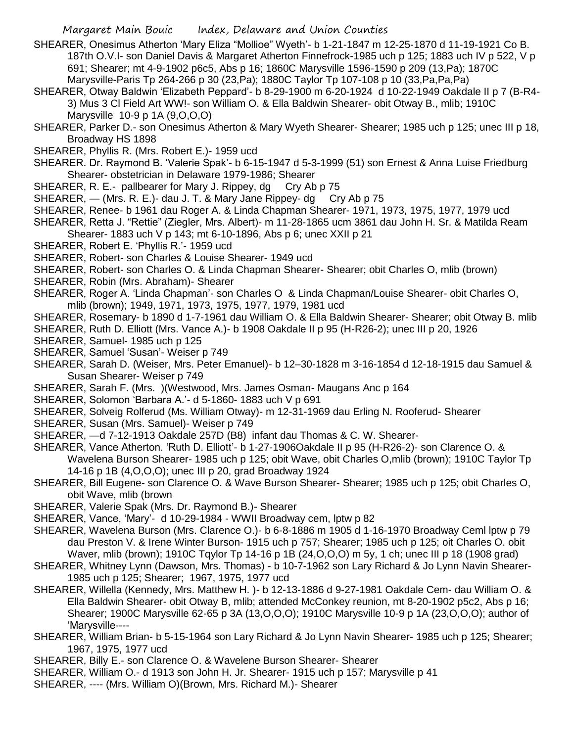SHEARER, Onesimus Atherton 'Mary Eliza "Mollioe" Wyeth'- b 1-21-1847 m 12-25-1870 d 11-19-1921 Co B. 187th O.V.I- son Daniel Davis & Margaret Atherton Finnefrock-1985 uch p 125; 1883 uch IV p 522, V p 691; Shearer; mt 4-9-1902 p6c5, Abs p 16; 1860C Marysville 1596-1590 p 209 (13,Pa); 1870C Marysville-Paris Tp 264-266 p 30 (23,Pa); 1880C Taylor Tp 107-108 p 10 (33,Pa,Pa,Pa)

SHEARER, Otway Baldwin 'Elizabeth Peppard'- b 8-29-1900 m 6-20-1924 d 10-22-1949 Oakdale II p 7 (B-R4-3) Mus 3 Cl Field Art WW!- son William O. & Ella Baldwin Shearer- obit Otway B., mlib; 1910C Marysville 10-9 p 1A (9,O,O,O)

SHEARER, Parker D.- son Onesimus Atherton & Mary Wyeth Shearer- Shearer; 1985 uch p 125; unec III p 18, Broadway HS 1898

SHEARER, Phyllis R. (Mrs. Robert E.)- 1959 ucd

SHEARER. Dr. Raymond B. 'Valerie Spak'- b 6-15-1947 d 5-3-1999 (51) son Ernest & Anna Luise Friedburg Shearer- obstetrician in Delaware 1979-1986; Shearer

SHEARER, R. E.- pallbearer for Mary J. Rippey, dg Cry Ab p 75

SHEARER, — (Mrs. R. E.)- dau J. T. & Mary Jane Rippey- dg Cry Ab p 75

SHEARER, Renee- b 1961 dau Roger A. & Linda Chapman Shearer- 1971, 1973, 1975, 1977, 1979 ucd

SHEARER, Retta J. "Rettie" (Ziegler, Mrs. Albert)- m 11-28-1865 ucm 3861 dau John H. Sr. & Matilda Ream Shearer- 1883 uch V p 143; mt 6-10-1896, Abs p 6; unec XXII p 21

SHEARER, Robert E. 'Phyllis R.'- 1959 ucd

SHEARER, Robert- son Charles & Louise Shearer- 1949 ucd

SHEARER, Robert- son Charles O. & Linda Chapman Shearer- Shearer; obit Charles O, mlib (brown)

SHEARER, Robin (Mrs. Abraham)- Shearer

SHEARER, Roger A. 'Linda Chapman'- son Charles O & Linda Chapman/Louise Shearer- obit Charles O, mlib (brown); 1949, 1971, 1973, 1975, 1977, 1979, 1981 ucd

SHEARER, Rosemary- b 1890 d 1-7-1961 dau William O. & Ella Baldwin Shearer- Shearer; obit Otway B. mlib

SHEARER, Ruth D. Elliott (Mrs. Vance A.)- b 1908 Oakdale II p 95 (H-R26-2); unec III p 20, 1926

SHEARER, Samuel- 1985 uch p 125

SHEARER, Samuel 'Susan'- Weiser p 749

SHEARER, Sarah D. (Weiser, Mrs. Peter Emanuel)- b 12–30-1828 m 3-16-1854 d 12-18-1915 dau Samuel & Susan Shearer- Weiser p 749

SHEARER, Sarah F. (Mrs. )(Westwood, Mrs. James Osman- Maugans Anc p 164

SHEARER, Solomon 'Barbara A.'- d 5-1860- 1883 uch V p 691

SHEARER, Solveig Rolferud (Ms. William Otway)- m 12-31-1969 dau Erling N. Rooferud- Shearer

SHEARER, Susan (Mrs. Samuel)- Weiser p 749

SHEARER, —d 7-12-1913 Oakdale 257D (B8) infant dau Thomas & C. W. Shearer-

SHEARER, Vance Atherton. 'Ruth D. Elliott'- b 1-27-1906Oakdale II p 95 (H-R26-2)- son Clarence O. & Wavelena Burson Shearer- 1985 uch p 125; obit Wave, obit Charles O,mlib (brown); 1910C Taylor Tp 14-16 p 1B (4,O,O,O); unec III p 20, grad Broadway 1924

SHEARER, Bill Eugene- son Clarence O. & Wave Burson Shearer- Shearer; 1985 uch p 125; obit Charles O, obit Wave, mlib (brown

SHEARER, Valerie Spak (Mrs. Dr. Raymond B.)- Shearer

SHEARER, Vance, 'Mary'- d 10-29-1984 - WWII Broadway cem, lptw p 82

SHEARER, Wavelena Burson (Mrs. Clarence O.)- b 6-8-1886 m 1905 d 1-16-1970 Broadway Ceml lptw p 79 dau Preston V. & Irene Winter Burson- 1915 uch p 757; Shearer; 1985 uch p 125; oit Charles O. obit Waver, mlib (brown); 1910C Tqylor Tp 14-16 p 1B (24,O,O,O) m 5y, 1 ch; unec III p 18 (1908 grad)

SHEARER, Whitney Lynn (Dawson, Mrs. Thomas) - b 10-7-1962 son Lary Richard & Jo Lynn Navin Shearer- 1985 uch p 125; Shearer; 1967, 1975, 1977 ucd

SHEARER, Willella (Kennedy, Mrs. Matthew H. )- b 12-13-1886 d 9-27-1981 Oakdale Cem- dau William O. & Ella Baldwin Shearer- obit Otway B, mlib; attended McConkey reunion, mt 8-20-1902 p5c2, Abs p 16; Shearer; 1900C Marysville 62-65 p 3A (13,O,O,O); 1910C Marysville 10-9 p 1A (23,O,O,O); author of 'Marysville----

SHEARER, William Brian- b 5-15-1964 son Lary Richard & Jo Lynn Navin Shearer- 1985 uch p 125; Shearer; 1967, 1975, 1977 ucd

SHEARER, Billy E.- son Clarence O. & Wavelene Burson Shearer- Shearer

SHEARER, William O.- d 1913 son John H. Jr. Shearer- 1915 uch p 157; Marysville p 41

SHEARER, ---- (Mrs. William O)(Brown, Mrs. Richard M.)- Shearer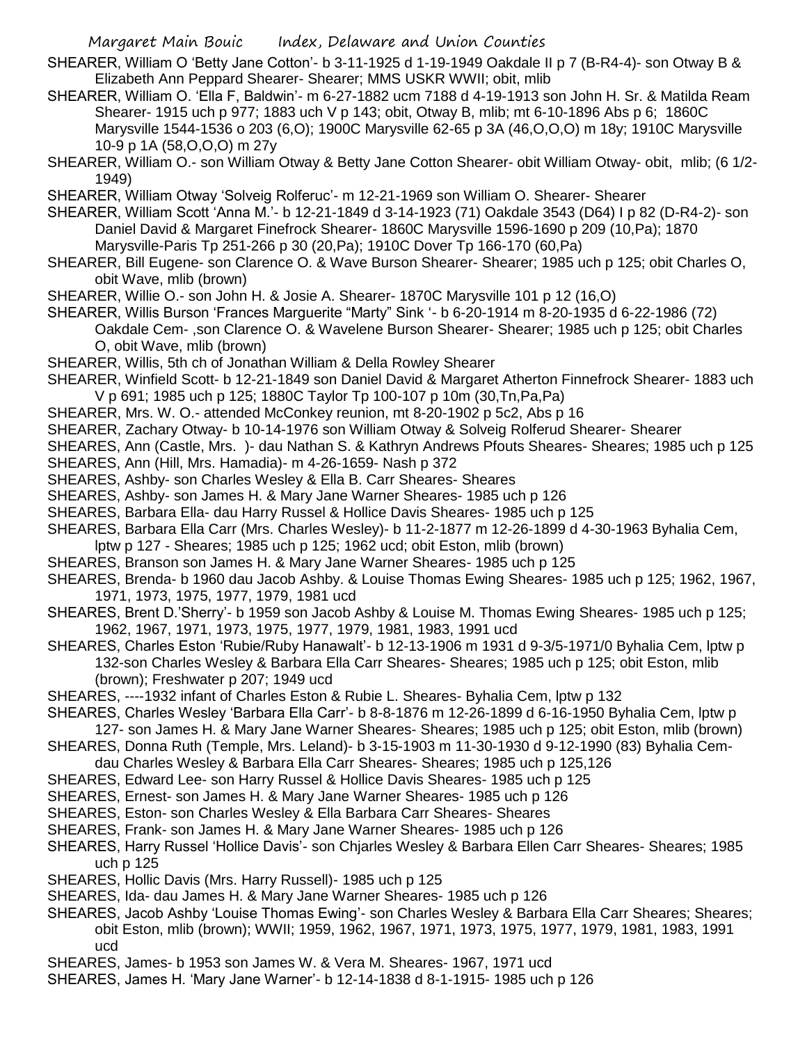SHEARER, William O 'Betty Jane Cotton'- b 3-11-1925 d 1-19-1949 Oakdale II p 7 (B-R4-4)- son Otway B & Elizabeth Ann Peppard Shearer- Shearer; MMS USKR WWII; obit, mlib

SHEARER, William O. 'Ella F, Baldwin'- m 6-27-1882 ucm 7188 d 4-19-1913 son John H. Sr. & Matilda Ream Shearer- 1915 uch p 977; 1883 uch V p 143; obit, Otway B, mlib; mt 6-10-1896 Abs p 6; 1860C Marysville 1544-1536 o 203 (6,O); 1900C Marysville 62-65 p 3A (46,O,O,O) m 18y; 1910C Marysville 10-9 p 1A (58,O,O,O) m 27y

SHEARER, William O.- son William Otway & Betty Jane Cotton Shearer- obit William Otway- obit, mlib; (6 1/2-1949)

SHEARER, William Otway 'Solveig Rolferuc'- m 12-21-1969 son William O. Shearer- Shearer

SHEARER, William Scott 'Anna M.'- b 12-21-1849 d 3-14-1923 (71) Oakdale 3543 (D64) I p 82 (D-R4-2)- son Daniel David & Margaret Finefrock Shearer- 1860C Marysville 1596-1690 p 209 (10,Pa); 1870 Marysville-Paris Tp 251-266 p 30 (20,Pa); 1910C Dover Tp 166-170 (60,Pa)

SHEARER, Bill Eugene- son Clarence O. & Wave Burson Shearer- Shearer; 1985 uch p 125; obit Charles O, obit Wave, mlib (brown)

SHEARER, Willie O.- son John H. & Josie A. Shearer- 1870C Marysville 101 p 12 (16,O)

SHEARER, Willis Burson 'Frances Marguerite "Marty" Sink '- b 6-20-1914 m 8-20-1935 d 6-22-1986 (72) Oakdale Cem- ,son Clarence O. & Wavelene Burson Shearer- Shearer; 1985 uch p 125; obit Charles O, obit Wave, mlib (brown)

SHEARER, Willis, 5th ch of Jonathan William & Della Rowley Shearer

SHEARER, Winfield Scott- b 12-21-1849 son Daniel David & Margaret Atherton Finnefrock Shearer- 1883 uch V p 691; 1985 uch p 125; 1880C Taylor Tp 100-107 p 10m (30,Tn,Pa,Pa)

SHEARER, Mrs. W. O.- attended McConkey reunion, mt 8-20-1902 p 5c2, Abs p 16

SHEARER, Zachary Otway- b 10-14-1976 son William Otway & Solveig Rolferud Shearer- Shearer

SHEARES, Ann (Castle, Mrs. )- dau Nathan S. & Kathryn Andrews Pfouts Sheares- Sheares; 1985 uch p 125

SHEARES, Ann (Hill, Mrs. Hamadia)- m 4-26-1659- Nash p 372

SHEARES, Ashby- son Charles Wesley & Ella B. Carr Sheares- Sheares

SHEARES, Ashby- son James H. & Mary Jane Warner Sheares- 1985 uch p 126

SHEARES, Barbara Ella- dau Harry Russel & Hollice Davis Sheares- 1985 uch p 125

SHEARES, Barbara Ella Carr (Mrs. Charles Wesley)- b 11-2-1877 m 12-26-1899 d 4-30-1963 Byhalia Cem, lptw p 127 - Sheares; 1985 uch p 125; 1962 ucd; obit Eston, mlib (brown)

SHEARES, Branson son James H. & Mary Jane Warner Sheares- 1985 uch p 125

SHEARES, Brenda- b 1960 dau Jacob Ashby. & Louise Thomas Ewing Sheares- 1985 uch p 125; 1962, 1967, 1971, 1973, 1975, 1977, 1979, 1981 ucd

SHEARES, Brent D.'Sherry'- b 1959 son Jacob Ashby & Louise M. Thomas Ewing Sheares- 1985 uch p 125; 1962, 1967, 1971, 1973, 1975, 1977, 1979, 1981, 1983, 1991 ucd

SHEARES, Charles Eston 'Rubie/Ruby Hanawalt'- b 12-13-1906 m 1931 d 9-3/5-1971/0 Byhalia Cem, lptw p 132-son Charles Wesley & Barbara Ella Carr Sheares- Sheares; 1985 uch p 125; obit Eston, mlib (brown); Freshwater p 207; 1949 ucd

SHEARES, ----1932 infant of Charles Eston & Rubie L. Sheares- Byhalia Cem, lptw p 132

SHEARES, Charles Wesley 'Barbara Ella Carr'- b 8-8-1876 m 12-26-1899 d 6-16-1950 Byhalia Cem, lptw p 127- son James H. & Mary Jane Warner Sheares- Sheares; 1985 uch p 125; obit Eston, mlib (brown)

SHEARES, Donna Ruth (Temple, Mrs. Leland)- b 3-15-1903 m 11-30-1930 d 9-12-1990 (83) Byhalia Cem- dau Charles Wesley & Barbara Ella Carr Sheares- Sheares; 1985 uch p 125,126

SHEARES, Edward Lee- son Harry Russel & Hollice Davis Sheares- 1985 uch p 125

SHEARES, Ernest- son James H. & Mary Jane Warner Sheares- 1985 uch p 126

SHEARES, Eston- son Charles Wesley & Ella Barbara Carr Sheares- Sheares

SHEARES, Frank- son James H. & Mary Jane Warner Sheares- 1985 uch p 126

SHEARES, Harry Russel 'Hollice Davis'- son Chjarles Wesley & Barbara Ellen Carr Sheares- Sheares; 1985 uch p 125

SHEARES, Hollic Davis (Mrs. Harry Russell)- 1985 uch p 125

SHEARES, Ida- dau James H. & Mary Jane Warner Sheares- 1985 uch p 126

SHEARES, Jacob Ashby 'Louise Thomas Ewing'- son Charles Wesley & Barbara Ella Carr Sheares; Sheares; obit Eston, mlib (brown); WWII; 1959, 1962, 1967, 1971, 1973, 1975, 1977, 1979, 1981, 1983, 1991 ucd

SHEARES, James- b 1953 son James W. & Vera M. Sheares- 1967, 1971 ucd

SHEARES, James H. 'Mary Jane Warner'- b 12-14-1838 d 8-1-1915- 1985 uch p 126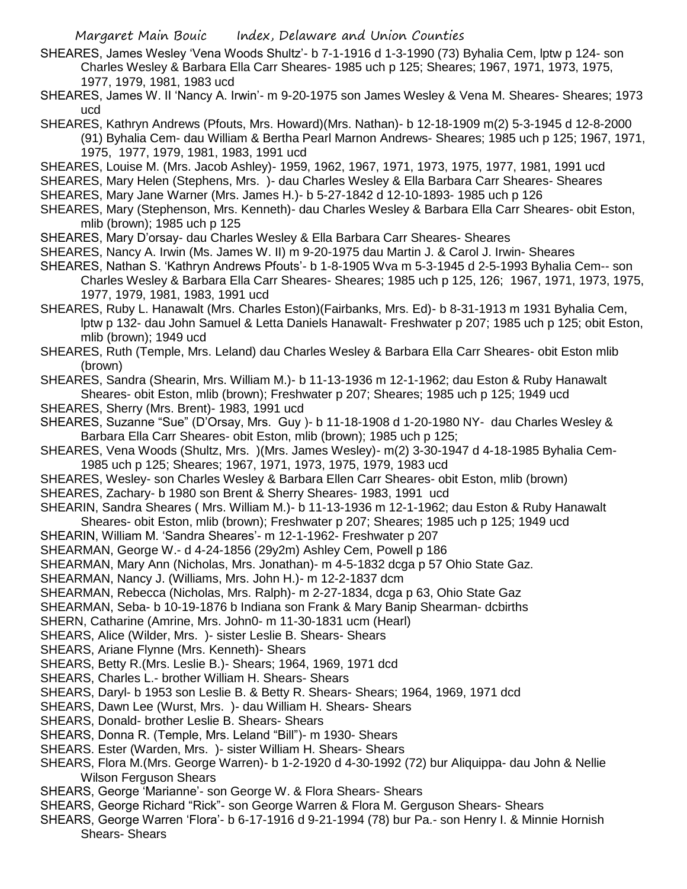SHEARES, James Wesley 'Vena Woods Shultz'- b 7-1-1916 d 1-3-1990 (73) Byhalia Cem, lptw p 124- son Charles Wesley & Barbara Ella Carr Sheares- 1985 uch p 125; Sheares; 1967, 1971, 1973, 1975, 1977, 1979, 1981, 1983 ucd

SHEARES, James W. II 'Nancy A. Irwin'- m 9-20-1975 son James Wesley & Vena M. Sheares- Sheares; 1973 ucd

SHEARES, Kathryn Andrews (Pfouts, Mrs. Howard)(Mrs. Nathan)- b 12-18-1909 m(2) 5-3-1945 d 12-8-2000 (91) Byhalia Cem- dau William & Bertha Pearl Marnon Andrews- Sheares; 1985 uch p 125; 1967, 1971, 1975, 1977, 1979, 1981, 1983, 1991 ucd

SHEARES, Louise M. (Mrs. Jacob Ashley)- 1959, 1962, 1967, 1971, 1973, 1975, 1977, 1981, 1991 ucd

SHEARES, Mary Helen (Stephens, Mrs. )- dau Charles Wesley & Ella Barbara Carr Sheares- Sheares

SHEARES, Mary Jane Warner (Mrs. James H.)- b 5-27-1842 d 12-10-1893- 1985 uch p 126

SHEARES, Mary (Stephenson, Mrs. Kenneth)- dau Charles Wesley & Barbara Ella Carr Sheares- obit Eston, mlib (brown); 1985 uch p 125

SHEARES, Mary D'orsay- dau Charles Wesley & Ella Barbara Carr Sheares- Sheares

SHEARES, Nancy A. Irwin (Ms. James W. II) m 9-20-1975 dau Martin J. & Carol J. Irwin- Sheares

SHEARES, Nathan S. 'Kathryn Andrews Pfouts'- b 1-8-1905 Wva m 5-3-1945 d 2-5-1993 Byhalia Cem-- son Charles Wesley & Barbara Ella Carr Sheares- Sheares; 1985 uch p 125, 126; 1967, 1971, 1973, 1975, 1977, 1979, 1981, 1983, 1991 ucd

SHEARES, Ruby L. Hanawalt (Mrs. Charles Eston)(Fairbanks, Mrs. Ed)- b 8-31-1913 m 1931 Byhalia Cem, lptw p 132- dau John Samuel & Letta Daniels Hanawalt- Freshwater p 207; 1985 uch p 125; obit Eston, mlib (brown); 1949 ucd

SHEARES, Ruth (Temple, Mrs. Leland) dau Charles Wesley & Barbara Ella Carr Sheares- obit Eston mlib (brown)

SHEARES, Sandra (Shearin, Mrs. William M.)- b 11-13-1936 m 12-1-1962; dau Eston & Ruby Hanawalt Sheares- obit Eston, mlib (brown); Freshwater p 207; Sheares; 1985 uch p 125; 1949 ucd

SHEARES, Sherry (Mrs. Brent)- 1983, 1991 ucd

SHEARES, Suzanne "Sue" (D'Orsay, Mrs. Guy )- b 11-18-1908 d 1-20-1980 NY- dau Charles Wesley & Barbara Ella Carr Sheares- obit Eston, mlib (brown); 1985 uch p 125;

SHEARES, Vena Woods (Shultz, Mrs. )(Mrs. James Wesley)- m(2) 3-30-1947 d 4-18-1985 Byhalia Cem- 1985 uch p 125; Sheares; 1967, 1971, 1973, 1975, 1979, 1983 ucd

SHEARES, Wesley- son Charles Wesley & Barbara Ellen Carr Sheares- obit Eston, mlib (brown)

SHEARES, Zachary- b 1980 son Brent & Sherry Sheares- 1983, 1991 ucd

SHEARIN, Sandra Sheares ( Mrs. William M.)- b 11-13-1936 m 12-1-1962; dau Eston & Ruby Hanawalt Sheares- obit Eston, mlib (brown); Freshwater p 207; Sheares; 1985 uch p 125; 1949 ucd

SHEARIN, William M. 'Sandra Sheares'- m 12-1-1962- Freshwater p 207

SHEARMAN, George W.- d 4-24-1856 (29y2m) Ashley Cem, Powell p 186

SHEARMAN, Mary Ann (Nicholas, Mrs. Jonathan)- m 4-5-1832 dcga p 57 Ohio State Gaz.

SHEARMAN, Nancy J. (Williams, Mrs. John H.)- m 12-2-1837 dcm

SHEARMAN, Rebecca (Nicholas, Mrs. Ralph)- m 2-27-1834, dcga p 63, Ohio State Gaz

SHEARMAN, Seba- b 10-19-1876 b Indiana son Frank & Mary Banip Shearman- dcbirths

SHERN, Catharine (Amrine, Mrs. John0- m 11-30-1831 ucm (Hearl)

SHEARS, Alice (Wilder, Mrs. )- sister Leslie B. Shears- Shears

SHEARS, Ariane Flynne (Mrs. Kenneth)- Shears

SHEARS, Betty R.(Mrs. Leslie B.)- Shears; 1964, 1969, 1971 dcd

SHEARS, Charles L.- brother William H. Shears- Shears

SHEARS, Daryl- b 1953 son Leslie B. & Betty R. Shears- Shears; 1964, 1969, 1971 dcd

SHEARS, Dawn Lee (Wurst, Mrs. )- dau William H. Shears- Shears

SHEARS, Donald- brother Leslie B. Shears- Shears

SHEARS, Donna R. (Temple, Mrs. Leland "Bill")- m 1930- Shears

SHEARS. Ester (Warden, Mrs. )- sister William H. Shears- Shears

SHEARS, Flora M.(Mrs. George Warren)- b 1-2-1920 d 4-30-1992 (72) bur Aliquippa- dau John & Nellie Wilson Ferguson Shears

SHEARS, George 'Marianne'- son George W. & Flora Shears- Shears

SHEARS, George Richard "Rick"- son George Warren & Flora M. Gerguson Shears- Shears

SHEARS, George Warren 'Flora'- b 6-17-1916 d 9-21-1994 (78) bur Pa.- son Henry I. & Minnie Hornish Shears- Shears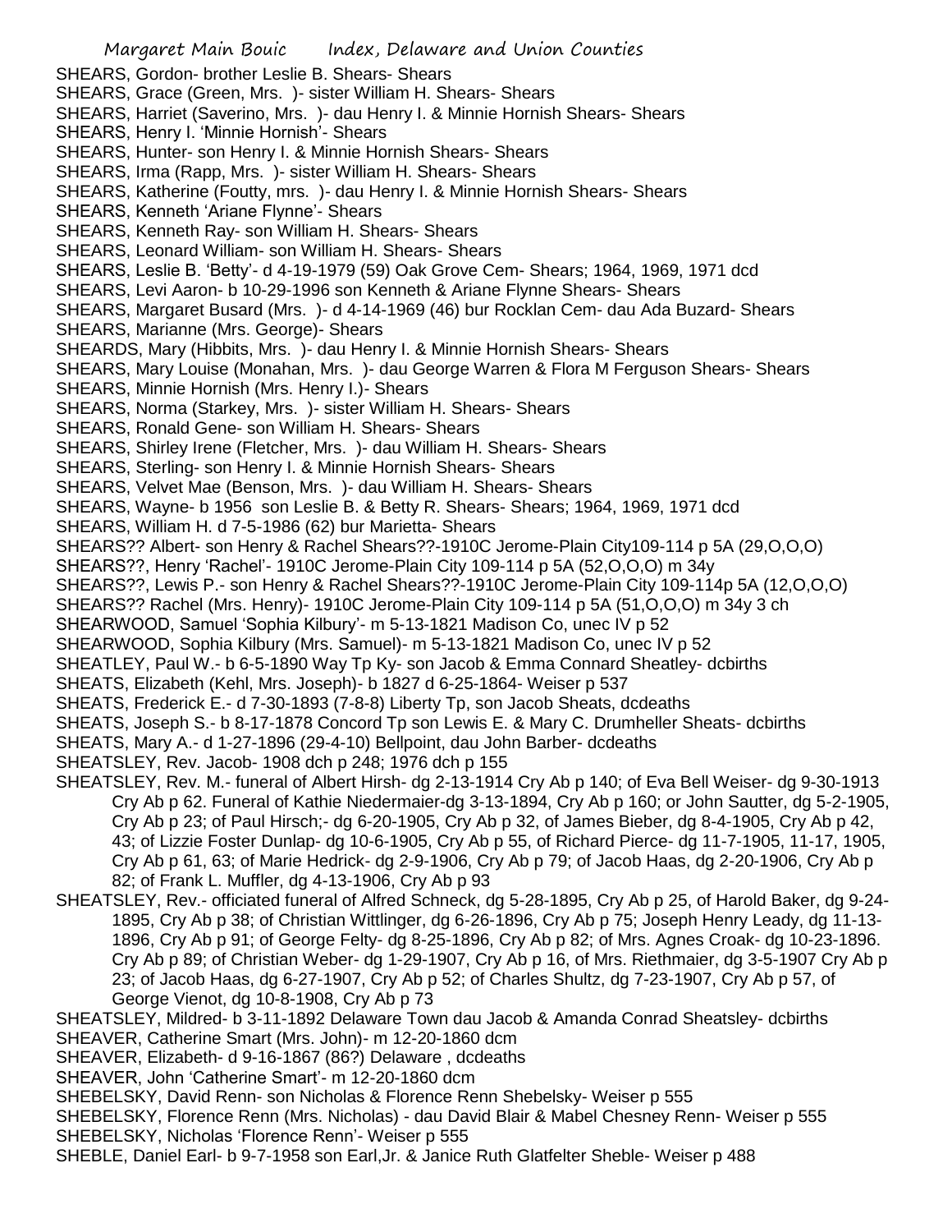SHEARS, Gordon- brother Leslie B. Shears- Shears
SHEARS, Grace (Green, Mrs. )- sister William H. Shears- Shears
SHEARS, Harriet (Saverino, Mrs. )- dau Henry I. & Minnie Hornish Shears- Shears
SHEARS, Henry I. 'Minnie Hornish'- Shears
SHEARS, Hunter- son Henry I. & Minnie Hornish Shears- Shears
SHEARS, Irma (Rapp, Mrs. )- sister William H. Shears- Shears
SHEARS, Katherine (Foutty, mrs. )- dau Henry I. & Minnie Hornish Shears- Shears
SHEARS, Kenneth 'Ariane Flynne'- Shears
SHEARS, Kenneth Ray- son William H. Shears- Shears
SHEARS, Leonard William- son William H. Shears- Shears
SHEARS, Leslie B. 'Betty'- d 4-19-1979 (59) Oak Grove Cem- Shears; 1964, 1969, 1971 dcd
SHEARS, Levi Aaron- b 10-29-1996 son Kenneth & Ariane Flynne Shears- Shears
SHEARS, Margaret Busard (Mrs. )- d 4-14-1969 (46) bur Rocklan Cem- dau Ada Buzard- Shears
SHEARS, Marianne (Mrs. George)- Shears
SHEARDS, Mary (Hibbits, Mrs. )- dau Henry I. & Minnie Hornish Shears- Shears
SHEARS, Mary Louise (Monahan, Mrs. )- dau George Warren & Flora M Ferguson Shears- Shears
SHEARS, Minnie Hornish (Mrs. Henry I.)- Shears
SHEARS, Norma (Starkey, Mrs. )- sister William H. Shears- Shears
SHEARS, Ronald Gene- son William H. Shears- Shears
SHEARS, Shirley Irene (Fletcher, Mrs. )- dau William H. Shears- Shears
SHEARS, Sterling- son Henry I. & Minnie Hornish Shears- Shears
SHEARS, Velvet Mae (Benson, Mrs. )- dau William H. Shears- Shears
SHEARS, Wayne- b 1956 son Leslie B. & Betty R. Shears- Shears; 1964, 1969, 1971 dcd
SHEARS, William H. d 7-5-1986 (62) bur Marietta- Shears
SHEARS?? Albert- son Henry & Rachel Shears??-1910C Jerome-Plain City109-114 p 5A (29,O,O,O)
SHEARS??, Henry 'Rachel'- 1910C Jerome-Plain City 109-114 p 5A (52,O,O,O) m 34y
SHEARS??, Lewis P.- son Henry & Rachel Shears??-1910C Jerome-Plain City 109-114p 5A (12,O,O,O)
SHEARS?? Rachel (Mrs. Henry)- 1910C Jerome-Plain City 109-114 p 5A (51,O,O,O) m 34y 3 ch
SHEARWOOD, Samuel 'Sophia Kilbury'- m 5-13-1821 Madison Co, unec IV p 52
SHEARWOOD, Sophia Kilbury (Mrs. Samuel)- m 5-13-1821 Madison Co, unec IV p 52
SHEATLEY, Paul W.- b 6-5-1890 Way Tp Ky- son Jacob & Emma Connard Sheatley- dcbirths
SHEATS, Elizabeth (Kehl, Mrs. Joseph)- b 1827 d 6-25-1864- Weiser p 537
SHEATS, Frederick E.- d 7-30-1893 (7-8-8) Liberty Tp, son Jacob Sheats, dcdeaths
SHEATS, Joseph S.- b 8-17-1878 Concord Tp son Lewis E. & Mary C. Drumheller Sheats- dcbirths
SHEATS, Mary A.- d 1-27-1896 (29-4-10) Bellpoint, dau John Barber- dcdeaths
SHEATSLEY, Rev. Jacob- 1908 dch p 248; 1976 dch p 155
SHEATSLEY, Rev. M.- funeral of Albert Hirsh- dg 2-13-1914 Cry Ab p 140; of Eva Bell Weiser- dg 9-30-1913 Cry Ab p 62. Funeral of Kathie Niedermaier-dg 3-13-1894, Cry Ab p 160; or John Sautter, dg 5-2-1905, Cry Ab p 23; of Paul Hirsch;- dg 6-20-1905, Cry Ab p 32, of James Bieber, dg 8-4-1905, Cry Ab p 42, 43; of Lizzie Foster Dunlap- dg 10-6-1905, Cry Ab p 55, of Richard Pierce- dg 11-7-1905, 11-17, 1905, Cry Ab p 61, 63; of Marie Hedrick- dg 2-9-1906, Cry Ab p 79; of Jacob Haas, dg 2-20-1906, Cry Ab p 82; of Frank L. Muffler, dg 4-13-1906, Cry Ab p 93
SHEATSLEY, Rev.- officiated funeral of Alfred Schneck, dg 5-28-1895, Cry Ab p 25, of Harold Baker, dg 9-24-1895, Cry Ab p 38; of Christian Wittlinger, dg 6-26-1896, Cry Ab p 75; Joseph Henry Leady, dg 11-13-1896, Cry Ab p 91; of George Felty- dg 8-25-1896, Cry Ab p 82; of Mrs. Agnes Croak- dg 10-23-1896. Cry Ab p 89; of Christian Weber- dg 1-29-1907, Cry Ab p 16, of Mrs. Riethmaier, dg 3-5-1907 Cry Ab p 23; of Jacob Haas, dg 6-27-1907, Cry Ab p 52; of Charles Shultz, dg 7-23-1907, Cry Ab p 57, of George Vienot, dg 10-8-1908, Cry Ab p 73
SHEATSLEY, Mildred- b 3-11-1892 Delaware Town dau Jacob & Amanda Conrad Sheatsley- dcbirths
SHEAVER, Catherine Smart (Mrs. John)- m 12-20-1860 dcm
SHEAVER, Elizabeth- d 9-16-1867 (86?) Delaware , dcdeaths
SHEAVER, John 'Catherine Smart'- m 12-20-1860 dcm
SHEBELSKY, David Renn- son Nicholas & Florence Renn Shebelsky- Weiser p 555
SHEBELSKY, Florence Renn (Mrs. Nicholas) - dau David Blair & Mabel Chesney Renn- Weiser p 555
SHEBELSKY, Nicholas 'Florence Renn'- Weiser p 555
SHEBLE, Daniel Earl- b 9-7-1958 son Earl,Jr. & Janice Ruth Glatfelter Sheble- Weiser p 488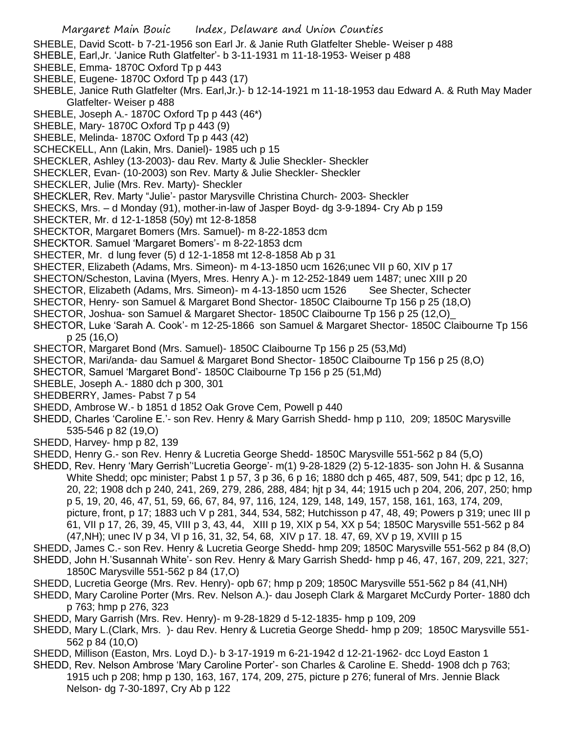SHEBLE, David Scott- b 7-21-1956 son Earl Jr. & Janie Ruth Glatfelter Sheble- Weiser p 488

SHEBLE, Earl,Jr. 'Janice Ruth Glatfelter'- b 3-11-1931 m 11-18-1953- Weiser p 488

SHEBLE, Emma- 1870C Oxford Tp p 443

SHEBLE, Eugene- 1870C Oxford Tp p 443 (17)

SHEBLE, Janice Ruth Glatfelter (Mrs. Earl,Jr.)- b 12-14-1921 m 11-18-1953 dau Edward A. & Ruth May Mader Glatfelter- Weiser p 488

SHEBLE, Joseph A.- 1870C Oxford Tp p 443 (46*)

SHEBLE, Mary- 1870C Oxford Tp p 443 (9)

SHEBLE, Melinda- 1870C Oxford Tp p 443 (42)

SCHECKELL, Ann (Lakin, Mrs. Daniel)- 1985 uch p 15

SHECKLER, Ashley (13-2003)- dau Rev. Marty & Julie Sheckler- Sheckler

SHECKLER, Evan- (10-2003) son Rev. Marty & Julie Sheckler- Sheckler

SHECKLER, Julie (Mrs. Rev. Marty)- Sheckler

SHECKLER, Rev. Marty "Julie'- pastor Marysville Christina Church- 2003- Sheckler

SHECKS, Mrs. – d Monday (91), mother-in-law of Jasper Boyd- dg 3-9-1894- Cry Ab p 159

SHECKTER, Mr. d 12-1-1858 (50y) mt 12-8-1858

SHECKTOR, Margaret Bomers (Mrs. Samuel)- m 8-22-1853 dcm

SHECKTOR. Samuel 'Margaret Bomers'- m 8-22-1853 dcm

SHECTER, Mr. d lung fever (5) d 12-1-1858 mt 12-8-1858 Ab p 31

SHECTER, Elizabeth (Adams, Mrs. Simeon)- m 4-13-1850 ucm 1626;unec VII p 60, XIV p 17

SHECTON/Scheston, Lavina (Myers, Mres. Henry A.)- m 12-252-1849 uem 1487; unec XIII p 20

SHECTOR, Elizabeth (Adams, Mrs. Simeon)- m 4-13-1850 ucm 1526 See Shecter, Schecter

SHECTOR, Henry- son Samuel & Margaret Bond Shector- 1850C Claibourne Tp 156 p 25 (18,O)

SHECTOR, Joshua- son Samuel & Margaret Shector- 1850C Claibourne Tp 156 p 25 (12,O)_

SHECTOR, Luke 'Sarah A. Cook'- m 12-25-1866 son Samuel & Margaret Shector- 1850C Claibourne Tp 156 p 25 (16,O)

SHECTOR, Margaret Bond (Mrs. Samuel)- 1850C Claibourne Tp 156 p 25 (53,Md)

SHECTOR, Mari/anda- dau Samuel & Margaret Bond Shector- 1850C Claibourne Tp 156 p 25 (8,O)

SHECTOR, Samuel 'Margaret Bond'- 1850C Claibourne Tp 156 p 25 (51,Md)

SHEBLE, Joseph A.- 1880 dch p 300, 301

SHEDBERRY, James- Pabst 7 p 54

SHEDD, Ambrose W.- b 1851 d 1852 Oak Grove Cem, Powell p 440

SHEDD, Charles 'Caroline E.'- son Rev. Henry & Mary Garrish Shedd- hmp p 110, 209; 1850C Marysville 535-546 p 82 (19,O)

SHEDD, Harvey- hmp p 82, 139

SHEDD, Henry G.- son Rev. Henry & Lucretia George Shedd- 1850C Marysville 551-562 p 84 (5,O)

SHEDD, Rev. Henry 'Mary Gerrish''Lucretia George'- m(1) 9-28-1829 (2) 5-12-1835- son John H. & Susanna White Shedd; opc minister; Pabst 1 p 57, 3 p 36, 6 p 16; 1880 dch p 465, 487, 509, 541; dpc p 12, 16, 20, 22; 1908 dch p 240, 241, 269, 279, 286, 288, 484; hjt p 34, 44; 1915 uch p 204, 206, 207, 250; hmp p 5, 19, 20, 46, 47, 51, 59, 66, 67, 84, 97, 116, 124, 129, 148, 149, 157, 158, 161, 163, 174, 209, picture, front, p 17; 1883 uch V p 281, 344, 534, 582; Hutchisson p 47, 48, 49; Powers p 319; unec III p 61, VII p 17, 26, 39, 45, VIII p 3, 43, 44, XIII p 19, XIX p 54, XX p 54; 1850C Marysville 551-562 p 84 (47,NH); unec IV p 34, VI p 16, 31, 32, 54, 68, XIV p 17. 18. 47, 69, XV p 19, XVIII p 15

SHEDD, James C.- son Rev. Henry & Lucretia George Shedd- hmp 209; 1850C Marysville 551-562 p 84 (8,O)

SHEDD, John H.'Susannah White'- son Rev. Henry & Mary Garrish Shedd- hmp p 46, 47, 167, 209, 221, 327; 1850C Marysville 551-562 p 84 (17,O)

SHEDD, Lucretia George (Mrs. Rev. Henry)- opb 67; hmp p 209; 1850C Marysville 551-562 p 84 (41,NH)

SHEDD, Mary Caroline Porter (Mrs. Rev. Nelson A.)- dau Joseph Clark & Margaret McCurdy Porter- 1880 dch p 763; hmp p 276, 323

SHEDD, Mary Garrish (Mrs. Rev. Henry)- m 9-28-1829 d 5-12-1835- hmp p 109, 209

SHEDD, Mary L.(Clark, Mrs. )- dau Rev. Henry & Lucretia George Shedd- hmp p 209; 1850C Marysville 551-562 p 84 (10,O)

SHEDD, Millison (Easton, Mrs. Loyd D.)- b 3-17-1919 m 6-21-1942 d 12-21-1962- dcc Loyd Easton 1

SHEDD, Rev. Nelson Ambrose 'Mary Caroline Porter'- son Charles & Caroline E. Shedd- 1908 dch p 763; 1915 uch p 208; hmp p 130, 163, 167, 174, 209, 275, picture p 276; funeral of Mrs. Jennie Black Nelson- dg 7-30-1897, Cry Ab p 122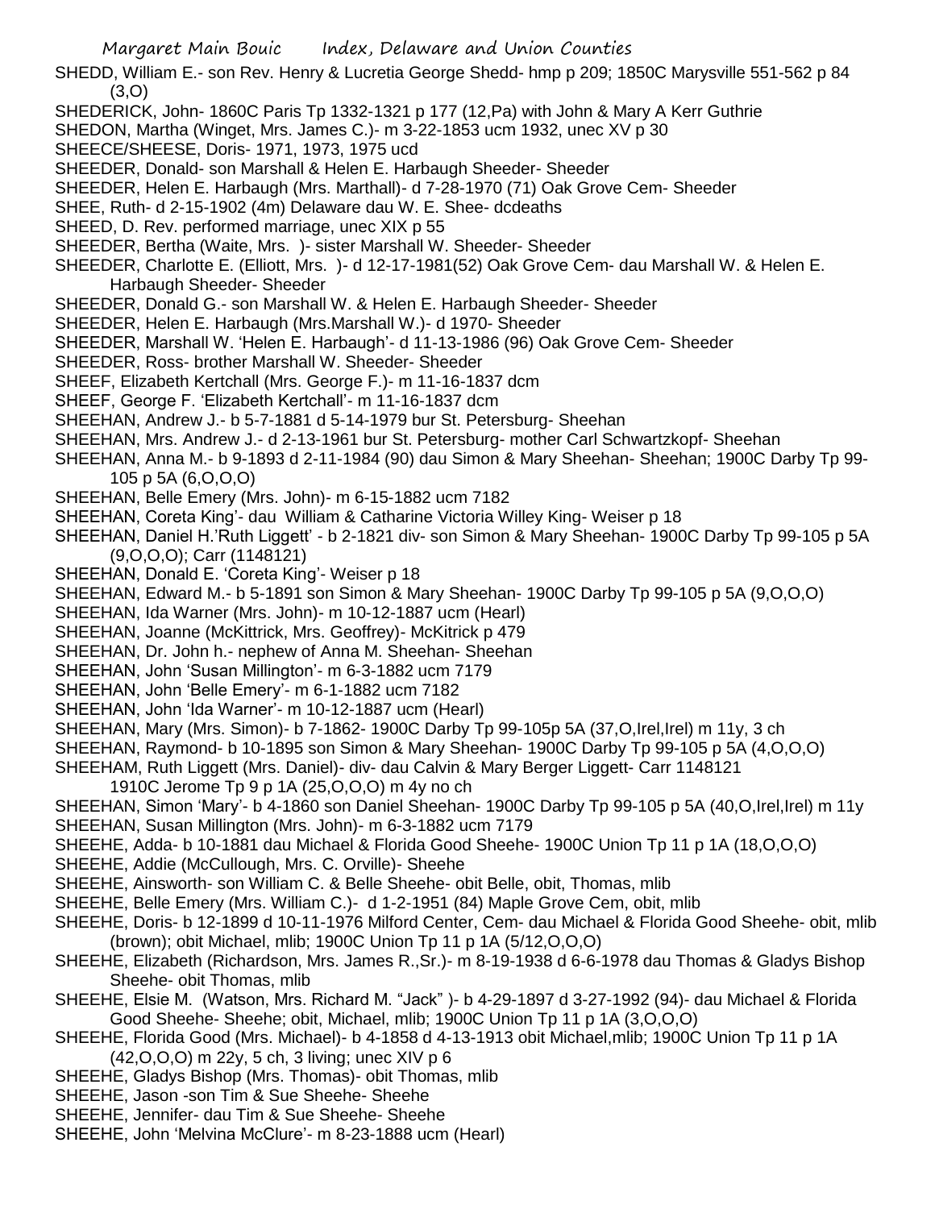SHEDD, William E.- son Rev. Henry & Lucretia George Shedd- hmp p 209; 1850C Marysville 551-562 p 84 (3,O)

SHEDERICK, John- 1860C Paris Tp 1332-1321 p 177 (12,Pa) with John & Mary A Kerr Guthrie

SHEDON, Martha (Winget, Mrs. James C.)- m 3-22-1853 ucm 1932, unec XV p 30

SHEECE/SHEESE, Doris- 1971, 1973, 1975 ucd

SHEEDER, Donald- son Marshall & Helen E. Harbaugh Sheeder- Sheeder

SHEEDER, Helen E. Harbaugh (Mrs. Marthall)- d 7-28-1970 (71) Oak Grove Cem- Sheeder

SHEE, Ruth- d 2-15-1902 (4m) Delaware dau W. E. Shee- dcdeaths

SHEED, D. Rev. performed marriage, unec XIX p 55

SHEEDER, Bertha (Waite, Mrs. )- sister Marshall W. Sheeder- Sheeder

SHEEDER, Charlotte E. (Elliott, Mrs. )- d 12-17-1981(52) Oak Grove Cem- dau Marshall W. & Helen E. Harbaugh Sheeder- Sheeder

SHEEDER, Donald G.- son Marshall W. & Helen E. Harbaugh Sheeder- Sheeder

SHEEDER, Helen E. Harbaugh (Mrs.Marshall W.)- d 1970- Sheeder

SHEEDER, Marshall W. 'Helen E. Harbaugh'- d 11-13-1986 (96) Oak Grove Cem- Sheeder

SHEEDER, Ross- brother Marshall W. Sheeder- Sheeder

SHEEF, Elizabeth Kertchall (Mrs. George F.)- m 11-16-1837 dcm

SHEEF, George F. 'Elizabeth Kertchall'- m 11-16-1837 dcm

SHEEHAN, Andrew J.- b 5-7-1881 d 5-14-1979 bur St. Petersburg- Sheehan

SHEEHAN, Mrs. Andrew J.- d 2-13-1961 bur St. Petersburg- mother Carl Schwartzkopf- Sheehan

SHEEHAN, Anna M.- b 9-1893 d 2-11-1984 (90) dau Simon & Mary Sheehan- Sheehan; 1900C Darby Tp 99-105 p 5A (6,O,O,O)

SHEEHAN, Belle Emery (Mrs. John)- m 6-15-1882 ucm 7182

SHEEHAN, Coreta King'- dau William & Catharine Victoria Willey King- Weiser p 18

SHEEHAN, Daniel H.'Ruth Liggett' - b 2-1821 div- son Simon & Mary Sheehan- 1900C Darby Tp 99-105 p 5A (9,O,O,O); Carr (1148121)

SHEEHAN, Donald E. 'Coreta King'- Weiser p 18

SHEEHAN, Edward M.- b 5-1891 son Simon & Mary Sheehan- 1900C Darby Tp 99-105 p 5A (9,O,O,O)

SHEEHAN, Ida Warner (Mrs. John)- m 10-12-1887 ucm (Hearl)

SHEEHAN, Joanne (McKittrick, Mrs. Geoffrey)- McKitrick p 479

SHEEHAN, Dr. John h.- nephew of Anna M. Sheehan- Sheehan

SHEEHAN, John 'Susan Millington'- m 6-3-1882 ucm 7179

SHEEHAN, John 'Belle Emery'- m 6-1-1882 ucm 7182

SHEEHAN, John 'Ida Warner'- m 10-12-1887 ucm (Hearl)

SHEEHAN, Mary (Mrs. Simon)- b 7-1862- 1900C Darby Tp 99-105p 5A (37,O,Irel,Irel) m 11y, 3 ch

SHEEHAN, Raymond- b 10-1895 son Simon & Mary Sheehan- 1900C Darby Tp 99-105 p 5A (4,O,O,O)

SHEEHAM, Ruth Liggett (Mrs. Daniel)- div- dau Calvin & Mary Berger Liggett- Carr 1148121 1910C Jerome Tp 9 p 1A (25,O,O,O) m 4y no ch

SHEEHAN, Simon 'Mary'- b 4-1860 son Daniel Sheehan- 1900C Darby Tp 99-105 p 5A (40,O,Irel,Irel) m 11y

SHEEHAN, Susan Millington (Mrs. John)- m 6-3-1882 ucm 7179

SHEEHE, Adda- b 10-1881 dau Michael & Florida Good Sheehe- 1900C Union Tp 11 p 1A (18,O,O,O)

SHEEHE, Addie (McCullough, Mrs. C. Orville)- Sheehe

SHEEHE, Ainsworth- son William C. & Belle Sheehe- obit Belle, obit, Thomas, mlib

SHEEHE, Belle Emery (Mrs. William C.)- d 1-2-1951 (84) Maple Grove Cem, obit, mlib

SHEEHE, Doris- b 12-1899 d 10-11-1976 Milford Center, Cem- dau Michael & Florida Good Sheehe- obit, mlib (brown); obit Michael, mlib; 1900C Union Tp 11 p 1A (5/12,O,O,O)

SHEEHE, Elizabeth (Richardson, Mrs. James R.,Sr.)- m 8-19-1938 d 6-6-1978 dau Thomas & Gladys Bishop Sheehe- obit Thomas, mlib

SHEEHE, Elsie M. (Watson, Mrs. Richard M. "Jack" )- b 4-29-1897 d 3-27-1992 (94)- dau Michael & Florida Good Sheehe- Sheehe; obit, Michael, mlib; 1900C Union Tp 11 p 1A (3,O,O,O)

SHEEHE, Florida Good (Mrs. Michael)- b 4-1858 d 4-13-1913 obit Michael,mlib; 1900C Union Tp 11 p 1A (42,O,O,O) m 22y, 5 ch, 3 living; unec XIV p 6

SHEEHE, Gladys Bishop (Mrs. Thomas)- obit Thomas, mlib

SHEEHE, Jason -son Tim & Sue Sheehe- Sheehe

SHEEHE, Jennifer- dau Tim & Sue Sheehe- Sheehe

SHEEHE, John 'Melvina McClure'- m 8-23-1888 ucm (Hearl)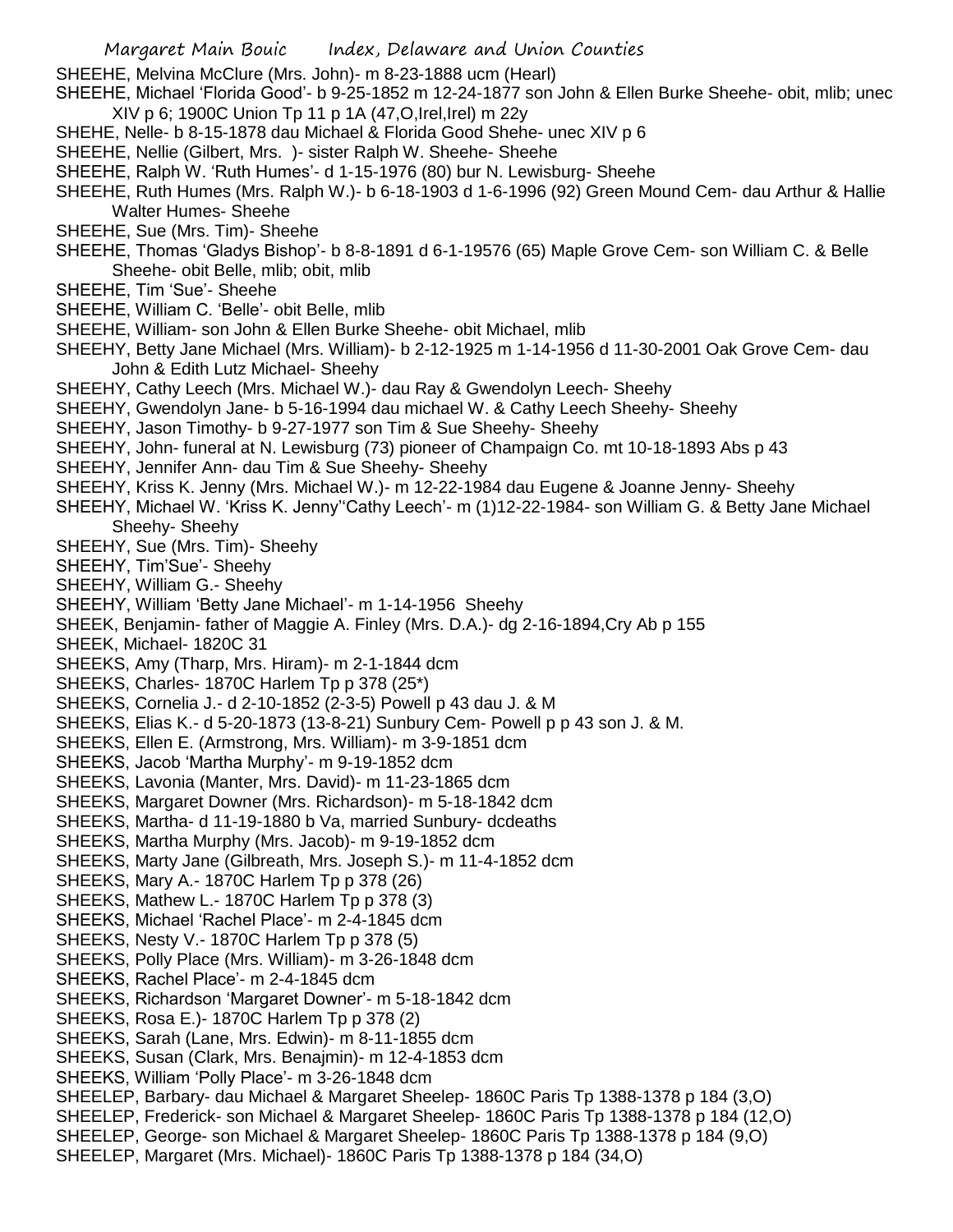SHEEHE, Melvina McClure (Mrs. John)- m 8-23-1888 ucm (Hearl)

SHEEHE, Michael 'Florida Good'- b 9-25-1852 m 12-24-1877 son John & Ellen Burke Sheehe- obit, mlib; unec XIV p 6; 1900C Union Tp 11 p 1A (47,O,Irel,Irel) m 22y

SHEHE, Nelle- b 8-15-1878 dau Michael & Florida Good Shehe- unec XIV p 6

SHEEHE, Nellie (Gilbert, Mrs. )- sister Ralph W. Sheehe- Sheehe

SHEEHE, Ralph W. 'Ruth Humes'- d 1-15-1976 (80) bur N. Lewisburg- Sheehe

SHEEHE, Ruth Humes (Mrs. Ralph W.)- b 6-18-1903 d 1-6-1996 (92) Green Mound Cem- dau Arthur & Hallie Walter Humes- Sheehe

SHEEHE, Sue (Mrs. Tim)- Sheehe

SHEEHE, Thomas 'Gladys Bishop'- b 8-8-1891 d 6-1-19576 (65) Maple Grove Cem- son William C. & Belle Sheehe- obit Belle, mlib; obit, mlib

SHEEHE, Tim 'Sue'- Sheehe

SHEEHE, William C. 'Belle'- obit Belle, mlib

SHEEHE, William- son John & Ellen Burke Sheehe- obit Michael, mlib

SHEEHY, Betty Jane Michael (Mrs. William)- b 2-12-1925 m 1-14-1956 d 11-30-2001 Oak Grove Cem- dau John & Edith Lutz Michael- Sheehy

SHEEHY, Cathy Leech (Mrs. Michael W.)- dau Ray & Gwendolyn Leech- Sheehy

SHEEHY, Gwendolyn Jane- b 5-16-1994 dau michael W. & Cathy Leech Sheehy- Sheehy

SHEEHY, Jason Timothy- b 9-27-1977 son Tim & Sue Sheehy- Sheehy

SHEEHY, John- funeral at N. Lewisburg (73) pioneer of Champaign Co. mt 10-18-1893 Abs p 43

SHEEHY, Jennifer Ann- dau Tim & Sue Sheehy- Sheehy

SHEEHY, Kriss K. Jenny (Mrs. Michael W.)- m 12-22-1984 dau Eugene & Joanne Jenny- Sheehy

SHEEHY, Michael W. 'Kriss K. Jenny''Cathy Leech'- m (1)12-22-1984- son William G. & Betty Jane Michael Sheehy- Sheehy

SHEEHY, Sue (Mrs. Tim)- Sheehy

SHEEHY, Tim'Sue'- Sheehy

SHEEHY, William G.- Sheehy

SHEEHY, William 'Betty Jane Michael'- m 1-14-1956 Sheehy

SHEEK, Benjamin- father of Maggie A. Finley (Mrs. D.A.)- dg 2-16-1894,Cry Ab p 155

SHEEK, Michael- 1820C 31

SHEEKS, Amy (Tharp, Mrs. Hiram)- m 2-1-1844 dcm

SHEEKS, Charles- 1870C Harlem Tp p 378 (25*)

SHEEKS, Cornelia J.- d 2-10-1852 (2-3-5) Powell p 43 dau J. & M

SHEEKS, Elias K.- d 5-20-1873 (13-8-21) Sunbury Cem- Powell p p 43 son J. & M.

SHEEKS, Ellen E. (Armstrong, Mrs. William)- m 3-9-1851 dcm

SHEEKS, Jacob 'Martha Murphy'- m 9-19-1852 dcm

SHEEKS, Lavonia (Manter, Mrs. David)- m 11-23-1865 dcm

SHEEKS, Margaret Downer (Mrs. Richardson)- m 5-18-1842 dcm

SHEEKS, Martha- d 11-19-1880 b Va, married Sunbury- dcdeaths

SHEEKS, Martha Murphy (Mrs. Jacob)- m 9-19-1852 dcm

SHEEKS, Marty Jane (Gilbreath, Mrs. Joseph S.)- m 11-4-1852 dcm

SHEEKS, Mary A.- 1870C Harlem Tp p 378 (26)

SHEEKS, Mathew L.- 1870C Harlem Tp p 378 (3)

SHEEKS, Michael 'Rachel Place'- m 2-4-1845 dcm

SHEEKS, Nesty V.- 1870C Harlem Tp p 378 (5)

SHEEKS, Polly Place (Mrs. William)- m 3-26-1848 dcm

SHEEKS, Rachel Place'- m 2-4-1845 dcm

SHEEKS, Richardson 'Margaret Downer'- m 5-18-1842 dcm

SHEEKS, Rosa E.)- 1870C Harlem Tp p 378 (2)

SHEEKS, Sarah (Lane, Mrs. Edwin)- m 8-11-1855 dcm

SHEEKS, Susan (Clark, Mrs. Benajmin)- m 12-4-1853 dcm

SHEEKS, William 'Polly Place'- m 3-26-1848 dcm

SHEELEP, Barbary- dau Michael & Margaret Sheelep- 1860C Paris Tp 1388-1378 p 184 (3,O)

SHEELEP, Frederick- son Michael & Margaret Sheelep- 1860C Paris Tp 1388-1378 p 184 (12,O)

SHEELEP, George- son Michael & Margaret Sheelep- 1860C Paris Tp 1388-1378 p 184 (9,O)

SHEELEP, Margaret (Mrs. Michael)- 1860C Paris Tp 1388-1378 p 184 (34,O)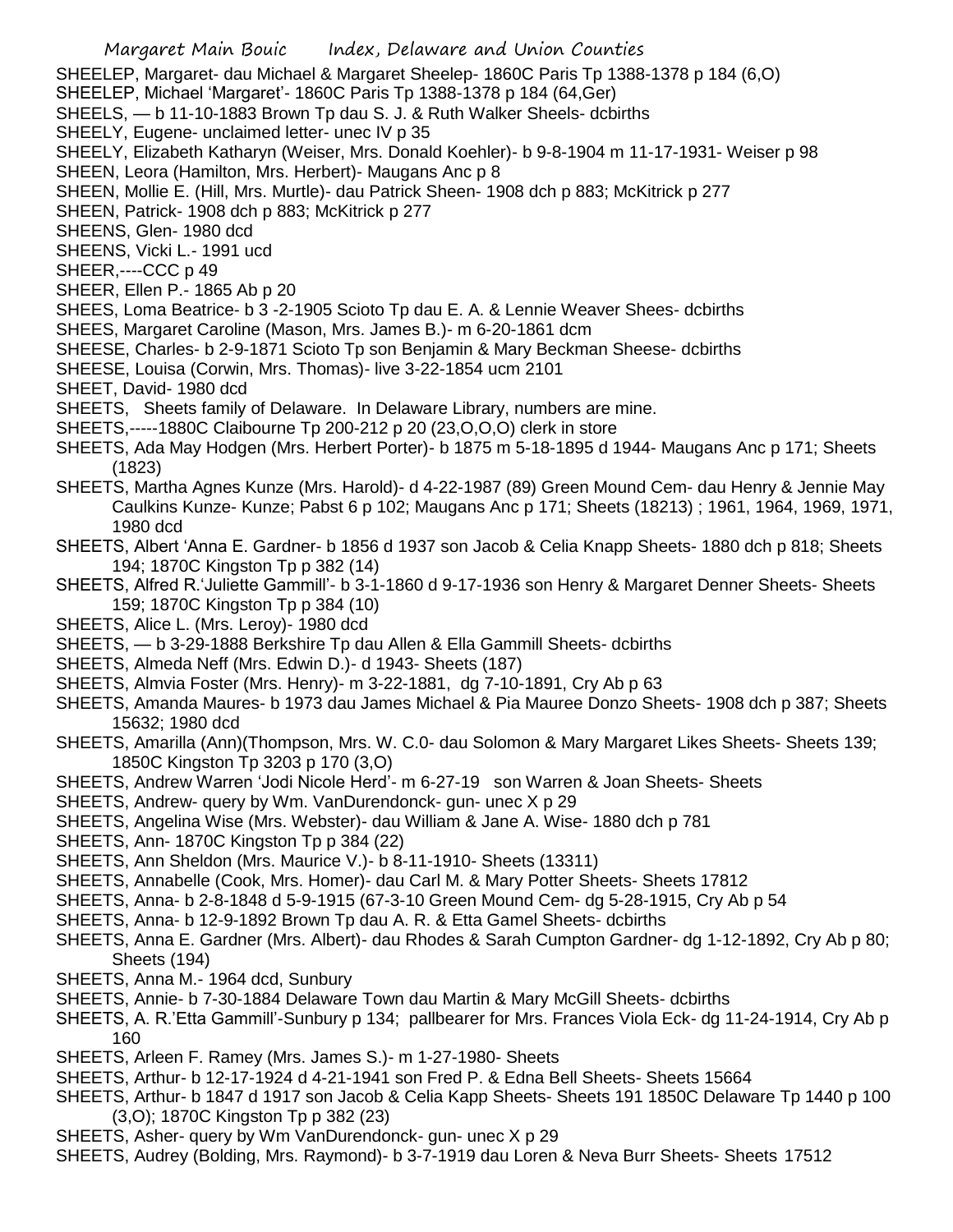SHEELEP, Margaret- dau Michael & Margaret Sheelep- 1860C Paris Tp 1388-1378 p 184 (6,O)

SHEELEP, Michael 'Margaret'- 1860C Paris Tp 1388-1378 p 184 (64,Ger)

SHEELS, — b 11-10-1883 Brown Tp dau S. J. & Ruth Walker Sheels- dcbirths

SHEELY, Eugene- unclaimed letter- unec IV p 35

SHEELY, Elizabeth Katharyn (Weiser, Mrs. Donald Koehler)- b 9-8-1904 m 11-17-1931- Weiser p 98

SHEEN, Leora (Hamilton, Mrs. Herbert)- Maugans Anc p 8

SHEEN, Mollie E. (Hill, Mrs. Murtle)- dau Patrick Sheen- 1908 dch p 883; McKitrick p 277

SHEEN, Patrick- 1908 dch p 883; McKitrick p 277

SHEENS, Glen- 1980 dcd

SHEENS, Vicki L.- 1991 ucd

SHEER,----CCC p 49

SHEER, Ellen P.- 1865 Ab p 20

SHEES, Loma Beatrice- b 3 -2-1905 Scioto Tp dau E. A. & Lennie Weaver Shees- dcbirths

SHEES, Margaret Caroline (Mason, Mrs. James B.)- m 6-20-1861 dcm

SHEESE, Charles- b 2-9-1871 Scioto Tp son Benjamin & Mary Beckman Sheese- dcbirths

SHEESE, Louisa (Corwin, Mrs. Thomas)- live 3-22-1854 ucm 2101

SHEET, David- 1980 dcd

SHEETS, Sheets family of Delaware. In Delaware Library, numbers are mine.

SHEETS,-----1880C Claibourne Tp 200-212 p 20 (23,O,O,O) clerk in store

SHEETS, Ada May Hodgen (Mrs. Herbert Porter)- b 1875 m 5-18-1895 d 1944- Maugans Anc p 171; Sheets (1823)

SHEETS, Martha Agnes Kunze (Mrs. Harold)- d 4-22-1987 (89) Green Mound Cem- dau Henry & Jennie May Caulkins Kunze- Kunze; Pabst 6 p 102; Maugans Anc p 171; Sheets (18213) ; 1961, 1964, 1969, 1971, 1980 dcd

SHEETS, Albert 'Anna E. Gardner- b 1856 d 1937 son Jacob & Celia Knapp Sheets- 1880 dch p 818; Sheets 194; 1870C Kingston Tp p 382 (14)

SHEETS, Alfred R.'Juliette Gammill'- b 3-1-1860 d 9-17-1936 son Henry & Margaret Denner Sheets- Sheets 159; 1870C Kingston Tp p 384 (10)

SHEETS, Alice L. (Mrs. Leroy)- 1980 dcd

SHEETS, — b 3-29-1888 Berkshire Tp dau Allen & Ella Gammill Sheets- dcbirths

SHEETS, Almeda Neff (Mrs. Edwin D.)- d 1943- Sheets (187)

SHEETS, Almvia Foster (Mrs. Henry)- m 3-22-1881, dg 7-10-1891, Cry Ab p 63

SHEETS, Amanda Maures- b 1973 dau James Michael & Pia Mauree Donzo Sheets- 1908 dch p 387; Sheets 15632; 1980 dcd

SHEETS, Amarilla (Ann)(Thompson, Mrs. W. C.0- dau Solomon & Mary Margaret Likes Sheets- Sheets 139; 1850C Kingston Tp 3203 p 170 (3,O)

SHEETS, Andrew Warren 'Jodi Nicole Herd'- m 6-27-19 son Warren & Joan Sheets- Sheets

SHEETS, Andrew- query by Wm. VanDurendonck- gun- unec X p 29

SHEETS, Angelina Wise (Mrs. Webster)- dau William & Jane A. Wise- 1880 dch p 781

SHEETS, Ann- 1870C Kingston Tp p 384 (22)

SHEETS, Ann Sheldon (Mrs. Maurice V.)- b 8-11-1910- Sheets (13311)

SHEETS, Annabelle (Cook, Mrs. Homer)- dau Carl M. & Mary Potter Sheets- Sheets 17812

SHEETS, Anna- b 2-8-1848 d 5-9-1915 (67-3-10 Green Mound Cem- dg 5-28-1915, Cry Ab p 54

SHEETS, Anna- b 12-9-1892 Brown Tp dau A. R. & Etta Gamel Sheets- dcbirths

SHEETS, Anna E. Gardner (Mrs. Albert)- dau Rhodes & Sarah Cumpton Gardner- dg 1-12-1892, Cry Ab p 80; Sheets (194)

SHEETS, Anna M.- 1964 dcd, Sunbury

SHEETS, Annie- b 7-30-1884 Delaware Town dau Martin & Mary McGill Sheets- dcbirths

SHEETS, A. R.'Etta Gammill'-Sunbury p 134; pallbearer for Mrs. Frances Viola Eck- dg 11-24-1914, Cry Ab p 160

SHEETS, Arleen F. Ramey (Mrs. James S.)- m 1-27-1980- Sheets

SHEETS, Arthur- b 12-17-1924 d 4-21-1941 son Fred P. & Edna Bell Sheets- Sheets 15664

SHEETS, Arthur- b 1847 d 1917 son Jacob & Celia Kapp Sheets- Sheets 191 1850C Delaware Tp 1440 p 100 (3,O); 1870C Kingston Tp p 382 (23)

SHEETS, Asher- query by Wm VanDurendonck- gun- unec X p 29

SHEETS, Audrey (Bolding, Mrs. Raymond)- b 3-7-1919 dau Loren & Neva Burr Sheets- Sheets 17512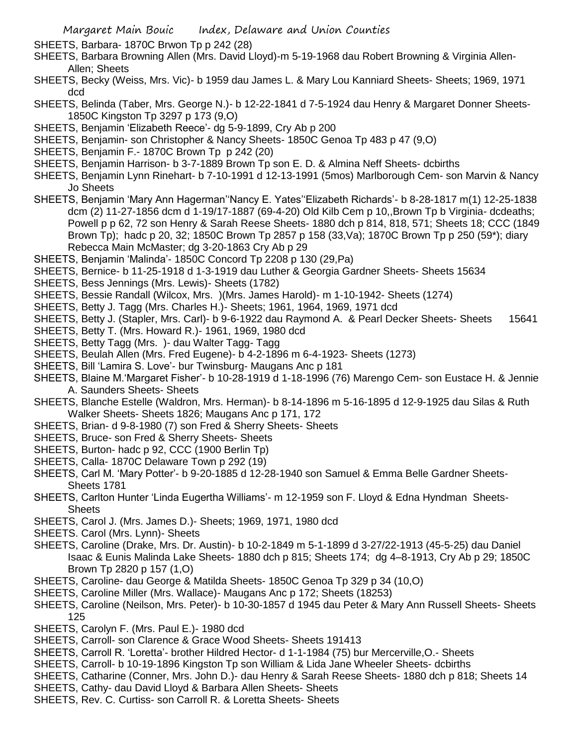SHEETS, Barbara- 1870C Brwon Tp p 242 (28)

SHEETS, Barbara Browning Allen (Mrs. David Lloyd)-m 5-19-1968 dau Robert Browning & Virginia Allen- Allen; Sheets

SHEETS, Becky (Weiss, Mrs. Vic)- b 1959 dau James L. & Mary Lou Kanniard Sheets- Sheets; 1969, 1971 dcd

SHEETS, Belinda (Taber, Mrs. George N.)- b 12-22-1841 d 7-5-1924 dau Henry & Margaret Donner Sheets- 1850C Kingston Tp 3297 p 173 (9,O)

SHEETS, Benjamin 'Elizabeth Reece'- dg 5-9-1899, Cry Ab p 200

SHEETS, Benjamin- son Christopher & Nancy Sheets- 1850C Genoa Tp 483 p 47 (9,O)

SHEETS, Benjamin F.- 1870C Brown Tp p 242 (20)

SHEETS, Benjamin Harrison- b 3-7-1889 Brown Tp son E. D. & Almina Neff Sheets- dcbirths

SHEETS, Benjamin Lynn Rinehart- b 7-10-1991 d 12-13-1991 (5mos) Marlborough Cem- son Marvin & Nancy Jo Sheets

SHEETS, Benjamin 'Mary Ann Hagerman''Nancy E. Yates''Elizabeth Richards'- b 8-28-1817 m(1) 12-25-1838 dcm (2) 11-27-1856 dcm d 1-19/17-1887 (69-4-20) Old Kilb Cem p 10,,Brown Tp b Virginia- dcdeaths; Powell p p 62, 72 son Henry & Sarah Reese Sheets- 1880 dch p 814, 818, 571; Sheets 18; CCC (1849 Brown Tp); hadc p 20, 32; 1850C Brown Tp 2857 p 158 (33,Va); 1870C Brown Tp p 250 (59*); diary Rebecca Main McMaster; dg 3-20-1863 Cry Ab p 29

SHEETS, Benjamin 'Malinda'- 1850C Concord Tp 2208 p 130 (29,Pa)

SHEETS, Bernice- b 11-25-1918 d 1-3-1919 dau Luther & Georgia Gardner Sheets- Sheets 15634

SHEETS, Bess Jennings (Mrs. Lewis)- Sheets (1782)

SHEETS, Bessie Randall (Wilcox, Mrs. )(Mrs. James Harold)- m 1-10-1942- Sheets (1274)

SHEETS, Betty J. Tagg (Mrs. Charles H.)- Sheets; 1961, 1964, 1969, 1971 dcd

SHEETS, Betty J. (Stapler, Mrs. Carl)- b 9-6-1922 dau Raymond A. & Pearl Decker Sheets- Sheets 15641

SHEETS, Betty T. (Mrs. Howard R.)- 1961, 1969, 1980 dcd

SHEETS, Betty Tagg (Mrs. )- dau Walter Tagg- Tagg

SHEETS, Beulah Allen (Mrs. Fred Eugene)- b 4-2-1896 m 6-4-1923- Sheets (1273)

SHEETS, Bill 'Lamira S. Love'- bur Twinsburg- Maugans Anc p 181

SHEETS, Blaine M.'Margaret Fisher'- b 10-28-1919 d 1-18-1996 (76) Marengo Cem- son Eustace H. & Jennie A. Saunders Sheets- Sheets

SHEETS, Blanche Estelle (Waldron, Mrs. Herman)- b 8-14-1896 m 5-16-1895 d 12-9-1925 dau Silas & Ruth Walker Sheets- Sheets 1826; Maugans Anc p 171, 172

SHEETS, Brian- d 9-8-1980 (7) son Fred & Sherry Sheets- Sheets

SHEETS, Bruce- son Fred & Sherry Sheets- Sheets

SHEETS, Burton- hadc p 92, CCC (1900 Berlin Tp)

SHEETS, Calla- 1870C Delaware Town p 292 (19)

SHEETS, Carl M. 'Mary Potter'- b 9-20-1885 d 12-28-1940 son Samuel & Emma Belle Gardner Sheets- Sheets 1781

SHEETS, Carlton Hunter 'Linda Eugertha Williams'- m 12-1959 son F. Lloyd & Edna Hyndman Sheets- Sheets

SHEETS, Carol J. (Mrs. James D.)- Sheets; 1969, 1971, 1980 dcd

SHEETS. Carol (Mrs. Lynn)- Sheets

SHEETS, Caroline (Drake, Mrs. Dr. Austin)- b 10-2-1849 m 5-1-1899 d 3-27/22-1913 (45-5-25) dau Daniel Isaac & Eunis Malinda Lake Sheets- 1880 dch p 815; Sheets 174; dg 4–8-1913, Cry Ab p 29; 1850C Brown Tp 2820 p 157 (1,O)

SHEETS, Caroline- dau George & Matilda Sheets- 1850C Genoa Tp 329 p 34 (10,O)

SHEETS, Caroline Miller (Mrs. Wallace)- Maugans Anc p 172; Sheets (18253)

SHEETS, Caroline (Neilson, Mrs. Peter)- b 10-30-1857 d 1945 dau Peter & Mary Ann Russell Sheets- Sheets 125

SHEETS, Carolyn F. (Mrs. Paul E.)- 1980 dcd

SHEETS, Carroll- son Clarence & Grace Wood Sheets- Sheets 191413

SHEETS, Carroll R. 'Loretta'- brother Hildred Hector- d 1-1-1984 (75) bur Mercerville,O.- Sheets

SHEETS, Carroll- b 10-19-1896 Kingston Tp son William & Lida Jane Wheeler Sheets- dcbirths

SHEETS, Catharine (Conner, Mrs. John D.)- dau Henry & Sarah Reese Sheets- 1880 dch p 818; Sheets 14

SHEETS, Cathy- dau David Lloyd & Barbara Allen Sheets- Sheets

SHEETS, Rev. C. Curtiss- son Carroll R. & Loretta Sheets- Sheets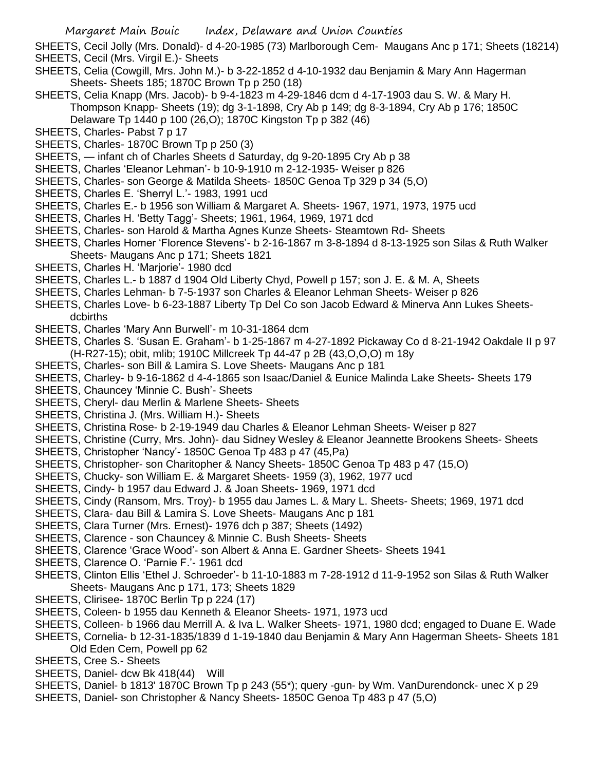SHEETS, Cecil Jolly (Mrs. Donald)- d 4-20-1985 (73) Marlborough Cem- Maugans Anc p 171; Sheets (18214)

SHEETS, Cecil (Mrs. Virgil E.)- Sheets

SHEETS, Celia (Cowgill, Mrs. John M.)- b 3-22-1852 d 4-10-1932 dau Benjamin & Mary Ann Hagerman Sheets- Sheets 185; 1870C Brown Tp p 250 (18)

SHEETS, Celia Knapp (Mrs. Jacob)- b 9-4-1823 m 4-29-1846 dcm d 4-17-1903 dau S. W. & Mary H. Thompson Knapp- Sheets (19); dg 3-1-1898, Cry Ab p 149; dg 8-3-1894, Cry Ab p 176; 1850C Delaware Tp 1440 p 100 (26,O); 1870C Kingston Tp p 382 (46)

SHEETS, Charles- Pabst 7 p 17

SHEETS, Charles- 1870C Brown Tp p 250 (3)

SHEETS, — infant ch of Charles Sheets d Saturday, dg 9-20-1895 Cry Ab p 38

SHEETS, Charles 'Eleanor Lehman'- b 10-9-1910 m 2-12-1935- Weiser p 826

SHEETS, Charles- son George & Matilda Sheets- 1850C Genoa Tp 329 p 34 (5,O)

SHEETS, Charles E. 'Sherryl L.'- 1983, 1991 ucd

SHEETS, Charles E.- b 1956 son William & Margaret A. Sheets- 1967, 1971, 1973, 1975 ucd

SHEETS, Charles H. 'Betty Tagg'- Sheets; 1961, 1964, 1969, 1971 dcd

SHEETS, Charles- son Harold & Martha Agnes Kunze Sheets- Steamtown Rd- Sheets

SHEETS, Charles Homer 'Florence Stevens'- b 2-16-1867 m 3-8-1894 d 8-13-1925 son Silas & Ruth Walker Sheets- Maugans Anc p 171; Sheets 1821

SHEETS, Charles H. 'Marjorie'- 1980 dcd

SHEETS, Charles L.- b 1887 d 1904 Old Liberty Chyd, Powell p 157; son J. E. & M. A, Sheets

SHEETS, Charles Lehman- b 7-5-1937 son Charles & Eleanor Lehman Sheets- Weiser p 826

SHEETS, Charles Love- b 6-23-1887 Liberty Tp Del Co son Jacob Edward & Minerva Ann Lukes Sheets- dcbirths

SHEETS, Charles 'Mary Ann Burwell'- m 10-31-1864 dcm

SHEETS, Charles S. 'Susan E. Graham'- b 1-25-1867 m 4-27-1892 Pickaway Co d 8-21-1942 Oakdale II p 97 (H-R27-15); obit, mlib; 1910C Millcreek Tp 44-47 p 2B (43,O,O,O) m 18y

SHEETS, Charles- son Bill & Lamira S. Love Sheets- Maugans Anc p 181

SHEETS, Charley- b 9-16-1862 d 4-4-1865 son Isaac/Daniel & Eunice Malinda Lake Sheets- Sheets 179

SHEETS, Chauncey 'Minnie C. Bush'- Sheets

SHEETS, Cheryl- dau Merlin & Marlene Sheets- Sheets

SHEETS, Christina J. (Mrs. William H.)- Sheets

SHEETS, Christina Rose- b 2-19-1949 dau Charles & Eleanor Lehman Sheets- Weiser p 827

SHEETS, Christine (Curry, Mrs. John)- dau Sidney Wesley & Eleanor Jeannette Brookens Sheets- Sheets

SHEETS, Christopher 'Nancy'- 1850C Genoa Tp 483 p 47 (45,Pa)

SHEETS, Christopher- son Charitopher & Nancy Sheets- 1850C Genoa Tp 483 p 47 (15,O)

SHEETS, Chucky- son William E. & Margaret Sheets- 1959 (3), 1962, 1977 ucd

SHEETS, Cindy- b 1957 dau Edward J. & Joan Sheets- 1969, 1971 dcd

SHEETS, Cindy (Ransom, Mrs. Troy)- b 1955 dau James L. & Mary L. Sheets- Sheets; 1969, 1971 dcd

SHEETS, Clara- dau Bill & Lamira S. Love Sheets- Maugans Anc p 181

SHEETS, Clara Turner (Mrs. Ernest)- 1976 dch p 387; Sheets (1492)

SHEETS, Clarence - son Chauncey & Minnie C. Bush Sheets- Sheets

SHEETS, Clarence 'Grace Wood'- son Albert & Anna E. Gardner Sheets- Sheets 1941

SHEETS, Clarence O. 'Parnie F.'- 1961 dcd

SHEETS, Clinton Ellis 'Ethel J. Schroeder'- b 11-10-1883 m 7-28-1912 d 11-9-1952 son Silas & Ruth Walker Sheets- Maugans Anc p 171, 173; Sheets 1829

SHEETS, Clirisee- 1870C Berlin Tp p 224 (17)

SHEETS, Coleen- b 1955 dau Kenneth & Eleanor Sheets- 1971, 1973 ucd

SHEETS, Colleen- b 1966 dau Merrill A. & Iva L. Walker Sheets- 1971, 1980 dcd; engaged to Duane E. Wade

SHEETS, Cornelia- b 12-31-1835/1839 d 1-19-1840 dau Benjamin & Mary Ann Hagerman Sheets- Sheets 181 Old Eden Cem, Powell pp 62

SHEETS, Cree S.- Sheets

SHEETS, Daniel- dcw Bk 418(44) Will

SHEETS, Daniel- b 1813' 1870C Brown Tp p 243 (55*); query -gun- by Wm. VanDurendonck- unec X p 29

SHEETS, Daniel- son Christopher & Nancy Sheets- 1850C Genoa Tp 483 p 47 (5,O)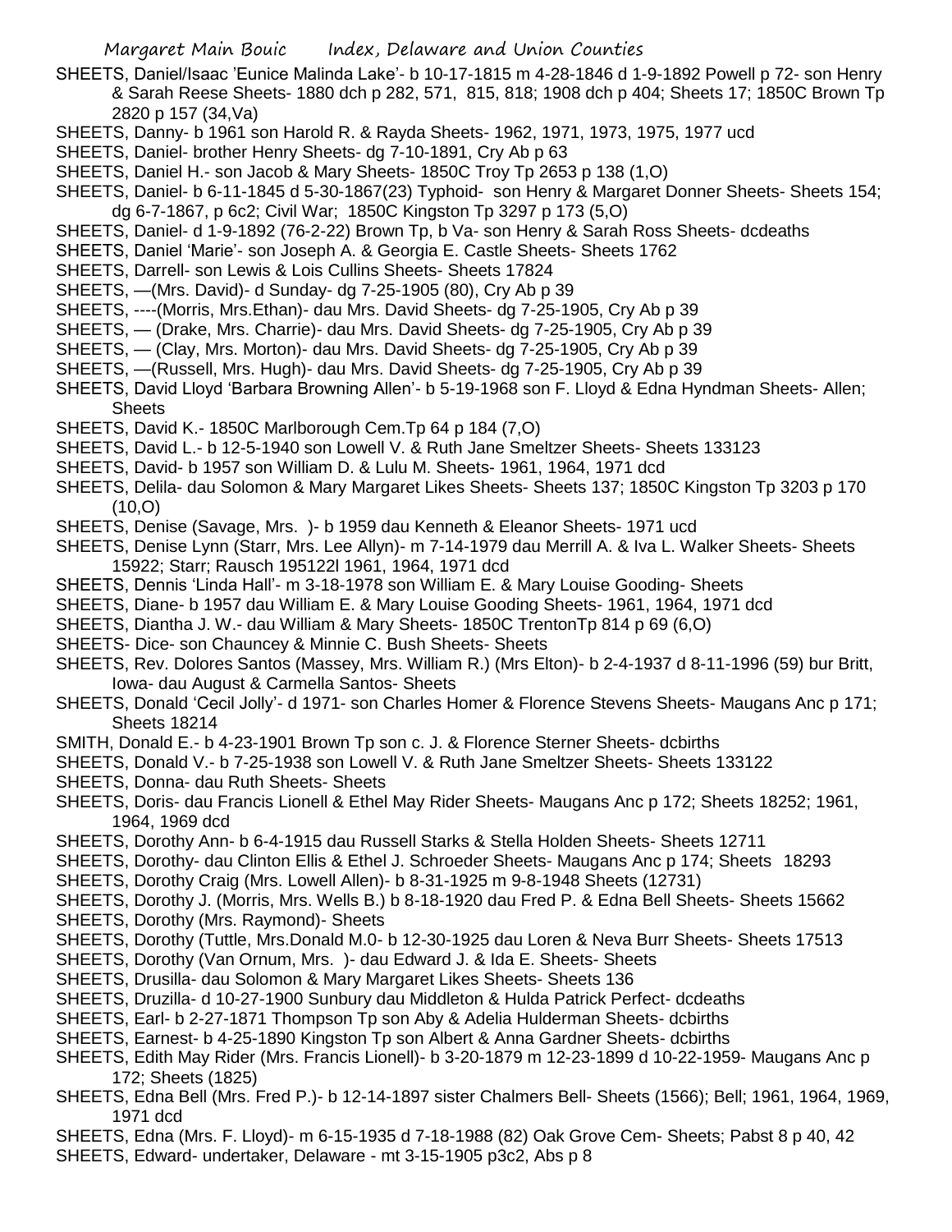SHEETS, Daniel/Isaac 'Eunice Malinda Lake'- b 10-17-1815 m 4-28-1846 d 1-9-1892 Powell p 72- son Henry & Sarah Reese Sheets- 1880 dch p 282, 571, 815, 818; 1908 dch p 404; Sheets 17; 1850C Brown Tp 2820 p 157 (34,Va)

SHEETS, Danny- b 1961 son Harold R. & Rayda Sheets- 1962, 1971, 1973, 1975, 1977 ucd

SHEETS, Daniel- brother Henry Sheets- dg 7-10-1891, Cry Ab p 63

SHEETS, Daniel H.- son Jacob & Mary Sheets- 1850C Troy Tp 2653 p 138 (1,O)

SHEETS, Daniel- b 6-11-1845 d 5-30-1867(23) Typhoid- son Henry & Margaret Donner Sheets- Sheets 154; dg 6-7-1867, p 6c2; Civil War; 1850C Kingston Tp 3297 p 173 (5,O)

SHEETS, Daniel- d 1-9-1892 (76-2-22) Brown Tp, b Va- son Henry & Sarah Ross Sheets- dcdeaths

SHEETS, Daniel 'Marie'- son Joseph A. & Georgia E. Castle Sheets- Sheets 1762

SHEETS, Darrell- son Lewis & Lois Cullins Sheets- Sheets 17824

SHEETS, —(Mrs. David)- d Sunday- dg 7-25-1905 (80), Cry Ab p 39

SHEETS, ----(Morris, Mrs.Ethan)- dau Mrs. David Sheets- dg 7-25-1905, Cry Ab p 39

SHEETS, — (Drake, Mrs. Charrie)- dau Mrs. David Sheets- dg 7-25-1905, Cry Ab p 39

SHEETS, — (Clay, Mrs. Morton)- dau Mrs. David Sheets- dg 7-25-1905, Cry Ab p 39

SHEETS, —(Russell, Mrs. Hugh)- dau Mrs. David Sheets- dg 7-25-1905, Cry Ab p 39

SHEETS, David Lloyd 'Barbara Browning Allen'- b 5-19-1968 son F. Lloyd & Edna Hyndman Sheets- Allen; Sheets

SHEETS, David K.- 1850C Marlborough Cem.Tp 64 p 184 (7,O)

SHEETS, David L.- b 12-5-1940 son Lowell V. & Ruth Jane Smeltzer Sheets- Sheets 133123

SHEETS, David- b 1957 son William D. & Lulu M. Sheets- 1961, 1964, 1971 dcd

SHEETS, Delila- dau Solomon & Mary Margaret Likes Sheets- Sheets 137; 1850C Kingston Tp 3203 p 170 (10,O)

SHEETS, Denise (Savage, Mrs. )- b 1959 dau Kenneth & Eleanor Sheets- 1971 ucd

SHEETS, Denise Lynn (Starr, Mrs. Lee Allyn)- m 7-14-1979 dau Merrill A. & Iva L. Walker Sheets- Sheets 15922; Starr; Rausch 195122l 1961, 1964, 1971 dcd

SHEETS, Dennis 'Linda Hall'- m 3-18-1978 son William E. & Mary Louise Gooding- Sheets

SHEETS, Diane- b 1957 dau William E. & Mary Louise Gooding Sheets- 1961, 1964, 1971 dcd

SHEETS, Diantha J. W.- dau William & Mary Sheets- 1850C TrentonTp 814 p 69 (6,O)

SHEETS- Dice- son Chauncey & Minnie C. Bush Sheets- Sheets

SHEETS, Rev. Dolores Santos (Massey, Mrs. William R.) (Mrs Elton)- b 2-4-1937 d 8-11-1996 (59) bur Britt, Iowa- dau August & Carmella Santos- Sheets

SHEETS, Donald 'Cecil Jolly'- d 1971- son Charles Homer & Florence Stevens Sheets- Maugans Anc p 171; Sheets 18214

SMITH, Donald E.- b 4-23-1901 Brown Tp son c. J. & Florence Sterner Sheets- dcbirths

SHEETS, Donald V.- b 7-25-1938 son Lowell V. & Ruth Jane Smeltzer Sheets- Sheets 133122

SHEETS, Donna- dau Ruth Sheets- Sheets

SHEETS, Doris- dau Francis Lionell & Ethel May Rider Sheets- Maugans Anc p 172; Sheets 18252; 1961, 1964, 1969 dcd

SHEETS, Dorothy Ann- b 6-4-1915 dau Russell Starks & Stella Holden Sheets- Sheets 12711

SHEETS, Dorothy- dau Clinton Ellis & Ethel J. Schroeder Sheets- Maugans Anc p 174; Sheets 18293

SHEETS, Dorothy Craig (Mrs. Lowell Allen)- b 8-31-1925 m 9-8-1948 Sheets (12731)

SHEETS, Dorothy J. (Morris, Mrs. Wells B.) b 8-18-1920 dau Fred P. & Edna Bell Sheets- Sheets 15662

SHEETS, Dorothy (Mrs. Raymond)- Sheets

SHEETS, Dorothy (Tuttle, Mrs.Donald M.0- b 12-30-1925 dau Loren & Neva Burr Sheets- Sheets 17513

SHEETS, Dorothy (Van Ornum, Mrs. )- dau Edward J. & Ida E. Sheets- Sheets

SHEETS, Drusilla- dau Solomon & Mary Margaret Likes Sheets- Sheets 136

SHEETS, Druzilla- d 10-27-1900 Sunbury dau Middleton & Hulda Patrick Perfect- dcdeaths

SHEETS, Earl- b 2-27-1871 Thompson Tp son Aby & Adelia Hulderman Sheets- dcbirths

SHEETS, Earnest- b 4-25-1890 Kingston Tp son Albert & Anna Gardner Sheets- dcbirths

SHEETS, Edith May Rider (Mrs. Francis Lionell)- b 3-20-1879 m 12-23-1899 d 10-22-1959- Maugans Anc p 172; Sheets (1825)

SHEETS, Edna Bell (Mrs. Fred P.)- b 12-14-1897 sister Chalmers Bell- Sheets (1566); Bell; 1961, 1964, 1969, 1971 dcd

SHEETS, Edna (Mrs. F. Lloyd)- m 6-15-1935 d 7-18-1988 (82) Oak Grove Cem- Sheets; Pabst 8 p 40, 42

SHEETS, Edward- undertaker, Delaware - mt 3-15-1905 p3c2, Abs p 8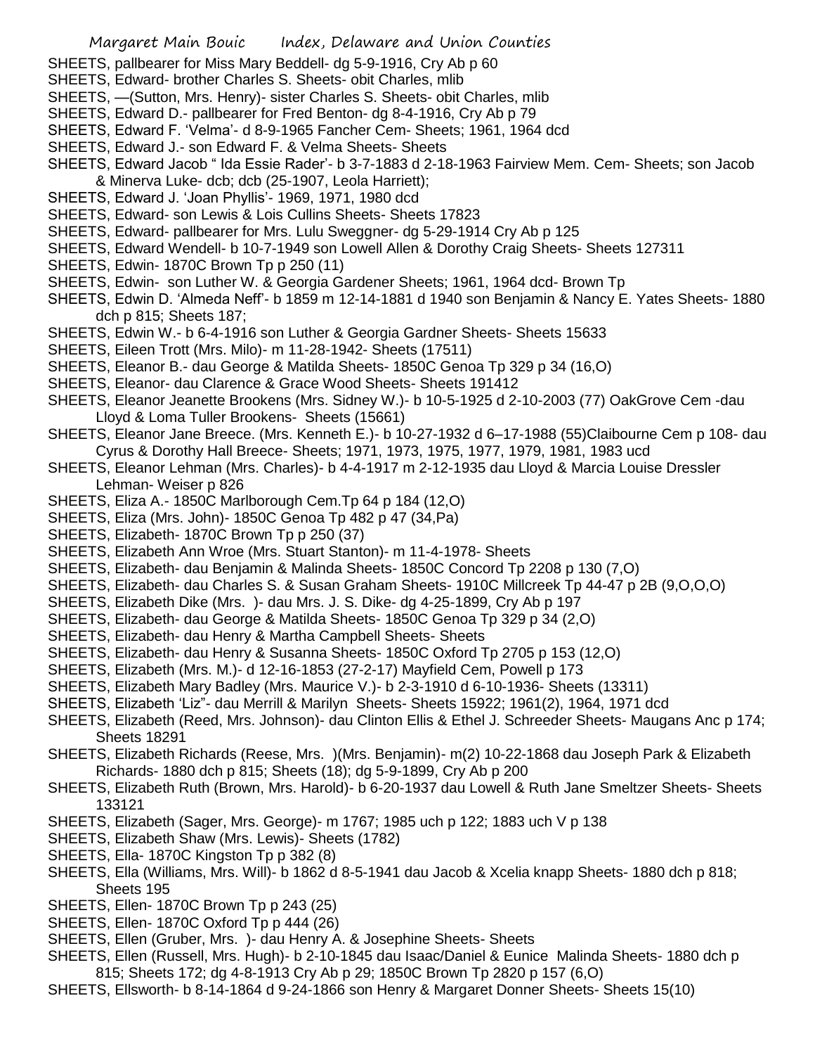SHEETS, pallbearer for Miss Mary Beddell- dg 5-9-1916, Cry Ab p 60

SHEETS, Edward- brother Charles S. Sheets- obit Charles, mlib

SHEETS, —(Sutton, Mrs. Henry)- sister Charles S. Sheets- obit Charles, mlib

SHEETS, Edward D.- pallbearer for Fred Benton- dg 8-4-1916, Cry Ab p 79

SHEETS, Edward F. 'Velma'- d 8-9-1965 Fancher Cem- Sheets; 1961, 1964 dcd

SHEETS, Edward J.- son Edward F. & Velma Sheets- Sheets

SHEETS, Edward Jacob " Ida Essie Rader'- b 3-7-1883 d 2-18-1963 Fairview Mem. Cem- Sheets; son Jacob & Minerva Luke- dcb; dcb (25-1907, Leola Harriett);

SHEETS, Edward J. 'Joan Phyllis'- 1969, 1971, 1980 dcd

SHEETS, Edward- son Lewis & Lois Cullins Sheets- Sheets 17823

SHEETS, Edward- pallbearer for Mrs. Lulu Sweggner- dg 5-29-1914 Cry Ab p 125

SHEETS, Edward Wendell- b 10-7-1949 son Lowell Allen & Dorothy Craig Sheets- Sheets 127311

SHEETS, Edwin- 1870C Brown Tp p 250 (11)

SHEETS, Edwin- son Luther W. & Georgia Gardener Sheets; 1961, 1964 dcd- Brown Tp

SHEETS, Edwin D. 'Almeda Neff'- b 1859 m 12-14-1881 d 1940 son Benjamin & Nancy E. Yates Sheets- 1880 dch p 815; Sheets 187;

SHEETS, Edwin W.- b 6-4-1916 son Luther & Georgia Gardner Sheets- Sheets 15633

SHEETS, Eileen Trott (Mrs. Milo)- m 11-28-1942- Sheets (17511)

SHEETS, Eleanor B.- dau George & Matilda Sheets- 1850C Genoa Tp 329 p 34 (16,O)

SHEETS, Eleanor- dau Clarence & Grace Wood Sheets- Sheets 191412

SHEETS, Eleanor Jeanette Brookens (Mrs. Sidney W.)- b 10-5-1925 d 2-10-2003 (77) OakGrove Cem -dau Lloyd & Loma Tuller Brookens- Sheets (15661)

SHEETS, Eleanor Jane Breece. (Mrs. Kenneth E.)- b 10-27-1932 d 6–17-1988 (55)Claibourne Cem p 108- dau Cyrus & Dorothy Hall Breece- Sheets; 1971, 1973, 1975, 1977, 1979, 1981, 1983 ucd

SHEETS, Eleanor Lehman (Mrs. Charles)- b 4-4-1917 m 2-12-1935 dau Lloyd & Marcia Louise Dressler Lehman- Weiser p 826

SHEETS, Eliza A.- 1850C Marlborough Cem.Tp 64 p 184 (12,O)

SHEETS, Eliza (Mrs. John)- 1850C Genoa Tp 482 p 47 (34,Pa)

SHEETS, Elizabeth- 1870C Brown Tp p 250 (37)

SHEETS, Elizabeth Ann Wroe (Mrs. Stuart Stanton)- m 11-4-1978- Sheets

SHEETS, Elizabeth- dau Benjamin & Malinda Sheets- 1850C Concord Tp 2208 p 130 (7,O)

SHEETS, Elizabeth- dau Charles S. & Susan Graham Sheets- 1910C Millcreek Tp 44-47 p 2B (9,O,O,O)

SHEETS, Elizabeth Dike (Mrs. )- dau Mrs. J. S. Dike- dg 4-25-1899, Cry Ab p 197

SHEETS, Elizabeth- dau George & Matilda Sheets- 1850C Genoa Tp 329 p 34 (2,O)

SHEETS, Elizabeth- dau Henry & Martha Campbell Sheets- Sheets

SHEETS, Elizabeth- dau Henry & Susanna Sheets- 1850C Oxford Tp 2705 p 153 (12,O)

SHEETS, Elizabeth (Mrs. M.)- d 12-16-1853 (27-2-17) Mayfield Cem, Powell p 173

SHEETS, Elizabeth Mary Badley (Mrs. Maurice V.)- b 2-3-1910 d 6-10-1936- Sheets (13311)

SHEETS, Elizabeth 'Liz"- dau Merrill & Marilyn Sheets- Sheets 15922; 1961(2), 1964, 1971 dcd

SHEETS, Elizabeth (Reed, Mrs. Johnson)- dau Clinton Ellis & Ethel J. Schreeder Sheets- Maugans Anc p 174; Sheets 18291

SHEETS, Elizabeth Richards (Reese, Mrs. )(Mrs. Benjamin)- m(2) 10-22-1868 dau Joseph Park & Elizabeth Richards- 1880 dch p 815; Sheets (18); dg 5-9-1899, Cry Ab p 200

SHEETS, Elizabeth Ruth (Brown, Mrs. Harold)- b 6-20-1937 dau Lowell & Ruth Jane Smeltzer Sheets- Sheets 133121

SHEETS, Elizabeth (Sager, Mrs. George)- m 1767; 1985 uch p 122; 1883 uch V p 138

SHEETS, Elizabeth Shaw (Mrs. Lewis)- Sheets (1782)

SHEETS, Ella- 1870C Kingston Tp p 382 (8)

SHEETS, Ella (Williams, Mrs. Will)- b 1862 d 8-5-1941 dau Jacob & Xcelia knapp Sheets- 1880 dch p 818; Sheets 195

SHEETS, Ellen- 1870C Brown Tp p 243 (25)

SHEETS, Ellen- 1870C Oxford Tp p 444 (26)

SHEETS, Ellen (Gruber, Mrs. )- dau Henry A. & Josephine Sheets- Sheets

SHEETS, Ellen (Russell, Mrs. Hugh)- b 2-10-1845 dau Isaac/Daniel & Eunice Malinda Sheets- 1880 dch p 815; Sheets 172; dg 4-8-1913 Cry Ab p 29; 1850C Brown Tp 2820 p 157 (6,O)

SHEETS, Ellsworth- b 8-14-1864 d 9-24-1866 son Henry & Margaret Donner Sheets- Sheets 15(10)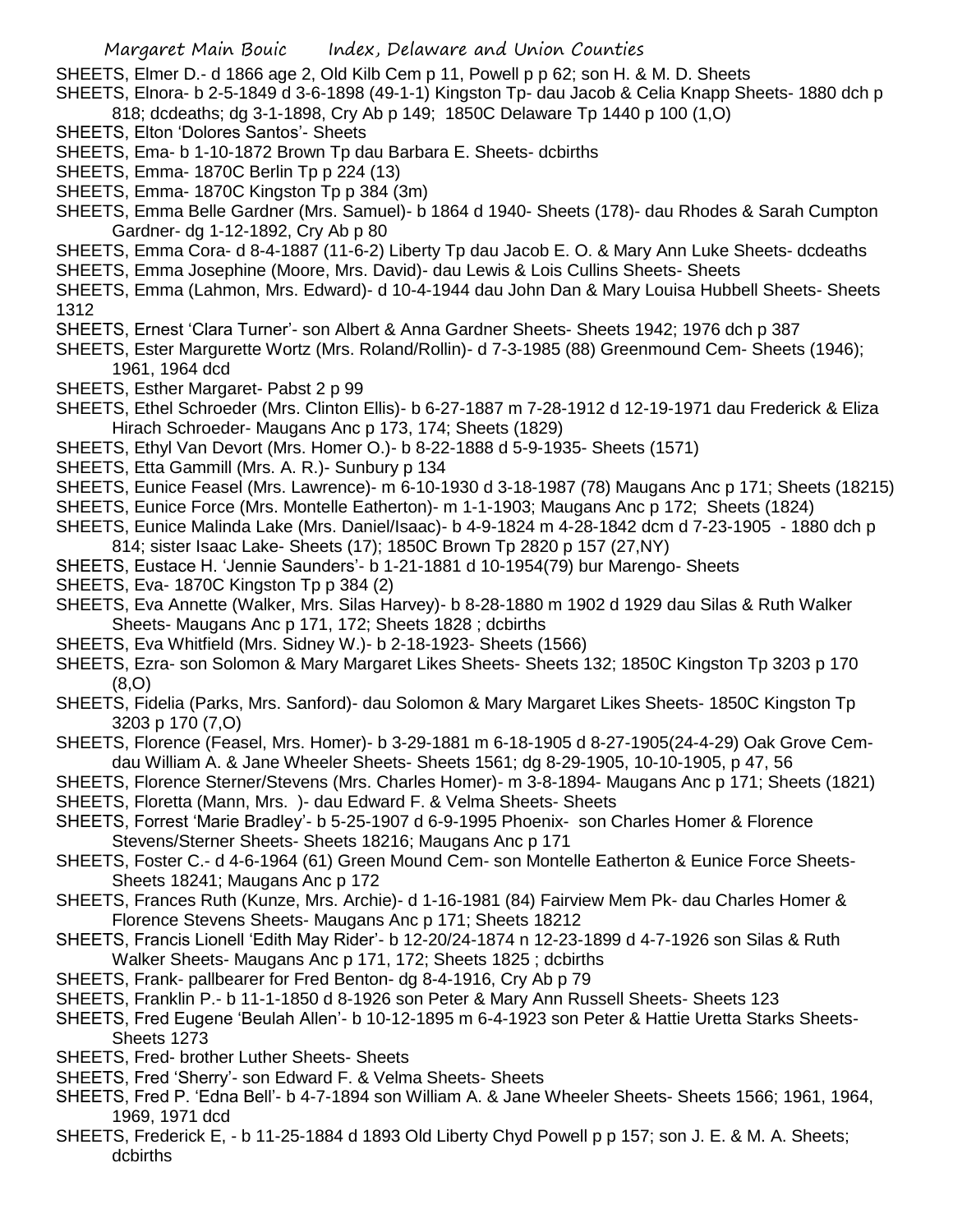SHEETS, Elmer D.- d 1866 age 2, Old Kilb Cem p 11, Powell p p 62; son H. & M. D. Sheets

SHEETS, Elnora- b 2-5-1849 d 3-6-1898 (49-1-1) Kingston Tp- dau Jacob & Celia Knapp Sheets- 1880 dch p 818; dcdeaths; dg 3-1-1898, Cry Ab p 149; 1850C Delaware Tp 1440 p 100 (1,O)

SHEETS, Elton 'Dolores Santos'- Sheets

SHEETS, Ema- b 1-10-1872 Brown Tp dau Barbara E. Sheets- dcbirths

SHEETS, Emma- 1870C Berlin Tp p 224 (13)

SHEETS, Emma- 1870C Kingston Tp p 384 (3m)

SHEETS, Emma Belle Gardner (Mrs. Samuel)- b 1864 d 1940- Sheets (178)- dau Rhodes & Sarah Cumpton Gardner- dg 1-12-1892, Cry Ab p 80

SHEETS, Emma Cora- d 8-4-1887 (11-6-2) Liberty Tp dau Jacob E. O. & Mary Ann Luke Sheets- dcdeaths

SHEETS, Emma Josephine (Moore, Mrs. David)- dau Lewis & Lois Cullins Sheets- Sheets

SHEETS, Emma (Lahmon, Mrs. Edward)- d 10-4-1944 dau John Dan & Mary Louisa Hubbell Sheets- Sheets 1312

SHEETS, Ernest 'Clara Turner'- son Albert & Anna Gardner Sheets- Sheets 1942; 1976 dch p 387

SHEETS, Ester Margurette Wortz (Mrs. Roland/Rollin)- d 7-3-1985 (88) Greenmound Cem- Sheets (1946); 1961, 1964 dcd

SHEETS, Esther Margaret- Pabst 2 p 99

SHEETS, Ethel Schroeder (Mrs. Clinton Ellis)- b 6-27-1887 m 7-28-1912 d 12-19-1971 dau Frederick & Eliza Hirach Schroeder- Maugans Anc p 173, 174; Sheets (1829)

SHEETS, Ethyl Van Devort (Mrs. Homer O.)- b 8-22-1888 d 5-9-1935- Sheets (1571)

SHEETS, Etta Gammill (Mrs. A. R.)- Sunbury p 134

SHEETS, Eunice Feasel (Mrs. Lawrence)- m 6-10-1930 d 3-18-1987 (78) Maugans Anc p 171; Sheets (18215)

SHEETS, Eunice Force (Mrs. Montelle Eatherton)- m 1-1-1903; Maugans Anc p 172; Sheets (1824)

SHEETS, Eunice Malinda Lake (Mrs. Daniel/Isaac)- b 4-9-1824 m 4-28-1842 dcm d 7-23-1905 - 1880 dch p 814; sister Isaac Lake- Sheets (17); 1850C Brown Tp 2820 p 157 (27,NY)

SHEETS, Eustace H. 'Jennie Saunders'- b 1-21-1881 d 10-1954(79) bur Marengo- Sheets

SHEETS, Eva- 1870C Kingston Tp p 384 (2)

SHEETS, Eva Annette (Walker, Mrs. Silas Harvey)- b 8-28-1880 m 1902 d 1929 dau Silas & Ruth Walker Sheets- Maugans Anc p 171, 172; Sheets 1828 ; dcbirths

SHEETS, Eva Whitfield (Mrs. Sidney W.)- b 2-18-1923- Sheets (1566)

SHEETS, Ezra- son Solomon & Mary Margaret Likes Sheets- Sheets 132; 1850C Kingston Tp 3203 p 170 (8,O)

SHEETS, Fidelia (Parks, Mrs. Sanford)- dau Solomon & Mary Margaret Likes Sheets- 1850C Kingston Tp 3203 p 170 (7,O)

SHEETS, Florence (Feasel, Mrs. Homer)- b 3-29-1881 m 6-18-1905 d 8-27-1905(24-4-29) Oak Grove Cem- dau William A. & Jane Wheeler Sheets- Sheets 1561; dg 8-29-1905, 10-10-1905, p 47, 56

SHEETS, Florence Sterner/Stevens (Mrs. Charles Homer)- m 3-8-1894- Maugans Anc p 171; Sheets (1821)

SHEETS, Floretta (Mann, Mrs. )- dau Edward F. & Velma Sheets- Sheets

SHEETS, Forrest 'Marie Bradley'- b 5-25-1907 d 6-9-1995 Phoenix- son Charles Homer & Florence Stevens/Sterner Sheets- Sheets 18216; Maugans Anc p 171

SHEETS, Foster C.- d 4-6-1964 (61) Green Mound Cem- son Montelle Eatherton & Eunice Force Sheets- Sheets 18241; Maugans Anc p 172

SHEETS, Frances Ruth (Kunze, Mrs. Archie)- d 1-16-1981 (84) Fairview Mem Pk- dau Charles Homer & Florence Stevens Sheets- Maugans Anc p 171; Sheets 18212

SHEETS, Francis Lionell 'Edith May Rider'- b 12-20/24-1874 n 12-23-1899 d 4-7-1926 son Silas & Ruth Walker Sheets- Maugans Anc p 171, 172; Sheets 1825 ; dcbirths

SHEETS, Frank- pallbearer for Fred Benton- dg 8-4-1916, Cry Ab p 79

SHEETS, Franklin P.- b 11-1-1850 d 8-1926 son Peter & Mary Ann Russell Sheets- Sheets 123

SHEETS, Fred Eugene 'Beulah Allen'- b 10-12-1895 m 6-4-1923 son Peter & Hattie Uretta Starks Sheets- Sheets 1273

SHEETS, Fred- brother Luther Sheets- Sheets

SHEETS, Fred 'Sherry'- son Edward F. & Velma Sheets- Sheets

SHEETS, Fred P. 'Edna Bell'- b 4-7-1894 son William A. & Jane Wheeler Sheets- Sheets 1566; 1961, 1964, 1969, 1971 dcd

SHEETS, Frederick E, - b 11-25-1884 d 1893 Old Liberty Chyd Powell p p 157; son J. E. & M. A. Sheets; dcbirths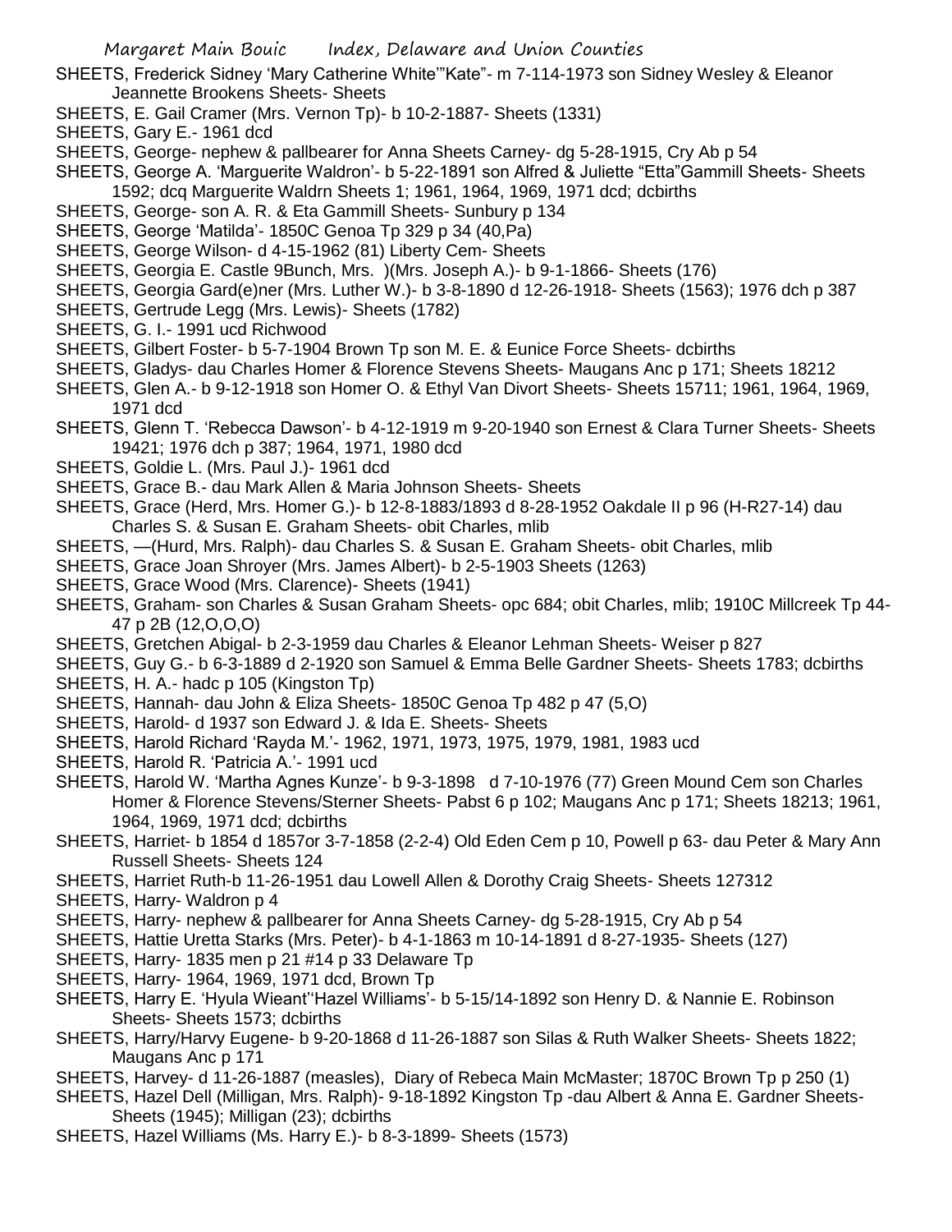SHEETS, Frederick Sidney 'Mary Catherine White'"Kate"- m 7-114-1973 son Sidney Wesley & Eleanor Jeannette Brookens Sheets- Sheets

SHEETS, E. Gail Cramer (Mrs. Vernon Tp)- b 10-2-1887- Sheets (1331)

SHEETS, Gary E.- 1961 dcd

SHEETS, George- nephew & pallbearer for Anna Sheets Carney- dg 5-28-1915, Cry Ab p 54

SHEETS, George A. 'Marguerite Waldron'- b 5-22-1891 son Alfred & Juliette "Etta"Gammill Sheets- Sheets 1592; dcq Marguerite Waldrn Sheets 1; 1961, 1964, 1969, 1971 dcd; dcbirths

SHEETS, George- son A. R. & Eta Gammill Sheets- Sunbury p 134

SHEETS, George 'Matilda'- 1850C Genoa Tp 329 p 34 (40,Pa)

SHEETS, George Wilson- d 4-15-1962 (81) Liberty Cem- Sheets

SHEETS, Georgia E. Castle 9Bunch, Mrs. )(Mrs. Joseph A.)- b 9-1-1866- Sheets (176)

SHEETS, Georgia Gard(e)ner (Mrs. Luther W.)- b 3-8-1890 d 12-26-1918- Sheets (1563); 1976 dch p 387

SHEETS, Gertrude Legg (Mrs. Lewis)- Sheets (1782)

SHEETS, G. I.- 1991 ucd Richwood

SHEETS, Gilbert Foster- b 5-7-1904 Brown Tp son M. E. & Eunice Force Sheets- dcbirths

SHEETS, Gladys- dau Charles Homer & Florence Stevens Sheets- Maugans Anc p 171; Sheets 18212

SHEETS, Glen A.- b 9-12-1918 son Homer O. & Ethyl Van Divort Sheets- Sheets 15711; 1961, 1964, 1969, 1971 dcd

SHEETS, Glenn T. 'Rebecca Dawson'- b 4-12-1919 m 9-20-1940 son Ernest & Clara Turner Sheets- Sheets 19421; 1976 dch p 387; 1964, 1971, 1980 dcd

SHEETS, Goldie L. (Mrs. Paul J.)- 1961 dcd

SHEETS, Grace B.- dau Mark Allen & Maria Johnson Sheets- Sheets

SHEETS, Grace (Herd, Mrs. Homer G.)- b 12-8-1883/1893 d 8-28-1952 Oakdale II p 96 (H-R27-14) dau Charles S. & Susan E. Graham Sheets- obit Charles, mlib

SHEETS, —(Hurd, Mrs. Ralph)- dau Charles S. & Susan E. Graham Sheets- obit Charles, mlib

SHEETS, Grace Joan Shroyer (Mrs. James Albert)- b 2-5-1903 Sheets (1263)

SHEETS, Grace Wood (Mrs. Clarence)- Sheets (1941)

SHEETS, Graham- son Charles & Susan Graham Sheets- opc 684; obit Charles, mlib; 1910C Millcreek Tp 44-47 p 2B (12,O,O,O)

SHEETS, Gretchen Abigal- b 2-3-1959 dau Charles & Eleanor Lehman Sheets- Weiser p 827

SHEETS, Guy G.- b 6-3-1889 d 2-1920 son Samuel & Emma Belle Gardner Sheets- Sheets 1783; dcbirths

SHEETS, H. A.- hadc p 105 (Kingston Tp)

SHEETS, Hannah- dau John & Eliza Sheets- 1850C Genoa Tp 482 p 47 (5,O)

SHEETS, Harold- d 1937 son Edward J. & Ida E. Sheets- Sheets

SHEETS, Harold Richard 'Rayda M.'- 1962, 1971, 1973, 1975, 1979, 1981, 1983 ucd

SHEETS, Harold R. 'Patricia A.'- 1991 ucd

SHEETS, Harold W. 'Martha Agnes Kunze'- b 9-3-1898 d 7-10-1976 (77) Green Mound Cem son Charles Homer & Florence Stevens/Sterner Sheets- Pabst 6 p 102; Maugans Anc p 171; Sheets 18213; 1961, 1964, 1969, 1971 dcd; dcbirths

SHEETS, Harriet- b 1854 d 1857or 3-7-1858 (2-2-4) Old Eden Cem p 10, Powell p 63- dau Peter & Mary Ann Russell Sheets- Sheets 124

SHEETS, Harriet Ruth-b 11-26-1951 dau Lowell Allen & Dorothy Craig Sheets- Sheets 127312

SHEETS, Harry- Waldron p 4

SHEETS, Harry- nephew & pallbearer for Anna Sheets Carney- dg 5-28-1915, Cry Ab p 54

SHEETS, Hattie Uretta Starks (Mrs. Peter)- b 4-1-1863 m 10-14-1891 d 8-27-1935- Sheets (127)

SHEETS, Harry- 1835 men p 21 #14 p 33 Delaware Tp

SHEETS, Harry- 1964, 1969, 1971 dcd, Brown Tp

SHEETS, Harry E. 'Hyula Wieant''Hazel Williams'- b 5-15/14-1892 son Henry D. & Nannie E. Robinson Sheets- Sheets 1573; dcbirths

SHEETS, Harry/Harvy Eugene- b 9-20-1868 d 11-26-1887 son Silas & Ruth Walker Sheets- Sheets 1822; Maugans Anc p 171

SHEETS, Harvey- d 11-26-1887 (measles), Diary of Rebeca Main McMaster; 1870C Brown Tp p 250 (1)

SHEETS, Hazel Dell (Milligan, Mrs. Ralph)- 9-18-1892 Kingston Tp -dau Albert & Anna E. Gardner Sheets- Sheets (1945); Milligan (23); dcbirths

SHEETS, Hazel Williams (Ms. Harry E.)- b 8-3-1899- Sheets (1573)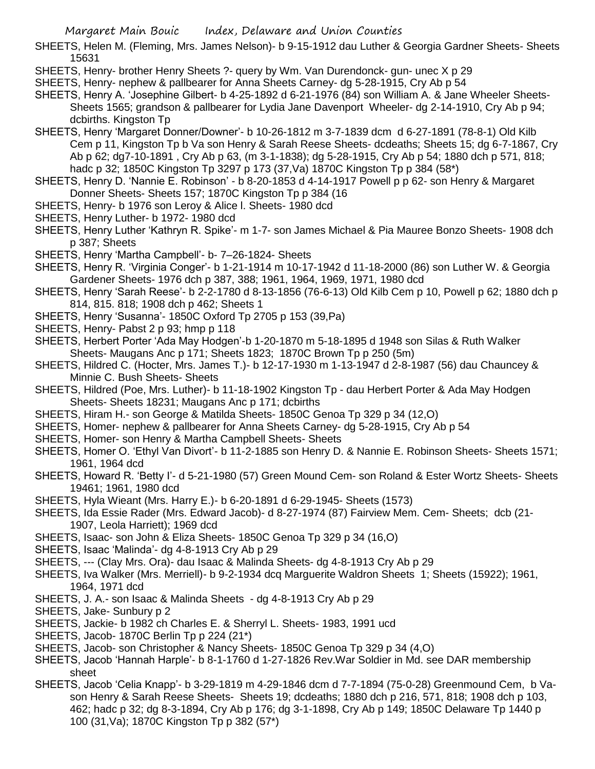SHEETS, Helen M. (Fleming, Mrs. James Nelson)- b 9-15-1912 dau Luther & Georgia Gardner Sheets- Sheets 15631

SHEETS, Henry- brother Henry Sheets ?- query by Wm. Van Durendonck- gun- unec X p 29

SHEETS, Henry- nephew & pallbearer for Anna Sheets Carney- dg 5-28-1915, Cry Ab p 54

SHEETS, Henry A. 'Josephine Gilbert- b 4-25-1892 d 6-21-1976 (84) son William A. & Jane Wheeler Sheets- Sheets 1565; grandson & pallbearer for Lydia Jane Davenport Wheeler- dg 2-14-1910, Cry Ab p 94; dcbirths. Kingston Tp

SHEETS, Henry 'Margaret Donner/Downer'- b 10-26-1812 m 3-7-1839 dcm d 6-27-1891 (78-8-1) Old Kilb Cem p 11, Kingston Tp b Va son Henry & Sarah Reese Sheets- dcdeaths; Sheets 15; dg 6-7-1867, Cry Ab p 62; dg7-10-1891 , Cry Ab p 63, (m 3-1-1838); dg 5-28-1915, Cry Ab p 54; 1880 dch p 571, 818; hadc p 32; 1850C Kingston Tp 3297 p 173 (37,Va) 1870C Kingston Tp p 384 (58*)

SHEETS, Henry D. 'Nannie E. Robinson' - b 8-20-1853 d 4-14-1917 Powell p p 62- son Henry & Margaret Donner Sheets- Sheets 157; 1870C Kingston Tp p 384 (16

SHEETS, Henry- b 1976 son Leroy & Alice l. Sheets- 1980 dcd

SHEETS, Henry Luther- b 1972- 1980 dcd

SHEETS, Henry Luther 'Kathryn R. Spike'- m 1-7- son James Michael & Pia Mauree Bonzo Sheets- 1908 dch p 387; Sheets

SHEETS, Henry 'Martha Campbell'- b- 7–26-1824- Sheets

SHEETS, Henry R. 'Virginia Conger'- b 1-21-1914 m 10-17-1942 d 11-18-2000 (86) son Luther W. & Georgia Gardener Sheets- 1976 dch p 387, 388; 1961, 1964, 1969, 1971, 1980 dcd

SHEETS, Henry 'Sarah Reese'- b 2-2-1780 d 8-13-1856 (76-6-13) Old Kilb Cem p 10, Powell p 62; 1880 dch p 814, 815. 818; 1908 dch p 462; Sheets 1

SHEETS, Henry 'Susanna'- 1850C Oxford Tp 2705 p 153 (39,Pa)

SHEETS, Henry- Pabst 2 p 93; hmp p 118

SHEETS, Herbert Porter 'Ada May Hodgen'-b 1-20-1870 m 5-18-1895 d 1948 son Silas & Ruth Walker Sheets- Maugans Anc p 171; Sheets 1823; 1870C Brown Tp p 250 (5m)

SHEETS, Hildred C. (Hocter, Mrs. James T.)- b 12-17-1930 m 1-13-1947 d 2-8-1987 (56) dau Chauncey & Minnie C. Bush Sheets- Sheets

SHEETS, Hildred (Poe, Mrs. Luther)- b 11-18-1902 Kingston Tp - dau Herbert Porter & Ada May Hodgen Sheets- Sheets 18231; Maugans Anc p 171; dcbirths

SHEETS, Hiram H.- son George & Matilda Sheets- 1850C Genoa Tp 329 p 34 (12,O)

SHEETS, Homer- nephew & pallbearer for Anna Sheets Carney- dg 5-28-1915, Cry Ab p 54

SHEETS, Homer- son Henry & Martha Campbell Sheets- Sheets

SHEETS, Homer O. 'Ethyl Van Divort'- b 11-2-1885 son Henry D. & Nannie E. Robinson Sheets- Sheets 1571; 1961, 1964 dcd

SHEETS, Howard R. 'Betty I'- d 5-21-1980 (57) Green Mound Cem- son Roland & Ester Wortz Sheets- Sheets 19461; 1961, 1980 dcd

SHEETS, Hyla Wieant (Mrs. Harry E.)- b 6-20-1891 d 6-29-1945- Sheets (1573)

SHEETS, Ida Essie Rader (Mrs. Edward Jacob)- d 8-27-1974 (87) Fairview Mem. Cem- Sheets; dcb (21-1907, Leola Harriett); 1969 dcd

SHEETS, Isaac- son John & Eliza Sheets- 1850C Genoa Tp 329 p 34 (16,O)

SHEETS, Isaac 'Malinda'- dg 4-8-1913 Cry Ab p 29

SHEETS, --- (Clay Mrs. Ora)- dau Isaac & Malinda Sheets- dg 4-8-1913 Cry Ab p 29

SHEETS, Iva Walker (Mrs. Merriell)- b 9-2-1934 dcq Marguerite Waldron Sheets 1; Sheets (15922); 1961, 1964, 1971 dcd

SHEETS, J. A.- son Isaac & Malinda Sheets - dg 4-8-1913 Cry Ab p 29

SHEETS, Jake- Sunbury p 2

SHEETS, Jackie- b 1982 ch Charles E. & Sherryl L. Sheets- 1983, 1991 ucd

SHEETS, Jacob- 1870C Berlin Tp p 224 (21*)

SHEETS, Jacob- son Christopher & Nancy Sheets- 1850C Genoa Tp 329 p 34 (4,O)

SHEETS, Jacob 'Hannah Harple'- b 8-1-1760 d 1-27-1826 Rev.War Soldier in Md. see DAR membership sheet

SHEETS, Jacob 'Celia Knapp'- b 3-29-1819 m 4-29-1846 dcm d 7-7-1894 (75-0-28) Greenmound Cem, b Va-son Henry & Sarah Reese Sheets- Sheets 19; dcdeaths; 1880 dch p 216, 571, 818; 1908 dch p 103, 462; hadc p 32; dg 8-3-1894, Cry Ab p 176; dg 3-1-1898, Cry Ab p 149; 1850C Delaware Tp 1440 p 100 (31,Va); 1870C Kingston Tp p 382 (57*)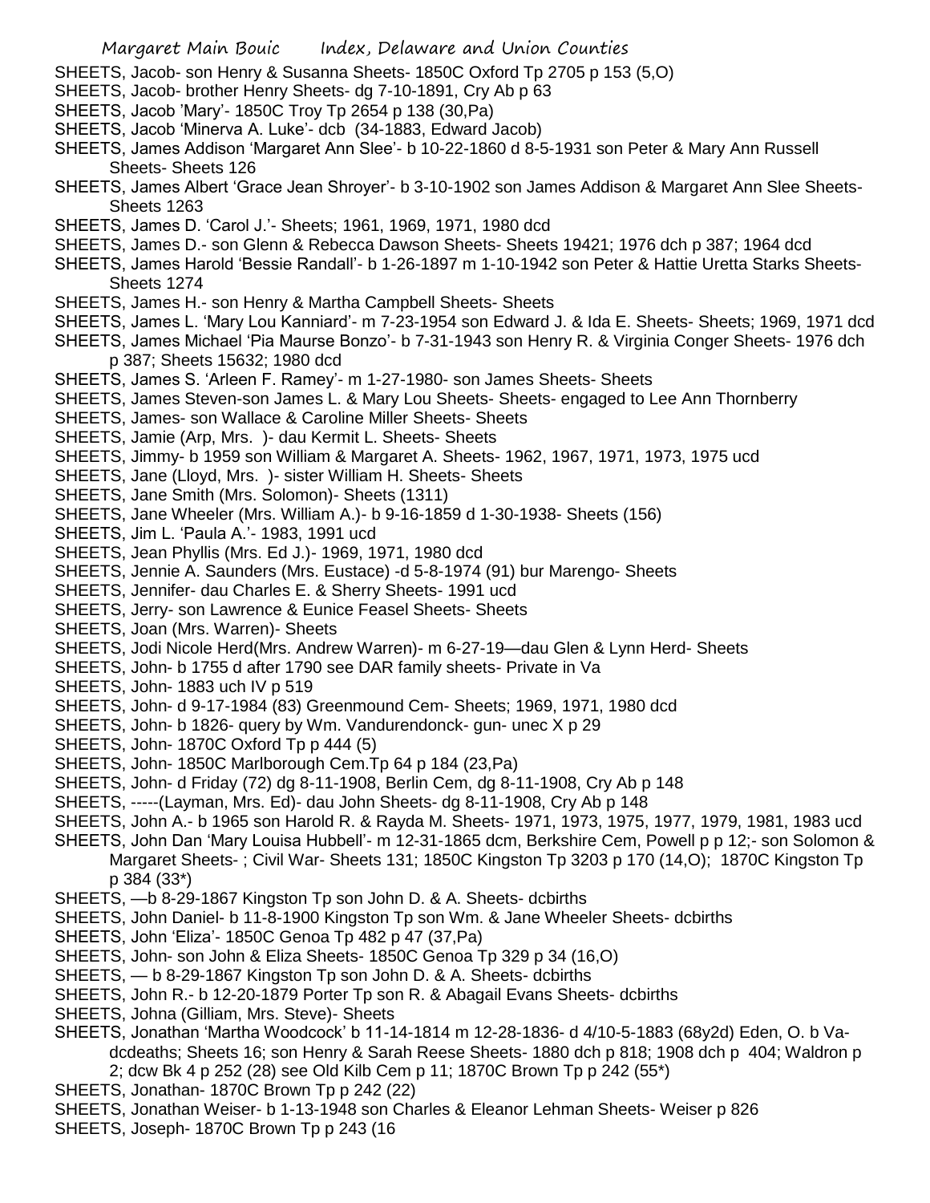SHEETS, Jacob- son Henry & Susanna Sheets- 1850C Oxford Tp 2705 p 153 (5,O)

SHEETS, Jacob- brother Henry Sheets- dg 7-10-1891, Cry Ab p 63

SHEETS, Jacob 'Mary'- 1850C Troy Tp 2654 p 138 (30,Pa)

SHEETS, Jacob 'Minerva A. Luke'- dcb (34-1883, Edward Jacob)

SHEETS, James Addison 'Margaret Ann Slee'- b 10-22-1860 d 8-5-1931 son Peter & Mary Ann Russell Sheets- Sheets 126

SHEETS, James Albert 'Grace Jean Shroyer'- b 3-10-1902 son James Addison & Margaret Ann Slee Sheets- Sheets 1263

SHEETS, James D. 'Carol J.'- Sheets; 1961, 1969, 1971, 1980 dcd

SHEETS, James D.- son Glenn & Rebecca Dawson Sheets- Sheets 19421; 1976 dch p 387; 1964 dcd

SHEETS, James Harold 'Bessie Randall'- b 1-26-1897 m 1-10-1942 son Peter & Hattie Uretta Starks Sheets- Sheets 1274

SHEETS, James H.- son Henry & Martha Campbell Sheets- Sheets

SHEETS, James L. 'Mary Lou Kanniard'- m 7-23-1954 son Edward J. & Ida E. Sheets- Sheets; 1969, 1971 dcd

SHEETS, James Michael 'Pia Maurse Bonzo'- b 7-31-1943 son Henry R. & Virginia Conger Sheets- 1976 dch p 387; Sheets 15632; 1980 dcd

SHEETS, James S. 'Arleen F. Ramey'- m 1-27-1980- son James Sheets- Sheets

SHEETS, James Steven-son James L. & Mary Lou Sheets- Sheets- engaged to Lee Ann Thornberry

SHEETS, James- son Wallace & Caroline Miller Sheets- Sheets

SHEETS, Jamie (Arp, Mrs. )- dau Kermit L. Sheets- Sheets

SHEETS, Jimmy- b 1959 son William & Margaret A. Sheets- 1962, 1967, 1971, 1973, 1975 ucd

SHEETS, Jane (Lloyd, Mrs. )- sister William H. Sheets- Sheets

SHEETS, Jane Smith (Mrs. Solomon)- Sheets (1311)

SHEETS, Jane Wheeler (Mrs. William A.)- b 9-16-1859 d 1-30-1938- Sheets (156)

SHEETS, Jim L. 'Paula A.'- 1983, 1991 ucd

SHEETS, Jean Phyllis (Mrs. Ed J.)- 1969, 1971, 1980 dcd

SHEETS, Jennie A. Saunders (Mrs. Eustace) -d 5-8-1974 (91) bur Marengo- Sheets

SHEETS, Jennifer- dau Charles E. & Sherry Sheets- 1991 ucd

SHEETS, Jerry- son Lawrence & Eunice Feasel Sheets- Sheets

SHEETS, Joan (Mrs. Warren)- Sheets

SHEETS, Jodi Nicole Herd(Mrs. Andrew Warren)- m 6-27-19—dau Glen & Lynn Herd- Sheets

SHEETS, John- b 1755 d after 1790 see DAR family sheets- Private in Va

SHEETS, John- 1883 uch IV p 519

SHEETS, John- d 9-17-1984 (83) Greenmound Cem- Sheets; 1969, 1971, 1980 dcd

SHEETS, John- b 1826- query by Wm. Vandurendonck- gun- unec X p 29

SHEETS, John- 1870C Oxford Tp p 444 (5)

SHEETS, John- 1850C Marlborough Cem.Tp 64 p 184 (23,Pa)

SHEETS, John- d Friday (72) dg 8-11-1908, Berlin Cem, dg 8-11-1908, Cry Ab p 148

SHEETS, -----(Layman, Mrs. Ed)- dau John Sheets- dg 8-11-1908, Cry Ab p 148

SHEETS, John A.- b 1965 son Harold R. & Rayda M. Sheets- 1971, 1973, 1975, 1977, 1979, 1981, 1983 ucd

SHEETS, John Dan 'Mary Louisa Hubbell'- m 12-31-1865 dcm, Berkshire Cem, Powell p p 12;- son Solomon & Margaret Sheets- ; Civil War- Sheets 131; 1850C Kingston Tp 3203 p 170 (14,O); 1870C Kingston Tp p 384 (33*)

SHEETS, —b 8-29-1867 Kingston Tp son John D. & A. Sheets- dcbirths

SHEETS, John Daniel- b 11-8-1900 Kingston Tp son Wm. & Jane Wheeler Sheets- dcbirths

SHEETS, John 'Eliza'- 1850C Genoa Tp 482 p 47 (37,Pa)

SHEETS, John- son John & Eliza Sheets- 1850C Genoa Tp 329 p 34 (16,O)

SHEETS, — b 8-29-1867 Kingston Tp son John D. & A. Sheets- dcbirths

SHEETS, John R.- b 12-20-1879 Porter Tp son R. & Abagail Evans Sheets- dcbirths

SHEETS, Johna (Gilliam, Mrs. Steve)- Sheets

SHEETS, Jonathan 'Martha Woodcock' b 11-14-1814 m 12-28-1836- d 4/10-5-1883 (68y2d) Eden, O. b Va- dcdeaths; Sheets 16; son Henry & Sarah Reese Sheets- 1880 dch p 818; 1908 dch p 404; Waldron p 2; dcw Bk 4 p 252 (28) see Old Kilb Cem p 11; 1870C Brown Tp p 242 (55*)

SHEETS, Jonathan- 1870C Brown Tp p 242 (22)

SHEETS, Jonathan Weiser- b 1-13-1948 son Charles & Eleanor Lehman Sheets- Weiser p 826

SHEETS, Joseph- 1870C Brown Tp p 243 (16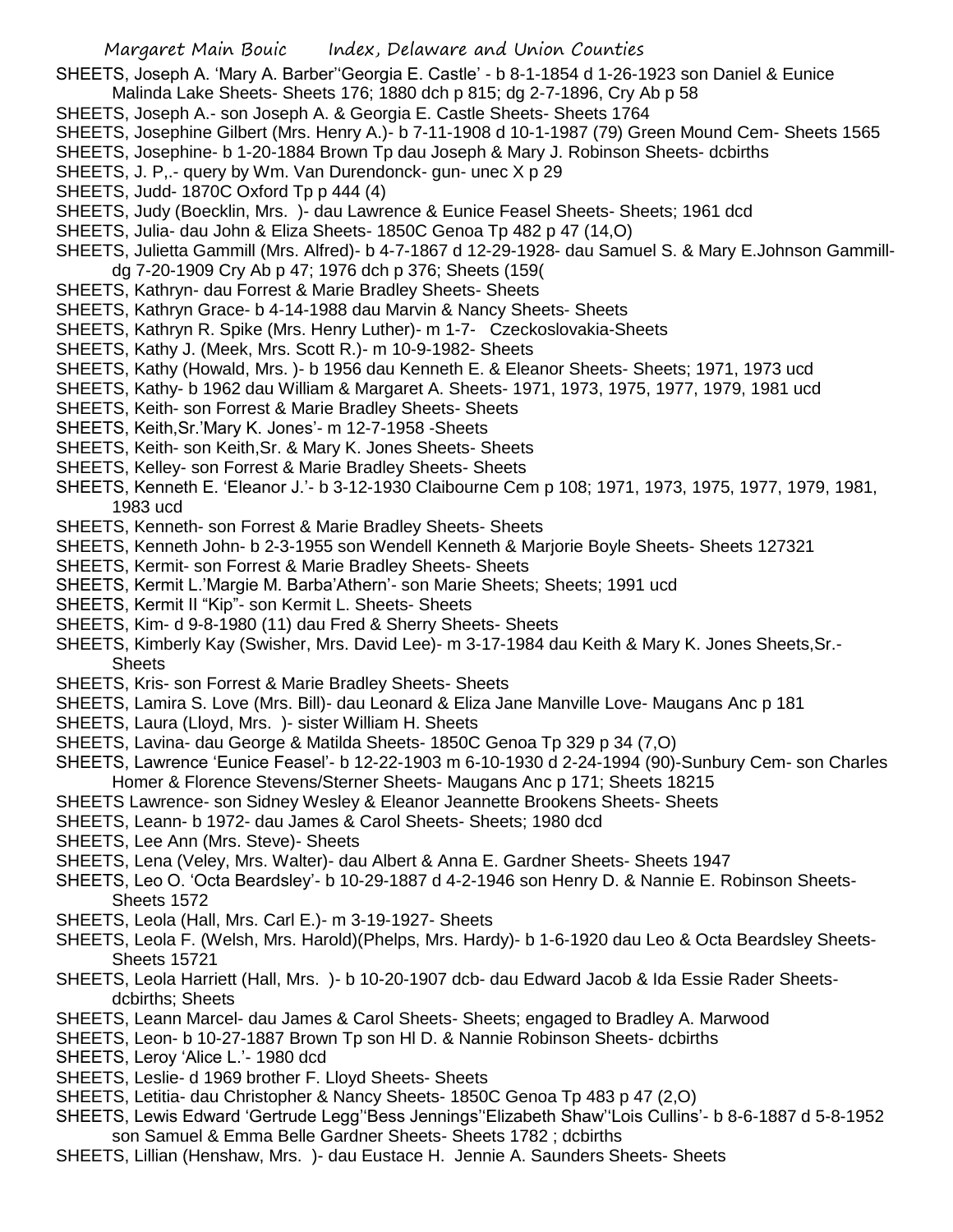SHEETS, Joseph A. 'Mary A. Barber''Georgia E. Castle' - b 8-1-1854 d 1-26-1923 son Daniel & Eunice Malinda Lake Sheets- Sheets 176; 1880 dch p 815; dg 2-7-1896, Cry Ab p 58

SHEETS, Joseph A.- son Joseph A. & Georgia E. Castle Sheets- Sheets 1764

SHEETS, Josephine Gilbert (Mrs. Henry A.)- b 7-11-1908 d 10-1-1987 (79) Green Mound Cem- Sheets 1565

SHEETS, Josephine- b 1-20-1884 Brown Tp dau Joseph & Mary J. Robinson Sheets- dcbirths

SHEETS, J. P,.- query by Wm. Van Durendonck- gun- unec X p 29

SHEETS, Judd- 1870C Oxford Tp p 444 (4)

SHEETS, Judy (Boecklin, Mrs. )- dau Lawrence & Eunice Feasel Sheets- Sheets; 1961 dcd

SHEETS, Julia- dau John & Eliza Sheets- 1850C Genoa Tp 482 p 47 (14,O)

SHEETS, Julietta Gammill (Mrs. Alfred)- b 4-7-1867 d 12-29-1928- dau Samuel S. & Mary E.Johnson Gammill- dg 7-20-1909 Cry Ab p 47; 1976 dch p 376; Sheets (159(

SHEETS, Kathryn- dau Forrest & Marie Bradley Sheets- Sheets

SHEETS, Kathryn Grace- b 4-14-1988 dau Marvin & Nancy Sheets- Sheets

SHEETS, Kathryn R. Spike (Mrs. Henry Luther)- m 1-7- Czeckoslovakia-Sheets

SHEETS, Kathy J. (Meek, Mrs. Scott R.)- m 10-9-1982- Sheets

SHEETS, Kathy (Howald, Mrs. )- b 1956 dau Kenneth E. & Eleanor Sheets- Sheets; 1971, 1973 ucd

SHEETS, Kathy- b 1962 dau William & Margaret A. Sheets- 1971, 1973, 1975, 1977, 1979, 1981 ucd

SHEETS, Keith- son Forrest & Marie Bradley Sheets- Sheets

SHEETS, Keith,Sr.'Mary K. Jones'- m 12-7-1958 -Sheets

SHEETS, Keith- son Keith,Sr. & Mary K. Jones Sheets- Sheets

SHEETS, Kelley- son Forrest & Marie Bradley Sheets- Sheets

SHEETS, Kenneth E. 'Eleanor J.'- b 3-12-1930 Claibourne Cem p 108; 1971, 1973, 1975, 1977, 1979, 1981, 1983 ucd

SHEETS, Kenneth- son Forrest & Marie Bradley Sheets- Sheets

SHEETS, Kenneth John- b 2-3-1955 son Wendell Kenneth & Marjorie Boyle Sheets- Sheets 127321

SHEETS, Kermit- son Forrest & Marie Bradley Sheets- Sheets

SHEETS, Kermit L.'Margie M. Barba'Athern'- son Marie Sheets; Sheets; 1991 ucd

SHEETS, Kermit II "Kip"- son Kermit L. Sheets- Sheets

SHEETS, Kim- d 9-8-1980 (11) dau Fred & Sherry Sheets- Sheets

SHEETS, Kimberly Kay (Swisher, Mrs. David Lee)- m 3-17-1984 dau Keith & Mary K. Jones Sheets,Sr.- Sheets

SHEETS, Kris- son Forrest & Marie Bradley Sheets- Sheets

SHEETS, Lamira S. Love (Mrs. Bill)- dau Leonard & Eliza Jane Manville Love- Maugans Anc p 181

SHEETS, Laura (Lloyd, Mrs. )- sister William H. Sheets

SHEETS, Lavina- dau George & Matilda Sheets- 1850C Genoa Tp 329 p 34 (7,O)

SHEETS, Lawrence 'Eunice Feasel'- b 12-22-1903 m 6-10-1930 d 2-24-1994 (90)-Sunbury Cem- son Charles Homer & Florence Stevens/Sterner Sheets- Maugans Anc p 171; Sheets 18215

SHEETS Lawrence- son Sidney Wesley & Eleanor Jeannette Brookens Sheets- Sheets

SHEETS, Leann- b 1972- dau James & Carol Sheets- Sheets; 1980 dcd

SHEETS, Lee Ann (Mrs. Steve)- Sheets

SHEETS, Lena (Veley, Mrs. Walter)- dau Albert & Anna E. Gardner Sheets- Sheets 1947

SHEETS, Leo O. 'Octa Beardsley'- b 10-29-1887 d 4-2-1946 son Henry D. & Nannie E. Robinson Sheets- Sheets 1572

SHEETS, Leola (Hall, Mrs. Carl E.)- m 3-19-1927- Sheets

SHEETS, Leola F. (Welsh, Mrs. Harold)(Phelps, Mrs. Hardy)- b 1-6-1920 dau Leo & Octa Beardsley Sheets- Sheets 15721

SHEETS, Leola Harriett (Hall, Mrs. )- b 10-20-1907 dcb- dau Edward Jacob & Ida Essie Rader Sheets- dcbirths; Sheets

SHEETS, Leann Marcel- dau James & Carol Sheets- Sheets; engaged to Bradley A. Marwood

SHEETS, Leon- b 10-27-1887 Brown Tp son Hl D. & Nannie Robinson Sheets- dcbirths

SHEETS, Leroy 'Alice L.'- 1980 dcd

SHEETS, Leslie- d 1969 brother F. Lloyd Sheets- Sheets

SHEETS, Letitia- dau Christopher & Nancy Sheets- 1850C Genoa Tp 483 p 47 (2,O)

SHEETS, Lewis Edward 'Gertrude Legg''Bess Jennings''Elizabeth Shaw''Lois Cullins'- b 8-6-1887 d 5-8-1952 son Samuel & Emma Belle Gardner Sheets- Sheets 1782 ; dcbirths

SHEETS, Lillian (Henshaw, Mrs. )- dau Eustace H. Jennie A. Saunders Sheets- Sheets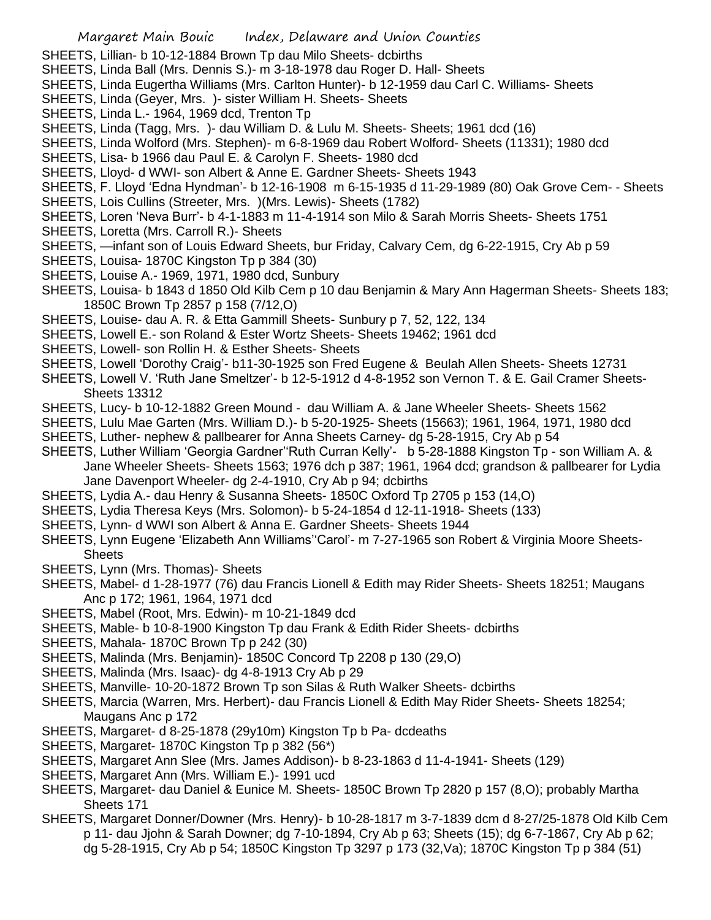SHEETS, Lillian- b 10-12-1884 Brown Tp dau Milo Sheets- dcbirths

SHEETS, Linda Ball (Mrs. Dennis S.)- m 3-18-1978 dau Roger D. Hall- Sheets

SHEETS, Linda Eugertha Williams (Mrs. Carlton Hunter)- b 12-1959 dau Carl C. Williams- Sheets

SHEETS, Linda (Geyer, Mrs. )- sister William H. Sheets- Sheets

SHEETS, Linda L.- 1964, 1969 dcd, Trenton Tp

SHEETS, Linda (Tagg, Mrs. )- dau William D. & Lulu M. Sheets- Sheets; 1961 dcd (16)

SHEETS, Linda Wolford (Mrs. Stephen)- m 6-8-1969 dau Robert Wolford- Sheets (11331); 1980 dcd

SHEETS, Lisa- b 1966 dau Paul E. & Carolyn F. Sheets- 1980 dcd

SHEETS, Lloyd- d WWI- son Albert & Anne E. Gardner Sheets- Sheets 1943

SHEETS, F. Lloyd 'Edna Hyndman'- b 12-16-1908 m 6-15-1935 d 11-29-1989 (80) Oak Grove Cem- - Sheets

SHEETS, Lois Cullins (Streeter, Mrs. )(Mrs. Lewis)- Sheets (1782)

SHEETS, Loren 'Neva Burr'- b 4-1-1883 m 11-4-1914 son Milo & Sarah Morris Sheets- Sheets 1751

SHEETS, Loretta (Mrs. Carroll R.)- Sheets

SHEETS, —infant son of Louis Edward Sheets, bur Friday, Calvary Cem, dg 6-22-1915, Cry Ab p 59

SHEETS, Louisa- 1870C Kingston Tp p 384 (30)

SHEETS, Louise A.- 1969, 1971, 1980 dcd, Sunbury

SHEETS, Louisa- b 1843 d 1850 Old Kilb Cem p 10 dau Benjamin & Mary Ann Hagerman Sheets- Sheets 183; 1850C Brown Tp 2857 p 158 (7/12,O)

SHEETS, Louise- dau A. R. & Etta Gammill Sheets- Sunbury p 7, 52, 122, 134

SHEETS, Lowell E.- son Roland & Ester Wortz Sheets- Sheets 19462; 1961 dcd

SHEETS, Lowell- son Rollin H. & Esther Sheets- Sheets

SHEETS, Lowell 'Dorothy Craig'- b11-30-1925 son Fred Eugene & Beulah Allen Sheets- Sheets 12731

SHEETS, Lowell V. 'Ruth Jane Smeltzer'- b 12-5-1912 d 4-8-1952 son Vernon T. & E. Gail Cramer Sheets- Sheets 13312

SHEETS, Lucy- b 10-12-1882 Green Mound - dau William A. & Jane Wheeler Sheets- Sheets 1562

SHEETS, Lulu Mae Garten (Mrs. William D.)- b 5-20-1925- Sheets (15663); 1961, 1964, 1971, 1980 dcd

SHEETS, Luther- nephew & pallbearer for Anna Sheets Carney- dg 5-28-1915, Cry Ab p 54

SHEETS, Luther William 'Georgia Gardner''Ruth Curran Kelly'- b 5-28-1888 Kingston Tp - son William A. & Jane Wheeler Sheets- Sheets 1563; 1976 dch p 387; 1961, 1964 dcd; grandson & pallbearer for Lydia Jane Davenport Wheeler- dg 2-4-1910, Cry Ab p 94; dcbirths

SHEETS, Lydia A.- dau Henry & Susanna Sheets- 1850C Oxford Tp 2705 p 153 (14,O)

SHEETS, Lydia Theresa Keys (Mrs. Solomon)- b 5-24-1854 d 12-11-1918- Sheets (133)

SHEETS, Lynn- d WWI son Albert & Anna E. Gardner Sheets- Sheets 1944

SHEETS, Lynn Eugene 'Elizabeth Ann Williams''Carol'- m 7-27-1965 son Robert & Virginia Moore Sheets- Sheets

SHEETS, Lynn (Mrs. Thomas)- Sheets

SHEETS, Mabel- d 1-28-1977 (76) dau Francis Lionell & Edith may Rider Sheets- Sheets 18251; Maugans Anc p 172; 1961, 1964, 1971 dcd

SHEETS, Mabel (Root, Mrs. Edwin)- m 10-21-1849 dcd

SHEETS, Mable- b 10-8-1900 Kingston Tp dau Frank & Edith Rider Sheets- dcbirths

SHEETS, Mahala- 1870C Brown Tp p 242 (30)

SHEETS, Malinda (Mrs. Benjamin)- 1850C Concord Tp 2208 p 130 (29,O)

SHEETS, Malinda (Mrs. Isaac)- dg 4-8-1913 Cry Ab p 29

SHEETS, Manville- 10-20-1872 Brown Tp son Silas & Ruth Walker Sheets- dcbirths

SHEETS, Marcia (Warren, Mrs. Herbert)- dau Francis Lionell & Edith May Rider Sheets- Sheets 18254; Maugans Anc p 172

SHEETS, Margaret- d 8-25-1878 (29y10m) Kingston Tp b Pa- dcdeaths

SHEETS, Margaret- 1870C Kingston Tp p 382 (56*)

SHEETS, Margaret Ann Slee (Mrs. James Addison)- b 8-23-1863 d 11-4-1941- Sheets (129)

SHEETS, Margaret Ann (Mrs. William E.)- 1991 ucd

SHEETS, Margaret- dau Daniel & Eunice M. Sheets- 1850C Brown Tp 2820 p 157 (8,O); probably Martha Sheets 171

SHEETS, Margaret Donner/Downer (Mrs. Henry)- b 10-28-1817 m 3-7-1839 dcm d 8-27/25-1878 Old Kilb Cem p 11- dau Jjohn & Sarah Downer; dg 7-10-1894, Cry Ab p 63; Sheets (15); dg 6-7-1867, Cry Ab p 62; dg 5-28-1915, Cry Ab p 54; 1850C Kingston Tp 3297 p 173 (32,Va); 1870C Kingston Tp p 384 (51)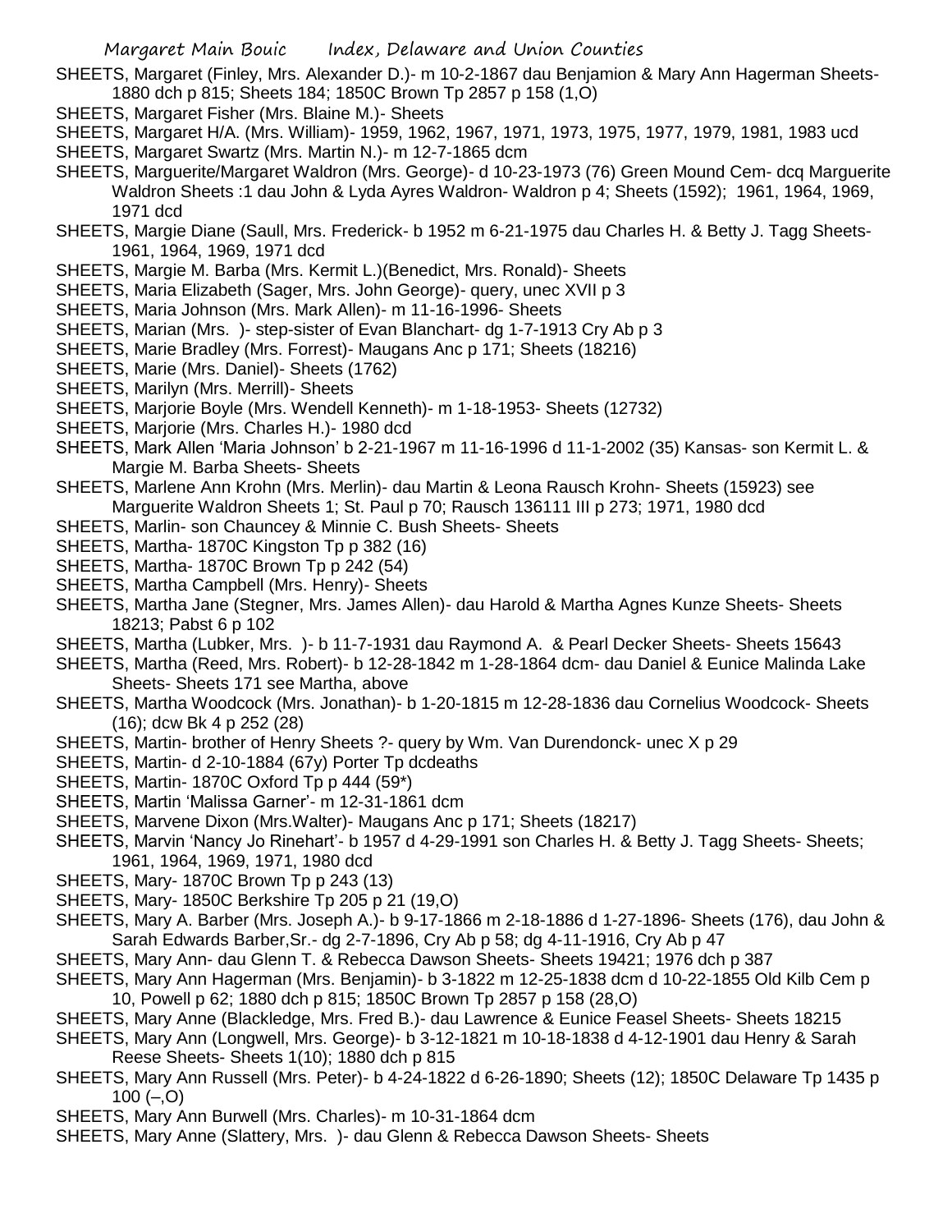SHEETS, Margaret (Finley, Mrs. Alexander D.)- m 10-2-1867 dau Benjamion & Mary Ann Hagerman Sheets- 1880 dch p 815; Sheets 184; 1850C Brown Tp 2857 p 158 (1,O)

SHEETS, Margaret Fisher (Mrs. Blaine M.)- Sheets

SHEETS, Margaret H/A. (Mrs. William)- 1959, 1962, 1967, 1971, 1973, 1975, 1977, 1979, 1981, 1983 ucd

SHEETS, Margaret Swartz (Mrs. Martin N.)- m 12-7-1865 dcm

SHEETS, Marguerite/Margaret Waldron (Mrs. George)- d 10-23-1973 (76) Green Mound Cem- dcq Marguerite Waldron Sheets :1 dau John & Lyda Ayres Waldron- Waldron p 4; Sheets (1592); 1961, 1964, 1969, 1971 dcd

SHEETS, Margie Diane (Saull, Mrs. Frederick- b 1952 m 6-21-1975 dau Charles H. & Betty J. Tagg Sheets- 1961, 1964, 1969, 1971 dcd

SHEETS, Margie M. Barba (Mrs. Kermit L.)(Benedict, Mrs. Ronald)- Sheets

SHEETS, Maria Elizabeth (Sager, Mrs. John George)- query, unec XVII p 3

SHEETS, Maria Johnson (Mrs. Mark Allen)- m 11-16-1996- Sheets

SHEETS, Marian (Mrs. )- step-sister of Evan Blanchart- dg 1-7-1913 Cry Ab p 3

SHEETS, Marie Bradley (Mrs. Forrest)- Maugans Anc p 171; Sheets (18216)

SHEETS, Marie (Mrs. Daniel)- Sheets (1762)

SHEETS, Marilyn (Mrs. Merrill)- Sheets

SHEETS, Marjorie Boyle (Mrs. Wendell Kenneth)- m 1-18-1953- Sheets (12732)

SHEETS, Marjorie (Mrs. Charles H.)- 1980 dcd

SHEETS, Mark Allen 'Maria Johnson' b 2-21-1967 m 11-16-1996 d 11-1-2002 (35) Kansas- son Kermit L. & Margie M. Barba Sheets- Sheets

SHEETS, Marlene Ann Krohn (Mrs. Merlin)- dau Martin & Leona Rausch Krohn- Sheets (15923) see Marguerite Waldron Sheets 1; St. Paul p 70; Rausch 136111 III p 273; 1971, 1980 dcd

SHEETS, Marlin- son Chauncey & Minnie C. Bush Sheets- Sheets

SHEETS, Martha- 1870C Kingston Tp p 382 (16)

SHEETS, Martha- 1870C Brown Tp p 242 (54)

SHEETS, Martha Campbell (Mrs. Henry)- Sheets

SHEETS, Martha Jane (Stegner, Mrs. James Allen)- dau Harold & Martha Agnes Kunze Sheets- Sheets 18213; Pabst 6 p 102

SHEETS, Martha (Lubker, Mrs. )- b 11-7-1931 dau Raymond A. & Pearl Decker Sheets- Sheets 15643

SHEETS, Martha (Reed, Mrs. Robert)- b 12-28-1842 m 1-28-1864 dcm- dau Daniel & Eunice Malinda Lake Sheets- Sheets 171 see Martha, above

SHEETS, Martha Woodcock (Mrs. Jonathan)- b 1-20-1815 m 12-28-1836 dau Cornelius Woodcock- Sheets (16); dcw Bk 4 p 252 (28)

SHEETS, Martin- brother of Henry Sheets ?- query by Wm. Van Durendonck- unec X p 29

SHEETS, Martin- d 2-10-1884 (67y) Porter Tp dcdeaths

SHEETS, Martin- 1870C Oxford Tp p 444 (59*)

SHEETS, Martin 'Malissa Garner'- m 12-31-1861 dcm

SHEETS, Marvene Dixon (Mrs.Walter)- Maugans Anc p 171; Sheets (18217)

SHEETS, Marvin 'Nancy Jo Rinehart'- b 1957 d 4-29-1991 son Charles H. & Betty J. Tagg Sheets- Sheets; 1961, 1964, 1969, 1971, 1980 dcd

SHEETS, Mary- 1870C Brown Tp p 243 (13)

SHEETS, Mary- 1850C Berkshire Tp 205 p 21 (19,O)

SHEETS, Mary A. Barber (Mrs. Joseph A.)- b 9-17-1866 m 2-18-1886 d 1-27-1896- Sheets (176), dau John & Sarah Edwards Barber,Sr.- dg 2-7-1896, Cry Ab p 58; dg 4-11-1916, Cry Ab p 47

SHEETS, Mary Ann- dau Glenn T. & Rebecca Dawson Sheets- Sheets 19421; 1976 dch p 387

SHEETS, Mary Ann Hagerman (Mrs. Benjamin)- b 3-1822 m 12-25-1838 dcm d 10-22-1855 Old Kilb Cem p 10, Powell p 62; 1880 dch p 815; 1850C Brown Tp 2857 p 158 (28,O)

SHEETS, Mary Anne (Blackledge, Mrs. Fred B.)- dau Lawrence & Eunice Feasel Sheets- Sheets 18215

SHEETS, Mary Ann (Longwell, Mrs. George)- b 3-12-1821 m 10-18-1838 d 4-12-1901 dau Henry & Sarah Reese Sheets- Sheets 1(10); 1880 dch p 815

SHEETS, Mary Ann Russell (Mrs. Peter)- b 4-24-1822 d 6-26-1890; Sheets (12); 1850C Delaware Tp 1435 p 100 (–,O)

SHEETS, Mary Ann Burwell (Mrs. Charles)- m 10-31-1864 dcm

SHEETS, Mary Anne (Slattery, Mrs. )- dau Glenn & Rebecca Dawson Sheets- Sheets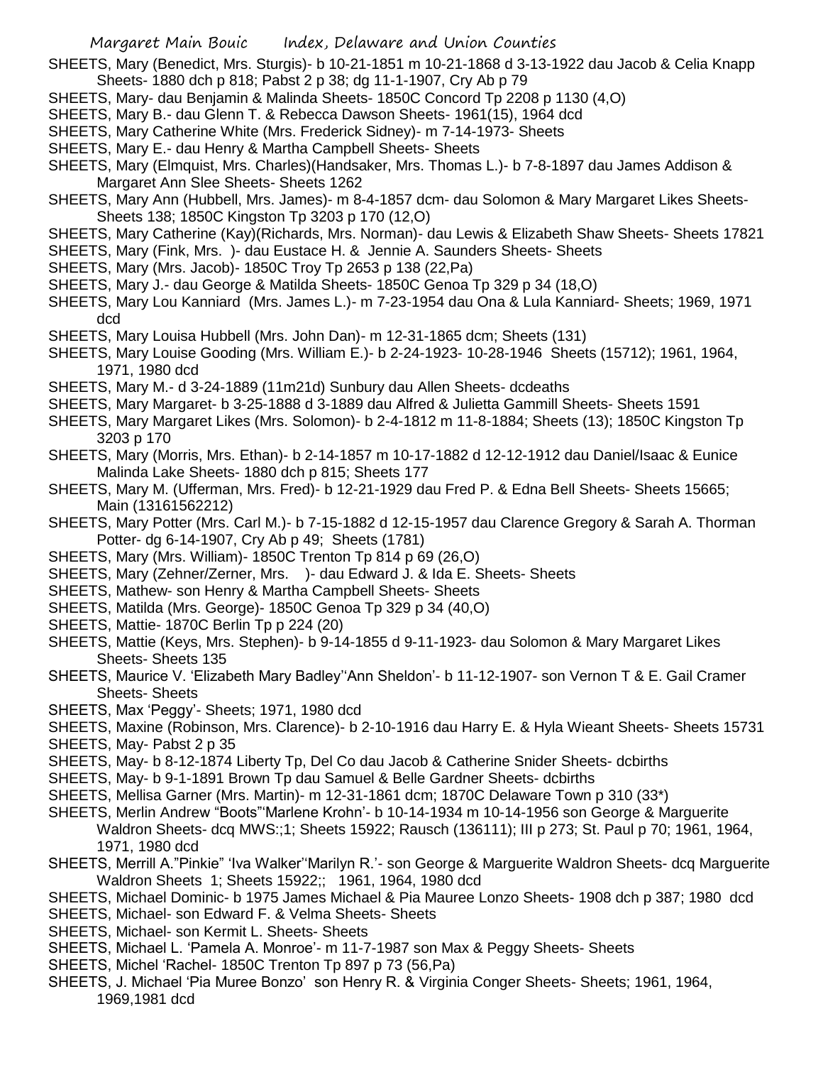SHEETS, Mary (Benedict, Mrs. Sturgis)- b 10-21-1851 m 10-21-1868 d 3-13-1922 dau Jacob & Celia Knapp Sheets- 1880 dch p 818; Pabst 2 p 38; dg 11-1-1907, Cry Ab p 79

SHEETS, Mary- dau Benjamin & Malinda Sheets- 1850C Concord Tp 2208 p 1130 (4,O)

SHEETS, Mary B.- dau Glenn T. & Rebecca Dawson Sheets- 1961(15), 1964 dcd

SHEETS, Mary Catherine White (Mrs. Frederick Sidney)- m 7-14-1973- Sheets

SHEETS, Mary E.- dau Henry & Martha Campbell Sheets- Sheets

SHEETS, Mary (Elmquist, Mrs. Charles)(Handsaker, Mrs. Thomas L.)- b 7-8-1897 dau James Addison & Margaret Ann Slee Sheets- Sheets 1262

SHEETS, Mary Ann (Hubbell, Mrs. James)- m 8-4-1857 dcm- dau Solomon & Mary Margaret Likes Sheets- Sheets 138; 1850C Kingston Tp 3203 p 170 (12,O)

SHEETS, Mary Catherine (Kay)(Richards, Mrs. Norman)- dau Lewis & Elizabeth Shaw Sheets- Sheets 17821

SHEETS, Mary (Fink, Mrs. )- dau Eustace H. & Jennie A. Saunders Sheets- Sheets

SHEETS, Mary (Mrs. Jacob)- 1850C Troy Tp 2653 p 138 (22,Pa)

SHEETS, Mary J.- dau George & Matilda Sheets- 1850C Genoa Tp 329 p 34 (18,O)

SHEETS, Mary Lou Kanniard (Mrs. James L.)- m 7-23-1954 dau Ona & Lula Kanniard- Sheets; 1969, 1971 dcd

SHEETS, Mary Louisa Hubbell (Mrs. John Dan)- m 12-31-1865 dcm; Sheets (131)

SHEETS, Mary Louise Gooding (Mrs. William E.)- b 2-24-1923- 10-28-1946 Sheets (15712); 1961, 1964, 1971, 1980 dcd

SHEETS, Mary M.- d 3-24-1889 (11m21d) Sunbury dau Allen Sheets- dcdeaths

SHEETS, Mary Margaret- b 3-25-1888 d 3-1889 dau Alfred & Julietta Gammill Sheets- Sheets 1591

SHEETS, Mary Margaret Likes (Mrs. Solomon)- b 2-4-1812 m 11-8-1884; Sheets (13); 1850C Kingston Tp 3203 p 170

SHEETS, Mary (Morris, Mrs. Ethan)- b 2-14-1857 m 10-17-1882 d 12-12-1912 dau Daniel/Isaac & Eunice Malinda Lake Sheets- 1880 dch p 815; Sheets 177

SHEETS, Mary M. (Ufferman, Mrs. Fred)- b 12-21-1929 dau Fred P. & Edna Bell Sheets- Sheets 15665; Main (13161562212)

SHEETS, Mary Potter (Mrs. Carl M.)- b 7-15-1882 d 12-15-1957 dau Clarence Gregory & Sarah A. Thorman Potter- dg 6-14-1907, Cry Ab p 49; Sheets (1781)

SHEETS, Mary (Mrs. William)- 1850C Trenton Tp 814 p 69 (26,O)

SHEETS, Mary (Zehner/Zerner, Mrs. )- dau Edward J. & Ida E. Sheets- Sheets

SHEETS, Mathew- son Henry & Martha Campbell Sheets- Sheets

SHEETS, Matilda (Mrs. George)- 1850C Genoa Tp 329 p 34 (40,O)

SHEETS, Mattie- 1870C Berlin Tp p 224 (20)

SHEETS, Mattie (Keys, Mrs. Stephen)- b 9-14-1855 d 9-11-1923- dau Solomon & Mary Margaret Likes Sheets- Sheets 135

SHEETS, Maurice V. 'Elizabeth Mary Badley''Ann Sheldon'- b 11-12-1907- son Vernon T & E. Gail Cramer Sheets- Sheets

SHEETS, Max 'Peggy'- Sheets; 1971, 1980 dcd

SHEETS, Maxine (Robinson, Mrs. Clarence)- b 2-10-1916 dau Harry E. & Hyla Wieant Sheets- Sheets 15731

SHEETS, May- Pabst 2 p 35

SHEETS, May- b 8-12-1874 Liberty Tp, Del Co dau Jacob & Catherine Snider Sheets- dcbirths

SHEETS, May- b 9-1-1891 Brown Tp dau Samuel & Belle Gardner Sheets- dcbirths

SHEETS, Mellisa Garner (Mrs. Martin)- m 12-31-1861 dcm; 1870C Delaware Town p 310 (33*)

SHEETS, Merlin Andrew "Boots"'Marlene Krohn'- b 10-14-1934 m 10-14-1956 son George & Marguerite Waldron Sheets- dcq MWS:;1; Sheets 15922; Rausch (136111); III p 273; St. Paul p 70; 1961, 1964, 1971, 1980 dcd

SHEETS, Merrill A."Pinkie" 'Iva Walker''Marilyn R.'- son George & Marguerite Waldron Sheets- dcq Marguerite Waldron Sheets 1; Sheets 15922;; 1961, 1964, 1980 dcd

SHEETS, Michael Dominic- b 1975 James Michael & Pia Mauree Lonzo Sheets- 1908 dch p 387; 1980 dcd

SHEETS, Michael- son Edward F. & Velma Sheets- Sheets

SHEETS, Michael- son Kermit L. Sheets- Sheets

SHEETS, Michael L. 'Pamela A. Monroe'- m 11-7-1987 son Max & Peggy Sheets- Sheets

SHEETS, Michel 'Rachel- 1850C Trenton Tp 897 p 73 (56,Pa)

SHEETS, J. Michael 'Pia Muree Bonzo' son Henry R. & Virginia Conger Sheets- Sheets; 1961, 1964, 1969,1981 dcd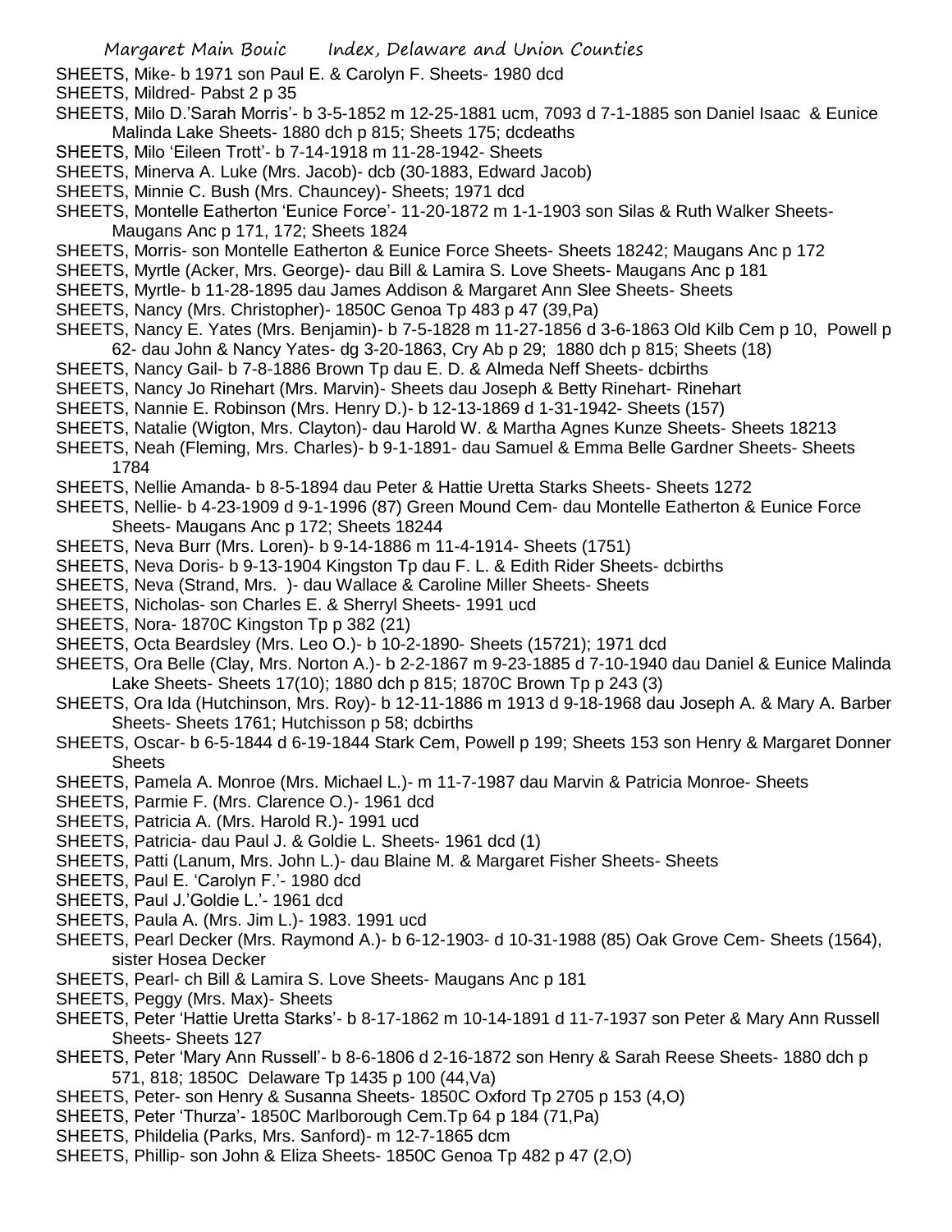SHEETS, Mike- b 1971 son Paul E. & Carolyn F. Sheets- 1980 dcd

SHEETS, Mildred- Pabst 2 p 35

SHEETS, Milo D.'Sarah Morris'- b 3-5-1852 m 12-25-1881 ucm, 7093 d 7-1-1885 son Daniel Isaac & Eunice Malinda Lake Sheets- 1880 dch p 815; Sheets 175; dcdeaths

SHEETS, Milo 'Eileen Trott'- b 7-14-1918 m 11-28-1942- Sheets

SHEETS, Minerva A. Luke (Mrs. Jacob)- dcb (30-1883, Edward Jacob)

SHEETS, Minnie C. Bush (Mrs. Chauncey)- Sheets; 1971 dcd

SHEETS, Montelle Eatherton 'Eunice Force'- 11-20-1872 m 1-1-1903 son Silas & Ruth Walker Sheets- Maugans Anc p 171, 172; Sheets 1824

SHEETS, Morris- son Montelle Eatherton & Eunice Force Sheets- Sheets 18242; Maugans Anc p 172

SHEETS, Myrtle (Acker, Mrs. George)- dau Bill & Lamira S. Love Sheets- Maugans Anc p 181

SHEETS, Myrtle- b 11-28-1895 dau James Addison & Margaret Ann Slee Sheets- Sheets

SHEETS, Nancy (Mrs. Christopher)- 1850C Genoa Tp 483 p 47 (39,Pa)

SHEETS, Nancy E. Yates (Mrs. Benjamin)- b 7-5-1828 m 11-27-1856 d 3-6-1863 Old Kilb Cem p 10, Powell p 62- dau John & Nancy Yates- dg 3-20-1863, Cry Ab p 29; 1880 dch p 815; Sheets (18)

SHEETS, Nancy Gail- b 7-8-1886 Brown Tp dau E. D. & Almeda Neff Sheets- dcbirths

SHEETS, Nancy Jo Rinehart (Mrs. Marvin)- Sheets dau Joseph & Betty Rinehart- Rinehart

SHEETS, Nannie E. Robinson (Mrs. Henry D.)- b 12-13-1869 d 1-31-1942- Sheets (157)

SHEETS, Natalie (Wigton, Mrs. Clayton)- dau Harold W. & Martha Agnes Kunze Sheets- Sheets 18213

SHEETS, Neah (Fleming, Mrs. Charles)- b 9-1-1891- dau Samuel & Emma Belle Gardner Sheets- Sheets 1784

SHEETS, Nellie Amanda- b 8-5-1894 dau Peter & Hattie Uretta Starks Sheets- Sheets 1272

SHEETS, Nellie- b 4-23-1909 d 9-1-1996 (87) Green Mound Cem- dau Montelle Eatherton & Eunice Force Sheets- Maugans Anc p 172; Sheets 18244

SHEETS, Neva Burr (Mrs. Loren)- b 9-14-1886 m 11-4-1914- Sheets (1751)

SHEETS, Neva Doris- b 9-13-1904 Kingston Tp dau F. L. & Edith Rider Sheets- dcbirths

SHEETS, Neva (Strand, Mrs. )- dau Wallace & Caroline Miller Sheets- Sheets

SHEETS, Nicholas- son Charles E. & Sherryl Sheets- 1991 ucd

SHEETS, Nora- 1870C Kingston Tp p 382 (21)

SHEETS, Octa Beardsley (Mrs. Leo O.)- b 10-2-1890- Sheets (15721); 1971 dcd

SHEETS, Ora Belle (Clay, Mrs. Norton A.)- b 2-2-1867 m 9-23-1885 d 7-10-1940 dau Daniel & Eunice Malinda Lake Sheets- Sheets 17(10); 1880 dch p 815; 1870C Brown Tp p 243 (3)

SHEETS, Ora Ida (Hutchinson, Mrs. Roy)- b 12-11-1886 m 1913 d 9-18-1968 dau Joseph A. & Mary A. Barber Sheets- Sheets 1761; Hutchisson p 58; dcbirths

SHEETS, Oscar- b 6-5-1844 d 6-19-1844 Stark Cem, Powell p 199; Sheets 153 son Henry & Margaret Donner Sheets

SHEETS, Pamela A. Monroe (Mrs. Michael L.)- m 11-7-1987 dau Marvin & Patricia Monroe- Sheets

SHEETS, Parmie F. (Mrs. Clarence O.)- 1961 dcd

SHEETS, Patricia A. (Mrs. Harold R.)- 1991 ucd

SHEETS, Patricia- dau Paul J. & Goldie L. Sheets- 1961 dcd (1)

SHEETS, Patti (Lanum, Mrs. John L.)- dau Blaine M. & Margaret Fisher Sheets- Sheets

SHEETS, Paul E. 'Carolyn F.'- 1980 dcd

SHEETS, Paul J.'Goldie L.'- 1961 dcd

SHEETS, Paula A. (Mrs. Jim L.)- 1983. 1991 ucd

SHEETS, Pearl Decker (Mrs. Raymond A.)- b 6-12-1903- d 10-31-1988 (85) Oak Grove Cem- Sheets (1564), sister Hosea Decker

SHEETS, Pearl- ch Bill & Lamira S. Love Sheets- Maugans Anc p 181

SHEETS, Peggy (Mrs. Max)- Sheets

SHEETS, Peter 'Hattie Uretta Starks'- b 8-17-1862 m 10-14-1891 d 11-7-1937 son Peter & Mary Ann Russell Sheets- Sheets 127

SHEETS, Peter 'Mary Ann Russell'- b 8-6-1806 d 2-16-1872 son Henry & Sarah Reese Sheets- 1880 dch p 571, 818; 1850C Delaware Tp 1435 p 100 (44,Va)

SHEETS, Peter- son Henry & Susanna Sheets- 1850C Oxford Tp 2705 p 153 (4,O)

SHEETS, Peter 'Thurza'- 1850C Marlborough Cem.Tp 64 p 184 (71,Pa)

SHEETS, Phildelia (Parks, Mrs. Sanford)- m 12-7-1865 dcm

SHEETS, Phillip- son John & Eliza Sheets- 1850C Genoa Tp 482 p 47 (2,O)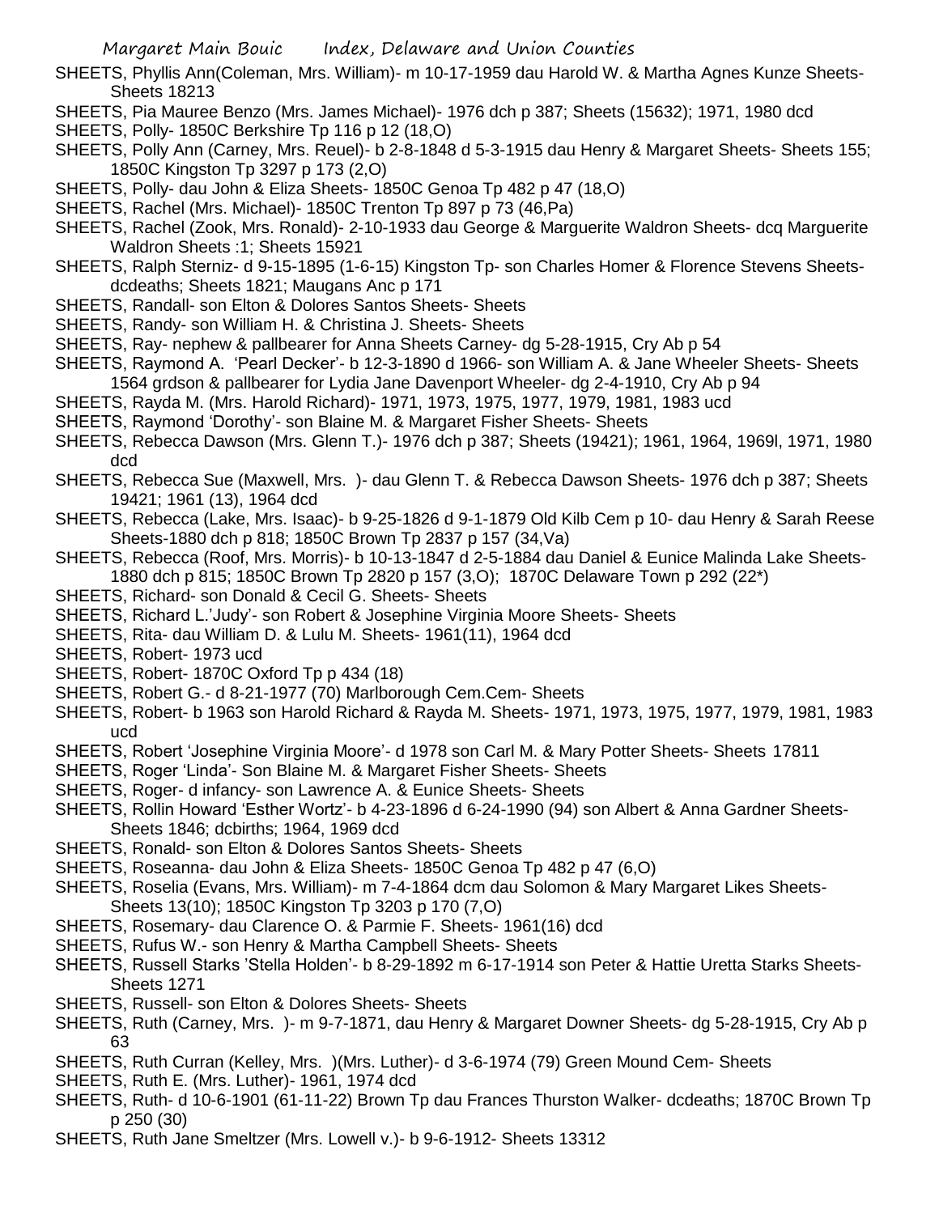SHEETS, Phyllis Ann(Coleman, Mrs. William)- m 10-17-1959 dau Harold W. & Martha Agnes Kunze Sheets- Sheets 18213

SHEETS, Pia Mauree Benzo (Mrs. James Michael)- 1976 dch p 387; Sheets (15632); 1971, 1980 dcd

SHEETS, Polly- 1850C Berkshire Tp 116 p 12 (18,O)

SHEETS, Polly Ann (Carney, Mrs. Reuel)- b 2-8-1848 d 5-3-1915 dau Henry & Margaret Sheets- Sheets 155; 1850C Kingston Tp 3297 p 173 (2,O)

SHEETS, Polly- dau John & Eliza Sheets- 1850C Genoa Tp 482 p 47 (18,O)

SHEETS, Rachel (Mrs. Michael)- 1850C Trenton Tp 897 p 73 (46,Pa)

SHEETS, Rachel (Zook, Mrs. Ronald)- 2-10-1933 dau George & Marguerite Waldron Sheets- dcq Marguerite Waldron Sheets :1; Sheets 15921

SHEETS, Ralph Sterniz- d 9-15-1895 (1-6-15) Kingston Tp- son Charles Homer & Florence Stevens Sheets- dcdeaths; Sheets 1821; Maugans Anc p 171

SHEETS, Randall- son Elton & Dolores Santos Sheets- Sheets

SHEETS, Randy- son William H. & Christina J. Sheets- Sheets

SHEETS, Ray- nephew & pallbearer for Anna Sheets Carney- dg 5-28-1915, Cry Ab p 54

SHEETS, Raymond A. 'Pearl Decker'- b 12-3-1890 d 1966- son William A. & Jane Wheeler Sheets- Sheets 1564 grdson & pallbearer for Lydia Jane Davenport Wheeler- dg 2-4-1910, Cry Ab p 94

SHEETS, Rayda M. (Mrs. Harold Richard)- 1971, 1973, 1975, 1977, 1979, 1981, 1983 ucd

SHEETS, Raymond 'Dorothy'- son Blaine M. & Margaret Fisher Sheets- Sheets

SHEETS, Rebecca Dawson (Mrs. Glenn T.)- 1976 dch p 387; Sheets (19421); 1961, 1964, 1969l, 1971, 1980 dcd

SHEETS, Rebecca Sue (Maxwell, Mrs. )- dau Glenn T. & Rebecca Dawson Sheets- 1976 dch p 387; Sheets 19421; 1961 (13), 1964 dcd

SHEETS, Rebecca (Lake, Mrs. Isaac)- b 9-25-1826 d 9-1-1879 Old Kilb Cem p 10- dau Henry & Sarah Reese Sheets-1880 dch p 818; 1850C Brown Tp 2837 p 157 (34,Va)

SHEETS, Rebecca (Roof, Mrs. Morris)- b 10-13-1847 d 2-5-1884 dau Daniel & Eunice Malinda Lake Sheets- 1880 dch p 815; 1850C Brown Tp 2820 p 157 (3,O); 1870C Delaware Town p 292 (22*)

SHEETS, Richard- son Donald & Cecil G. Sheets- Sheets

SHEETS, Richard L.'Judy'- son Robert & Josephine Virginia Moore Sheets- Sheets

SHEETS, Rita- dau William D. & Lulu M. Sheets- 1961(11), 1964 dcd

SHEETS, Robert- 1973 ucd

SHEETS, Robert- 1870C Oxford Tp p 434 (18)

SHEETS, Robert G.- d 8-21-1977 (70) Marlborough Cem.Cem- Sheets

SHEETS, Robert- b 1963 son Harold Richard & Rayda M. Sheets- 1971, 1973, 1975, 1977, 1979, 1981, 1983 ucd

SHEETS, Robert 'Josephine Virginia Moore'- d 1978 son Carl M. & Mary Potter Sheets- Sheets 17811

SHEETS, Roger 'Linda'- Son Blaine M. & Margaret Fisher Sheets- Sheets

SHEETS, Roger- d infancy- son Lawrence A. & Eunice Sheets- Sheets

SHEETS, Rollin Howard 'Esther Wortz'- b 4-23-1896 d 6-24-1990 (94) son Albert & Anna Gardner Sheets- Sheets 1846; dcbirths; 1964, 1969 dcd

SHEETS, Ronald- son Elton & Dolores Santos Sheets- Sheets

SHEETS, Roseanna- dau John & Eliza Sheets- 1850C Genoa Tp 482 p 47 (6,O)

SHEETS, Roselia (Evans, Mrs. William)- m 7-4-1864 dcm dau Solomon & Mary Margaret Likes Sheets- Sheets 13(10); 1850C Kingston Tp 3203 p 170 (7,O)

SHEETS, Rosemary- dau Clarence O. & Parmie F. Sheets- 1961(16) dcd

SHEETS, Rufus W.- son Henry & Martha Campbell Sheets- Sheets

SHEETS, Russell Starks 'Stella Holden'- b 8-29-1892 m 6-17-1914 son Peter & Hattie Uretta Starks Sheets- Sheets 1271

SHEETS, Russell- son Elton & Dolores Sheets- Sheets

SHEETS, Ruth (Carney, Mrs. )- m 9-7-1871, dau Henry & Margaret Downer Sheets- dg 5-28-1915, Cry Ab p 63

SHEETS, Ruth Curran (Kelley, Mrs. )(Mrs. Luther)- d 3-6-1974 (79) Green Mound Cem- Sheets

SHEETS, Ruth E. (Mrs. Luther)- 1961, 1974 dcd

SHEETS, Ruth- d 10-6-1901 (61-11-22) Brown Tp dau Frances Thurston Walker- dcdeaths; 1870C Brown Tp p 250 (30)

SHEETS, Ruth Jane Smeltzer (Mrs. Lowell v.)- b 9-6-1912- Sheets 13312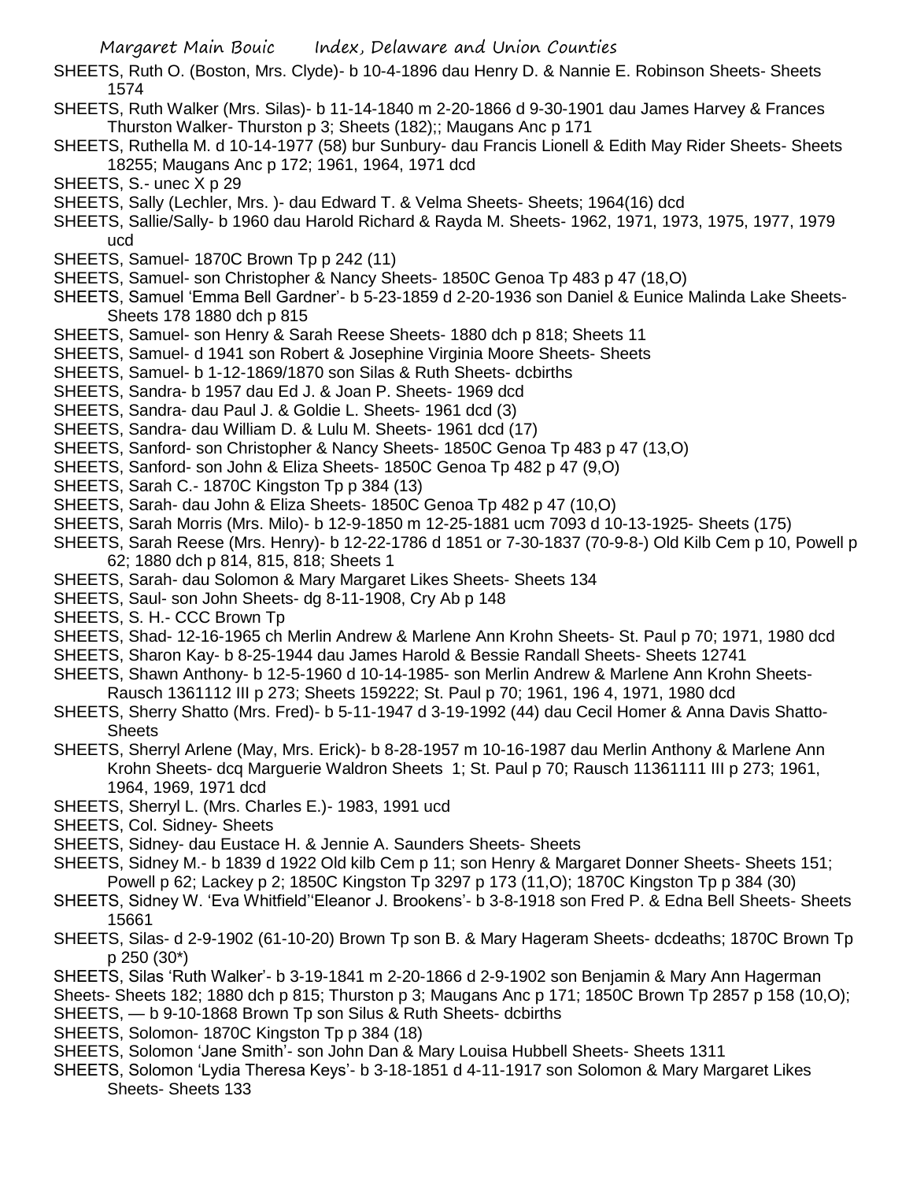SHEETS, Ruth O. (Boston, Mrs. Clyde)- b 10-4-1896 dau Henry D. & Nannie E. Robinson Sheets- Sheets 1574

SHEETS, Ruth Walker (Mrs. Silas)- b 11-14-1840 m 2-20-1866 d 9-30-1901 dau James Harvey & Frances Thurston Walker- Thurston p 3; Sheets (182);; Maugans Anc p 171

SHEETS, Ruthella M. d 10-14-1977 (58) bur Sunbury- dau Francis Lionell & Edith May Rider Sheets- Sheets 18255; Maugans Anc p 172; 1961, 1964, 1971 dcd

SHEETS, S.- unec X p 29

SHEETS, Sally (Lechler, Mrs. )- dau Edward T. & Velma Sheets- Sheets; 1964(16) dcd

SHEETS, Sallie/Sally- b 1960 dau Harold Richard & Rayda M. Sheets- 1962, 1971, 1973, 1975, 1977, 1979 ucd

SHEETS, Samuel- 1870C Brown Tp p 242 (11)

SHEETS, Samuel- son Christopher & Nancy Sheets- 1850C Genoa Tp 483 p 47 (18,O)

SHEETS, Samuel 'Emma Bell Gardner'- b 5-23-1859 d 2-20-1936 son Daniel & Eunice Malinda Lake Sheets- Sheets 178 1880 dch p 815

SHEETS, Samuel- son Henry & Sarah Reese Sheets- 1880 dch p 818; Sheets 11

SHEETS, Samuel- d 1941 son Robert & Josephine Virginia Moore Sheets- Sheets

SHEETS, Samuel- b 1-12-1869/1870 son Silas & Ruth Sheets- dcbirths

SHEETS, Sandra- b 1957 dau Ed J. & Joan P. Sheets- 1969 dcd

SHEETS, Sandra- dau Paul J. & Goldie L. Sheets- 1961 dcd (3)

SHEETS, Sandra- dau William D. & Lulu M. Sheets- 1961 dcd (17)

SHEETS, Sanford- son Christopher & Nancy Sheets- 1850C Genoa Tp 483 p 47 (13,O)

SHEETS, Sanford- son John & Eliza Sheets- 1850C Genoa Tp 482 p 47 (9,O)

SHEETS, Sarah C.- 1870C Kingston Tp p 384 (13)

SHEETS, Sarah- dau John & Eliza Sheets- 1850C Genoa Tp 482 p 47 (10,O)

SHEETS, Sarah Morris (Mrs. Milo)- b 12-9-1850 m 12-25-1881 ucm 7093 d 10-13-1925- Sheets (175)

SHEETS, Sarah Reese (Mrs. Henry)- b 12-22-1786 d 1851 or 7-30-1837 (70-9-8-) Old Kilb Cem p 10, Powell p 62; 1880 dch p 814, 815, 818; Sheets 1

SHEETS, Sarah- dau Solomon & Mary Margaret Likes Sheets- Sheets 134

SHEETS, Saul- son John Sheets- dg 8-11-1908, Cry Ab p 148

SHEETS, S. H.- CCC Brown Tp

SHEETS, Shad- 12-16-1965 ch Merlin Andrew & Marlene Ann Krohn Sheets- St. Paul p 70; 1971, 1980 dcd

SHEETS, Sharon Kay- b 8-25-1944 dau James Harold & Bessie Randall Sheets- Sheets 12741

SHEETS, Shawn Anthony- b 12-5-1960 d 10-14-1985- son Merlin Andrew & Marlene Ann Krohn Sheets- Rausch 1361112 III p 273; Sheets 159222; St. Paul p 70; 1961, 196 4, 1971, 1980 dcd

SHEETS, Sherry Shatto (Mrs. Fred)- b 5-11-1947 d 3-19-1992 (44) dau Cecil Homer & Anna Davis Shatto- Sheets

SHEETS, Sherryl Arlene (May, Mrs. Erick)- b 8-28-1957 m 10-16-1987 dau Merlin Anthony & Marlene Ann Krohn Sheets- dcq Marguerie Waldron Sheets 1; St. Paul p 70; Rausch 11361111 III p 273; 1961, 1964, 1969, 1971 dcd

SHEETS, Sherryl L. (Mrs. Charles E.)- 1983, 1991 ucd

SHEETS, Col. Sidney- Sheets

SHEETS, Sidney- dau Eustace H. & Jennie A. Saunders Sheets- Sheets

SHEETS, Sidney M.- b 1839 d 1922 Old kilb Cem p 11; son Henry & Margaret Donner Sheets- Sheets 151; Powell p 62; Lackey p 2; 1850C Kingston Tp 3297 p 173 (11,O); 1870C Kingston Tp p 384 (30)

SHEETS, Sidney W. 'Eva Whitfield''Eleanor J. Brookens'- b 3-8-1918 son Fred P. & Edna Bell Sheets- Sheets 15661

SHEETS, Silas- d 2-9-1902 (61-10-20) Brown Tp son B. & Mary Hageram Sheets- dcdeaths; 1870C Brown Tp p 250 (30*)

SHEETS, Silas 'Ruth Walker'- b 3-19-1841 m 2-20-1866 d 2-9-1902 son Benjamin & Mary Ann Hagerman Sheets- Sheets 182; 1880 dch p 815; Thurston p 3; Maugans Anc p 171; 1850C Brown Tp 2857 p 158 (10,O);

SHEETS, — b 9-10-1868 Brown Tp son Silus & Ruth Sheets- dcbirths

SHEETS, Solomon- 1870C Kingston Tp p 384 (18)

SHEETS, Solomon 'Jane Smith'- son John Dan & Mary Louisa Hubbell Sheets- Sheets 1311

SHEETS, Solomon 'Lydia Theresa Keys'- b 3-18-1851 d 4-11-1917 son Solomon & Mary Margaret Likes Sheets- Sheets 133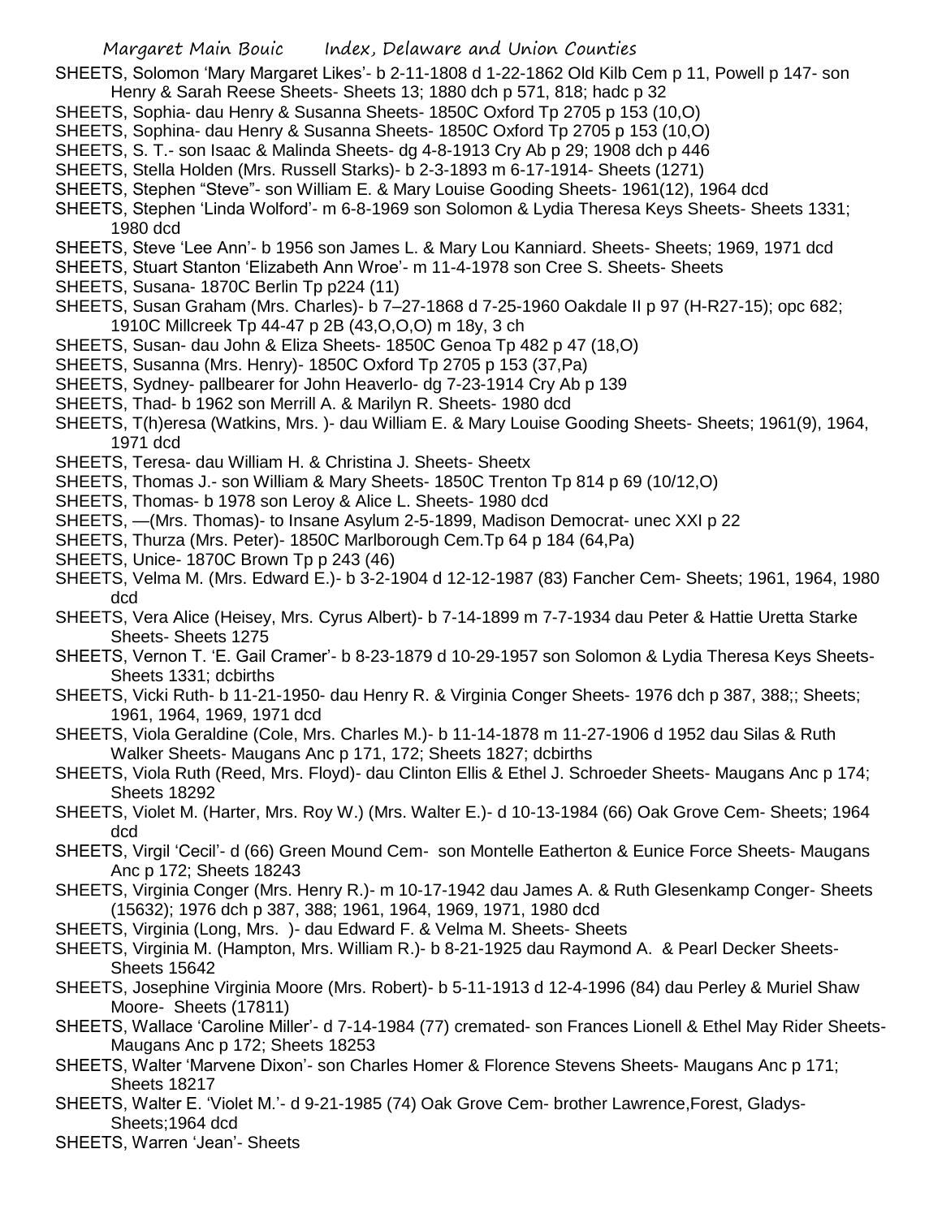SHEETS, Solomon 'Mary Margaret Likes'- b 2-11-1808 d 1-22-1862 Old Kilb Cem p 11, Powell p 147- son Henry & Sarah Reese Sheets- Sheets 13; 1880 dch p 571, 818; hadc p 32

SHEETS, Sophia- dau Henry & Susanna Sheets- 1850C Oxford Tp 2705 p 153 (10,O)

SHEETS, Sophina- dau Henry & Susanna Sheets- 1850C Oxford Tp 2705 p 153 (10,O)

SHEETS, S. T.- son Isaac & Malinda Sheets- dg 4-8-1913 Cry Ab p 29; 1908 dch p 446

SHEETS, Stella Holden (Mrs. Russell Starks)- b 2-3-1893 m 6-17-1914- Sheets (1271)

SHEETS, Stephen "Steve"- son William E. & Mary Louise Gooding Sheets- 1961(12), 1964 dcd

SHEETS, Stephen 'Linda Wolford'- m 6-8-1969 son Solomon & Lydia Theresa Keys Sheets- Sheets 1331; 1980 dcd

SHEETS, Steve 'Lee Ann'- b 1956 son James L. & Mary Lou Kanniard. Sheets- Sheets; 1969, 1971 dcd

SHEETS, Stuart Stanton 'Elizabeth Ann Wroe'- m 11-4-1978 son Cree S. Sheets- Sheets

SHEETS, Susana- 1870C Berlin Tp p224 (11)

SHEETS, Susan Graham (Mrs. Charles)- b 7–27-1868 d 7-25-1960 Oakdale II p 97 (H-R27-15); opc 682; 1910C Millcreek Tp 44-47 p 2B (43,O,O,O) m 18y, 3 ch

SHEETS, Susan- dau John & Eliza Sheets- 1850C Genoa Tp 482 p 47 (18,O)

SHEETS, Susanna (Mrs. Henry)- 1850C Oxford Tp 2705 p 153 (37,Pa)

SHEETS, Sydney- pallbearer for John Heaverlo- dg 7-23-1914 Cry Ab p 139

SHEETS, Thad- b 1962 son Merrill A. & Marilyn R. Sheets- 1980 dcd

SHEETS, T(h)eresa (Watkins, Mrs. )- dau William E. & Mary Louise Gooding Sheets- Sheets; 1961(9), 1964, 1971 dcd

SHEETS, Teresa- dau William H. & Christina J. Sheets- Sheetx

SHEETS, Thomas J.- son William & Mary Sheets- 1850C Trenton Tp 814 p 69 (10/12,O)

SHEETS, Thomas- b 1978 son Leroy & Alice L. Sheets- 1980 dcd

SHEETS, —(Mrs. Thomas)- to Insane Asylum 2-5-1899, Madison Democrat- unec XXI p 22

SHEETS, Thurza (Mrs. Peter)- 1850C Marlborough Cem.Tp 64 p 184 (64,Pa)

SHEETS, Unice- 1870C Brown Tp p 243 (46)

SHEETS, Velma M. (Mrs. Edward E.)- b 3-2-1904 d 12-12-1987 (83) Fancher Cem- Sheets; 1961, 1964, 1980 dcd

SHEETS, Vera Alice (Heisey, Mrs. Cyrus Albert)- b 7-14-1899 m 7-7-1934 dau Peter & Hattie Uretta Starke Sheets- Sheets 1275

SHEETS, Vernon T. 'E. Gail Cramer'- b 8-23-1879 d 10-29-1957 son Solomon & Lydia Theresa Keys Sheets- Sheets 1331; dcbirths

SHEETS, Vicki Ruth- b 11-21-1950- dau Henry R. & Virginia Conger Sheets- 1976 dch p 387, 388;; Sheets; 1961, 1964, 1969, 1971 dcd

SHEETS, Viola Geraldine (Cole, Mrs. Charles M.)- b 11-14-1878 m 11-27-1906 d 1952 dau Silas & Ruth Walker Sheets- Maugans Anc p 171, 172; Sheets 1827; dcbirths

SHEETS, Viola Ruth (Reed, Mrs. Floyd)- dau Clinton Ellis & Ethel J. Schroeder Sheets- Maugans Anc p 174; Sheets 18292

SHEETS, Violet M. (Harter, Mrs. Roy W.) (Mrs. Walter E.)- d 10-13-1984 (66) Oak Grove Cem- Sheets; 1964 dcd

SHEETS, Virgil 'Cecil'- d (66) Green Mound Cem- son Montelle Eatherton & Eunice Force Sheets- Maugans Anc p 172; Sheets 18243

SHEETS, Virginia Conger (Mrs. Henry R.)- m 10-17-1942 dau James A. & Ruth Glesenkamp Conger- Sheets (15632); 1976 dch p 387, 388; 1961, 1964, 1969, 1971, 1980 dcd

SHEETS, Virginia (Long, Mrs. )- dau Edward F. & Velma M. Sheets- Sheets

SHEETS, Virginia M. (Hampton, Mrs. William R.)- b 8-21-1925 dau Raymond A. & Pearl Decker Sheets- Sheets 15642

SHEETS, Josephine Virginia Moore (Mrs. Robert)- b 5-11-1913 d 12-4-1996 (84) dau Perley & Muriel Shaw Moore- Sheets (17811)

SHEETS, Wallace 'Caroline Miller'- d 7-14-1984 (77) cremated- son Frances Lionell & Ethel May Rider Sheets- Maugans Anc p 172; Sheets 18253

SHEETS, Walter 'Marvene Dixon'- son Charles Homer & Florence Stevens Sheets- Maugans Anc p 171; Sheets 18217

SHEETS, Walter E. 'Violet M.'- d 9-21-1985 (74) Oak Grove Cem- brother Lawrence,Forest, Gladys- Sheets;1964 dcd

SHEETS, Warren 'Jean'- Sheets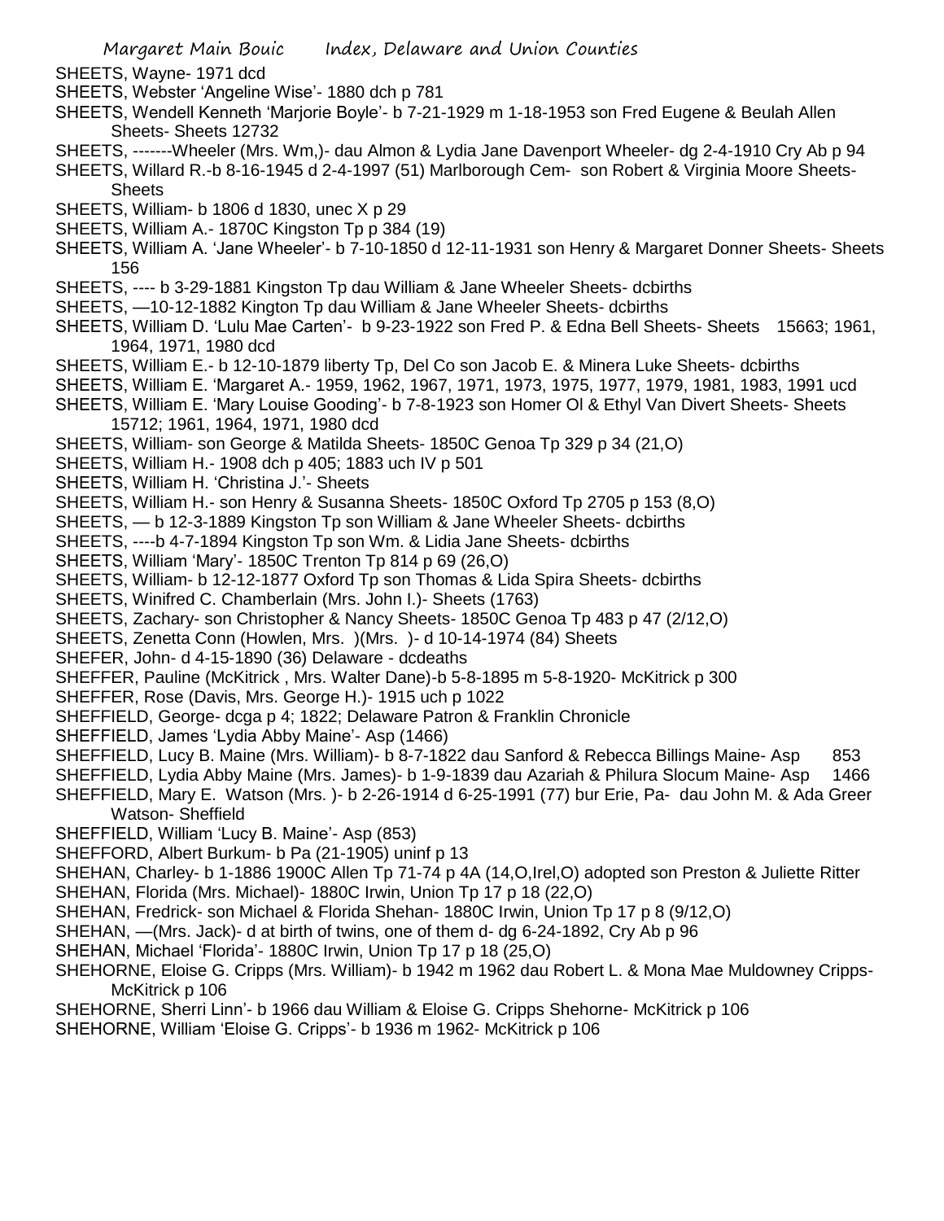SHEETS, Wayne- 1971 dcd

SHEETS, Webster 'Angeline Wise'- 1880 dch p 781

SHEETS, Wendell Kenneth 'Marjorie Boyle'- b 7-21-1929 m 1-18-1953 son Fred Eugene & Beulah Allen Sheets- Sheets 12732

SHEETS, -------Wheeler (Mrs. Wm,)- dau Almon & Lydia Jane Davenport Wheeler- dg 2-4-1910 Cry Ab p 94

SHEETS, Willard R.-b 8-16-1945 d 2-4-1997 (51) Marlborough Cem- son Robert & Virginia Moore Sheets- Sheets

SHEETS, William- b 1806 d 1830, unec X p 29

SHEETS, William A.- 1870C Kingston Tp p 384 (19)

SHEETS, William A. 'Jane Wheeler'- b 7-10-1850 d 12-11-1931 son Henry & Margaret Donner Sheets- Sheets 156

SHEETS, ---- b 3-29-1881 Kingston Tp dau William & Jane Wheeler Sheets- dcbirths

SHEETS, —10-12-1882 Kington Tp dau William & Jane Wheeler Sheets- dcbirths

SHEETS, William D. 'Lulu Mae Carten'- b 9-23-1922 son Fred P. & Edna Bell Sheets- Sheets 15663; 1961, 1964, 1971, 1980 dcd

SHEETS, William E.- b 12-10-1879 liberty Tp, Del Co son Jacob E. & Minera Luke Sheets- dcbirths

SHEETS, William E. 'Margaret A.- 1959, 1962, 1967, 1971, 1973, 1975, 1977, 1979, 1981, 1983, 1991 ucd

SHEETS, William E. 'Mary Louise Gooding'- b 7-8-1923 son Homer Ol & Ethyl Van Divert Sheets- Sheets 15712; 1961, 1964, 1971, 1980 dcd

SHEETS, William- son George & Matilda Sheets- 1850C Genoa Tp 329 p 34 (21,O)

SHEETS, William H.- 1908 dch p 405; 1883 uch IV p 501

SHEETS, William H. 'Christina J.'- Sheets

SHEETS, William H.- son Henry & Susanna Sheets- 1850C Oxford Tp 2705 p 153 (8,O)

SHEETS, — b 12-3-1889 Kingston Tp son William & Jane Wheeler Sheets- dcbirths

SHEETS, ----b 4-7-1894 Kingston Tp son Wm. & Lidia Jane Sheets- dcbirths

SHEETS, William 'Mary'- 1850C Trenton Tp 814 p 69 (26,O)

SHEETS, William- b 12-12-1877 Oxford Tp son Thomas & Lida Spira Sheets- dcbirths

SHEETS, Winifred C. Chamberlain (Mrs. John I.)- Sheets (1763)

SHEETS, Zachary- son Christopher & Nancy Sheets- 1850C Genoa Tp 483 p 47 (2/12,O)

SHEETS, Zenetta Conn (Howlen, Mrs. )(Mrs. )- d 10-14-1974 (84) Sheets

SHEFER, John- d 4-15-1890 (36) Delaware - dcdeaths

SHEFFER, Pauline (McKitrick , Mrs. Walter Dane)-b 5-8-1895 m 5-8-1920- McKitrick p 300

SHEFFER, Rose (Davis, Mrs. George H.)- 1915 uch p 1022

SHEFFIELD, George- dcga p 4; 1822; Delaware Patron & Franklin Chronicle

SHEFFIELD, James 'Lydia Abby Maine'- Asp (1466)

SHEFFIELD, Lucy B. Maine (Mrs. William)- b 8-7-1822 dau Sanford & Rebecca Billings Maine- Asp 853

SHEFFIELD, Lydia Abby Maine (Mrs. James)- b 1-9-1839 dau Azariah & Philura Slocum Maine- Asp 1466

SHEFFIELD, Mary E. Watson (Mrs. )- b 2-26-1914 d 6-25-1991 (77) bur Erie, Pa- dau John M. & Ada Greer Watson- Sheffield

SHEFFIELD, William 'Lucy B. Maine'- Asp (853)

SHEFFORD, Albert Burkum- b Pa (21-1905) uninf p 13

SHEHAN, Charley- b 1-1886 1900C Allen Tp 71-74 p 4A (14,O,Irel,O) adopted son Preston & Juliette Ritter

SHEHAN, Florida (Mrs. Michael)- 1880C Irwin, Union Tp 17 p 18 (22,O)

SHEHAN, Fredrick- son Michael & Florida Shehan- 1880C Irwin, Union Tp 17 p 8 (9/12,O)

SHEHAN, —(Mrs. Jack)- d at birth of twins, one of them d- dg 6-24-1892, Cry Ab p 96

SHEHAN, Michael 'Florida'- 1880C Irwin, Union Tp 17 p 18 (25,O)

SHEHORNE, Eloise G. Cripps (Mrs. William)- b 1942 m 1962 dau Robert L. & Mona Mae Muldowney Cripps- McKitrick p 106

SHEHORNE, Sherri Linn'- b 1966 dau William & Eloise G. Cripps Shehorne- McKitrick p 106

SHEHORNE, William 'Eloise G. Cripps'- b 1936 m 1962- McKitrick p 106